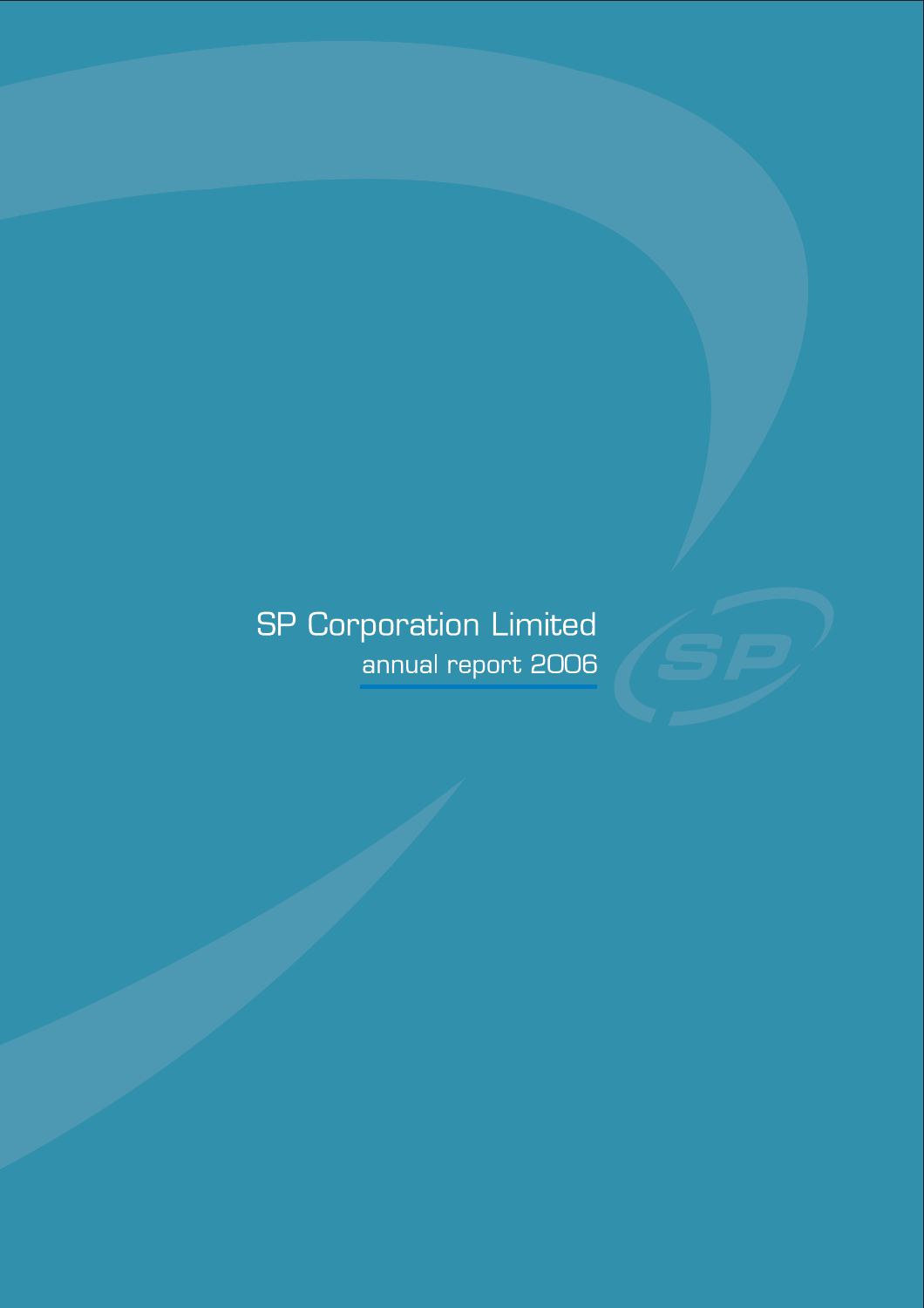# SP Corporation Limited

## annual report 2006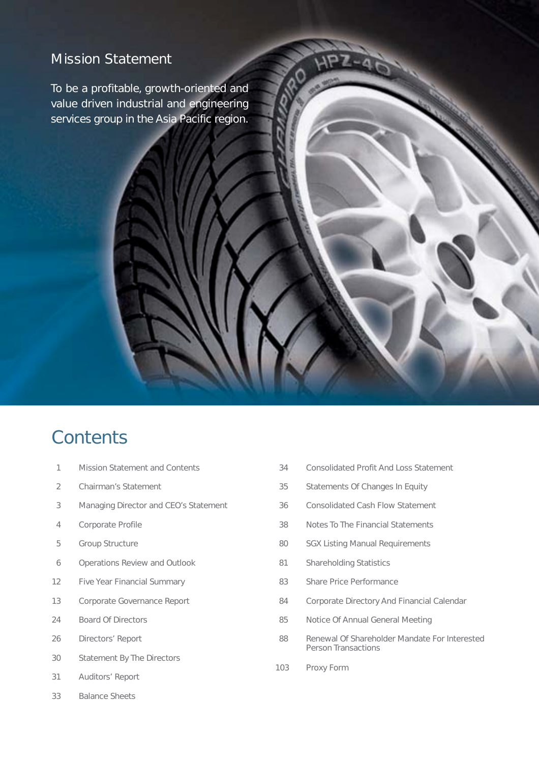## Mission Statement

To be a profitable, growth-oriented and value driven industrial and engineering services group in the Asia Pacific region.

# Contents

| | |
|---|---|
| 1 | Mission Statement and Contents |
| 2 | Chairman's Statement |
| 3 | Managing Director and CEO's Statement |
| 4 | Corporate Profile |
| 5 | Group Structure |
| 6 | Operations Review and Outlook |
| 12 | Five Year Financial Summary |
| 13 | Corporate Governance Report |
| 24 | Board Of Directors |
| 26 | Directors' Report |
| 30 | Statement By The Directors |
| 31 | Auditors' Report |
| 33 | Balance Sheets |
| 34 | Consolidated Profit And Loss Statement |
| 35 | Statements Of Changes In Equity |
| 36 | Consolidated Cash Flow Statement |
| 38 | Notes To The Financial Statements |
| 80 | SGX Listing Manual Requirements |
| 81 | Shareholding Statistics |
| 83 | Share Price Performance |
| 84 | Corporate Directory And Financial Calendar |
| 85 | Notice Of Annual General Meeting |
| 88 | Renewal Of Shareholder Mandate For Interested Person Transactions |
| 103 | Proxy Form |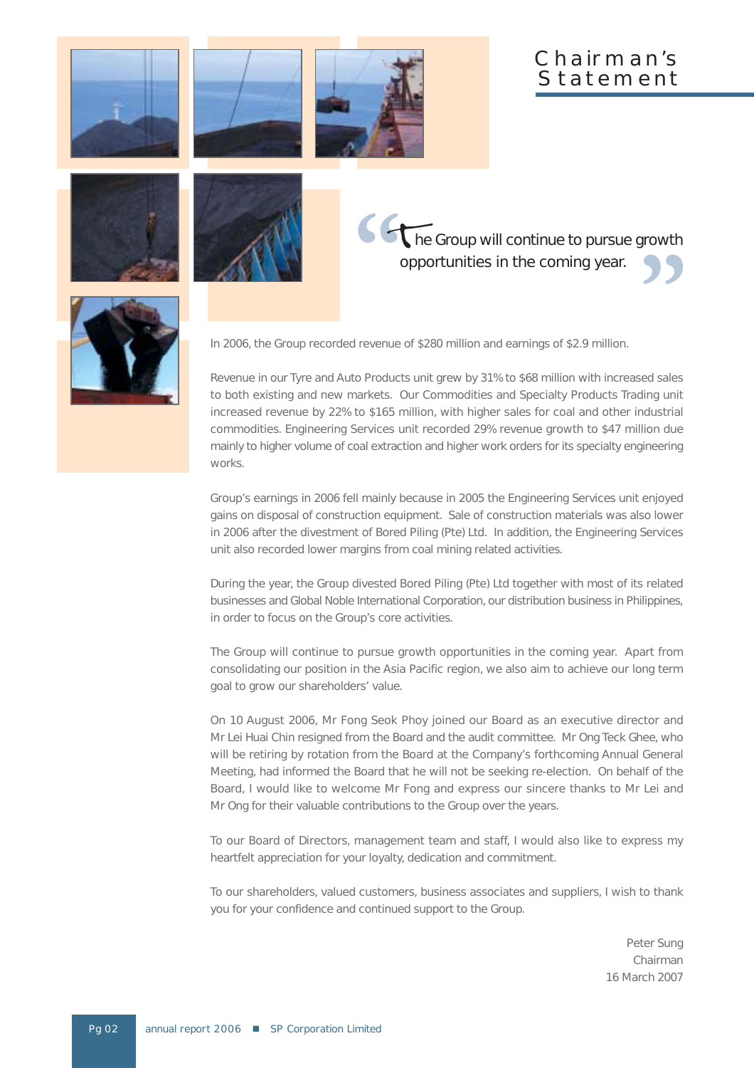# Chairman's Statement

> "The Group will continue to pursue growth opportunities in the coming year."

In 2006, the Group recorded revenue of $280 million and earnings of $2.9 million.

Revenue in our Tyre and Auto Products unit grew by 31% to $68 million with increased sales to both existing and new markets. Our Commodities and Specialty Products Trading unit increased revenue by 22% to $165 million, with higher sales for coal and other industrial commodities. Engineering Services unit recorded 29% revenue growth to $47 million due mainly to higher volume of coal extraction and higher work orders for its specialty engineering works.

Group's earnings in 2006 fell mainly because in 2005 the Engineering Services unit enjoyed gains on disposal of construction equipment. Sale of construction materials was also lower in 2006 after the divestment of Bored Piling (Pte) Ltd. In addition, the Engineering Services unit also recorded lower margins from coal mining related activities.

During the year, the Group divested Bored Piling (Pte) Ltd together with most of its related businesses and Global Noble International Corporation, our distribution business in Philippines, in order to focus on the Group's core activities.

The Group will continue to pursue growth opportunities in the coming year. Apart from consolidating our position in the Asia Pacific region, we also aim to achieve our long term goal to grow our shareholders' value.

On 10 August 2006, Mr Fong Seok Phoy joined our Board as an executive director and Mr Lei Huai Chin resigned from the Board and the audit committee. Mr Ong Teck Ghee, who will be retiring by rotation from the Board at the Company's forthcoming Annual General Meeting, had informed the Board that he will not be seeking re-election. On behalf of the Board, I would like to welcome Mr Fong and express our sincere thanks to Mr Lei and Mr Ong for their valuable contributions to the Group over the years.

To our Board of Directors, management team and staff, I would also like to express my heartfelt appreciation for your loyalty, dedication and commitment.

To our shareholders, valued customers, business associates and suppliers, I wish to thank you for your confidence and continued support to the Group.

Peter Sung  
Chairman  
16 March 2007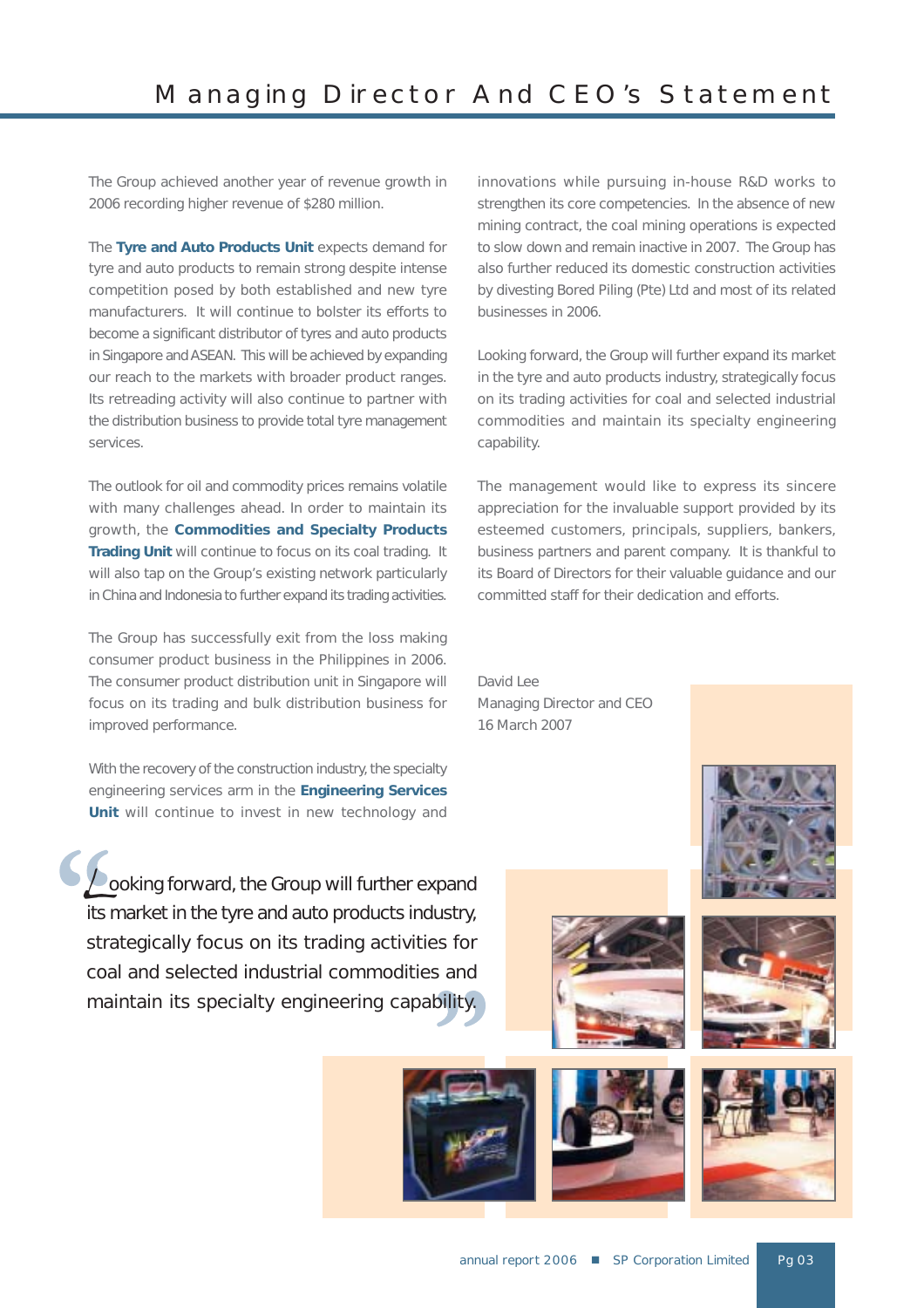# Managing Director And CEO's Statement

The Group achieved another year of revenue growth in 2006 recording higher revenue of $280 million.

The **Tyre and Auto Products Unit** expects demand for tyre and auto products to remain strong despite intense competition posed by both established and new tyre manufacturers. It will continue to bolster its efforts to become a significant distributor of tyres and auto products in Singapore and ASEAN. This will be achieved by expanding our reach to the markets with broader product ranges. Its retreading activity will also continue to partner with the distribution business to provide total tyre management services.

The outlook for oil and commodity prices remains volatile with many challenges ahead. In order to maintain its growth, the **Commodities and Specialty Products Trading Unit** will continue to focus on its coal trading. It will also tap on the Group's existing network particularly in China and Indonesia to further expand its trading activities.

The Group has successfully exit from the loss making consumer product business in the Philippines in 2006. The consumer product distribution unit in Singapore will focus on its trading and bulk distribution business for improved performance.

With the recovery of the construction industry, the specialty engineering services arm in the **Engineering Services Unit** will continue to invest in new technology and innovations while pursuing in-house R&D works to strengthen its core competencies. In the absence of new mining contract, the coal mining operations is expected to slow down and remain inactive in 2007. The Group has also further reduced its domestic construction activities by divesting Bored Piling (Pte) Ltd and most of its related businesses in 2006.

Looking forward, the Group will further expand its market in the tyre and auto products industry, strategically focus on its trading activities for coal and selected industrial commodities and maintain its specialty engineering capability.

The management would like to express its sincere appreciation for the invaluable support provided by its esteemed customers, principals, suppliers, bankers, business partners and parent company. It is thankful to its Board of Directors for their valuable guidance and our committed staff for their dedication and efforts.

David Lee
Managing Director and CEO
16 March 2007

> "Looking forward, the Group will further expand its market in the tyre and auto products industry, strategically focus on its trading activities for coal and selected industrial commodities and maintain its specialty engineering capability."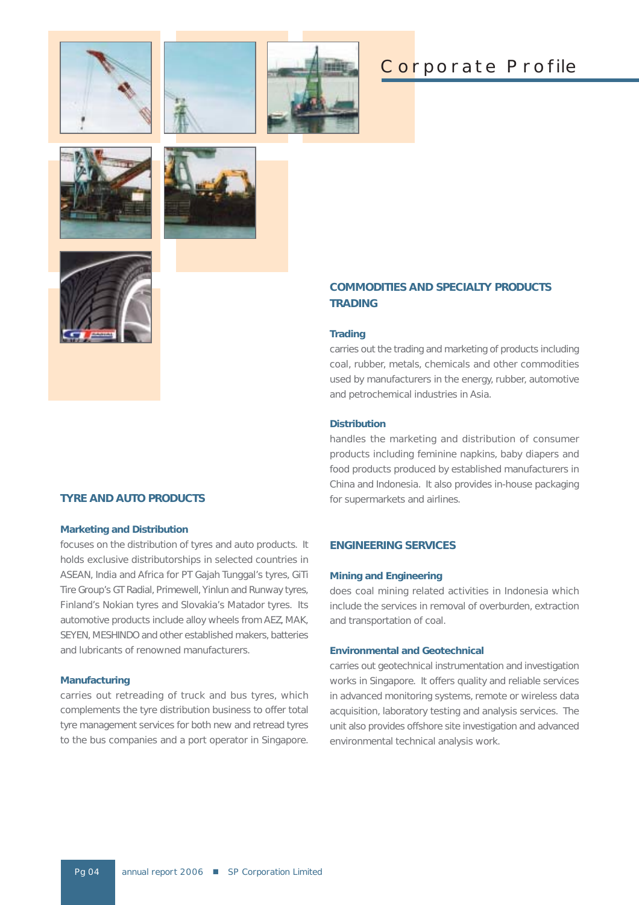# Corporate Profile

## TYRE AND AUTO PRODUCTS

### Marketing and Distribution

focuses on the distribution of tyres and auto products. It holds exclusive distributorships in selected countries in ASEAN, India and Africa for PT Gajah Tunggal's tyres, GiTi Tire Group's GT Radial, Primewell, Yinlun and Runway tyres, Finland's Nokian tyres and Slovakia's Matador tyres. Its automotive products include alloy wheels from AEZ, MAK, SEYEN, MESHINDO and other established makers, batteries and lubricants of renowned manufacturers.

### Manufacturing

carries out retreading of truck and bus tyres, which complements the tyre distribution business to offer total tyre management services for both new and retread tyres to the bus companies and a port operator in Singapore.

## COMMODITIES AND SPECIALTY PRODUCTS TRADING

### Trading

carries out the trading and marketing of products including coal, rubber, metals, chemicals and other commodities used by manufacturers in the energy, rubber, automotive and petrochemical industries in Asia.

### Distribution

handles the marketing and distribution of consumer products including feminine napkins, baby diapers and food products produced by established manufacturers in China and Indonesia. It also provides in-house packaging for supermarkets and airlines.

## ENGINEERING SERVICES

### Mining and Engineering

does coal mining related activities in Indonesia which include the services in removal of overburden, extraction and transportation of coal.

### Environmental and Geotechnical

carries out geotechnical instrumentation and investigation works in Singapore. It offers quality and reliable services in advanced monitoring systems, remote or wireless data acquisition, laboratory testing and analysis services. The unit also provides offshore site investigation and advanced environmental technical analysis work.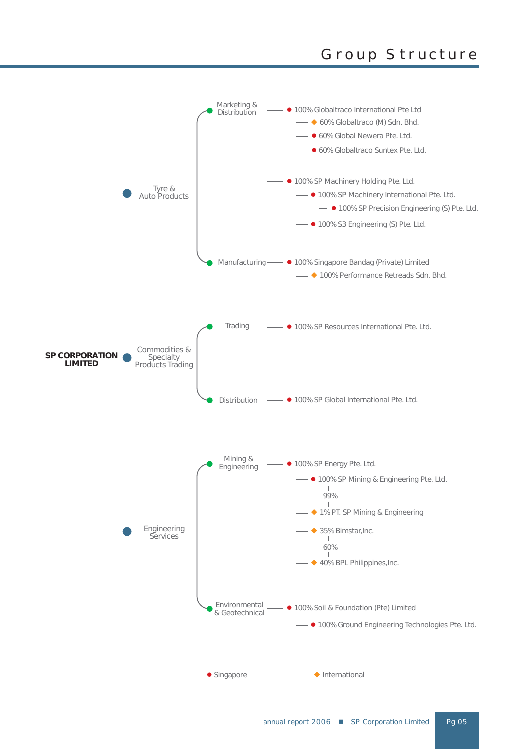# Group Structure

**SP CORPORATION LIMITED**

- **Tyre & Auto Products**
  - Marketing & Distribution
    - ● 100% Globaltraco International Pte Ltd
      - ◆ 60% Globaltraco (M) Sdn. Bhd.
      - ● 60% Global Newera Pte. Ltd.
      - ● 60% Globaltraco Suntex Pte. Ltd.
    - ● 100% SP Machinery Holding Pte. Ltd.
      - ● 100% SP Machinery International Pte. Ltd.
        - ● 100% SP Precision Engineering (S) Pte. Ltd.
      - ● 100% S3 Engineering (S) Pte. Ltd.
  - Manufacturing
    - ● 100% Singapore Bandag (Private) Limited
      - ◆ 100% Performance Retreads Sdn. Bhd.
- **Commodities & Specialty Products Trading**
  - Trading
    - ● 100% SP Resources International Pte. Ltd.
  - Distribution
    - ● 100% SP Global International Pte. Ltd.
- **Engineering Services**
  - Mining & Engineering
    - ● 100% SP Energy Pte. Ltd.
      - ● 100% SP Mining & Engineering Pte. Ltd.
        - 99%
      - ◆ 1% PT. SP Mining & Engineering
      - ◆ 35% Bimstar,Inc.
        - 60%
      - ◆ 40% BPL Philippines,Inc.
  - Environmental & Geotechnical
    - ● 100% Soil & Foundation (Pte) Limited
      - ● 100% Ground Engineering Technologies Pte. Ltd.

● Singapore　　◆ International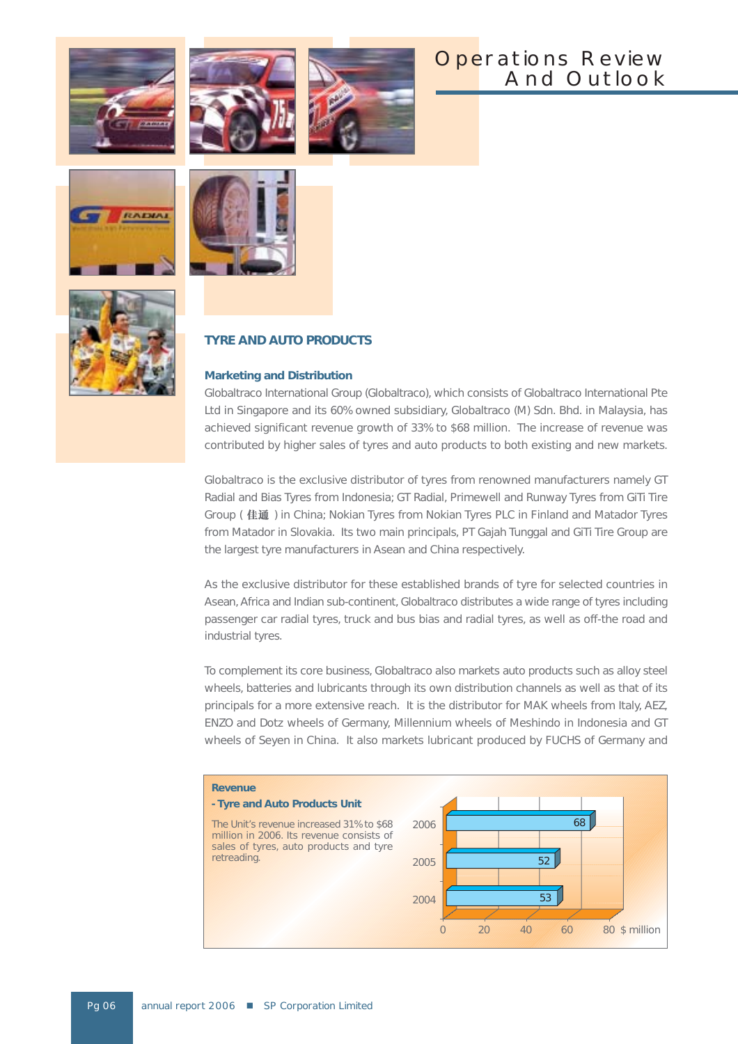# Operations Review And Outlook

## TYRE AND AUTO PRODUCTS

### Marketing and Distribution

Globaltraco International Group (Globaltraco), which consists of Globaltraco International Pte Ltd in Singapore and its 60% owned subsidiary, Globaltraco (M) Sdn. Bhd. in Malaysia, has achieved significant revenue growth of 33% to $68 million. The increase of revenue was contributed by higher sales of tyres and auto products to both existing and new markets.

Globaltraco is the exclusive distributor of tyres from renowned manufacturers namely GT Radial and Bias Tyres from Indonesia; GT Radial, Primewell and Runway Tyres from GiTi Tire Group ( 佳通 ) in China; Nokian Tyres from Nokian Tyres PLC in Finland and Matador Tyres from Matador in Slovakia. Its two main principals, PT Gajah Tunggal and GiTi Tire Group are the largest tyre manufacturers in Asean and China respectively.

As the exclusive distributor for these established brands of tyre for selected countries in Asean, Africa and Indian sub-continent, Globaltraco distributes a wide range of tyres including passenger car radial tyres, truck and bus bias and radial tyres, as well as off-the road and industrial tyres.

To complement its core business, Globaltraco also markets auto products such as alloy steel wheels, batteries and lubricants through its own distribution channels as well as that of its principals for a more extensive reach. It is the distributor for MAK wheels from Italy, AEZ, ENZO and Dotz wheels of Germany, Millennium wheels of Meshindo in Indonesia and GT wheels of Seyen in China. It also markets lubricant produced by FUCHS of Germany and

**Revenue**
**- Tyre and Auto Products Unit**

The Unit's revenue increased 31% to $68 million in 2006. Its revenue consists of sales of tyres, auto products and tyre retreading.

| Year | $ million |
|---|---|
| 2006 | 68 |
| 2005 | 52 |
| 2004 | 53 |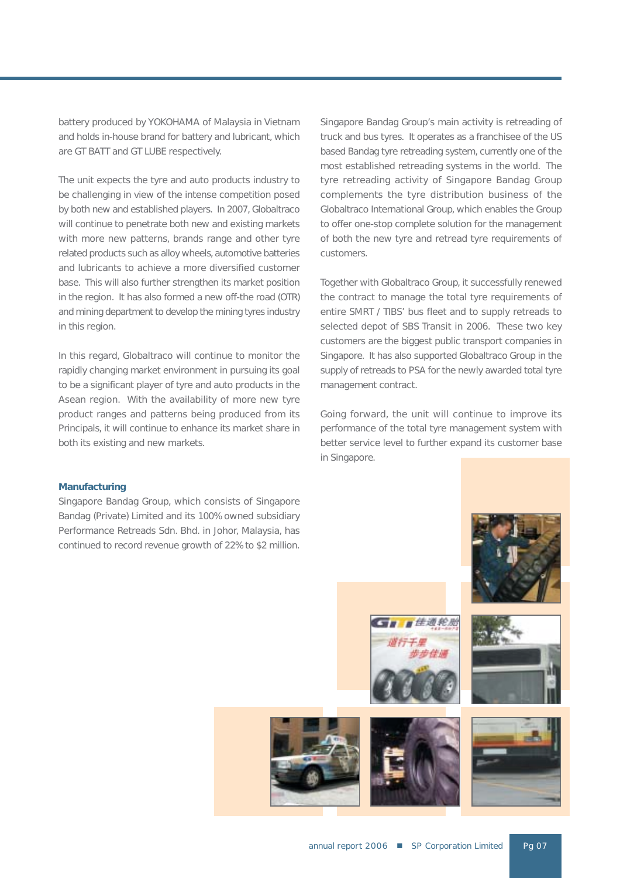battery produced by YOKOHAMA of Malaysia in Vietnam and holds in-house brand for battery and lubricant, which are GT BATT and GT LUBE respectively.

The unit expects the tyre and auto products industry to be challenging in view of the intense competition posed by both new and established players. In 2007, Globaltraco will continue to penetrate both new and existing markets with more new patterns, brands range and other tyre related products such as alloy wheels, automotive batteries and lubricants to achieve a more diversified customer base. This will also further strengthen its market position in the region. It has also formed a new off-the road (OTR) and mining department to develop the mining tyres industry in this region.

In this regard, Globaltraco will continue to monitor the rapidly changing market environment in pursuing its goal to be a significant player of tyre and auto products in the Asean region. With the availability of more new tyre product ranges and patterns being produced from its Principals, it will continue to enhance its market share in both its existing and new markets.

**Manufacturing**

Singapore Bandag Group, which consists of Singapore Bandag (Private) Limited and its 100% owned subsidiary Performance Retreads Sdn. Bhd. in Johor, Malaysia, has continued to record revenue growth of 22% to $2 million.

Singapore Bandag Group's main activity is retreading of truck and bus tyres. It operates as a franchisee of the US based Bandag tyre retreading system, currently one of the most established retreading systems in the world. The tyre retreading activity of Singapore Bandag Group complements the tyre distribution business of the Globaltraco International Group, which enables the Group to offer one-stop complete solution for the management of both the new tyre and retread tyre requirements of customers.

Together with Globaltraco Group, it successfully renewed the contract to manage the total tyre requirements of entire SMRT / TIBS' bus fleet and to supply retreads to selected depot of SBS Transit in 2006. These two key customers are the biggest public transport companies in Singapore. It has also supported Globaltraco Group in the supply of retreads to PSA for the newly awarded total tyre management contract.

Going forward, the unit will continue to improve its performance of the total tyre management system with better service level to further expand its customer base in Singapore.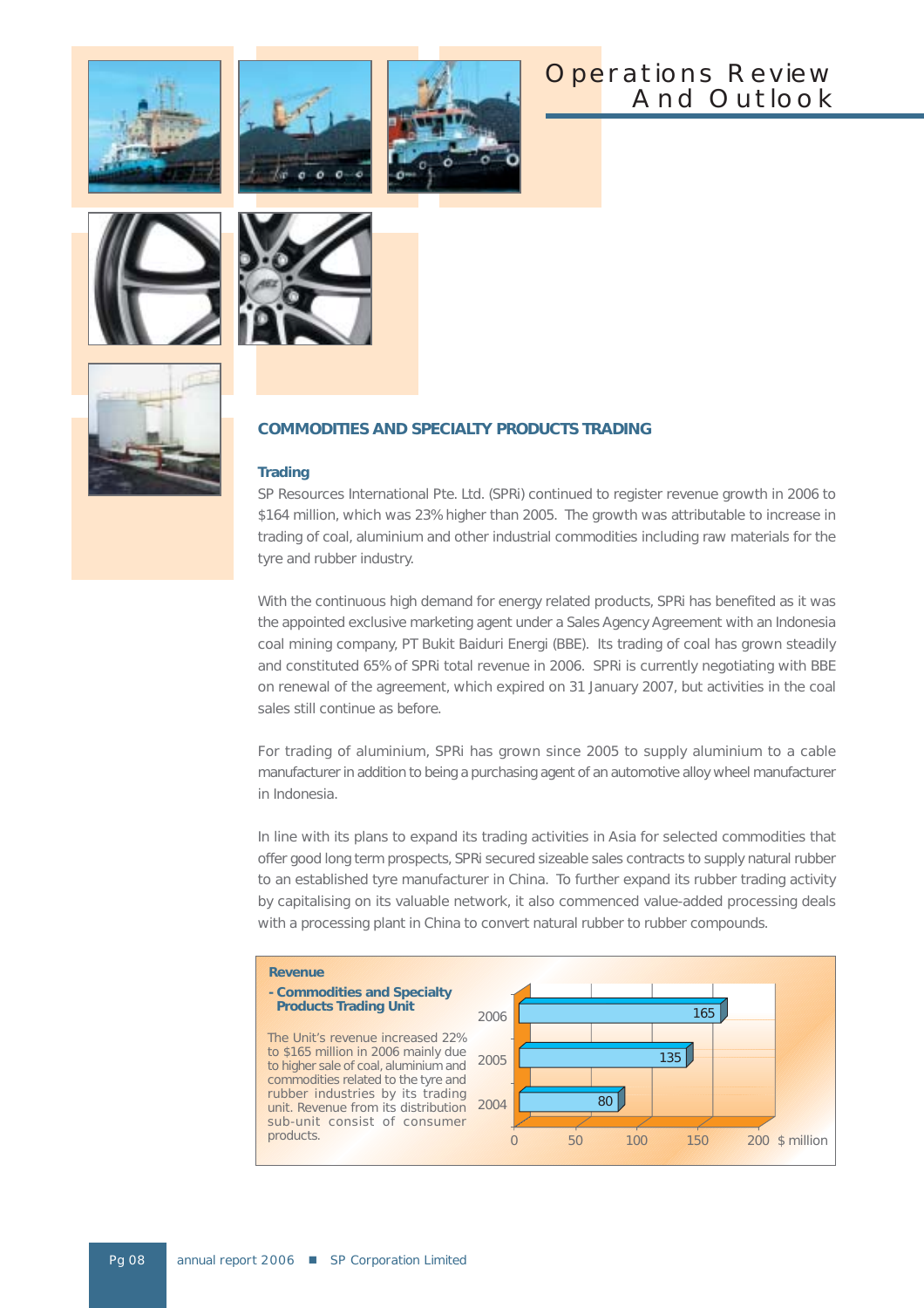# Operations Review And Outlook

## COMMODITIES AND SPECIALTY PRODUCTS TRADING

### Trading

SP Resources International Pte. Ltd. (SPRi) continued to register revenue growth in 2006 to $164 million, which was 23% higher than 2005. The growth was attributable to increase in trading of coal, aluminium and other industrial commodities including raw materials for the tyre and rubber industry.

With the continuous high demand for energy related products, SPRi has benefited as it was the appointed exclusive marketing agent under a Sales Agency Agreement with an Indonesia coal mining company, PT Bukit Baiduri Energi (BBE). Its trading of coal has grown steadily and constituted 65% of SPRi total revenue in 2006. SPRi is currently negotiating with BBE on renewal of the agreement, which expired on 31 January 2007, but activities in the coal sales still continue as before.

For trading of aluminium, SPRi has grown since 2005 to supply aluminium to a cable manufacturer in addition to being a purchasing agent of an automotive alloy wheel manufacturer in Indonesia.

In line with its plans to expand its trading activities in Asia for selected commodities that offer good long term prospects, SPRi secured sizeable sales contracts to supply natural rubber to an established tyre manufacturer in China. To further expand its rubber trading activity by capitalising on its valuable network, it also commenced value-added processing deals with a processing plant in China to convert natural rubber to rubber compounds.

**Revenue**

**- Commodities and Specialty Products Trading Unit**

The Unit's revenue increased 22% to $165 million in 2006 mainly due to higher sale of coal, aluminium and commodities related to the tyre and rubber industries by its trading unit. Revenue from its distribution sub-unit consist of consumer products.

| Year | $ million |
|---|---|
| 2006 | 165 |
| 2005 | 135 |
| 2004 | 80 |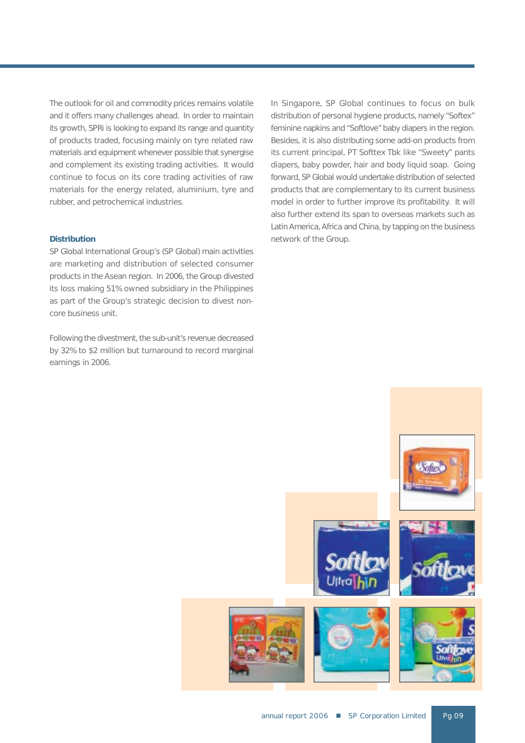The outlook for oil and commodity prices remains volatile and it offers many challenges ahead. In order to maintain its growth, SPRi is looking to expand its range and quantity of products traded, focusing mainly on tyre related raw materials and equipment whenever possible that synergise and complement its existing trading activities. It would continue to focus on its core trading activities of raw materials for the energy related, aluminium, tyre and rubber, and petrochemical industries.

### Distribution

SP Global International Group's (SP Global) main activities are marketing and distribution of selected consumer products in the Asean region. In 2006, the Group divested its loss making 51% owned subsidiary in the Philippines as part of the Group's strategic decision to divest non-core business unit.

Following the divestment, the sub-unit's revenue decreased by 32% to $2 million but turnaround to record marginal earnings in 2006.

In Singapore, SP Global continues to focus on bulk distribution of personal hygiene products, namely "Softex" feminine napkins and "Softlove" baby diapers in the region. Besides, it is also distributing some add-on products from its current principal, PT Softtex Tbk like "Sweety" pants diapers, baby powder, hair and body liquid soap. Going forward, SP Global would undertake distribution of selected products that are complementary to its current business model in order to further improve its profitability. It will also further extend its span to overseas markets such as Latin America, Africa and China, by tapping on the business network of the Group.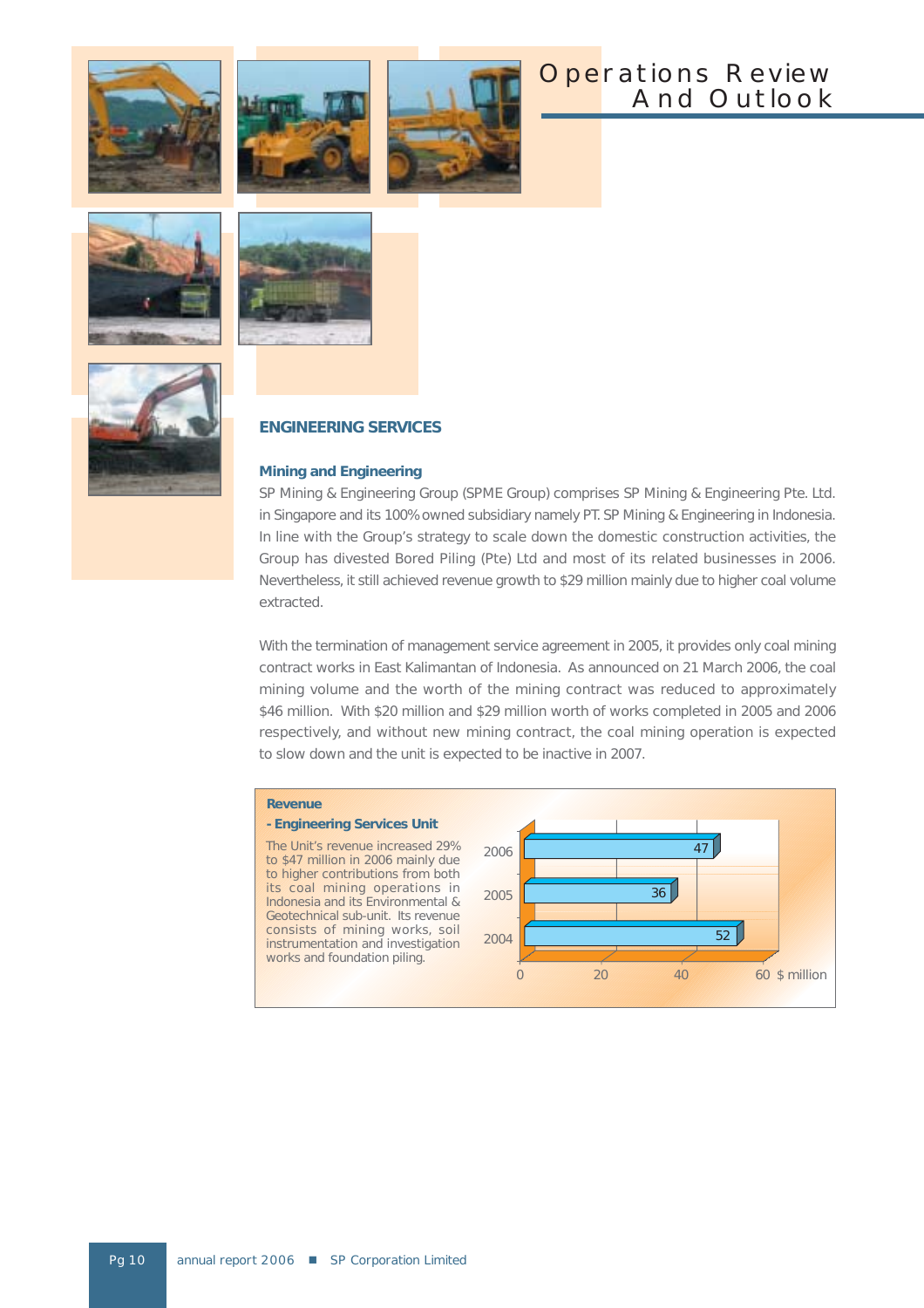# Operations Review And Outlook

## ENGINEERING SERVICES

### Mining and Engineering

SP Mining & Engineering Group (SPME Group) comprises SP Mining & Engineering Pte. Ltd. in Singapore and its 100% owned subsidiary namely PT. SP Mining & Engineering in Indonesia. In line with the Group's strategy to scale down the domestic construction activities, the Group has divested Bored Piling (Pte) Ltd and most of its related businesses in 2006. Nevertheless, it still achieved revenue growth to $29 million mainly due to higher coal volume extracted.

With the termination of management service agreement in 2005, it provides only coal mining contract works in East Kalimantan of Indonesia. As announced on 21 March 2006, the coal mining volume and the worth of the mining contract was reduced to approximately $46 million. With $20 million and $29 million worth of works completed in 2005 and 2006 respectively, and without new mining contract, the coal mining operation is expected to slow down and the unit is expected to be inactive in 2007.

**Revenue**
**- Engineering Services Unit**

The Unit's revenue increased 29% to $47 million in 2006 mainly due to higher contributions from both its coal mining operations in Indonesia and its Environmental & Geotechnical sub-unit. Its revenue consists of mining works, soil instrumentation and investigation works and foundation piling.

| Year | $ million |
|---|---|
| 2006 | 47 |
| 2005 | 36 |
| 2004 | 52 |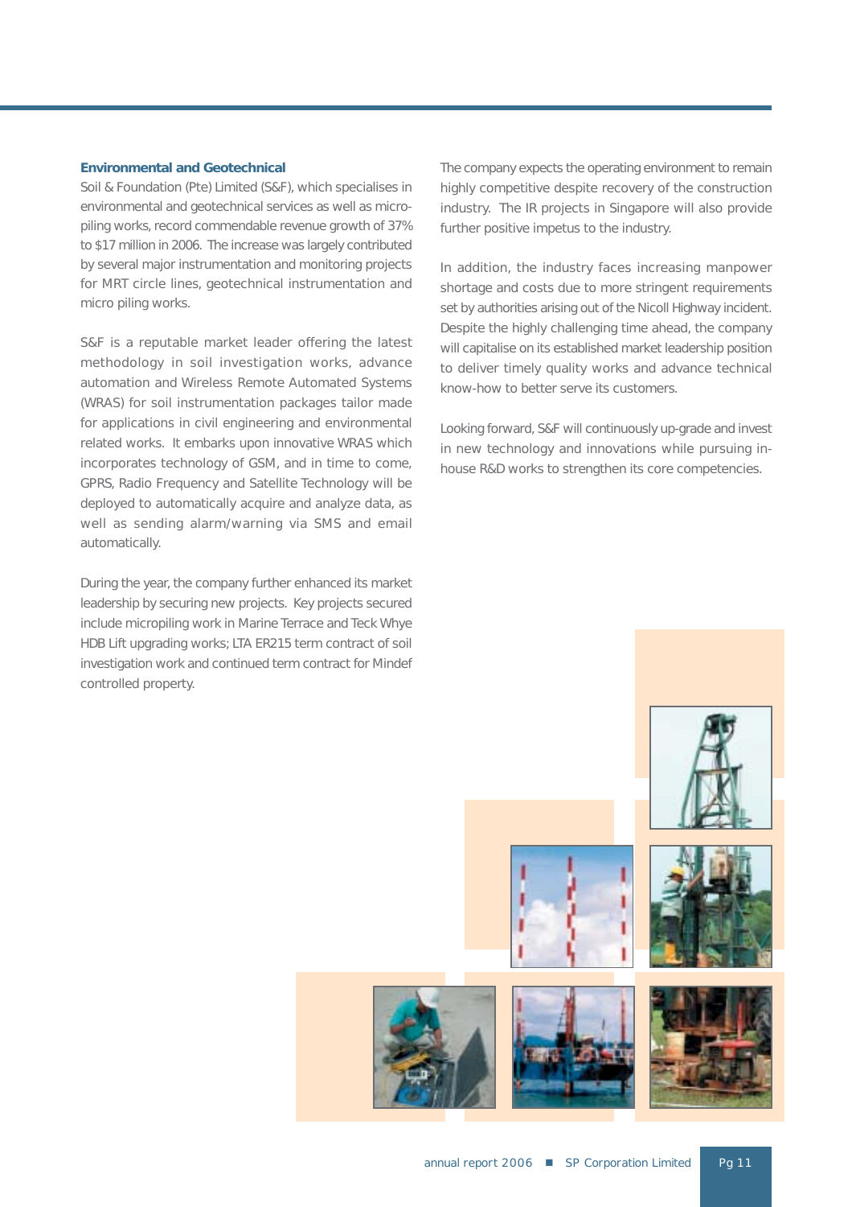### Environmental and Geotechnical

Soil & Foundation (Pte) Limited (S&F), which specialises in environmental and geotechnical services as well as micro-piling works, record commendable revenue growth of 37% to $17 million in 2006. The increase was largely contributed by several major instrumentation and monitoring projects for MRT circle lines, geotechnical instrumentation and micro piling works.

S&F is a reputable market leader offering the latest methodology in soil investigation works, advance automation and Wireless Remote Automated Systems (WRAS) for soil instrumentation packages tailor made for applications in civil engineering and environmental related works. It embarks upon innovative WRAS which incorporates technology of GSM, and in time to come, GPRS, Radio Frequency and Satellite Technology will be deployed to automatically acquire and analyze data, as well as sending alarm/warning via SMS and email automatically.

During the year, the company further enhanced its market leadership by securing new projects. Key projects secured include micropiling work in Marine Terrace and Teck Whye HDB Lift upgrading works; LTA ER215 term contract of soil investigation work and continued term contract for Mindef controlled property.

The company expects the operating environment to remain highly competitive despite recovery of the construction industry. The IR projects in Singapore will also provide further positive impetus to the industry.

In addition, the industry faces increasing manpower shortage and costs due to more stringent requirements set by authorities arising out of the Nicoll Highway incident. Despite the highly challenging time ahead, the company will capitalise on its established market leadership position to deliver timely quality works and advance technical know-how to better serve its customers.

Looking forward, S&F will continuously up-grade and invest in new technology and innovations while pursuing in-house R&D works to strengthen its core competencies.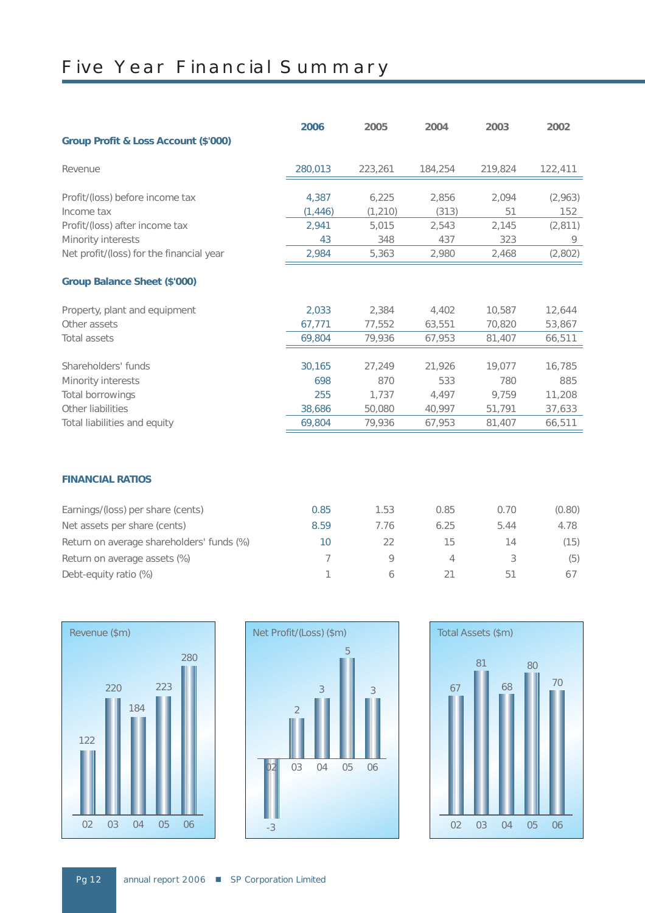# Five Year Financial Summary

| Group Profit & Loss Account ($'000) | 2006 | 2005 | 2004 | 2003 | 2002 |
|---|---|---|---|---|---|
| Revenue | 280,013 | 223,261 | 184,254 | 219,824 | 122,411 |
| Profit/(loss) before income tax | 4,387 | 6,225 | 2,856 | 2,094 | (2,963) |
| Income tax | (1,446) | (1,210) | (313) | 51 | 152 |
| Profit/(loss) after income tax | 2,941 | 5,015 | 2,543 | 2,145 | (2,811) |
| Minority interests | 43 | 348 | 437 | 323 | 9 |
| Net profit/(loss) for the financial year | 2,984 | 5,363 | 2,980 | 2,468 | (2,802) |

| Group Balance Sheet ($'000) | 2006 | 2005 | 2004 | 2003 | 2002 |
|---|---|---|---|---|---|
| Property, plant and equipment | 2,033 | 2,384 | 4,402 | 10,587 | 12,644 |
| Other assets | 67,771 | 77,552 | 63,551 | 70,820 | 53,867 |
| Total assets | 69,804 | 79,936 | 67,953 | 81,407 | 66,511 |
| Shareholders' funds | 30,165 | 27,249 | 21,926 | 19,077 | 16,785 |
| Minority interests | 698 | 870 | 533 | 780 | 885 |
| Total borrowings | 255 | 1,737 | 4,497 | 9,759 | 11,208 |
| Other liabilities | 38,686 | 50,080 | 40,997 | 51,791 | 37,633 |
| Total liabilities and equity | 69,804 | 79,936 | 67,953 | 81,407 | 66,511 |

## FINANCIAL RATIOS

| | 2006 | 2005 | 2004 | 2003 | 2002 |
|---|---|---|---|---|---|
| Earnings/(loss) per share (cents) | 0.85 | 1.53 | 0.85 | 0.70 | (0.80) |
| Net assets per share (cents) | 8.59 | 7.76 | 6.25 | 5.44 | 4.78 |
| Return on average shareholders' funds (%) | 10 | 22 | 15 | 14 | (15) |
| Return on average assets (%) | 7 | 9 | 4 | 3 | (5) |
| Debt-equity ratio (%) | 1 | 6 | 21 | 51 | 67 |

**Revenue ($m)**

| 02 | 03 | 04 | 05 | 06 |
|---|---|---|---|---|
| 122 | 220 | 184 | 223 | 280 |

**Net Profit/(Loss) ($m)**

| 02 | 03 | 04 | 05 | 06 |
|---|---|---|---|---|
| -3 | 2 | 3 | 5 | 3 |

**Total Assets ($m)**

| 02 | 03 | 04 | 05 | 06 |
|---|---|---|---|---|
| 67 | 81 | 68 | 80 | 70 |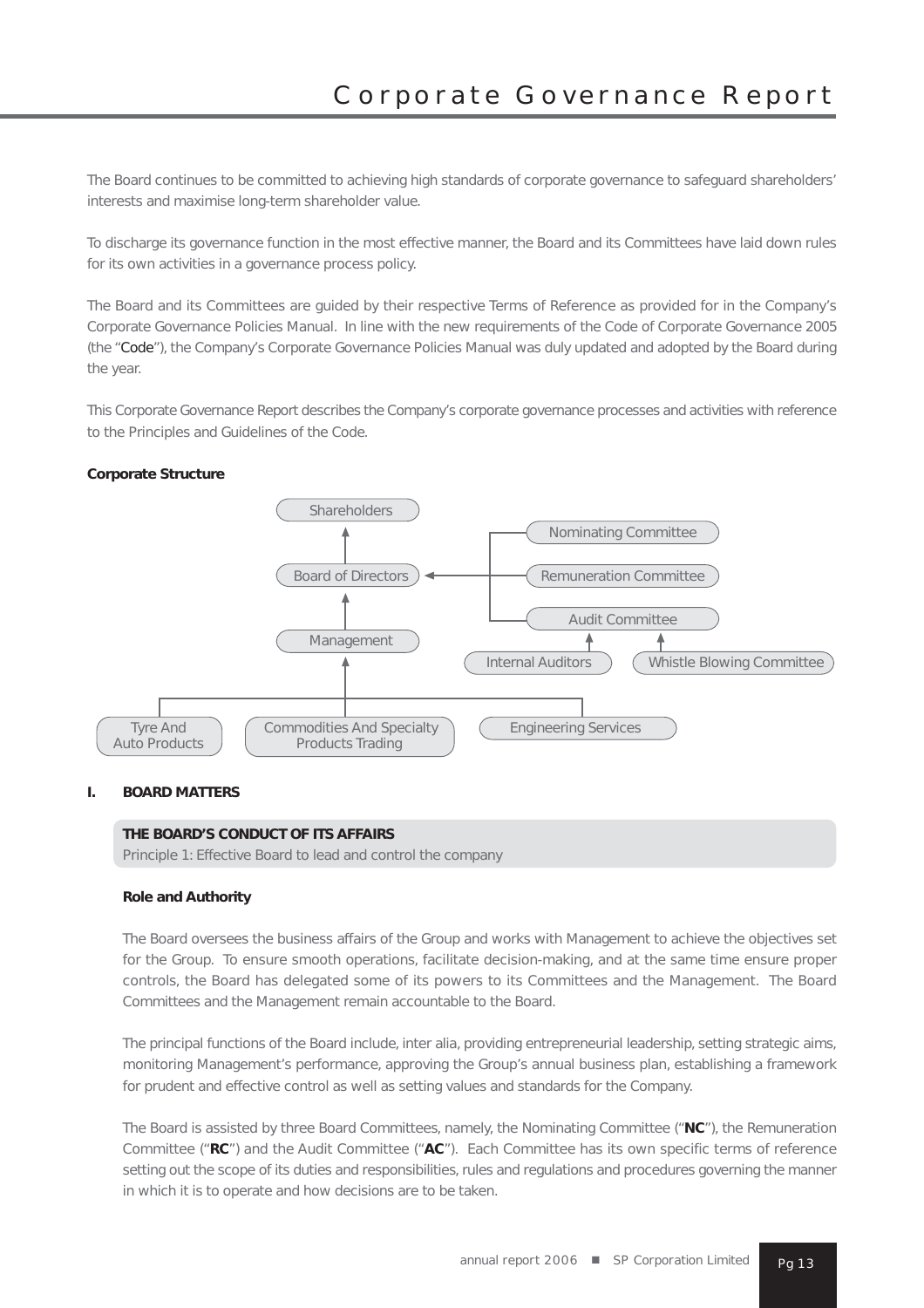# Corporate Governance Report

The Board continues to be committed to achieving high standards of corporate governance to safeguard shareholders' interests and maximise long-term shareholder value.

To discharge its governance function in the most effective manner, the Board and its Committees have laid down rules for its own activities in a governance process policy.

The Board and its Committees are guided by their respective Terms of Reference as provided for in the Company's Corporate Governance Policies Manual. In line with the new requirements of the Code of Corporate Governance 2005 (the "Code"), the Company's Corporate Governance Policies Manual was duly updated and adopted by the Board during the year.

This Corporate Governance Report describes the Company's corporate governance processes and activities with reference to the Principles and Guidelines of the Code.

**Corporate Structure**

Shareholders

Board of Directors

Nominating Committee

Remuneration Committee

Audit Committee

Management

Internal Auditors

Whistle Blowing Committee

Tyre And Auto Products

Commodities And Specialty Products Trading

Engineering Services

## I. BOARD MATTERS

**THE BOARD'S CONDUCT OF ITS AFFAIRS**

Principle 1: Effective Board to lead and control the company

**Role and Authority**

The Board oversees the business affairs of the Group and works with Management to achieve the objectives set for the Group. To ensure smooth operations, facilitate decision-making, and at the same time ensure proper controls, the Board has delegated some of its powers to its Committees and the Management. The Board Committees and the Management remain accountable to the Board.

The principal functions of the Board include, inter alia, providing entrepreneurial leadership, setting strategic aims, monitoring Management's performance, approving the Group's annual business plan, establishing a framework for prudent and effective control as well as setting values and standards for the Company.

The Board is assisted by three Board Committees, namely, the Nominating Committee ("**NC**"), the Remuneration Committee ("**RC**") and the Audit Committee ("**AC**"). Each Committee has its own specific terms of reference setting out the scope of its duties and responsibilities, rules and regulations and procedures governing the manner in which it is to operate and how decisions are to be taken.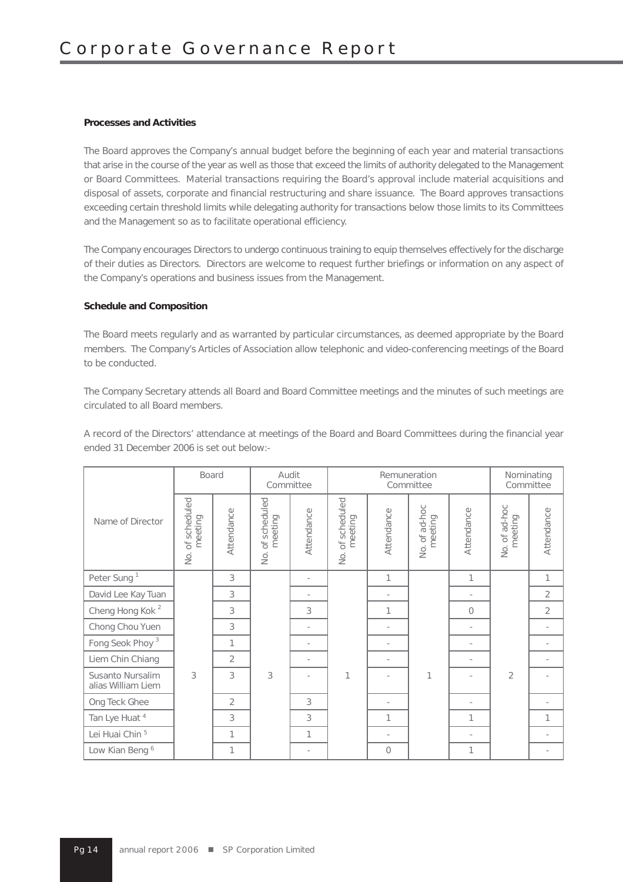### Processes and Activities

The Board approves the Company's annual budget before the beginning of each year and material transactions that arise in the course of the year as well as those that exceed the limits of authority delegated to the Management or Board Committees. Material transactions requiring the Board's approval include material acquisitions and disposal of assets, corporate and financial restructuring and share issuance. The Board approves transactions exceeding certain threshold limits while delegating authority for transactions below those limits to its Committees and the Management so as to facilitate operational efficiency.

The Company encourages Directors to undergo continuous training to equip themselves effectively for the discharge of their duties as Directors. Directors are welcome to request further briefings or information on any aspect of the Company's operations and business issues from the Management.

### Schedule and Composition

The Board meets regularly and as warranted by particular circumstances, as deemed appropriate by the Board members. The Company's Articles of Association allow telephonic and video-conferencing meetings of the Board to be conducted.

The Company Secretary attends all Board and Board Committee meetings and the minutes of such meetings are circulated to all Board members.

A record of the Directors' attendance at meetings of the Board and Board Committees during the financial year ended 31 December 2006 is set out below:-

| Name of Director | Board | | Audit Committee | | Remuneration Committee | | | | Nominating Committee | |
|---|---|---|---|---|---|---|---|---|---|---|
| | No. of scheduled meeting | Attendance | No. of scheduled meeting | Attendance | No. of scheduled meeting | Attendance | No. of ad-hoc meeting | Attendance | No. of ad-hoc meeting | Attendance |
| Peter Sung [1] | 3 | 3 | 3 | - | 1 | 1 | 1 | 1 | 2 | 1 |
| David Lee Kay Tuan | | 3 | | - | | - | | - | | 2 |
| Cheng Hong Kok [2] | | 3 | | 3 | | 1 | | 0 | | 2 |
| Chong Chou Yuen | | 3 | | - | | - | | - | | - |
| Fong Seok Phoy [3] | | 1 | | - | | - | | - | | - |
| Liem Chin Chiang | | 2 | | - | | - | | - | | - |
| Susanto Nursalim alias William Liem | | 3 | | - | | - | | - | | - |
| Ong Teck Ghee | | 2 | | 3 | | - | | - | | - |
| Tan Lye Huat [4] | | 3 | | 3 | | 1 | | 1 | | 1 |
| Lei Huai Chin [5] | | 1 | | 1 | | - | | - | | - |
| Low Kian Beng [6] | | 1 | | - | | 0 | | 1 | | - |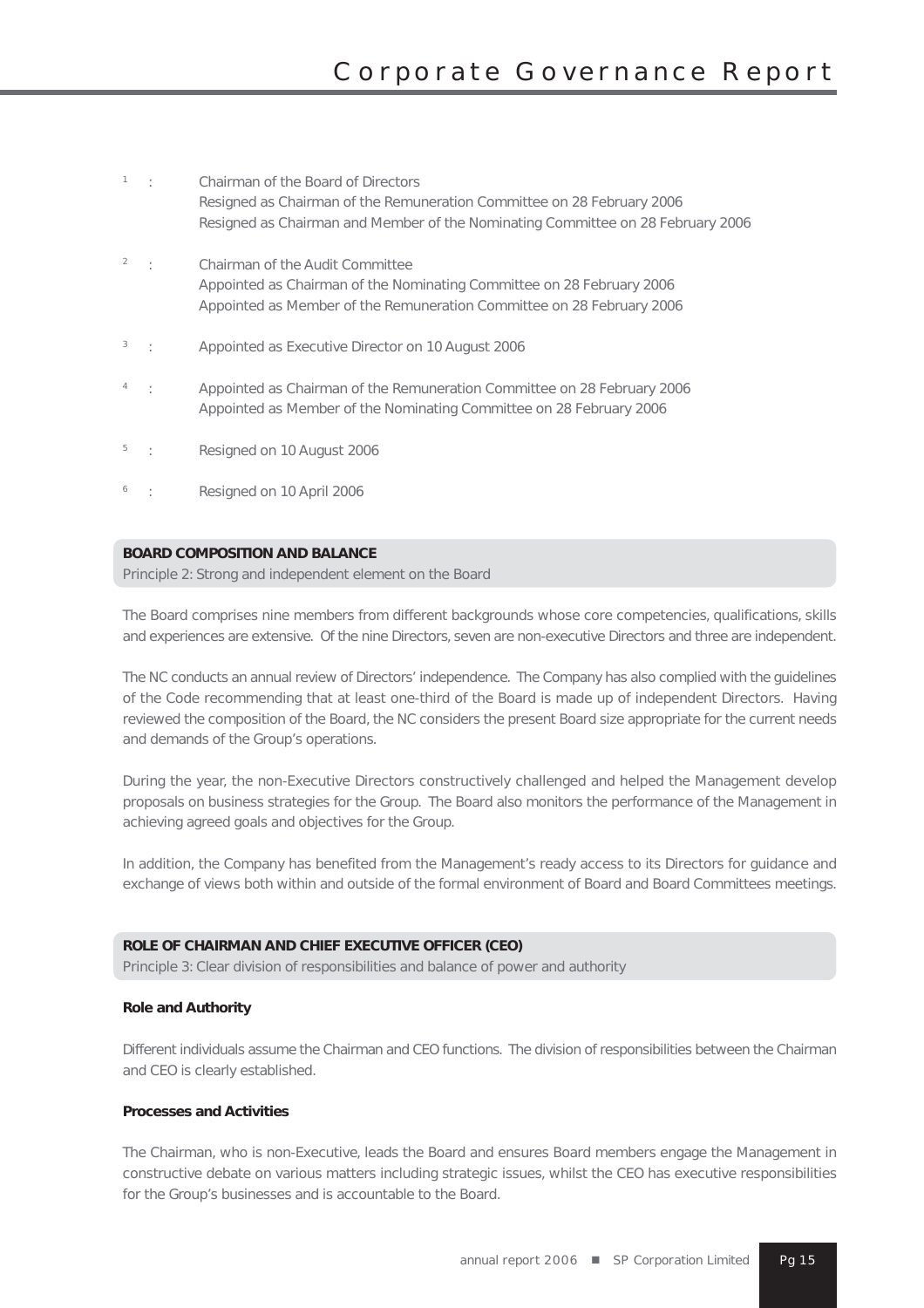[1] : Chairman of the Board of Directors
Resigned as Chairman of the Remuneration Committee on 28 February 2006
Resigned as Chairman and Member of the Nominating Committee on 28 February 2006

[2] : Chairman of the Audit Committee
Appointed as Chairman of the Nominating Committee on 28 February 2006
Appointed as Member of the Remuneration Committee on 28 February 2006

[3] : Appointed as Executive Director on 10 August 2006

[4] : Appointed as Chairman of the Remuneration Committee on 28 February 2006
Appointed as Member of the Nominating Committee on 28 February 2006

[5] : Resigned on 10 August 2006

[6] : Resigned on 10 April 2006

## BOARD COMPOSITION AND BALANCE

Principle 2: Strong and independent element on the Board

The Board comprises nine members from different backgrounds whose core competencies, qualifications, skills and experiences are extensive. Of the nine Directors, seven are non-executive Directors and three are independent.

The NC conducts an annual review of Directors' independence. The Company has also complied with the guidelines of the Code recommending that at least one-third of the Board is made up of independent Directors. Having reviewed the composition of the Board, the NC considers the present Board size appropriate for the current needs and demands of the Group's operations.

During the year, the non-Executive Directors constructively challenged and helped the Management develop proposals on business strategies for the Group. The Board also monitors the performance of the Management in achieving agreed goals and objectives for the Group.

In addition, the Company has benefited from the Management's ready access to its Directors for guidance and exchange of views both within and outside of the formal environment of Board and Board Committees meetings.

## ROLE OF CHAIRMAN AND CHIEF EXECUTIVE OFFICER (CEO)

Principle 3: Clear division of responsibilities and balance of power and authority

### Role and Authority

Different individuals assume the Chairman and CEO functions. The division of responsibilities between the Chairman and CEO is clearly established.

### Processes and Activities

The Chairman, who is non-Executive, leads the Board and ensures Board members engage the Management in constructive debate on various matters including strategic issues, whilst the CEO has executive responsibilities for the Group's businesses and is accountable to the Board.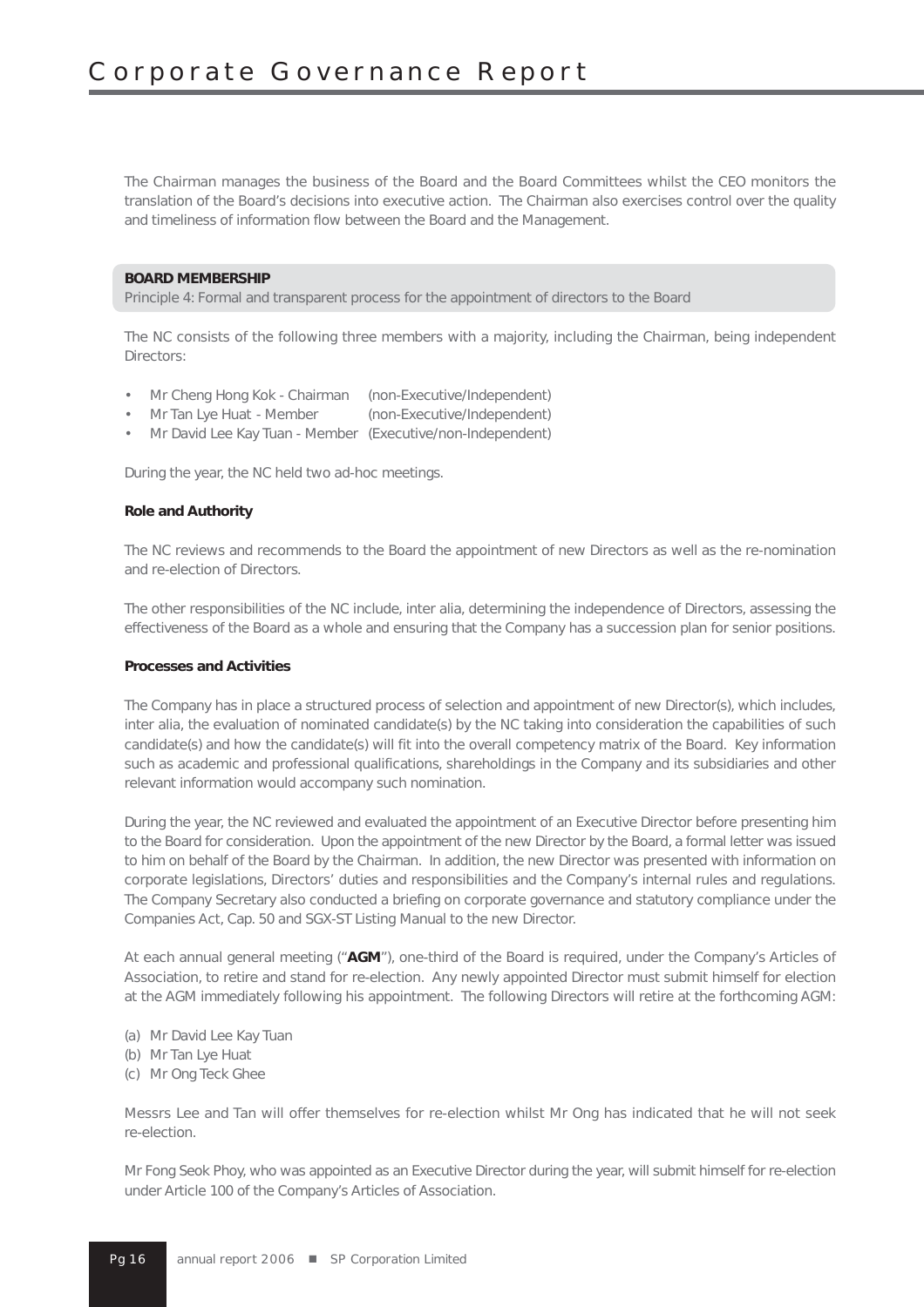The Chairman manages the business of the Board and the Board Committees whilst the CEO monitors the translation of the Board's decisions into executive action. The Chairman also exercises control over the quality and timeliness of information flow between the Board and the Management.

## BOARD MEMBERSHIP

Principle 4: Formal and transparent process for the appointment of directors to the Board

The NC consists of the following three members with a majority, including the Chairman, being independent Directors:

- Mr Cheng Hong Kok - Chairman (non-Executive/Independent)
- Mr Tan Lye Huat - Member (non-Executive/Independent)
- Mr David Lee Kay Tuan - Member (Executive/non-Independent)

During the year, the NC held two ad-hoc meetings.

### Role and Authority

The NC reviews and recommends to the Board the appointment of new Directors as well as the re-nomination and re-election of Directors.

The other responsibilities of the NC include, inter alia, determining the independence of Directors, assessing the effectiveness of the Board as a whole and ensuring that the Company has a succession plan for senior positions.

### Processes and Activities

The Company has in place a structured process of selection and appointment of new Director(s), which includes, inter alia, the evaluation of nominated candidate(s) by the NC taking into consideration the capabilities of such candidate(s) and how the candidate(s) will fit into the overall competency matrix of the Board. Key information such as academic and professional qualifications, shareholdings in the Company and its subsidiaries and other relevant information would accompany such nomination.

During the year, the NC reviewed and evaluated the appointment of an Executive Director before presenting him to the Board for consideration. Upon the appointment of the new Director by the Board, a formal letter was issued to him on behalf of the Board by the Chairman. In addition, the new Director was presented with information on corporate legislations, Directors' duties and responsibilities and the Company's internal rules and regulations. The Company Secretary also conducted a briefing on corporate governance and statutory compliance under the Companies Act, Cap. 50 and SGX-ST Listing Manual to the new Director.

At each annual general meeting ("**AGM**"), one-third of the Board is required, under the Company's Articles of Association, to retire and stand for re-election. Any newly appointed Director must submit himself for election at the AGM immediately following his appointment. The following Directors will retire at the forthcoming AGM:

(a) Mr David Lee Kay Tuan
(b) Mr Tan Lye Huat
(c) Mr Ong Teck Ghee

Messrs Lee and Tan will offer themselves for re-election whilst Mr Ong has indicated that he will not seek re-election.

Mr Fong Seok Phoy, who was appointed as an Executive Director during the year, will submit himself for re-election under Article 100 of the Company's Articles of Association.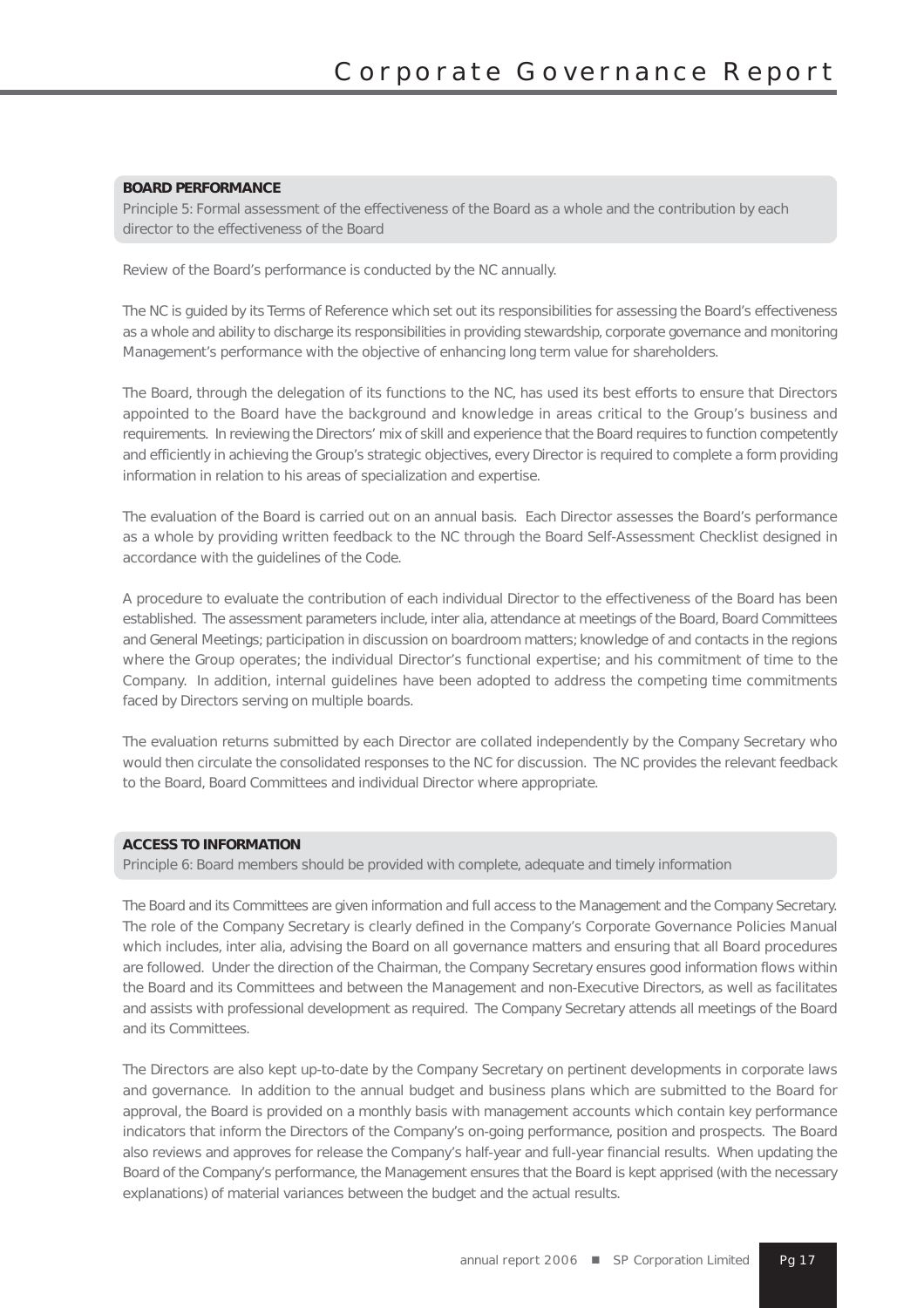## BOARD PERFORMANCE

Principle 5: Formal assessment of the effectiveness of the Board as a whole and the contribution by each director to the effectiveness of the Board

Review of the Board's performance is conducted by the NC annually.

The NC is guided by its Terms of Reference which set out its responsibilities for assessing the Board's effectiveness as a whole and ability to discharge its responsibilities in providing stewardship, corporate governance and monitoring Management's performance with the objective of enhancing long term value for shareholders.

The Board, through the delegation of its functions to the NC, has used its best efforts to ensure that Directors appointed to the Board have the background and knowledge in areas critical to the Group's business and requirements. In reviewing the Directors' mix of skill and experience that the Board requires to function competently and efficiently in achieving the Group's strategic objectives, every Director is required to complete a form providing information in relation to his areas of specialization and expertise.

The evaluation of the Board is carried out on an annual basis. Each Director assesses the Board's performance as a whole by providing written feedback to the NC through the Board Self-Assessment Checklist designed in accordance with the guidelines of the Code.

A procedure to evaluate the contribution of each individual Director to the effectiveness of the Board has been established. The assessment parameters include, inter alia, attendance at meetings of the Board, Board Committees and General Meetings; participation in discussion on boardroom matters; knowledge of and contacts in the regions where the Group operates; the individual Director's functional expertise; and his commitment of time to the Company. In addition, internal guidelines have been adopted to address the competing time commitments faced by Directors serving on multiple boards.

The evaluation returns submitted by each Director are collated independently by the Company Secretary who would then circulate the consolidated responses to the NC for discussion. The NC provides the relevant feedback to the Board, Board Committees and individual Director where appropriate.

## ACCESS TO INFORMATION

Principle 6: Board members should be provided with complete, adequate and timely information

The Board and its Committees are given information and full access to the Management and the Company Secretary. The role of the Company Secretary is clearly defined in the Company's Corporate Governance Policies Manual which includes, inter alia, advising the Board on all governance matters and ensuring that all Board procedures are followed. Under the direction of the Chairman, the Company Secretary ensures good information flows within the Board and its Committees and between the Management and non-Executive Directors, as well as facilitates and assists with professional development as required. The Company Secretary attends all meetings of the Board and its Committees.

The Directors are also kept up-to-date by the Company Secretary on pertinent developments in corporate laws and governance. In addition to the annual budget and business plans which are submitted to the Board for approval, the Board is provided on a monthly basis with management accounts which contain key performance indicators that inform the Directors of the Company's on-going performance, position and prospects. The Board also reviews and approves for release the Company's half-year and full-year financial results. When updating the Board of the Company's performance, the Management ensures that the Board is kept apprised (with the necessary explanations) of material variances between the budget and the actual results.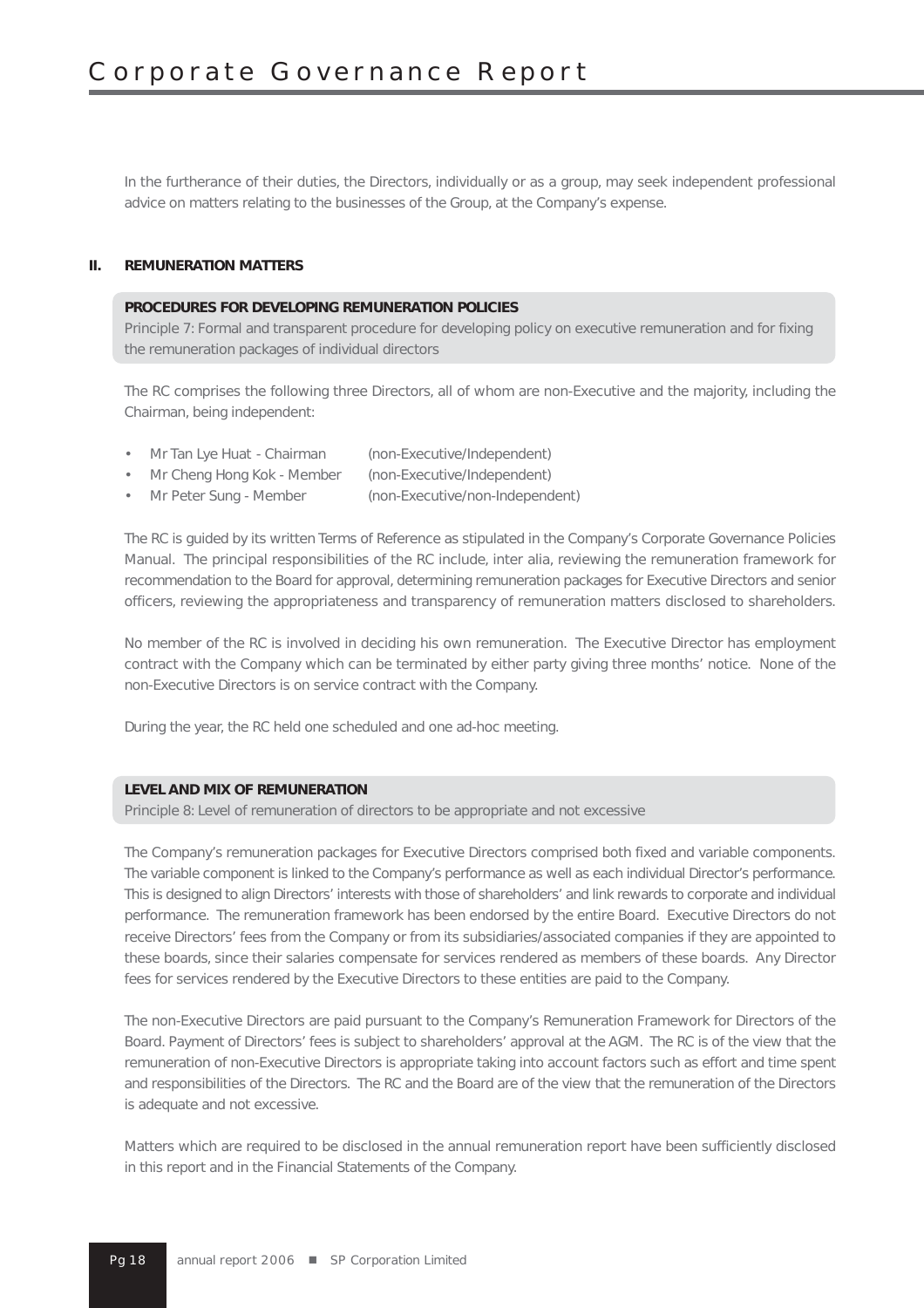In the furtherance of their duties, the Directors, individually or as a group, may seek independent professional advice on matters relating to the businesses of the Group, at the Company's expense.

## II. REMUNERATION MATTERS

### PROCEDURES FOR DEVELOPING REMUNERATION POLICIES

Principle 7: Formal and transparent procedure for developing policy on executive remuneration and for fixing the remuneration packages of individual directors

The RC comprises the following three Directors, all of whom are non-Executive and the majority, including the Chairman, being independent:

- Mr Tan Lye Huat - Chairman (non-Executive/Independent)
- Mr Cheng Hong Kok - Member (non-Executive/Independent)
- Mr Peter Sung - Member (non-Executive/non-Independent)

The RC is guided by its written Terms of Reference as stipulated in the Company's Corporate Governance Policies Manual. The principal responsibilities of the RC include, inter alia, reviewing the remuneration framework for recommendation to the Board for approval, determining remuneration packages for Executive Directors and senior officers, reviewing the appropriateness and transparency of remuneration matters disclosed to shareholders.

No member of the RC is involved in deciding his own remuneration. The Executive Director has employment contract with the Company which can be terminated by either party giving three months' notice. None of the non-Executive Directors is on service contract with the Company.

During the year, the RC held one scheduled and one ad-hoc meeting.

### LEVEL AND MIX OF REMUNERATION

Principle 8: Level of remuneration of directors to be appropriate and not excessive

The Company's remuneration packages for Executive Directors comprised both fixed and variable components. The variable component is linked to the Company's performance as well as each individual Director's performance. This is designed to align Directors' interests with those of shareholders' and link rewards to corporate and individual performance. The remuneration framework has been endorsed by the entire Board. Executive Directors do not receive Directors' fees from the Company or from its subsidiaries/associated companies if they are appointed to these boards, since their salaries compensate for services rendered as members of these boards. Any Director fees for services rendered by the Executive Directors to these entities are paid to the Company.

The non-Executive Directors are paid pursuant to the Company's Remuneration Framework for Directors of the Board. Payment of Directors' fees is subject to shareholders' approval at the AGM. The RC is of the view that the remuneration of non-Executive Directors is appropriate taking into account factors such as effort and time spent and responsibilities of the Directors. The RC and the Board are of the view that the remuneration of the Directors is adequate and not excessive.

Matters which are required to be disclosed in the annual remuneration report have been sufficiently disclosed in this report and in the Financial Statements of the Company.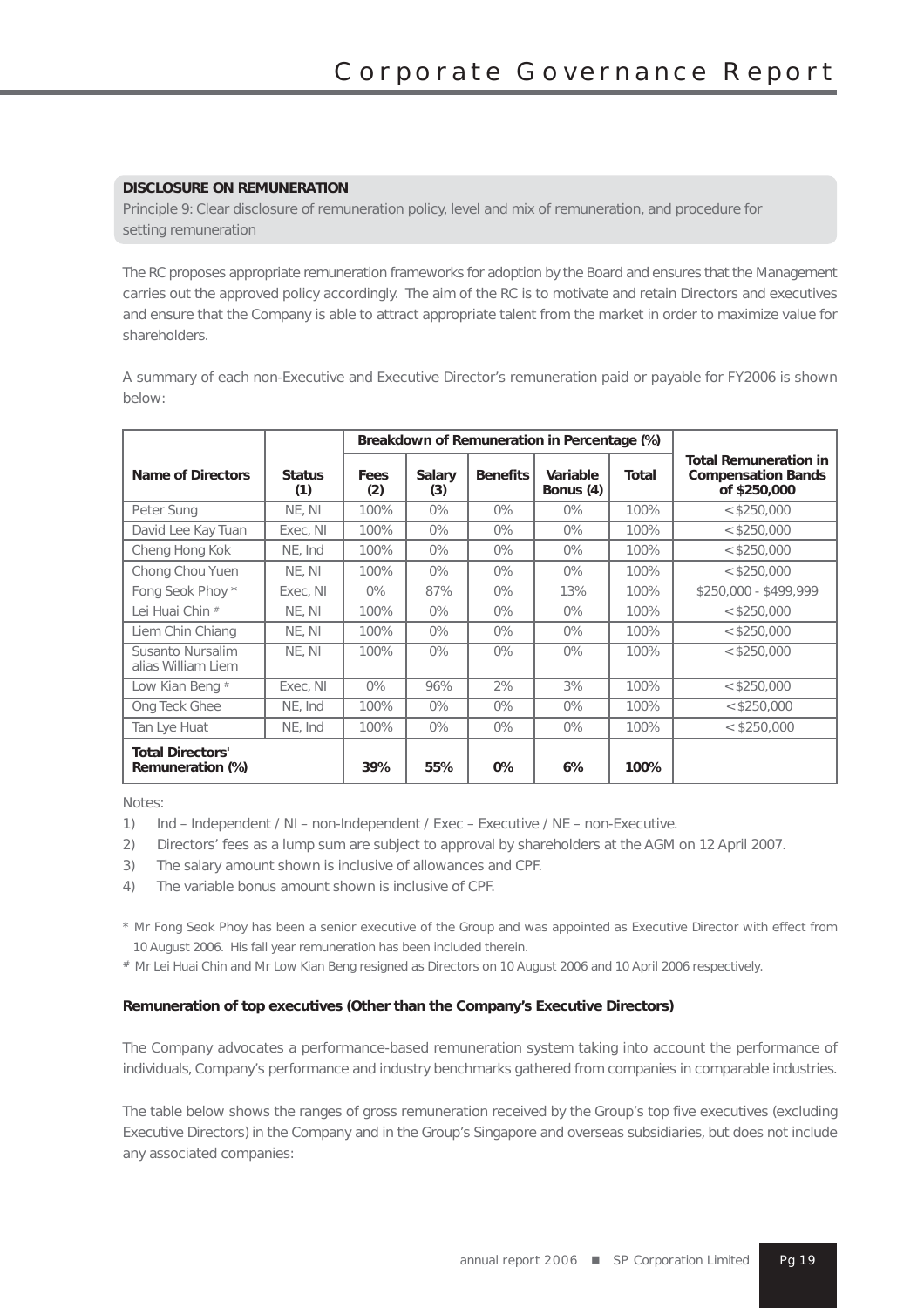**DISCLOSURE ON REMUNERATION**

Principle 9: Clear disclosure of remuneration policy, level and mix of remuneration, and procedure for setting remuneration

The RC proposes appropriate remuneration frameworks for adoption by the Board and ensures that the Management carries out the approved policy accordingly. The aim of the RC is to motivate and retain Directors and executives and ensure that the Company is able to attract appropriate talent from the market in order to maximize value for shareholders.

A summary of each non-Executive and Executive Director's remuneration paid or payable for FY2006 is shown below:

| Name of Directors | Status (1) | Breakdown of Remuneration in Percentage (%) | | | | | Total Remuneration in Compensation Bands of $250,000 |
|---|---|---|---|---|---|---|---|
| | | Fees (2) | Salary (3) | Benefits | Variable Bonus (4) | Total | |
| Peter Sung | NE, NI | 100% | 0% | 0% | 0% | 100% | < $250,000 |
| David Lee Kay Tuan | Exec, NI | 100% | 0% | 0% | 0% | 100% | < $250,000 |
| Cheng Hong Kok | NE, Ind | 100% | 0% | 0% | 0% | 100% | < $250,000 |
| Chong Chou Yuen | NE, NI | 100% | 0% | 0% | 0% | 100% | < $250,000 |
| Fong Seok Phoy * | Exec, NI | 0% | 87% | 0% | 13% | 100% | $250,000 - $499,999 |
| Lei Huai Chin # | NE, NI | 100% | 0% | 0% | 0% | 100% | < $250,000 |
| Liem Chin Chiang | NE, NI | 100% | 0% | 0% | 0% | 100% | < $250,000 |
| Susanto Nursalim alias William Liem | NE, NI | 100% | 0% | 0% | 0% | 100% | < $250,000 |
| Low Kian Beng # | Exec, NI | 0% | 96% | 2% | 3% | 100% | < $250,000 |
| Ong Teck Ghee | NE, Ind | 100% | 0% | 0% | 0% | 100% | < $250,000 |
| Tan Lye Huat | NE, Ind | 100% | 0% | 0% | 0% | 100% | < $250,000 |
| **Total Directors' Remuneration (%)** | | **39%** | **55%** | **0%** | **6%** | **100%** | |

Notes:

1) Ind – Independent / NI – non-Independent / Exec – Executive / NE – non-Executive.
2) Directors' fees as a lump sum are subject to approval by shareholders at the AGM on 12 April 2007.
3) The salary amount shown is inclusive of allowances and CPF.
4) The variable bonus amount shown is inclusive of CPF.

\* Mr Fong Seok Phoy has been a senior executive of the Group and was appointed as Executive Director with effect from 10 August 2006. His fall year remuneration has been included therein.

\# Mr Lei Huai Chin and Mr Low Kian Beng resigned as Directors on 10 August 2006 and 10 April 2006 respectively.

**Remuneration of top executives (Other than the Company's Executive Directors)**

The Company advocates a performance-based remuneration system taking into account the performance of individuals, Company's performance and industry benchmarks gathered from companies in comparable industries.

The table below shows the ranges of gross remuneration received by the Group's top five executives (excluding Executive Directors) in the Company and in the Group's Singapore and overseas subsidiaries, but does not include any associated companies: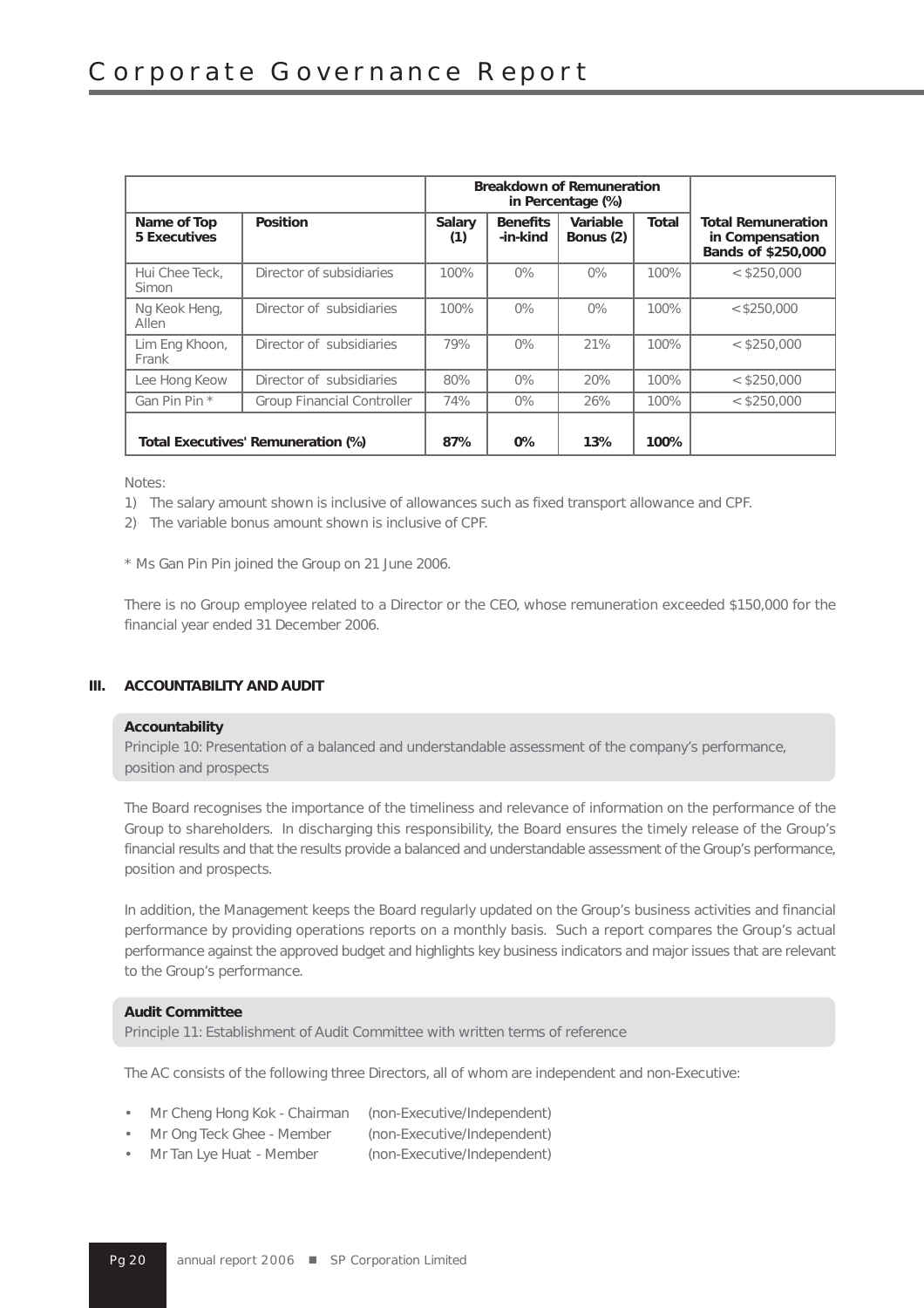| | | Breakdown of Remuneration in Percentage (%) | | | | |
|---|---|---|---|---|---|---|
| **Name of Top 5 Executives** | **Position** | **Salary (1)** | **Benefits -in-kind** | **Variable Bonus (2)** | **Total** | **Total Remuneration in Compensation Bands of $250,000** |
| Hui Chee Teck, Simon | Director of subsidiaries | 100% | 0% | 0% | 100% | < $250,000 |
| Ng Keok Heng, Allen | Director of subsidiaries | 100% | 0% | 0% | 100% | <$250,000 |
| Lim Eng Khoon, Frank | Director of subsidiaries | 79% | 0% | 21% | 100% | < $250,000 |
| Lee Hong Keow | Director of subsidiaries | 80% | 0% | 20% | 100% | < $250,000 |
| Gan Pin Pin * | Group Financial Controller | 74% | 0% | 26% | 100% | < $250,000 |
| **Total Executives' Remuneration (%)** | | **87%** | **0%** | **13%** | **100%** | |

Notes:

1) The salary amount shown is inclusive of allowances such as fixed transport allowance and CPF.
2) The variable bonus amount shown is inclusive of CPF.

* Ms Gan Pin Pin joined the Group on 21 June 2006.

There is no Group employee related to a Director or the CEO, whose remuneration exceeded $150,000 for the financial year ended 31 December 2006.

## III. ACCOUNTABILITY AND AUDIT

**Accountability**

Principle 10: Presentation of a balanced and understandable assessment of the company's performance, position and prospects

The Board recognises the importance of the timeliness and relevance of information on the performance of the Group to shareholders. In discharging this responsibility, the Board ensures the timely release of the Group's financial results and that the results provide a balanced and understandable assessment of the Group's performance, position and prospects.

In addition, the Management keeps the Board regularly updated on the Group's business activities and financial performance by providing operations reports on a monthly basis. Such a report compares the Group's actual performance against the approved budget and highlights key business indicators and major issues that are relevant to the Group's performance.

**Audit Committee**

Principle 11: Establishment of Audit Committee with written terms of reference

The AC consists of the following three Directors, all of whom are independent and non-Executive:

- Mr Cheng Hong Kok - Chairman (non-Executive/Independent)
- Mr Ong Teck Ghee - Member (non-Executive/Independent)
- Mr Tan Lye Huat - Member (non-Executive/Independent)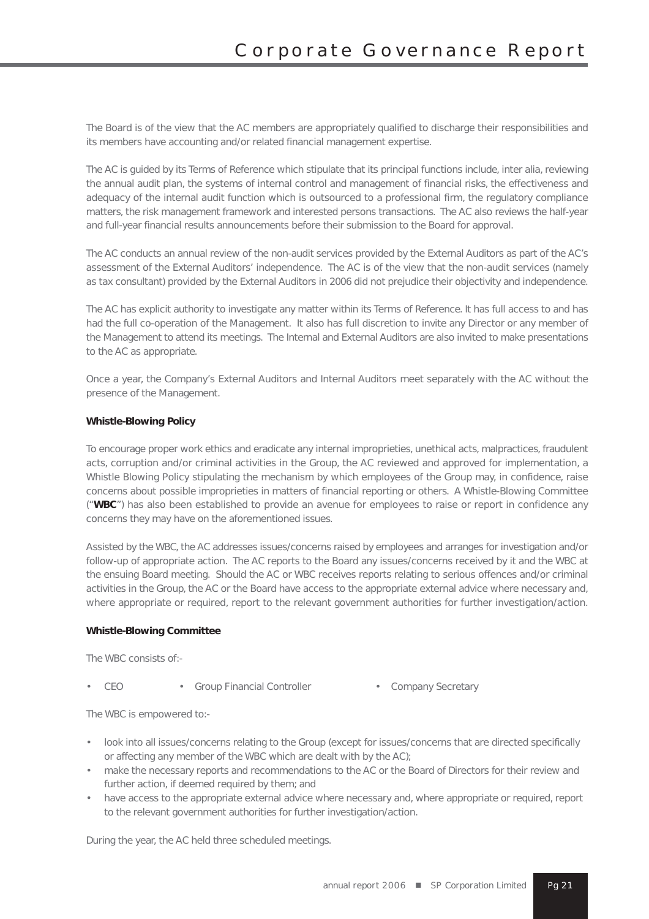The Board is of the view that the AC members are appropriately qualified to discharge their responsibilities and its members have accounting and/or related financial management expertise.

The AC is guided by its Terms of Reference which stipulate that its principal functions include, inter alia, reviewing the annual audit plan, the systems of internal control and management of financial risks, the effectiveness and adequacy of the internal audit function which is outsourced to a professional firm, the regulatory compliance matters, the risk management framework and interested persons transactions. The AC also reviews the half-year and full-year financial results announcements before their submission to the Board for approval.

The AC conducts an annual review of the non-audit services provided by the External Auditors as part of the AC's assessment of the External Auditors' independence. The AC is of the view that the non-audit services (namely as tax consultant) provided by the External Auditors in 2006 did not prejudice their objectivity and independence.

The AC has explicit authority to investigate any matter within its Terms of Reference. It has full access to and has had the full co-operation of the Management. It also has full discretion to invite any Director or any member of the Management to attend its meetings. The Internal and External Auditors are also invited to make presentations to the AC as appropriate.

Once a year, the Company's External Auditors and Internal Auditors meet separately with the AC without the presence of the Management.

**Whistle-Blowing Policy**

To encourage proper work ethics and eradicate any internal improprieties, unethical acts, malpractices, fraudulent acts, corruption and/or criminal activities in the Group, the AC reviewed and approved for implementation, a Whistle Blowing Policy stipulating the mechanism by which employees of the Group may, in confidence, raise concerns about possible improprieties in matters of financial reporting or others. A Whistle-Blowing Committee ("**WBC**") has also been established to provide an avenue for employees to raise or report in confidence any concerns they may have on the aforementioned issues.

Assisted by the WBC, the AC addresses issues/concerns raised by employees and arranges for investigation and/or follow-up of appropriate action. The AC reports to the Board any issues/concerns received by it and the WBC at the ensuing Board meeting. Should the AC or WBC receives reports relating to serious offences and/or criminal activities in the Group, the AC or the Board have access to the appropriate external advice where necessary and, where appropriate or required, report to the relevant government authorities for further investigation/action.

**Whistle-Blowing Committee**

The WBC consists of:-

- CEO
- Group Financial Controller
- Company Secretary

The WBC is empowered to:-

- look into all issues/concerns relating to the Group (except for issues/concerns that are directed specifically or affecting any member of the WBC which are dealt with by the AC);
- make the necessary reports and recommendations to the AC or the Board of Directors for their review and further action, if deemed required by them; and
- have access to the appropriate external advice where necessary and, where appropriate or required, report to the relevant government authorities for further investigation/action.

During the year, the AC held three scheduled meetings.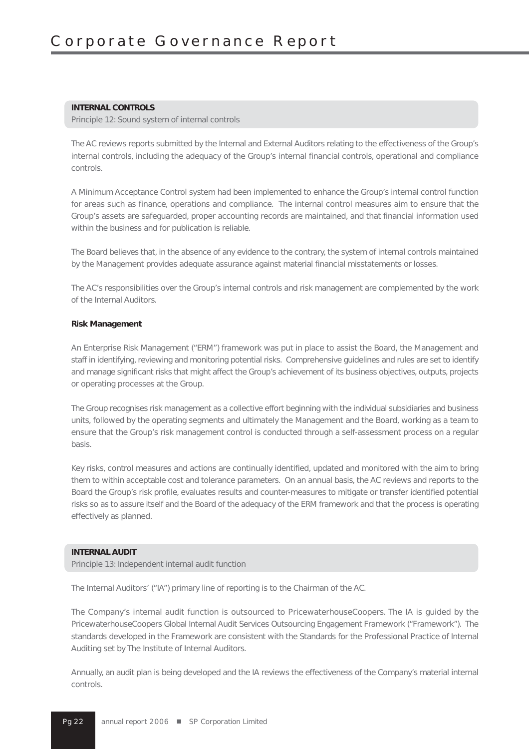**INTERNAL CONTROLS**

Principle 12: Sound system of internal controls

The AC reviews reports submitted by the Internal and External Auditors relating to the effectiveness of the Group's internal controls, including the adequacy of the Group's internal financial controls, operational and compliance controls.

A Minimum Acceptance Control system had been implemented to enhance the Group's internal control function for areas such as finance, operations and compliance. The internal control measures aim to ensure that the Group's assets are safeguarded, proper accounting records are maintained, and that financial information used within the business and for publication is reliable.

The Board believes that, in the absence of any evidence to the contrary, the system of internal controls maintained by the Management provides adequate assurance against material financial misstatements or losses.

The AC's responsibilities over the Group's internal controls and risk management are complemented by the work of the Internal Auditors.

**Risk Management**

An Enterprise Risk Management ("ERM") framework was put in place to assist the Board, the Management and staff in identifying, reviewing and monitoring potential risks. Comprehensive guidelines and rules are set to identify and manage significant risks that might affect the Group's achievement of its business objectives, outputs, projects or operating processes at the Group.

The Group recognises risk management as a collective effort beginning with the individual subsidiaries and business units, followed by the operating segments and ultimately the Management and the Board, working as a team to ensure that the Group's risk management control is conducted through a self-assessment process on a regular basis.

Key risks, control measures and actions are continually identified, updated and monitored with the aim to bring them to within acceptable cost and tolerance parameters. On an annual basis, the AC reviews and reports to the Board the Group's risk profile, evaluates results and counter-measures to mitigate or transfer identified potential risks so as to assure itself and the Board of the adequacy of the ERM framework and that the process is operating effectively as planned.

**INTERNAL AUDIT**

Principle 13: Independent internal audit function

The Internal Auditors' ("IA") primary line of reporting is to the Chairman of the AC.

The Company's internal audit function is outsourced to PricewaterhouseCoopers. The IA is guided by the PricewaterhouseCoopers Global Internal Audit Services Outsourcing Engagement Framework ("Framework"). The standards developed in the Framework are consistent with the Standards for the Professional Practice of Internal Auditing set by The Institute of Internal Auditors.

Annually, an audit plan is being developed and the IA reviews the effectiveness of the Company's material internal controls.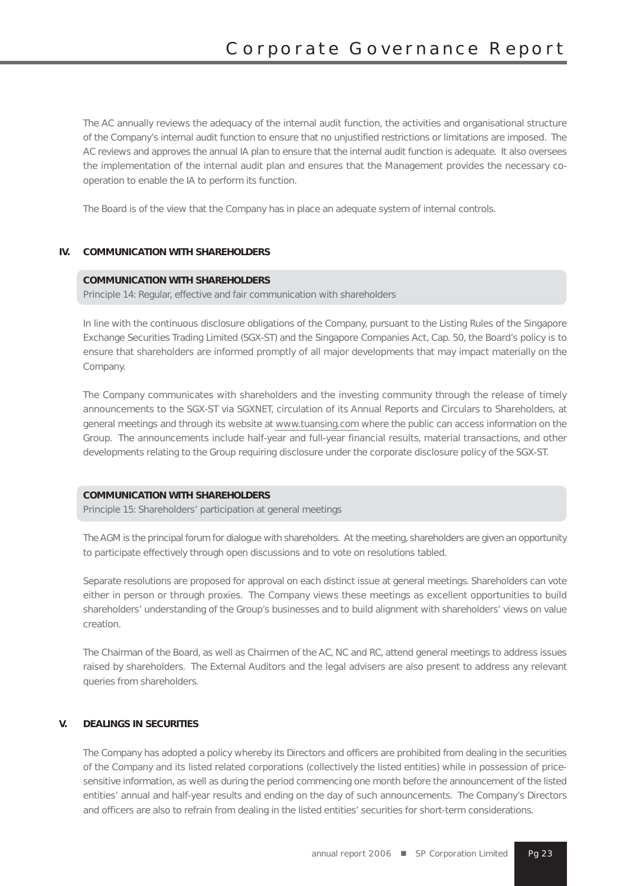The AC annually reviews the adequacy of the internal audit function, the activities and organisational structure of the Company's internal audit function to ensure that no unjustified restrictions or limitations are imposed. The AC reviews and approves the annual IA plan to ensure that the internal audit function is adequate. It also oversees the implementation of the internal audit plan and ensures that the Management provides the necessary co-operation to enable the IA to perform its function.

The Board is of the view that the Company has in place an adequate system of internal controls.

## IV. COMMUNICATION WITH SHAREHOLDERS

**COMMUNICATION WITH SHAREHOLDERS**
Principle 14: Regular, effective and fair communication with shareholders

In line with the continuous disclosure obligations of the Company, pursuant to the Listing Rules of the Singapore Exchange Securities Trading Limited (SGX-ST) and the Singapore Companies Act, Cap. 50, the Board's policy is to ensure that shareholders are informed promptly of all major developments that may impact materially on the Company.

The Company communicates with shareholders and the investing community through the release of timely announcements to the SGX-ST via SGXNET, circulation of its Annual Reports and Circulars to Shareholders, at general meetings and through its website at www.tuansing.com where the public can access information on the Group. The announcements include half-year and full-year financial results, material transactions, and other developments relating to the Group requiring disclosure under the corporate disclosure policy of the SGX-ST.

**COMMUNICATION WITH SHAREHOLDERS**
Principle 15: Shareholders' participation at general meetings

The AGM is the principal forum for dialogue with shareholders. At the meeting, shareholders are given an opportunity to participate effectively through open discussions and to vote on resolutions tabled.

Separate resolutions are proposed for approval on each distinct issue at general meetings. Shareholders can vote either in person or through proxies. The Company views these meetings as excellent opportunities to build shareholders' understanding of the Group's businesses and to build alignment with shareholders' views on value creation.

The Chairman of the Board, as well as Chairmen of the AC, NC and RC, attend general meetings to address issues raised by shareholders. The External Auditors and the legal advisers are also present to address any relevant queries from shareholders.

## V. DEALINGS IN SECURITIES

The Company has adopted a policy whereby its Directors and officers are prohibited from dealing in the securities of the Company and its listed related corporations (collectively the listed entities) while in possession of price-sensitive information, as well as during the period commencing one month before the announcement of the listed entities' annual and half-year results and ending on the day of such announcements. The Company's Directors and officers are also to refrain from dealing in the listed entities' securities for short-term considerations.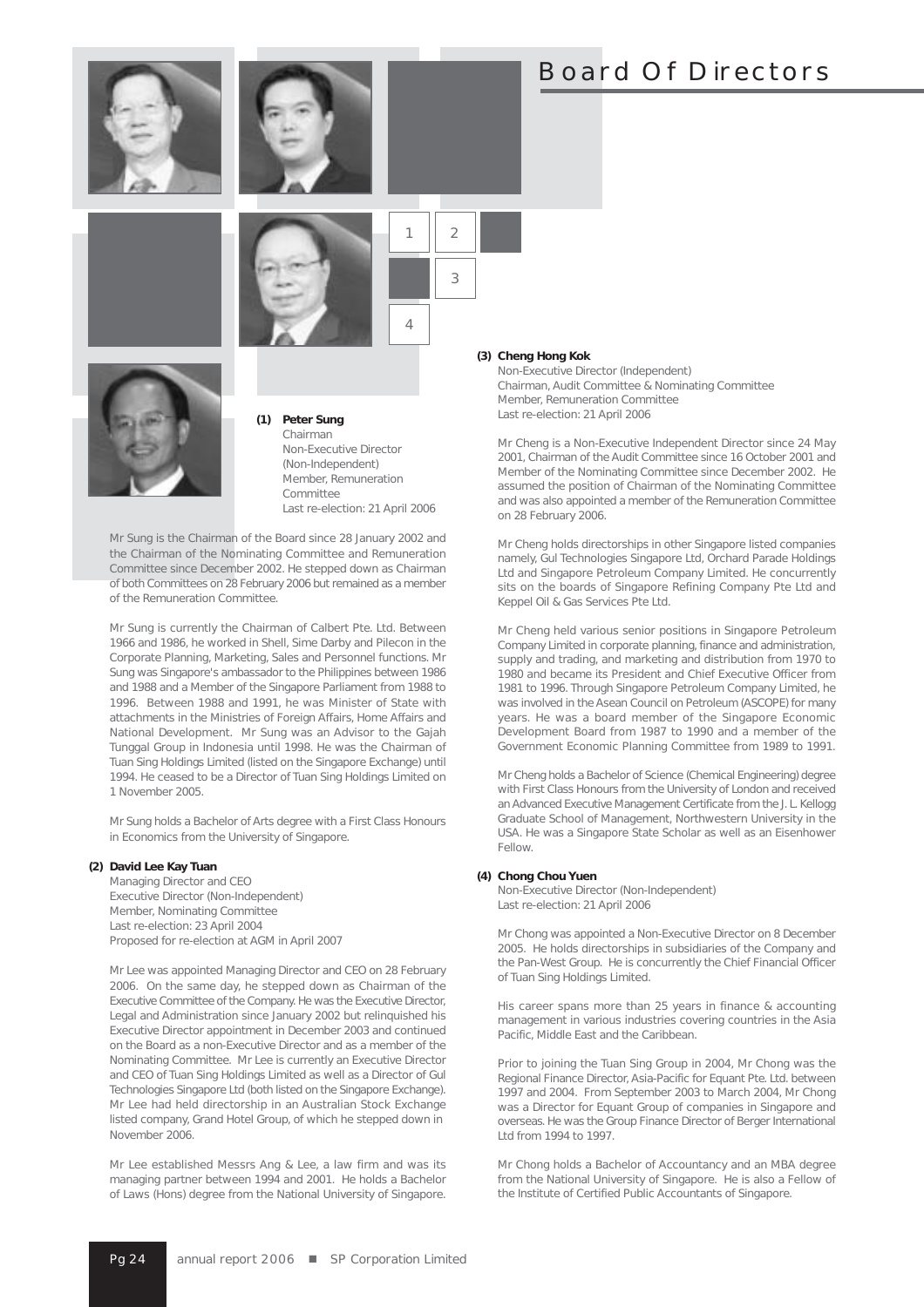# Board Of Directors

**(1) Peter Sung**
Chairman
Non-Executive Director (Non-Independent)
Member, Remuneration Committee
Last re-election: 21 April 2006

Mr Sung is the Chairman of the Board since 28 January 2002 and the Chairman of the Nominating Committee and Remuneration Committee since December 2002. He stepped down as Chairman of both Committees on 28 February 2006 but remained as a member of the Remuneration Committee.

Mr Sung is currently the Chairman of Calbert Pte. Ltd. Between 1966 and 1986, he worked in Shell, Sime Darby and Pilecon in the Corporate Planning, Marketing, Sales and Personnel functions. Mr Sung was Singapore's ambassador to the Philippines between 1986 and 1988 and a Member of the Singapore Parliament from 1988 to 1996. Between 1988 and 1991, he was Minister of State with attachments in the Ministries of Foreign Affairs, Home Affairs and National Development. Mr Sung was an Advisor to the Gajah Tunggal Group in Indonesia until 1998. He was the Chairman of Tuan Sing Holdings Limited (listed on the Singapore Exchange) until 1994. He ceased to be a Director of Tuan Sing Holdings Limited on 1 November 2005.

Mr Sung holds a Bachelor of Arts degree with a First Class Honours in Economics from the University of Singapore.

**(2) David Lee Kay Tuan**
Managing Director and CEO
Executive Director (Non-Independent)
Member, Nominating Committee
Last re-election: 23 April 2004
Proposed for re-election at AGM in April 2007

Mr Lee was appointed Managing Director and CEO on 28 February 2006. On the same day, he stepped down as Chairman of the Executive Committee of the Company. He was the Executive Director, Legal and Administration since January 2002 but relinquished his Executive Director appointment in December 2003 and continued on the Board as a non-Executive Director and as a member of the Nominating Committee. Mr Lee is currently an Executive Director and CEO of Tuan Sing Holdings Limited as well as a Director of Gul Technologies Singapore Ltd (both listed on the Singapore Exchange). Mr Lee had held directorship in an Australian Stock Exchange listed company, Grand Hotel Group, of which he stepped down in November 2006.

Mr Lee established Messrs Ang & Lee, a law firm and was its managing partner between 1994 and 2001. He holds a Bachelor of Laws (Hons) degree from the National University of Singapore.

**(3) Cheng Hong Kok**
Non-Executive Director (Independent)
Chairman, Audit Committee & Nominating Committee
Member, Remuneration Committee
Last re-election: 21 April 2006

Mr Cheng is a Non-Executive Independent Director since 24 May 2001, Chairman of the Audit Committee since 16 October 2001 and Member of the Nominating Committee since December 2002. He assumed the position of Chairman of the Nominating Committee and was also appointed a member of the Remuneration Committee on 28 February 2006.

Mr Cheng holds directorships in other Singapore listed companies namely, Gul Technologies Singapore Ltd, Orchard Parade Holdings Ltd and Singapore Petroleum Company Limited. He concurrently sits on the boards of Singapore Refining Company Pte Ltd and Keppel Oil & Gas Services Pte Ltd.

Mr Cheng held various senior positions in Singapore Petroleum Company Limited in corporate planning, finance and administration, supply and trading, and marketing and distribution from 1970 to 1980 and became its President and Chief Executive Officer from 1981 to 1996. Through Singapore Petroleum Company Limited, he was involved in the Asean Council on Petroleum (ASCOPE) for many years. He was a board member of the Singapore Economic Development Board from 1987 to 1990 and a member of the Government Economic Planning Committee from 1989 to 1991.

Mr Cheng holds a Bachelor of Science (Chemical Engineering) degree with First Class Honours from the University of London and received an Advanced Executive Management Certificate from the J. L. Kellogg Graduate School of Management, Northwestern University in the USA. He was a Singapore State Scholar as well as an Eisenhower Fellow.

**(4) Chong Chou Yuen**
Non-Executive Director (Non-Independent)
Last re-election: 21 April 2006

Mr Chong was appointed a Non-Executive Director on 8 December 2005. He holds directorships in subsidiaries of the Company and the Pan-West Group. He is concurrently the Chief Financial Officer of Tuan Sing Holdings Limited.

His career spans more than 25 years in finance & accounting management in various industries covering countries in the Asia Pacific, Middle East and the Caribbean.

Prior to joining the Tuan Sing Group in 2004, Mr Chong was the Regional Finance Director, Asia-Pacific for Equant Pte. Ltd. between 1997 and 2004. From September 2003 to March 2004, Mr Chong was a Director for Equant Group of companies in Singapore and overseas. He was the Group Finance Director of Berger International Ltd from 1994 to 1997.

Mr Chong holds a Bachelor of Accountancy and an MBA degree from the National University of Singapore. He is also a Fellow of the Institute of Certified Public Accountants of Singapore.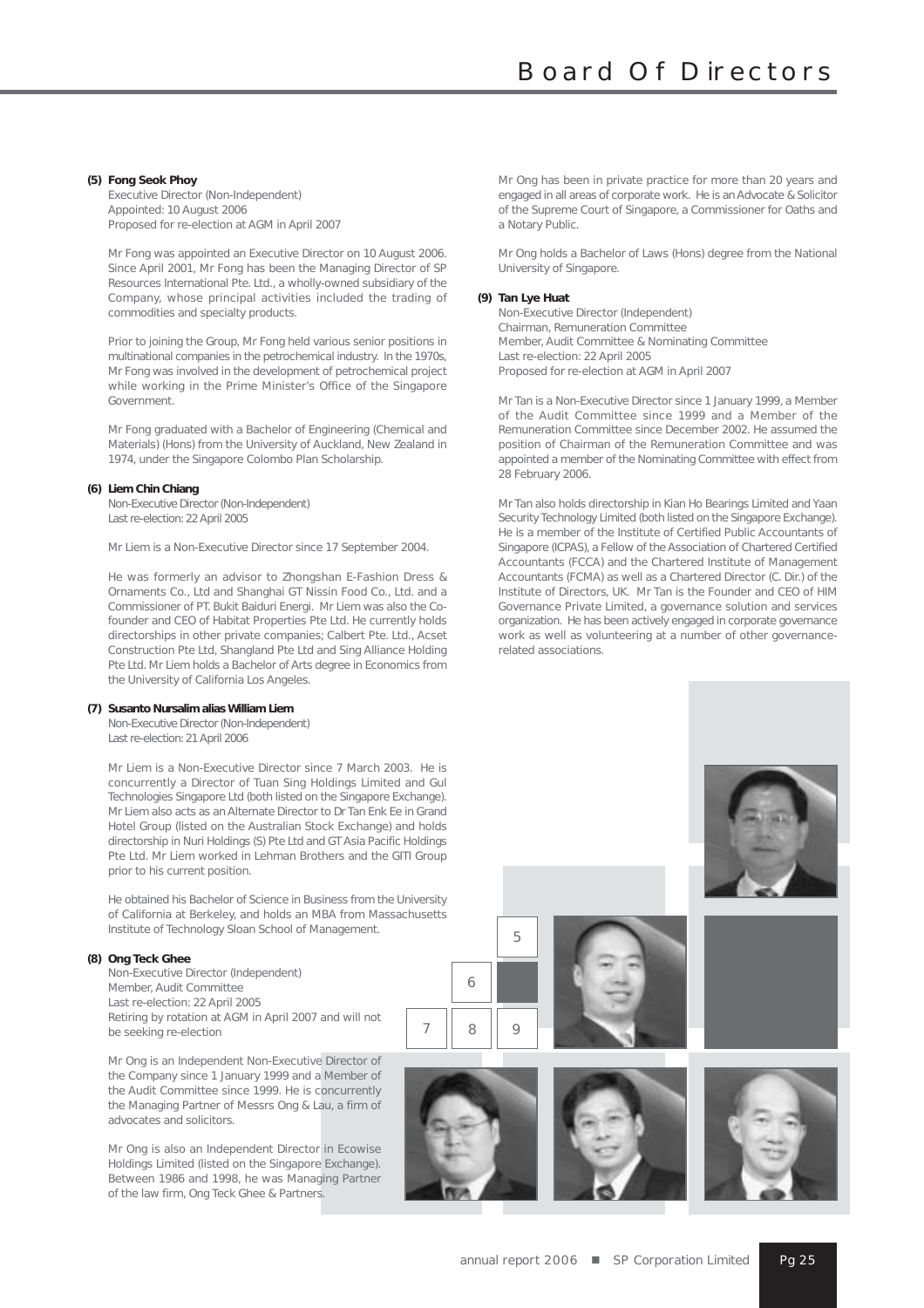# Board Of Directors

**(5) Fong Seok Phoy**
Executive Director (Non-Independent)
Appointed: 10 August 2006
Proposed for re-election at AGM in April 2007

Mr Fong was appointed an Executive Director on 10 August 2006. Since April 2001, Mr Fong has been the Managing Director of SP Resources International Pte. Ltd., a wholly-owned subsidiary of the Company, whose principal activities included the trading of commodities and specialty products.

Prior to joining the Group, Mr Fong held various senior positions in multinational companies in the petrochemical industry. In the 1970s, Mr Fong was involved in the development of petrochemical project while working in the Prime Minister's Office of the Singapore Government.

Mr Fong graduated with a Bachelor of Engineering (Chemical and Materials) (Hons) from the University of Auckland, New Zealand in 1974, under the Singapore Colombo Plan Scholarship.

**(6) Liem Chin Chiang**
Non-Executive Director (Non-Independent)
Last re-election: 22 April 2005

Mr Liem is a Non-Executive Director since 17 September 2004.

He was formerly an advisor to Zhongshan E-Fashion Dress & Ornaments Co., Ltd and Shanghai GT Nissin Food Co., Ltd. and a Commissioner of PT. Bukit Baiduri Energi. Mr Liem was also the Co-founder and CEO of Habitat Properties Pte Ltd. He currently holds directorships in other private companies; Calbert Pte. Ltd., Acset Construction Pte Ltd, Shangland Pte Ltd and Sing Alliance Holding Pte Ltd. Mr Liem holds a Bachelor of Arts degree in Economics from the University of California Los Angeles.

**(7) Susanto Nursalim alias William Liem**
Non-Executive Director (Non-Independent)
Last re-election: 21 April 2006

Mr Liem is a Non-Executive Director since 7 March 2003. He is concurrently a Director of Tuan Sing Holdings Limited and Gul Technologies Singapore Ltd (both listed on the Singapore Exchange). Mr Liem also acts as an Alternate Director to Dr Tan Enk Ee in Grand Hotel Group (listed on the Australian Stock Exchange) and holds directorship in Nuri Holdings (S) Pte Ltd and GT Asia Pacific Holdings Pte Ltd. Mr Liem worked in Lehman Brothers and the GITI Group prior to his current position.

He obtained his Bachelor of Science in Business from the University of California at Berkeley, and holds an MBA from Massachusetts Institute of Technology Sloan School of Management.

**(8) Ong Teck Ghee**
Non-Executive Director (Independent)
Member, Audit Committee
Last re-election: 22 April 2005
Retiring by rotation at AGM in April 2007 and will not be seeking re-election

Mr Ong is an Independent Non-Executive Director of the Company since 1 January 1999 and a Member of the Audit Committee since 1999. He is concurrently the Managing Partner of Messrs Ong & Lau, a firm of advocates and solicitors.

Mr Ong is also an Independent Director in Ecowise Holdings Limited (listed on the Singapore Exchange). Between 1986 and 1998, he was Managing Partner of the law firm, Ong Teck Ghee & Partners.

Mr Ong has been in private practice for more than 20 years and engaged in all areas of corporate work. He is an Advocate & Solicitor of the Supreme Court of Singapore, a Commissioner for Oaths and a Notary Public.

Mr Ong holds a Bachelor of Laws (Hons) degree from the National University of Singapore.

**(9) Tan Lye Huat**
Non-Executive Director (Independent)
Chairman, Remuneration Committee
Member, Audit Committee & Nominating Committee
Last re-election: 22 April 2005
Proposed for re-election at AGM in April 2007

Mr Tan is a Non-Executive Director since 1 January 1999, a Member of the Audit Committee since 1999 and a Member of the Remuneration Committee since December 2002. He assumed the position of Chairman of the Remuneration Committee and was appointed a member of the Nominating Committee with effect from 28 February 2006.

Mr Tan also holds directorship in Kian Ho Bearings Limited and Yaan Security Technology Limited (both listed on the Singapore Exchange). He is a member of the Institute of Certified Public Accountants of Singapore (ICPAS), a Fellow of the Association of Chartered Certified Accountants (FCCA) and the Chartered Institute of Management Accountants (FCMA) as well as a Chartered Director (C. Dir.) of the Institute of Directors, UK. Mr Tan is the Founder and CEO of HIM Governance Private Limited, a governance solution and services organization. He has been actively engaged in corporate governance work as well as volunteering at a number of other governance-related associations.

5

6

7 8 9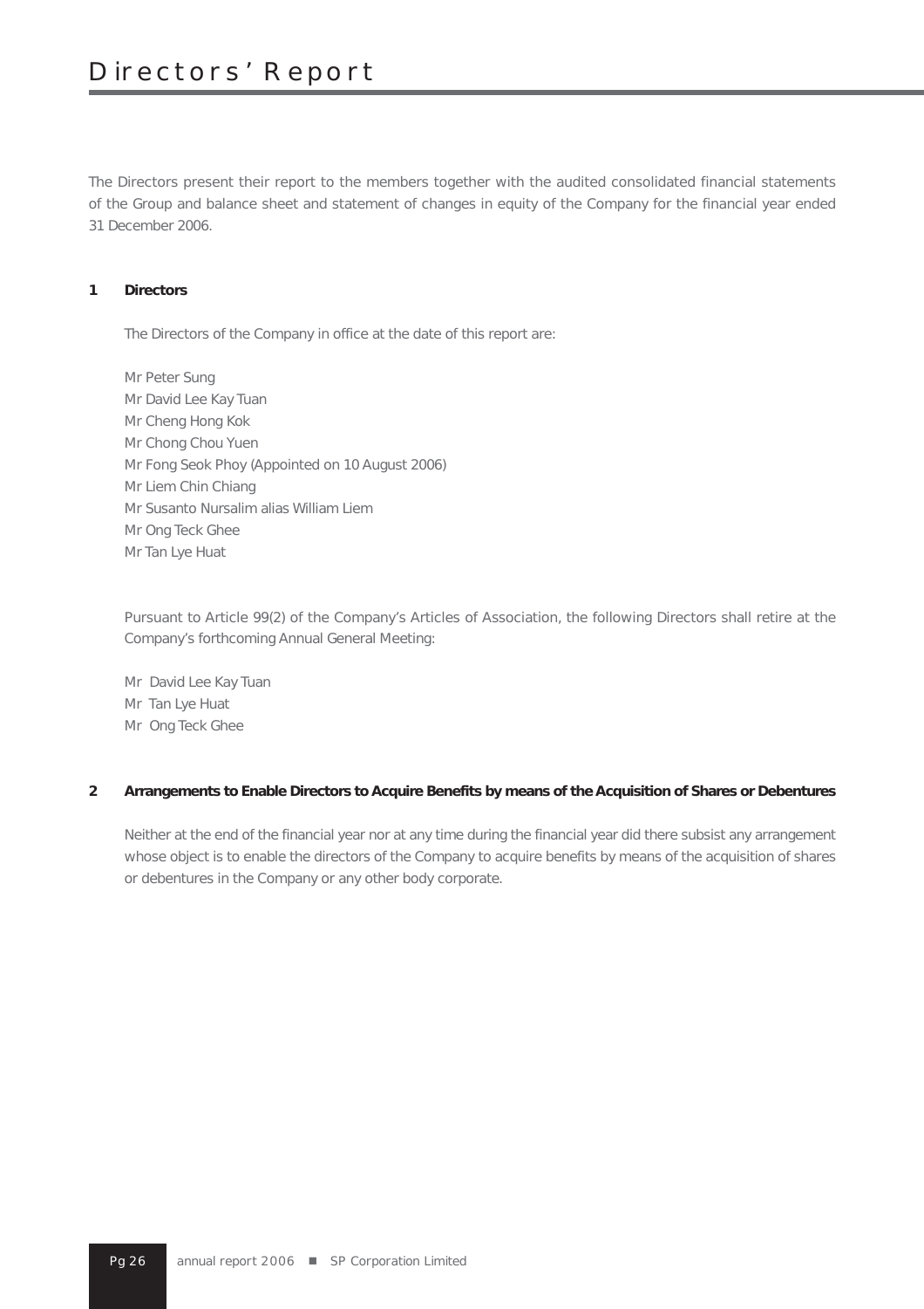# Directors' Report

The Directors present their report to the members together with the audited consolidated financial statements of the Group and balance sheet and statement of changes in equity of the Company for the financial year ended 31 December 2006.

## 1 Directors

The Directors of the Company in office at the date of this report are:

Mr Peter Sung
Mr David Lee Kay Tuan
Mr Cheng Hong Kok
Mr Chong Chou Yuen
Mr Fong Seok Phoy (Appointed on 10 August 2006)
Mr Liem Chin Chiang
Mr Susanto Nursalim alias William Liem
Mr Ong Teck Ghee
Mr Tan Lye Huat

Pursuant to Article 99(2) of the Company's Articles of Association, the following Directors shall retire at the Company's forthcoming Annual General Meeting:

Mr David Lee Kay Tuan
Mr Tan Lye Huat
Mr Ong Teck Ghee

## 2 Arrangements to Enable Directors to Acquire Benefits by means of the Acquisition of Shares or Debentures

Neither at the end of the financial year nor at any time during the financial year did there subsist any arrangement whose object is to enable the directors of the Company to acquire benefits by means of the acquisition of shares or debentures in the Company or any other body corporate.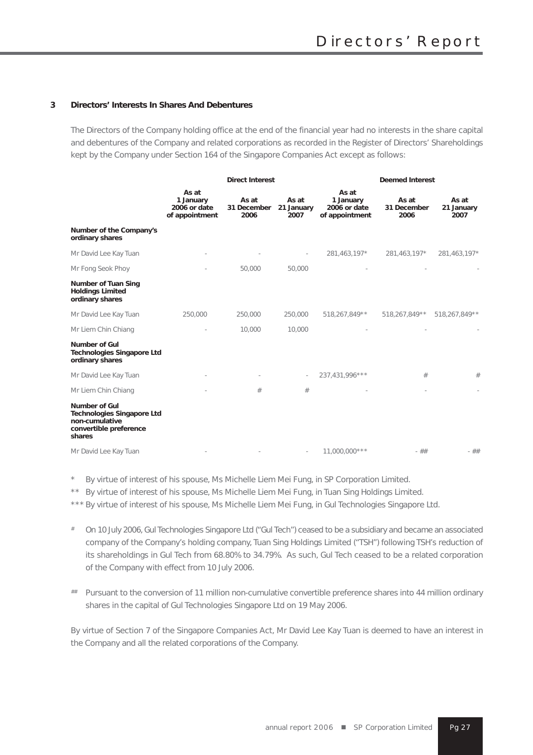## 3 Directors' Interests In Shares And Debentures

The Directors of the Company holding office at the end of the financial year had no interests in the share capital and debentures of the Company and related corporations as recorded in the Register of Directors' Shareholdings kept by the Company under Section 164 of the Singapore Companies Act except as follows:

| | Direct Interest | | | Deemed Interest | | |
|---|---|---|---|---|---|---|
| | As at 1 January 2006 or date of appointment | As at 31 December 2006 | As at 21 January 2007 | As at 1 January 2006 or date of appointment | As at 31 December 2006 | As at 21 January 2007 |
| **Number of the Company's ordinary shares** | | | | | | |
| Mr David Lee Kay Tuan | - | - | - | 281,463,197* | 281,463,197* | 281,463,197* |
| Mr Fong Seok Phoy | - | 50,000 | 50,000 | - | - | - |
| **Number of Tuan Sing Holdings Limited ordinary shares** | | | | | | |
| Mr David Lee Kay Tuan | 250,000 | 250,000 | 250,000 | 518,267,849** | 518,267,849** | 518,267,849** |
| Mr Liem Chin Chiang | - | 10,000 | 10,000 | - | - | - |
| **Number of Gul Technologies Singapore Ltd ordinary shares** | | | | | | |
| Mr David Lee Kay Tuan | - | - | - | 237,431,996*** | # | # |
| Mr Liem Chin Chiang | - | # | # | - | - | - |
| **Number of Gul Technologies Singapore Ltd non-cumulative convertible preference shares** | | | | | | |
| Mr David Lee Kay Tuan | - | - | - | 11,000,000*** | - ## | - ## |

\* By virtue of interest of his spouse, Ms Michelle Liem Mei Fung, in SP Corporation Limited.

** By virtue of interest of his spouse, Ms Michelle Liem Mei Fung, in Tuan Sing Holdings Limited.

*** By virtue of interest of his spouse, Ms Michelle Liem Mei Fung, in Gul Technologies Singapore Ltd.

\# On 10 July 2006, Gul Technologies Singapore Ltd ("Gul Tech") ceased to be a subsidiary and became an associated company of the Company's holding company, Tuan Sing Holdings Limited ("TSH") following TSH's reduction of its shareholdings in Gul Tech from 68.80% to 34.79%. As such, Gul Tech ceased to be a related corporation of the Company with effect from 10 July 2006.

\#\# Pursuant to the conversion of 11 million non-cumulative convertible preference shares into 44 million ordinary shares in the capital of Gul Technologies Singapore Ltd on 19 May 2006.

By virtue of Section 7 of the Singapore Companies Act, Mr David Lee Kay Tuan is deemed to have an interest in the Company and all the related corporations of the Company.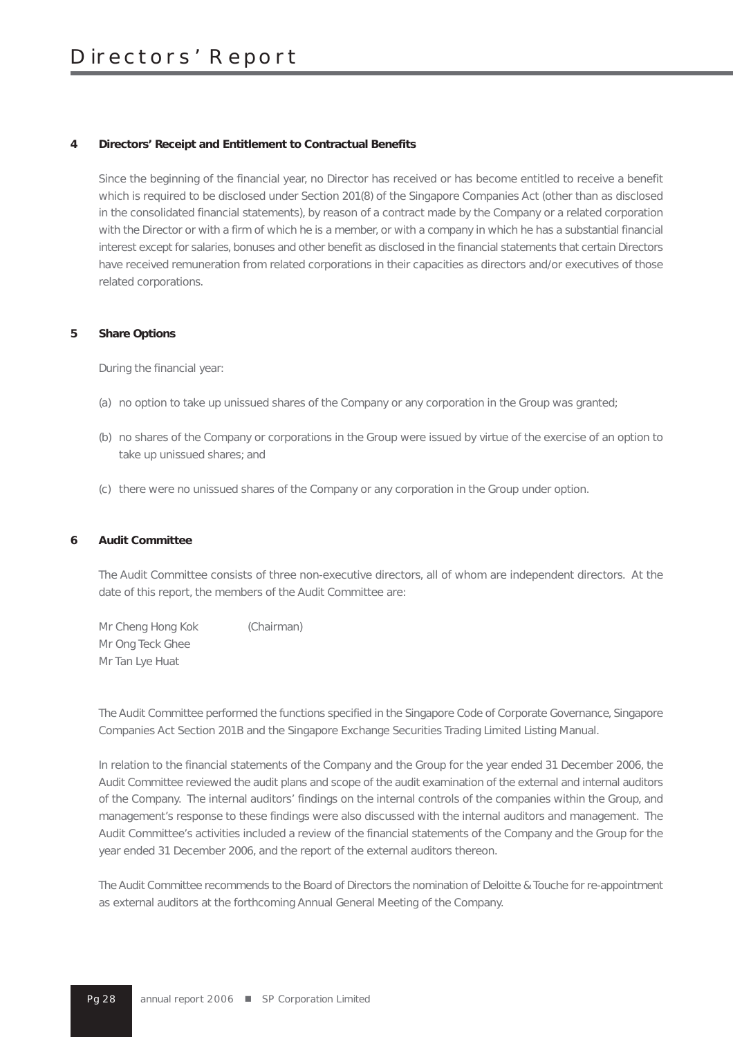# Directors' Report

## 4 Directors' Receipt and Entitlement to Contractual Benefits

Since the beginning of the financial year, no Director has received or has become entitled to receive a benefit which is required to be disclosed under Section 201(8) of the Singapore Companies Act (other than as disclosed in the consolidated financial statements), by reason of a contract made by the Company or a related corporation with the Director or with a firm of which he is a member, or with a company in which he has a substantial financial interest except for salaries, bonuses and other benefit as disclosed in the financial statements that certain Directors have received remuneration from related corporations in their capacities as directors and/or executives of those related corporations.

## 5 Share Options

During the financial year:

(a) no option to take up unissued shares of the Company or any corporation in the Group was granted;

(b) no shares of the Company or corporations in the Group were issued by virtue of the exercise of an option to take up unissued shares; and

(c) there were no unissued shares of the Company or any corporation in the Group under option.

## 6 Audit Committee

The Audit Committee consists of three non-executive directors, all of whom are independent directors. At the date of this report, the members of the Audit Committee are:

Mr Cheng Hong Kok (Chairman)
Mr Ong Teck Ghee
Mr Tan Lye Huat

The Audit Committee performed the functions specified in the Singapore Code of Corporate Governance, Singapore Companies Act Section 201B and the Singapore Exchange Securities Trading Limited Listing Manual.

In relation to the financial statements of the Company and the Group for the year ended 31 December 2006, the Audit Committee reviewed the audit plans and scope of the audit examination of the external and internal auditors of the Company. The internal auditors' findings on the internal controls of the companies within the Group, and management's response to these findings were also discussed with the internal auditors and management. The Audit Committee's activities included a review of the financial statements of the Company and the Group for the year ended 31 December 2006, and the report of the external auditors thereon.

The Audit Committee recommends to the Board of Directors the nomination of Deloitte & Touche for re-appointment as external auditors at the forthcoming Annual General Meeting of the Company.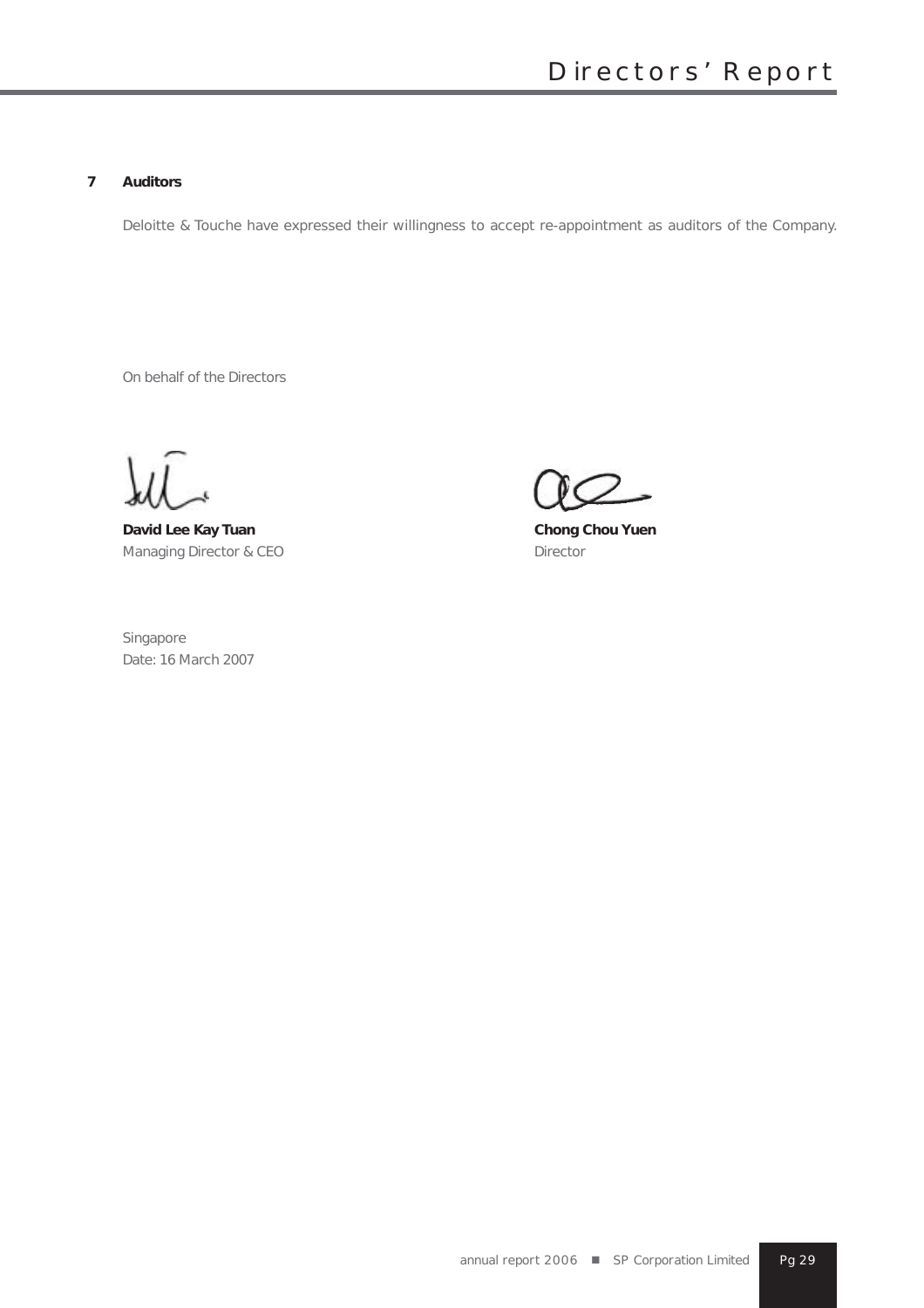**7 Auditors**

Deloitte & Touche have expressed their willingness to accept re-appointment as auditors of the Company.

On behalf of the Directors

**David Lee Kay Tuan**
Managing Director & CEO

**Chong Chou Yuen**
Director

Singapore
Date: 16 March 2007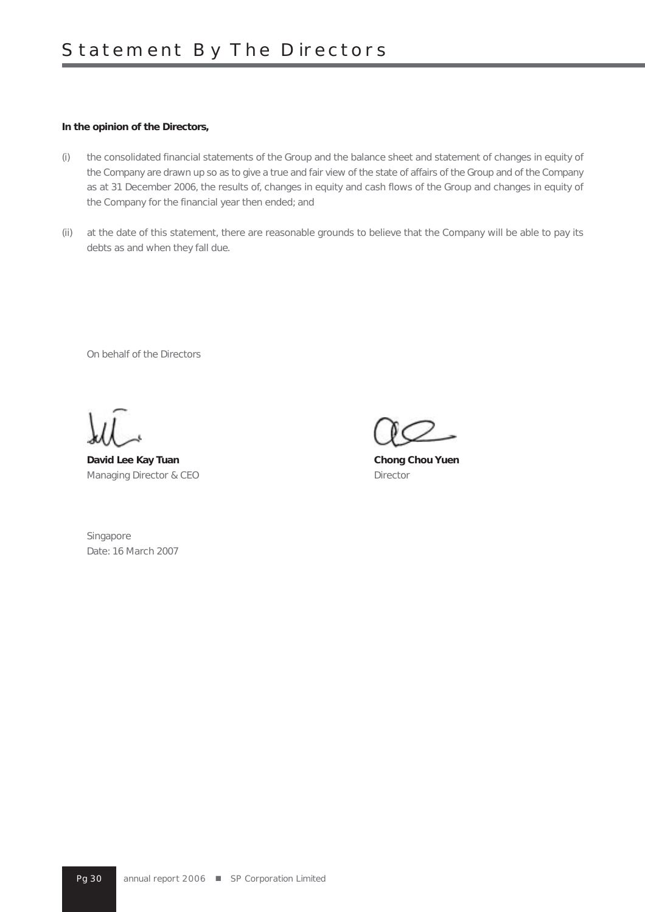# Statement By The Directors

**In the opinion of the Directors,**

(i) the consolidated financial statements of the Group and the balance sheet and statement of changes in equity of the Company are drawn up so as to give a true and fair view of the state of affairs of the Group and of the Company as at 31 December 2006, the results of, changes in equity and cash flows of the Group and changes in equity of the Company for the financial year then ended; and

(ii) at the date of this statement, there are reasonable grounds to believe that the Company will be able to pay its debts as and when they fall due.

On behalf of the Directors

**David Lee Kay Tuan**
Managing Director & CEO

**Chong Chou Yuen**
Director

Singapore
Date: 16 March 2007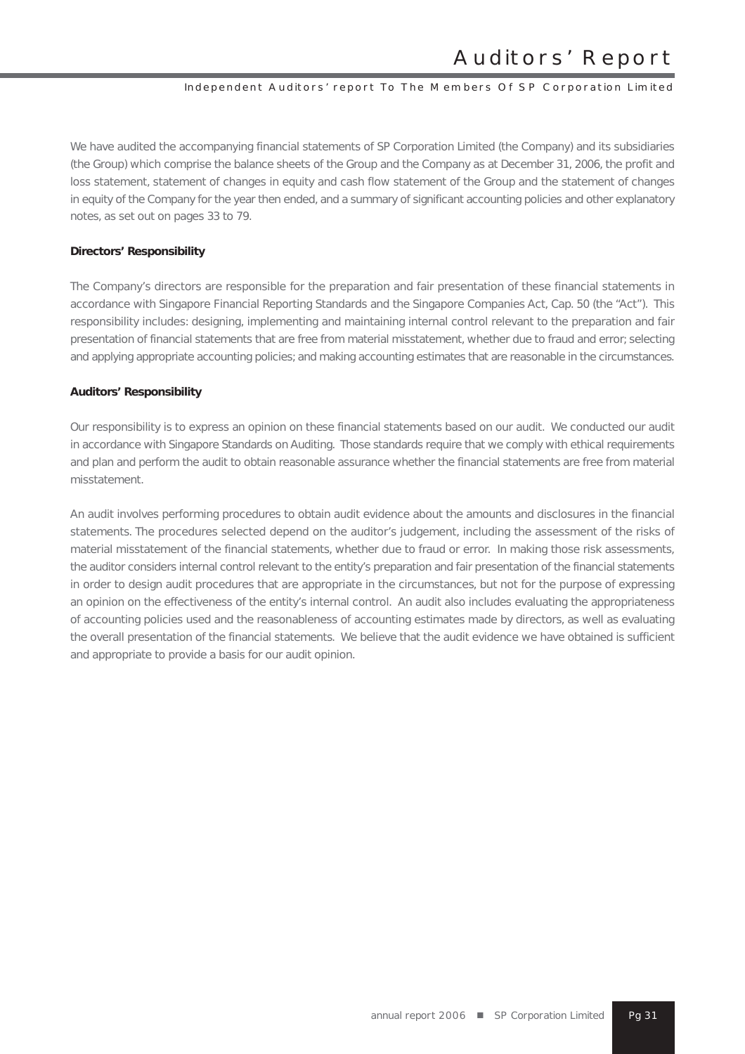# Auditors' Report

Independent Auditors' report To The Members Of SP Corporation Limited

We have audited the accompanying financial statements of SP Corporation Limited (the Company) and its subsidiaries (the Group) which comprise the balance sheets of the Group and the Company as at December 31, 2006, the profit and loss statement, statement of changes in equity and cash flow statement of the Group and the statement of changes in equity of the Company for the year then ended, and a summary of significant accounting policies and other explanatory notes, as set out on pages 33 to 79.

**Directors' Responsibility**

The Company's directors are responsible for the preparation and fair presentation of these financial statements in accordance with Singapore Financial Reporting Standards and the Singapore Companies Act, Cap. 50 (the "Act"). This responsibility includes: designing, implementing and maintaining internal control relevant to the preparation and fair presentation of financial statements that are free from material misstatement, whether due to fraud and error; selecting and applying appropriate accounting policies; and making accounting estimates that are reasonable in the circumstances.

**Auditors' Responsibility**

Our responsibility is to express an opinion on these financial statements based on our audit. We conducted our audit in accordance with Singapore Standards on Auditing. Those standards require that we comply with ethical requirements and plan and perform the audit to obtain reasonable assurance whether the financial statements are free from material misstatement.

An audit involves performing procedures to obtain audit evidence about the amounts and disclosures in the financial statements. The procedures selected depend on the auditor's judgement, including the assessment of the risks of material misstatement of the financial statements, whether due to fraud or error. In making those risk assessments, the auditor considers internal control relevant to the entity's preparation and fair presentation of the financial statements in order to design audit procedures that are appropriate in the circumstances, but not for the purpose of expressing an opinion on the effectiveness of the entity's internal control. An audit also includes evaluating the appropriateness of accounting policies used and the reasonableness of accounting estimates made by directors, as well as evaluating the overall presentation of the financial statements. We believe that the audit evidence we have obtained is sufficient and appropriate to provide a basis for our audit opinion.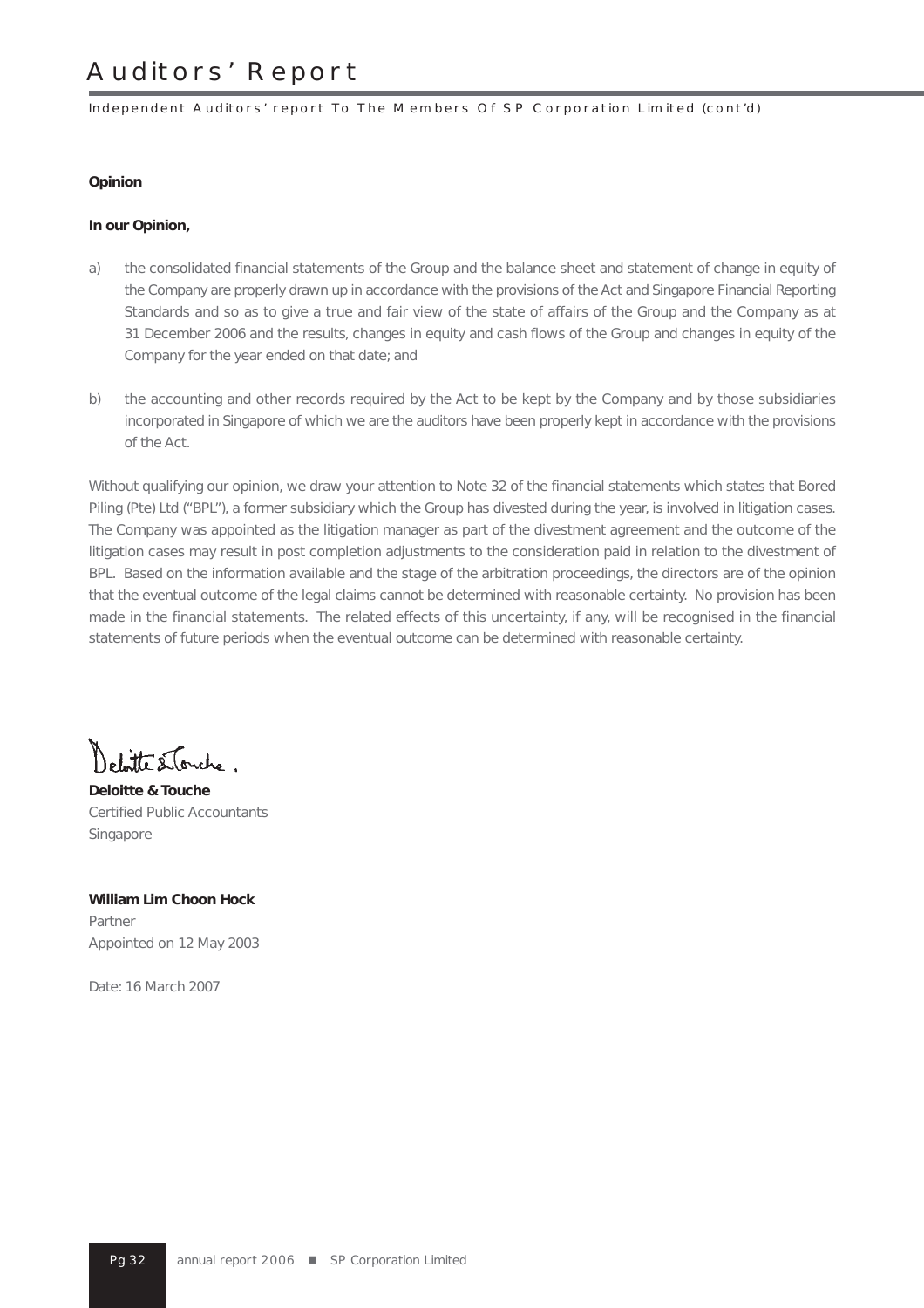# Auditors' Report

Independent Auditors' report To The Members Of SP Corporation Limited (cont'd)

**Opinion**

**In our Opinion,**

a) the consolidated financial statements of the Group and the balance sheet and statement of change in equity of the Company are properly drawn up in accordance with the provisions of the Act and Singapore Financial Reporting Standards and so as to give a true and fair view of the state of affairs of the Group and the Company as at 31 December 2006 and the results, changes in equity and cash flows of the Group and changes in equity of the Company for the year ended on that date; and

b) the accounting and other records required by the Act to be kept by the Company and by those subsidiaries incorporated in Singapore of which we are the auditors have been properly kept in accordance with the provisions of the Act.

Without qualifying our opinion, we draw your attention to Note 32 of the financial statements which states that Bored Piling (Pte) Ltd ("BPL"), a former subsidiary which the Group has divested during the year, is involved in litigation cases. The Company was appointed as the litigation manager as part of the divestment agreement and the outcome of the litigation cases may result in post completion adjustments to the consideration paid in relation to the divestment of BPL. Based on the information available and the stage of the arbitration proceedings, the directors are of the opinion that the eventual outcome of the legal claims cannot be determined with reasonable certainty. No provision has been made in the financial statements. The related effects of this uncertainty, if any, will be recognised in the financial statements of future periods when the eventual outcome can be determined with reasonable certainty.

**Deloitte & Touche**
Certified Public Accountants
Singapore

**William Lim Choon Hock**
Partner
Appointed on 12 May 2003

Date: 16 March 2007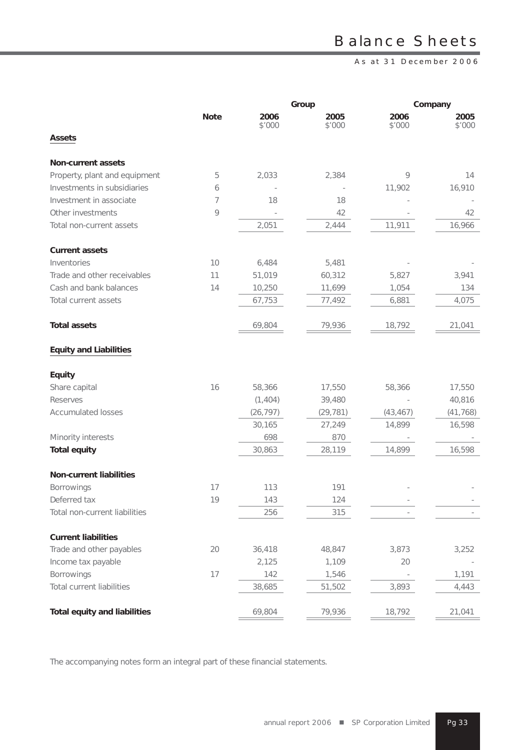# Balance Sheets

As at 31 December 2006

| | Note | Group | | Company | |
|---|---|---|---|---|---|
| | | 2006 $'000 | 2005 $'000 | 2006 $'000 | 2005 $'000 |
| **Assets** | | | | | |
| **Non-current assets** | | | | | |
| Property, plant and equipment | 5 | 2,033 | 2,384 | 9 | 14 |
| Investments in subsidiaries | 6 | - | - | 11,902 | 16,910 |
| Investment in associate | 7 | 18 | 18 | - | - |
| Other investments | 9 | - | 42 | - | 42 |
| Total non-current assets | | 2,051 | 2,444 | 11,911 | 16,966 |
| **Current assets** | | | | | |
| Inventories | 10 | 6,484 | 5,481 | - | - |
| Trade and other receivables | 11 | 51,019 | 60,312 | 5,827 | 3,941 |
| Cash and bank balances | 14 | 10,250 | 11,699 | 1,054 | 134 |
| Total current assets | | 67,753 | 77,492 | 6,881 | 4,075 |
| **Total assets** | | 69,804 | 79,936 | 18,792 | 21,041 |
| **Equity and Liabilities** | | | | | |
| **Equity** | | | | | |
| Share capital | 16 | 58,366 | 17,550 | 58,366 | 17,550 |
| Reserves | | (1,404) | 39,480 | - | 40,816 |
| Accumulated losses | | (26,797) | (29,781) | (43,467) | (41,768) |
| | | 30,165 | 27,249 | 14,899 | 16,598 |
| Minority interests | | 698 | 870 | - | - |
| **Total equity** | | 30,863 | 28,119 | 14,899 | 16,598 |
| **Non-current liabilities** | | | | | |
| Borrowings | 17 | 113 | 191 | - | - |
| Deferred tax | 19 | 143 | 124 | - | - |
| Total non-current liabilities | | 256 | 315 | - | - |
| **Current liabilities** | | | | | |
| Trade and other payables | 20 | 36,418 | 48,847 | 3,873 | 3,252 |
| Income tax payable | | 2,125 | 1,109 | 20 | - |
| Borrowings | 17 | 142 | 1,546 | - | 1,191 |
| Total current liabilities | | 38,685 | 51,502 | 3,893 | 4,443 |
| **Total equity and liabilities** | | 69,804 | 79,936 | 18,792 | 21,041 |

The accompanying notes form an integral part of these financial statements.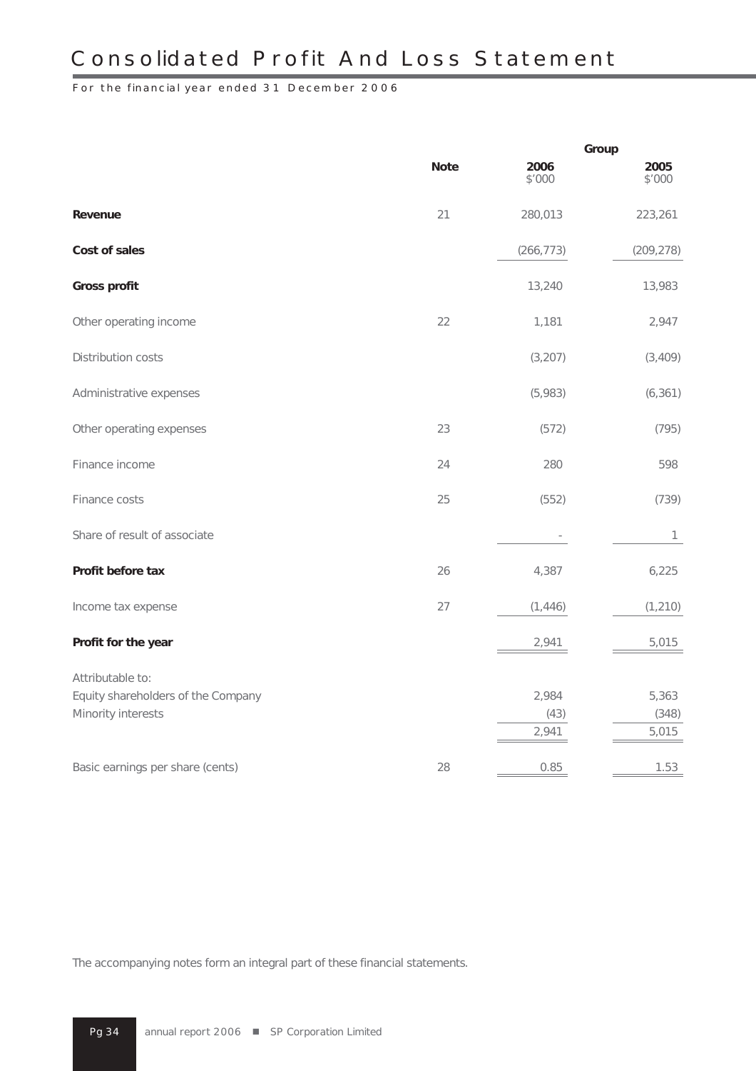# Consolidated Profit And Loss Statement

For the financial year ended 31 December 2006

| | Note | Group | |
|---|---|---|---|
| | | 2006<br>$'000 | 2005<br>$'000 |
| **Revenue** | 21 | 280,013 | 223,261 |
| **Cost of sales** | | (266,773) | (209,278) |
| **Gross profit** | | 13,240 | 13,983 |
| Other operating income | 22 | 1,181 | 2,947 |
| Distribution costs | | (3,207) | (3,409) |
| Administrative expenses | | (5,983) | (6,361) |
| Other operating expenses | 23 | (572) | (795) |
| Finance income | 24 | 280 | 598 |
| Finance costs | 25 | (552) | (739) |
| Share of result of associate | | - | 1 |
| **Profit before tax** | 26 | 4,387 | 6,225 |
| Income tax expense | 27 | (1,446) | (1,210) |
| **Profit for the year** | | 2,941 | 5,015 |
| Attributable to: | | | |
| Equity shareholders of the Company | | 2,984 | 5,363 |
| Minority interests | | (43) | (348) |
| | | 2,941 | 5,015 |
| Basic earnings per share (cents) | 28 | 0.85 | 1.53 |

The accompanying notes form an integral part of these financial statements.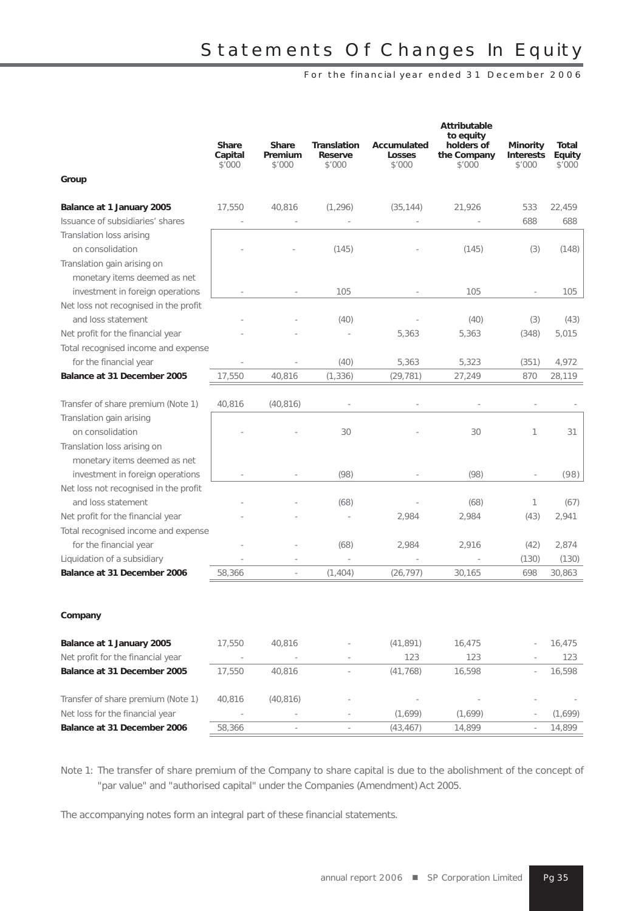# Statements Of Changes In Equity

For the financial year ended 31 December 2006

| | Share Capital $'000 | Share Premium $'000 | Translation Reserve $'000 | Accumulated Losses $'000 | Attributable to equity holders of the Company $'000 | Minority Interests $'000 | Total Equity $'000 |
|---|---|---|---|---|---|---|---|
| **Group** | | | | | | | |
| **Balance at 1 January 2005** | 17,550 | 40,816 | (1,296) | (35,144) | 21,926 | 533 | 22,459 |
| Issuance of subsidiaries' shares | - | - | - | - | - | 688 | 688 |
| Translation loss arising on consolidation | - | - | (145) | - | (145) | (3) | (148) |
| Translation gain arising on monetary items deemed as net investment in foreign operations | - | - | 105 | - | 105 | - | 105 |
| Net loss not recognised in the profit and loss statement | - | - | (40) | - | (40) | (3) | (43) |
| Net profit for the financial year | - | - | - | 5,363 | 5,363 | (348) | 5,015 |
| Total recognised income and expense for the financial year | - | - | (40) | 5,363 | 5,323 | (351) | 4,972 |
| **Balance at 31 December 2005** | 17,550 | 40,816 | (1,336) | (29,781) | 27,249 | 870 | 28,119 |
| Transfer of share premium (Note 1) | 40,816 | (40,816) | - | - | - | - | - |
| Translation gain arising on consolidation | - | - | 30 | - | 30 | 1 | 31 |
| Translation loss arising on monetary items deemed as net investment in foreign operations | - | - | (98) | - | (98) | - | (98) |
| Net loss not recognised in the profit and loss statement | - | - | (68) | - | (68) | 1 | (67) |
| Net profit for the financial year | - | - | - | 2,984 | 2,984 | (43) | 2,941 |
| Total recognised income and expense for the financial year | - | - | (68) | 2,984 | 2,916 | (42) | 2,874 |
| Liquidation of a subsidiary | - | - | - | - | - | (130) | (130) |
| **Balance at 31 December 2006** | 58,366 | - | (1,404) | (26,797) | 30,165 | 698 | 30,863 |
| **Company** | | | | | | | |
| **Balance at 1 January 2005** | 17,550 | 40,816 | - | (41,891) | 16,475 | - | 16,475 |
| Net profit for the financial year | - | - | - | 123 | 123 | - | 123 |
| **Balance at 31 December 2005** | 17,550 | 40,816 | - | (41,768) | 16,598 | - | 16,598 |
| Transfer of share premium (Note 1) | 40,816 | (40,816) | - | - | - | - | - |
| Net loss for the financial year | - | - | - | (1,699) | (1,699) | - | (1,699) |
| **Balance at 31 December 2006** | 58,366 | - | - | (43,467) | 14,899 | - | 14,899 |

Note 1: The transfer of share premium of the Company to share capital is due to the abolishment of the concept of "par value" and "authorised capital" under the Companies (Amendment) Act 2005.

The accompanying notes form an integral part of these financial statements.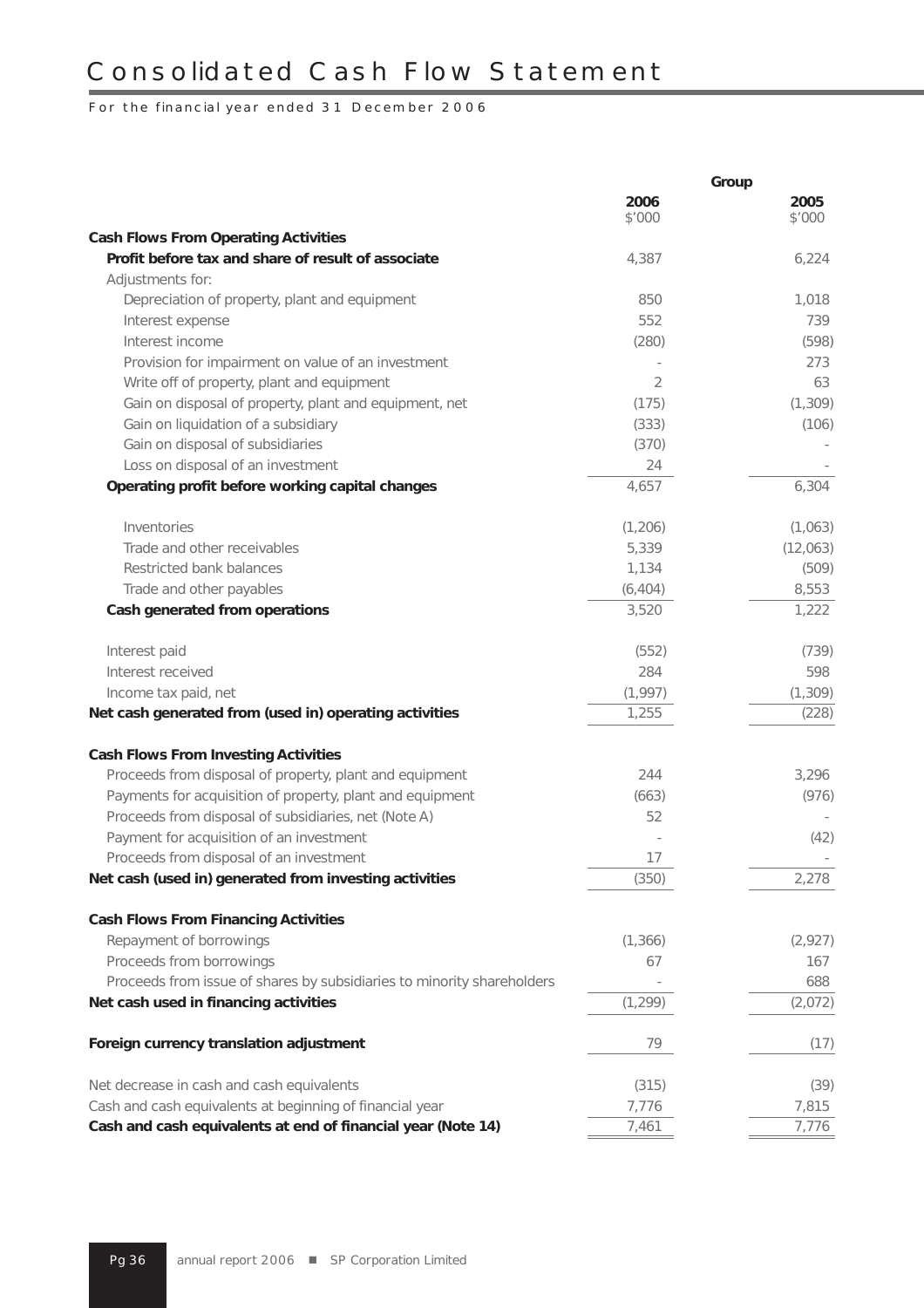# Consolidated Cash Flow Statement

For the financial year ended 31 December 2006

| | Group | |
|---|---|---|
| | 2006 | 2005 |
| | $'000 | $'000 |
| **Cash Flows From Operating Activities** | | |
| **Profit before tax and share of result of associate** | 4,387 | 6,224 |
| Adjustments for: | | |
| Depreciation of property, plant and equipment | 850 | 1,018 |
| Interest expense | 552 | 739 |
| Interest income | (280) | (598) |
| Provision for impairment on value of an investment | - | 273 |
| Write off of property, plant and equipment | 2 | 63 |
| Gain on disposal of property, plant and equipment, net | (175) | (1,309) |
| Gain on liquidation of a subsidiary | (333) | (106) |
| Gain on disposal of subsidiaries | (370) | - |
| Loss on disposal of an investment | 24 | - |
| **Operating profit before working capital changes** | 4,657 | 6,304 |
| Inventories | (1,206) | (1,063) |
| Trade and other receivables | 5,339 | (12,063) |
| Restricted bank balances | 1,134 | (509) |
| Trade and other payables | (6,404) | 8,553 |
| **Cash generated from operations** | 3,520 | 1,222 |
| Interest paid | (552) | (739) |
| Interest received | 284 | 598 |
| Income tax paid, net | (1,997) | (1,309) |
| **Net cash generated from (used in) operating activities** | 1,255 | (228) |
| **Cash Flows From Investing Activities** | | |
| Proceeds from disposal of property, plant and equipment | 244 | 3,296 |
| Payments for acquisition of property, plant and equipment | (663) | (976) |
| Proceeds from disposal of subsidiaries, net (Note A) | 52 | - |
| Payment for acquisition of an investment | - | (42) |
| Proceeds from disposal of an investment | 17 | - |
| **Net cash (used in) generated from investing activities** | (350) | 2,278 |
| **Cash Flows From Financing Activities** | | |
| Repayment of borrowings | (1,366) | (2,927) |
| Proceeds from borrowings | 67 | 167 |
| Proceeds from issue of shares by subsidiaries to minority shareholders | - | 688 |
| **Net cash used in financing activities** | (1,299) | (2,072) |
| **Foreign currency translation adjustment** | 79 | (17) |
| Net decrease in cash and cash equivalents | (315) | (39) |
| Cash and cash equivalents at beginning of financial year | 7,776 | 7,815 |
| **Cash and cash equivalents at end of financial year (Note 14)** | 7,461 | 7,776 |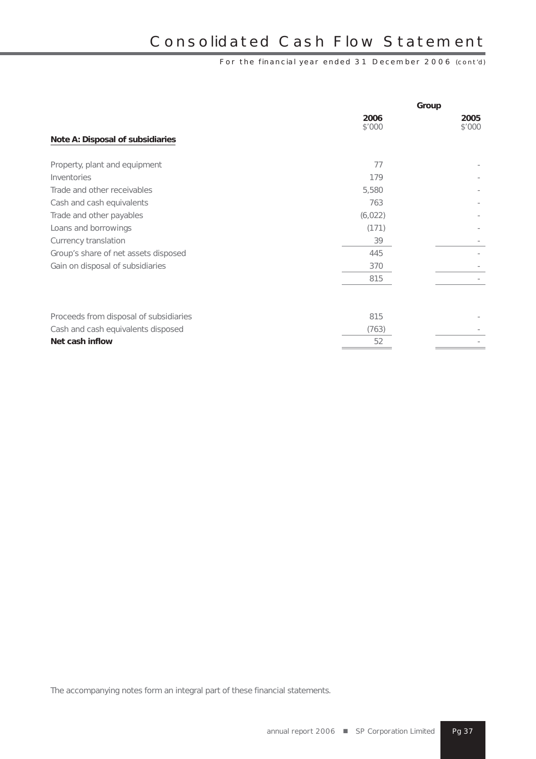# Consolidated Cash Flow Statement

For the financial year ended 31 December 2006 (cont'd)

| | Group | |
|---|---|---|
| | 2006 | 2005 |
| | $'000 | $'000 |
| **Note A: Disposal of subsidiaries** | | |
| Property, plant and equipment | 77 | - |
| Inventories | 179 | - |
| Trade and other receivables | 5,580 | - |
| Cash and cash equivalents | 763 | - |
| Trade and other payables | (6,022) | - |
| Loans and borrowings | (171) | - |
| Currency translation | 39 | - |
| Group's share of net assets disposed | 445 | - |
| Gain on disposal of subsidiaries | 370 | - |
| | 815 | - |
| | | |
| Proceeds from disposal of subsidiaries | 815 | - |
| Cash and cash equivalents disposed | (763) | - |
| **Net cash inflow** | 52 | - |

The accompanying notes form an integral part of these financial statements.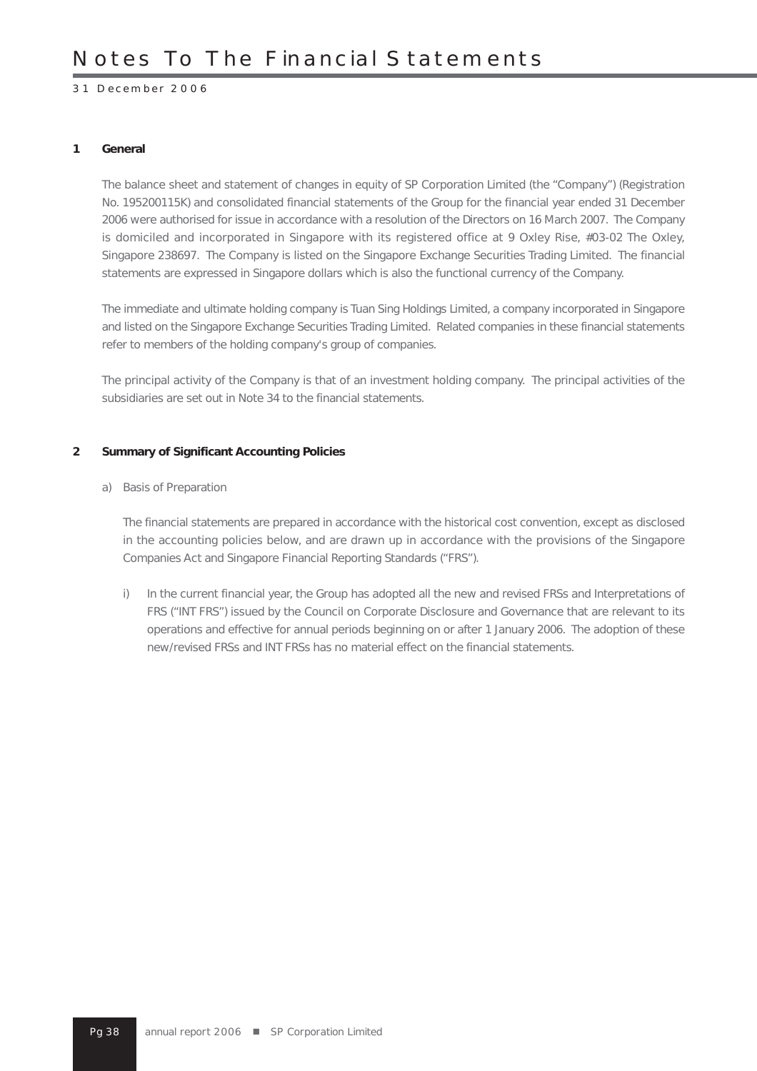# Notes To The Financial Statements

31 December 2006

## 1 General

The balance sheet and statement of changes in equity of SP Corporation Limited (the "Company") (Registration No. 195200115K) and consolidated financial statements of the Group for the financial year ended 31 December 2006 were authorised for issue in accordance with a resolution of the Directors on 16 March 2007. The Company is domiciled and incorporated in Singapore with its registered office at 9 Oxley Rise, #03-02 The Oxley, Singapore 238697. The Company is listed on the Singapore Exchange Securities Trading Limited. The financial statements are expressed in Singapore dollars which is also the functional currency of the Company.

The immediate and ultimate holding company is Tuan Sing Holdings Limited, a company incorporated in Singapore and listed on the Singapore Exchange Securities Trading Limited. Related companies in these financial statements refer to members of the holding company's group of companies.

The principal activity of the Company is that of an investment holding company. The principal activities of the subsidiaries are set out in Note 34 to the financial statements.

## 2 Summary of Significant Accounting Policies

a) Basis of Preparation

The financial statements are prepared in accordance with the historical cost convention, except as disclosed in the accounting policies below, and are drawn up in accordance with the provisions of the Singapore Companies Act and Singapore Financial Reporting Standards ("FRS").

i) In the current financial year, the Group has adopted all the new and revised FRSs and Interpretations of FRS ("INT FRS") issued by the Council on Corporate Disclosure and Governance that are relevant to its operations and effective for annual periods beginning on or after 1 January 2006. The adoption of these new/revised FRSs and INT FRSs has no material effect on the financial statements.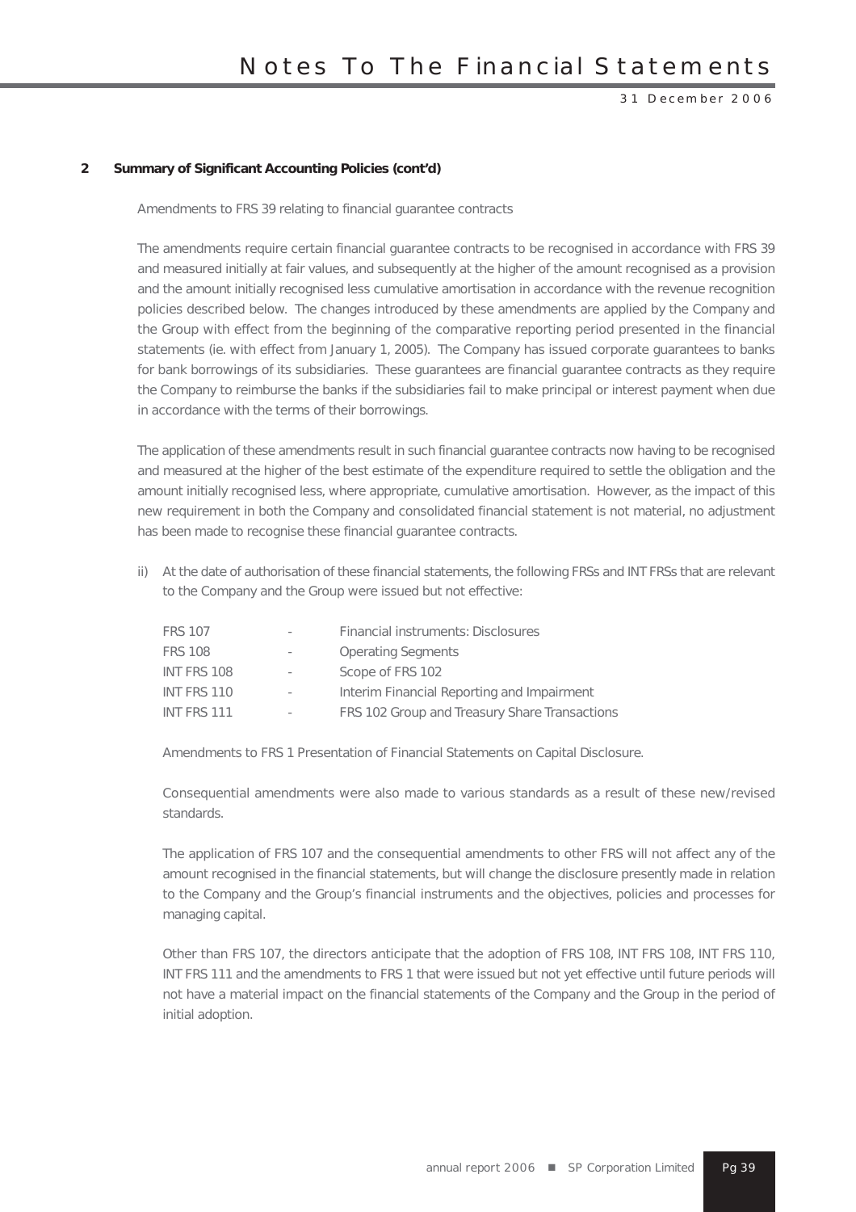## 2 Summary of Significant Accounting Policies (cont'd)

Amendments to FRS 39 relating to financial guarantee contracts

The amendments require certain financial guarantee contracts to be recognised in accordance with FRS 39 and measured initially at fair values, and subsequently at the higher of the amount recognised as a provision and the amount initially recognised less cumulative amortisation in accordance with the revenue recognition policies described below. The changes introduced by these amendments are applied by the Company and the Group with effect from the beginning of the comparative reporting period presented in the financial statements (ie. with effect from January 1, 2005). The Company has issued corporate guarantees to banks for bank borrowings of its subsidiaries. These guarantees are financial guarantee contracts as they require the Company to reimburse the banks if the subsidiaries fail to make principal or interest payment when due in accordance with the terms of their borrowings.

The application of these amendments result in such financial guarantee contracts now having to be recognised and measured at the higher of the best estimate of the expenditure required to settle the obligation and the amount initially recognised less, where appropriate, cumulative amortisation. However, as the impact of this new requirement in both the Company and consolidated financial statement is not material, no adjustment has been made to recognise these financial guarantee contracts.

ii) At the date of authorisation of these financial statements, the following FRSs and INT FRSs that are relevant to the Company and the Group were issued but not effective:

| | | |
|---|---|---|
| FRS 107 | - | Financial instruments: Disclosures |
| FRS 108 | - | Operating Segments |
| INT FRS 108 | - | Scope of FRS 102 |
| INT FRS 110 | - | Interim Financial Reporting and Impairment |
| INT FRS 111 | - | FRS 102 Group and Treasury Share Transactions |

Amendments to FRS 1 Presentation of Financial Statements on Capital Disclosure.

Consequential amendments were also made to various standards as a result of these new/revised standards.

The application of FRS 107 and the consequential amendments to other FRS will not affect any of the amount recognised in the financial statements, but will change the disclosure presently made in relation to the Company and the Group's financial instruments and the objectives, policies and processes for managing capital.

Other than FRS 107, the directors anticipate that the adoption of FRS 108, INT FRS 108, INT FRS 110, INT FRS 111 and the amendments to FRS 1 that were issued but not yet effective until future periods will not have a material impact on the financial statements of the Company and the Group in the period of initial adoption.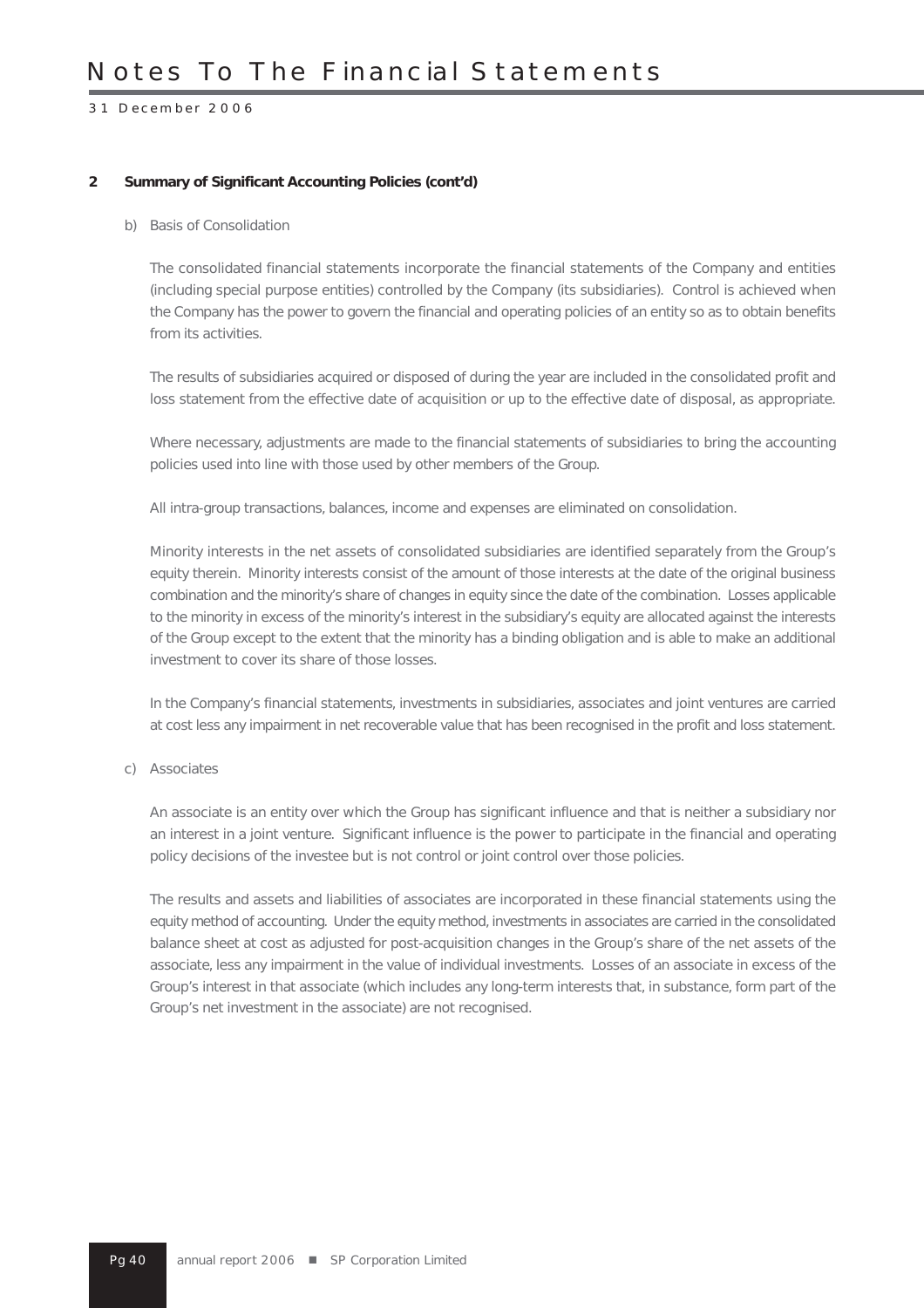## 2 Summary of Significant Accounting Policies (cont'd)

### b) Basis of Consolidation

The consolidated financial statements incorporate the financial statements of the Company and entities (including special purpose entities) controlled by the Company (its subsidiaries). Control is achieved when the Company has the power to govern the financial and operating policies of an entity so as to obtain benefits from its activities.

The results of subsidiaries acquired or disposed of during the year are included in the consolidated profit and loss statement from the effective date of acquisition or up to the effective date of disposal, as appropriate.

Where necessary, adjustments are made to the financial statements of subsidiaries to bring the accounting policies used into line with those used by other members of the Group.

All intra-group transactions, balances, income and expenses are eliminated on consolidation.

Minority interests in the net assets of consolidated subsidiaries are identified separately from the Group's equity therein. Minority interests consist of the amount of those interests at the date of the original business combination and the minority's share of changes in equity since the date of the combination. Losses applicable to the minority in excess of the minority's interest in the subsidiary's equity are allocated against the interests of the Group except to the extent that the minority has a binding obligation and is able to make an additional investment to cover its share of those losses.

In the Company's financial statements, investments in subsidiaries, associates and joint ventures are carried at cost less any impairment in net recoverable value that has been recognised in the profit and loss statement.

### c) Associates

An associate is an entity over which the Group has significant influence and that is neither a subsidiary nor an interest in a joint venture. Significant influence is the power to participate in the financial and operating policy decisions of the investee but is not control or joint control over those policies.

The results and assets and liabilities of associates are incorporated in these financial statements using the equity method of accounting. Under the equity method, investments in associates are carried in the consolidated balance sheet at cost as adjusted for post-acquisition changes in the Group's share of the net assets of the associate, less any impairment in the value of individual investments. Losses of an associate in excess of the Group's interest in that associate (which includes any long-term interests that, in substance, form part of the Group's net investment in the associate) are not recognised.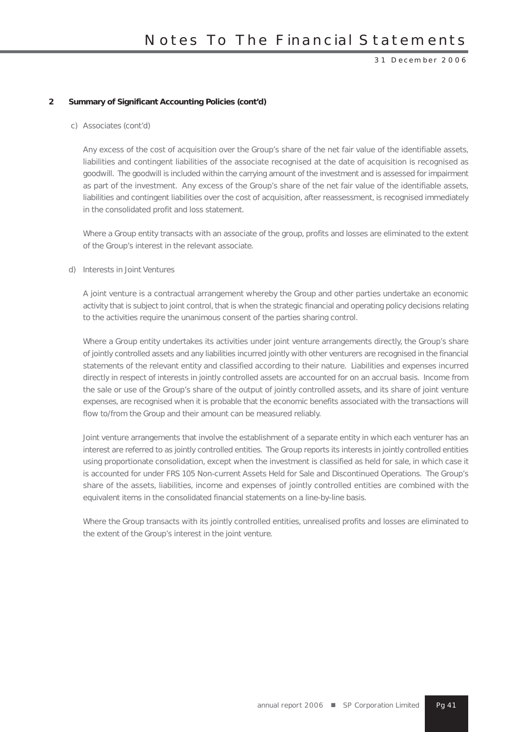## 2 Summary of Significant Accounting Policies (cont'd)

c) Associates (cont'd)

Any excess of the cost of acquisition over the Group's share of the net fair value of the identifiable assets, liabilities and contingent liabilities of the associate recognised at the date of acquisition is recognised as goodwill. The goodwill is included within the carrying amount of the investment and is assessed for impairment as part of the investment. Any excess of the Group's share of the net fair value of the identifiable assets, liabilities and contingent liabilities over the cost of acquisition, after reassessment, is recognised immediately in the consolidated profit and loss statement.

Where a Group entity transacts with an associate of the group, profits and losses are eliminated to the extent of the Group's interest in the relevant associate.

d) Interests in Joint Ventures

A joint venture is a contractual arrangement whereby the Group and other parties undertake an economic activity that is subject to joint control, that is when the strategic financial and operating policy decisions relating to the activities require the unanimous consent of the parties sharing control.

Where a Group entity undertakes its activities under joint venture arrangements directly, the Group's share of jointly controlled assets and any liabilities incurred jointly with other venturers are recognised in the financial statements of the relevant entity and classified according to their nature. Liabilities and expenses incurred directly in respect of interests in jointly controlled assets are accounted for on an accrual basis. Income from the sale or use of the Group's share of the output of jointly controlled assets, and its share of joint venture expenses, are recognised when it is probable that the economic benefits associated with the transactions will flow to/from the Group and their amount can be measured reliably.

Joint venture arrangements that involve the establishment of a separate entity in which each venturer has an interest are referred to as jointly controlled entities. The Group reports its interests in jointly controlled entities using proportionate consolidation, except when the investment is classified as held for sale, in which case it is accounted for under FRS 105 Non-current Assets Held for Sale and Discontinued Operations. The Group's share of the assets, liabilities, income and expenses of jointly controlled entities are combined with the equivalent items in the consolidated financial statements on a line-by-line basis.

Where the Group transacts with its jointly controlled entities, unrealised profits and losses are eliminated to the extent of the Group's interest in the joint venture.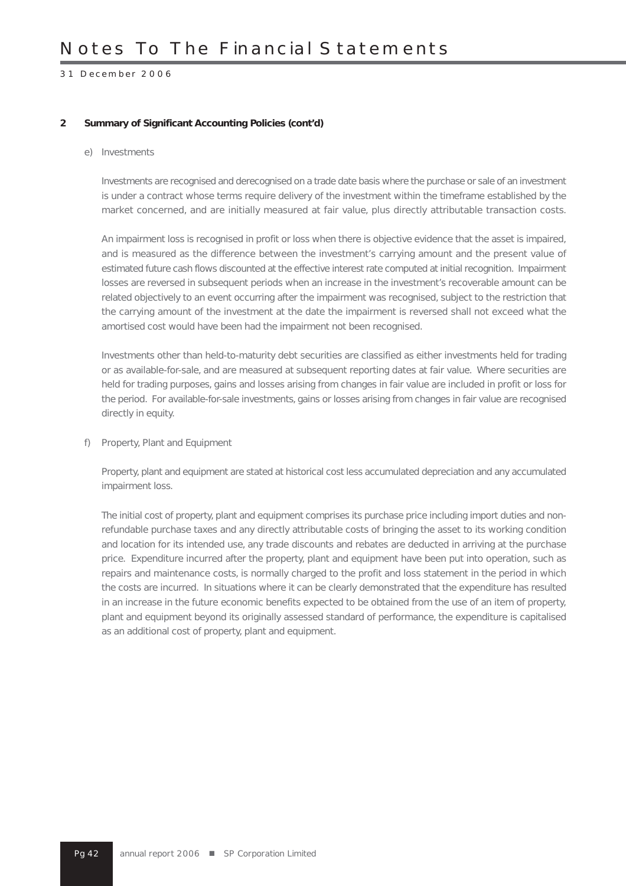## 2 Summary of Significant Accounting Policies (cont'd)

### e) Investments

Investments are recognised and derecognised on a trade date basis where the purchase or sale of an investment is under a contract whose terms require delivery of the investment within the timeframe established by the market concerned, and are initially measured at fair value, plus directly attributable transaction costs.

An impairment loss is recognised in profit or loss when there is objective evidence that the asset is impaired, and is measured as the difference between the investment's carrying amount and the present value of estimated future cash flows discounted at the effective interest rate computed at initial recognition. Impairment losses are reversed in subsequent periods when an increase in the investment's recoverable amount can be related objectively to an event occurring after the impairment was recognised, subject to the restriction that the carrying amount of the investment at the date the impairment is reversed shall not exceed what the amortised cost would have been had the impairment not been recognised.

Investments other than held-to-maturity debt securities are classified as either investments held for trading or as available-for-sale, and are measured at subsequent reporting dates at fair value. Where securities are held for trading purposes, gains and losses arising from changes in fair value are included in profit or loss for the period. For available-for-sale investments, gains or losses arising from changes in fair value are recognised directly in equity.

### f) Property, Plant and Equipment

Property, plant and equipment are stated at historical cost less accumulated depreciation and any accumulated impairment loss.

The initial cost of property, plant and equipment comprises its purchase price including import duties and non-refundable purchase taxes and any directly attributable costs of bringing the asset to its working condition and location for its intended use, any trade discounts and rebates are deducted in arriving at the purchase price. Expenditure incurred after the property, plant and equipment have been put into operation, such as repairs and maintenance costs, is normally charged to the profit and loss statement in the period in which the costs are incurred. In situations where it can be clearly demonstrated that the expenditure has resulted in an increase in the future economic benefits expected to be obtained from the use of an item of property, plant and equipment beyond its originally assessed standard of performance, the expenditure is capitalised as an additional cost of property, plant and equipment.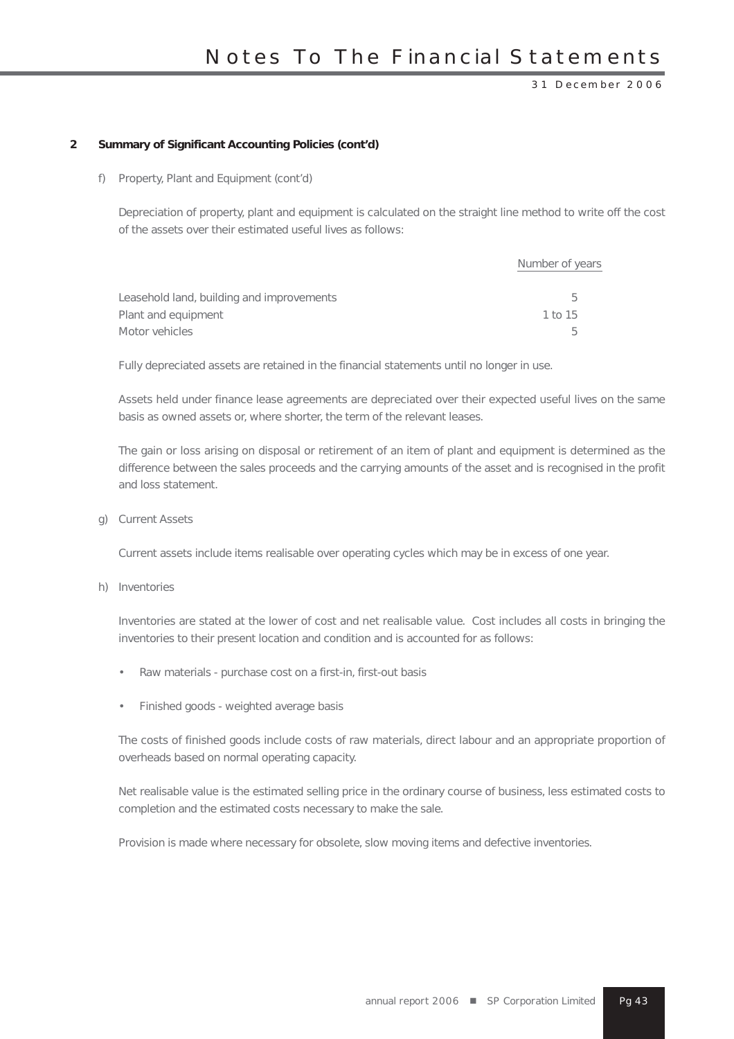## 2 Summary of Significant Accounting Policies (cont'd)

f) Property, Plant and Equipment (cont'd)

Depreciation of property, plant and equipment is calculated on the straight line method to write off the cost of the assets over their estimated useful lives as follows:

| | Number of years |
|---|---|
| Leasehold land, building and improvements | 5 |
| Plant and equipment | 1 to 15 |
| Motor vehicles | 5 |

Fully depreciated assets are retained in the financial statements until no longer in use.

Assets held under finance lease agreements are depreciated over their expected useful lives on the same basis as owned assets or, where shorter, the term of the relevant leases.

The gain or loss arising on disposal or retirement of an item of plant and equipment is determined as the difference between the sales proceeds and the carrying amounts of the asset and is recognised in the profit and loss statement.

g) Current Assets

Current assets include items realisable over operating cycles which may be in excess of one year.

h) Inventories

Inventories are stated at the lower of cost and net realisable value. Cost includes all costs in bringing the inventories to their present location and condition and is accounted for as follows:

- Raw materials - purchase cost on a first-in, first-out basis
- Finished goods - weighted average basis

The costs of finished goods include costs of raw materials, direct labour and an appropriate proportion of overheads based on normal operating capacity.

Net realisable value is the estimated selling price in the ordinary course of business, less estimated costs to completion and the estimated costs necessary to make the sale.

Provision is made where necessary for obsolete, slow moving items and defective inventories.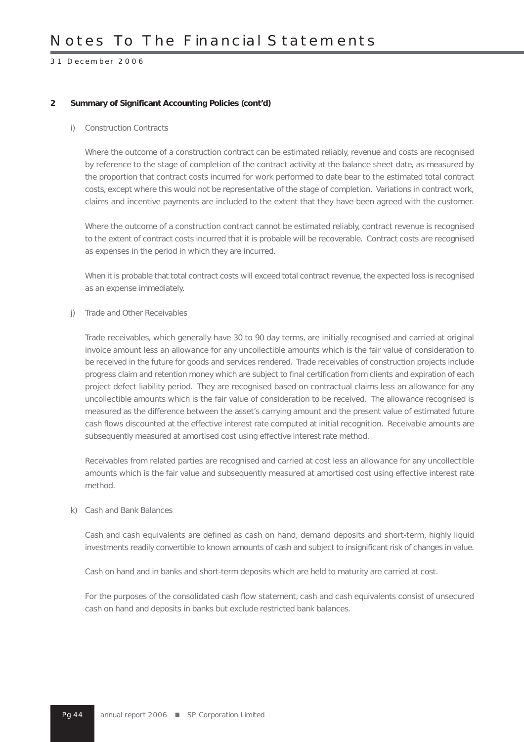## 2 Summary of Significant Accounting Policies (cont'd)

i) Construction Contracts

Where the outcome of a construction contract can be estimated reliably, revenue and costs are recognised by reference to the stage of completion of the contract activity at the balance sheet date, as measured by the proportion that contract costs incurred for work performed to date bear to the estimated total contract costs, except where this would not be representative of the stage of completion. Variations in contract work, claims and incentive payments are included to the extent that they have been agreed with the customer.

Where the outcome of a construction contract cannot be estimated reliably, contract revenue is recognised to the extent of contract costs incurred that it is probable will be recoverable. Contract costs are recognised as expenses in the period in which they are incurred.

When it is probable that total contract costs will exceed total contract revenue, the expected loss is recognised as an expense immediately.

j) Trade and Other Receivables

Trade receivables, which generally have 30 to 90 day terms, are initially recognised and carried at original invoice amount less an allowance for any uncollectible amounts which is the fair value of consideration to be received in the future for goods and services rendered. Trade receivables of construction projects include progress claim and retention money which are subject to final certification from clients and expiration of each project defect liability period. They are recognised based on contractual claims less an allowance for any uncollectible amounts which is the fair value of consideration to be received. The allowance recognised is measured as the difference between the asset's carrying amount and the present value of estimated future cash flows discounted at the effective interest rate computed at initial recognition. Receivable amounts are subsequently measured at amortised cost using effective interest rate method.

Receivables from related parties are recognised and carried at cost less an allowance for any uncollectible amounts which is the fair value and subsequently measured at amortised cost using effective interest rate method.

k) Cash and Bank Balances

Cash and cash equivalents are defined as cash on hand, demand deposits and short-term, highly liquid investments readily convertible to known amounts of cash and subject to insignificant risk of changes in value.

Cash on hand and in banks and short-term deposits which are held to maturity are carried at cost.

For the purposes of the consolidated cash flow statement, cash and cash equivalents consist of unsecured cash on hand and deposits in banks but exclude restricted bank balances.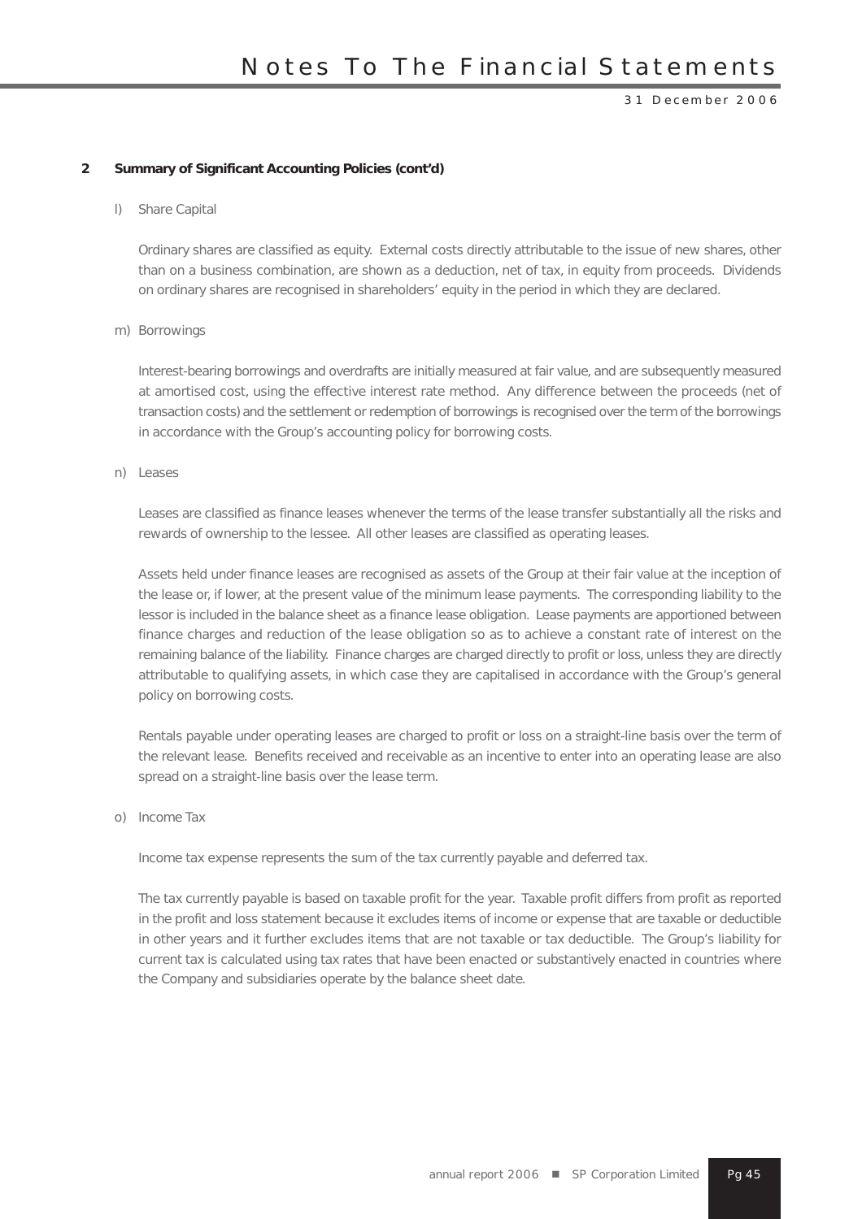## 2 Summary of Significant Accounting Policies (cont'd)

l) Share Capital

Ordinary shares are classified as equity. External costs directly attributable to the issue of new shares, other than on a business combination, are shown as a deduction, net of tax, in equity from proceeds. Dividends on ordinary shares are recognised in shareholders' equity in the period in which they are declared.

m) Borrowings

Interest-bearing borrowings and overdrafts are initially measured at fair value, and are subsequently measured at amortised cost, using the effective interest rate method. Any difference between the proceeds (net of transaction costs) and the settlement or redemption of borrowings is recognised over the term of the borrowings in accordance with the Group's accounting policy for borrowing costs.

n) Leases

Leases are classified as finance leases whenever the terms of the lease transfer substantially all the risks and rewards of ownership to the lessee. All other leases are classified as operating leases.

Assets held under finance leases are recognised as assets of the Group at their fair value at the inception of the lease or, if lower, at the present value of the minimum lease payments. The corresponding liability to the lessor is included in the balance sheet as a finance lease obligation. Lease payments are apportioned between finance charges and reduction of the lease obligation so as to achieve a constant rate of interest on the remaining balance of the liability. Finance charges are charged directly to profit or loss, unless they are directly attributable to qualifying assets, in which case they are capitalised in accordance with the Group's general policy on borrowing costs.

Rentals payable under operating leases are charged to profit or loss on a straight-line basis over the term of the relevant lease. Benefits received and receivable as an incentive to enter into an operating lease are also spread on a straight-line basis over the lease term.

o) Income Tax

Income tax expense represents the sum of the tax currently payable and deferred tax.

The tax currently payable is based on taxable profit for the year. Taxable profit differs from profit as reported in the profit and loss statement because it excludes items of income or expense that are taxable or deductible in other years and it further excludes items that are not taxable or tax deductible. The Group's liability for current tax is calculated using tax rates that have been enacted or substantively enacted in countries where the Company and subsidiaries operate by the balance sheet date.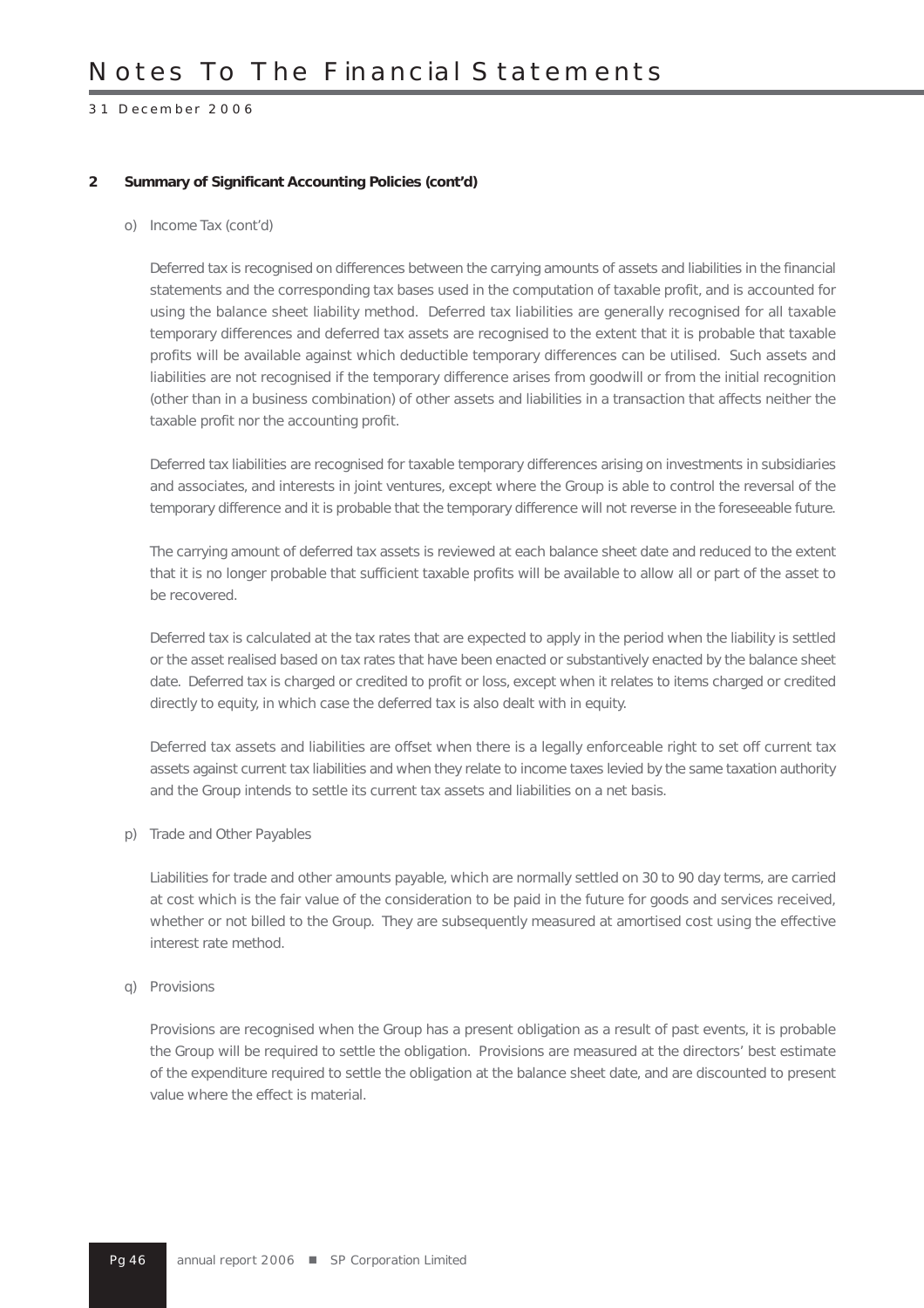# Notes To The Financial Statements

31 December 2006

**2 Summary of Significant Accounting Policies (cont'd)**

o) Income Tax (cont'd)

Deferred tax is recognised on differences between the carrying amounts of assets and liabilities in the financial statements and the corresponding tax bases used in the computation of taxable profit, and is accounted for using the balance sheet liability method. Deferred tax liabilities are generally recognised for all taxable temporary differences and deferred tax assets are recognised to the extent that it is probable that taxable profits will be available against which deductible temporary differences can be utilised. Such assets and liabilities are not recognised if the temporary difference arises from goodwill or from the initial recognition (other than in a business combination) of other assets and liabilities in a transaction that affects neither the taxable profit nor the accounting profit.

Deferred tax liabilities are recognised for taxable temporary differences arising on investments in subsidiaries and associates, and interests in joint ventures, except where the Group is able to control the reversal of the temporary difference and it is probable that the temporary difference will not reverse in the foreseeable future.

The carrying amount of deferred tax assets is reviewed at each balance sheet date and reduced to the extent that it is no longer probable that sufficient taxable profits will be available to allow all or part of the asset to be recovered.

Deferred tax is calculated at the tax rates that are expected to apply in the period when the liability is settled or the asset realised based on tax rates that have been enacted or substantively enacted by the balance sheet date. Deferred tax is charged or credited to profit or loss, except when it relates to items charged or credited directly to equity, in which case the deferred tax is also dealt with in equity.

Deferred tax assets and liabilities are offset when there is a legally enforceable right to set off current tax assets against current tax liabilities and when they relate to income taxes levied by the same taxation authority and the Group intends to settle its current tax assets and liabilities on a net basis.

p) Trade and Other Payables

Liabilities for trade and other amounts payable, which are normally settled on 30 to 90 day terms, are carried at cost which is the fair value of the consideration to be paid in the future for goods and services received, whether or not billed to the Group. They are subsequently measured at amortised cost using the effective interest rate method.

q) Provisions

Provisions are recognised when the Group has a present obligation as a result of past events, it is probable the Group will be required to settle the obligation. Provisions are measured at the directors' best estimate of the expenditure required to settle the obligation at the balance sheet date, and are discounted to present value where the effect is material.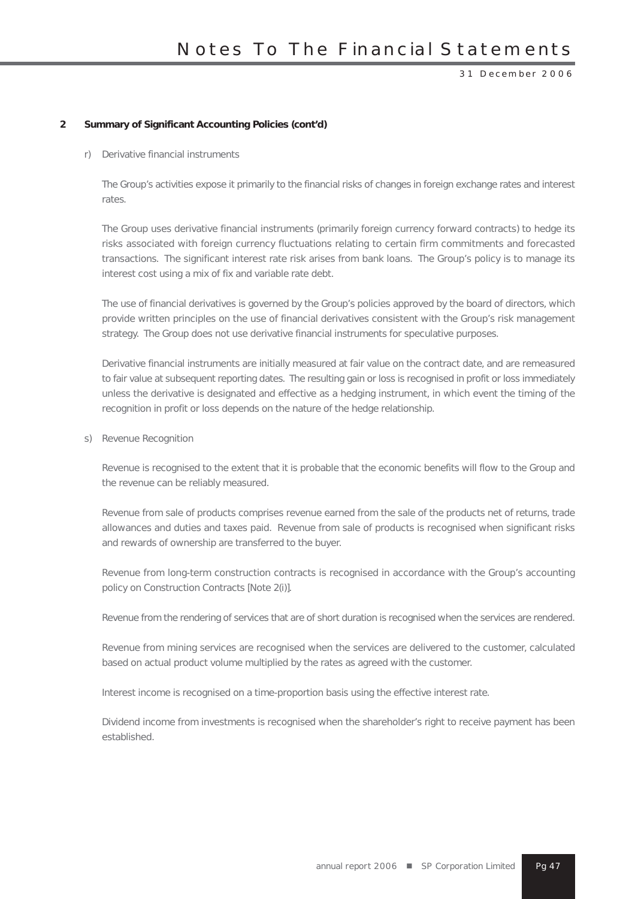## 2 Summary of Significant Accounting Policies (cont'd)

r) Derivative financial instruments

The Group's activities expose it primarily to the financial risks of changes in foreign exchange rates and interest rates.

The Group uses derivative financial instruments (primarily foreign currency forward contracts) to hedge its risks associated with foreign currency fluctuations relating to certain firm commitments and forecasted transactions. The significant interest rate risk arises from bank loans. The Group's policy is to manage its interest cost using a mix of fix and variable rate debt.

The use of financial derivatives is governed by the Group's policies approved by the board of directors, which provide written principles on the use of financial derivatives consistent with the Group's risk management strategy. The Group does not use derivative financial instruments for speculative purposes.

Derivative financial instruments are initially measured at fair value on the contract date, and are remeasured to fair value at subsequent reporting dates. The resulting gain or loss is recognised in profit or loss immediately unless the derivative is designated and effective as a hedging instrument, in which event the timing of the recognition in profit or loss depends on the nature of the hedge relationship.

s) Revenue Recognition

Revenue is recognised to the extent that it is probable that the economic benefits will flow to the Group and the revenue can be reliably measured.

Revenue from sale of products comprises revenue earned from the sale of the products net of returns, trade allowances and duties and taxes paid. Revenue from sale of products is recognised when significant risks and rewards of ownership are transferred to the buyer.

Revenue from long-term construction contracts is recognised in accordance with the Group's accounting policy on Construction Contracts [Note 2(i)].

Revenue from the rendering of services that are of short duration is recognised when the services are rendered.

Revenue from mining services are recognised when the services are delivered to the customer, calculated based on actual product volume multiplied by the rates as agreed with the customer.

Interest income is recognised on a time-proportion basis using the effective interest rate.

Dividend income from investments is recognised when the shareholder's right to receive payment has been established.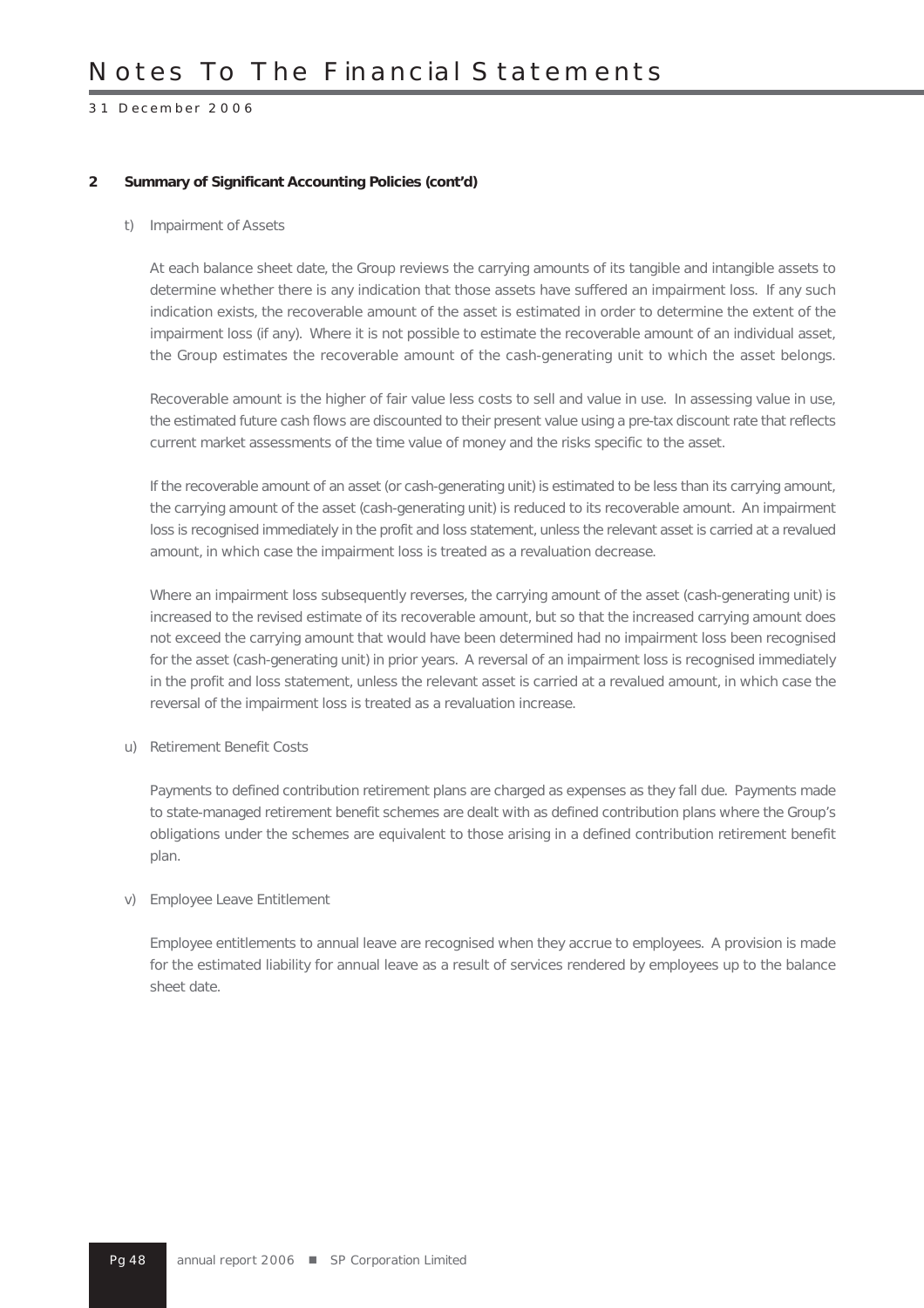## 2 Summary of Significant Accounting Policies (cont'd)

### t) Impairment of Assets

At each balance sheet date, the Group reviews the carrying amounts of its tangible and intangible assets to determine whether there is any indication that those assets have suffered an impairment loss. If any such indication exists, the recoverable amount of the asset is estimated in order to determine the extent of the impairment loss (if any). Where it is not possible to estimate the recoverable amount of an individual asset, the Group estimates the recoverable amount of the cash-generating unit to which the asset belongs.

Recoverable amount is the higher of fair value less costs to sell and value in use. In assessing value in use, the estimated future cash flows are discounted to their present value using a pre-tax discount rate that reflects current market assessments of the time value of money and the risks specific to the asset.

If the recoverable amount of an asset (or cash-generating unit) is estimated to be less than its carrying amount, the carrying amount of the asset (cash-generating unit) is reduced to its recoverable amount. An impairment loss is recognised immediately in the profit and loss statement, unless the relevant asset is carried at a revalued amount, in which case the impairment loss is treated as a revaluation decrease.

Where an impairment loss subsequently reverses, the carrying amount of the asset (cash-generating unit) is increased to the revised estimate of its recoverable amount, but so that the increased carrying amount does not exceed the carrying amount that would have been determined had no impairment loss been recognised for the asset (cash-generating unit) in prior years. A reversal of an impairment loss is recognised immediately in the profit and loss statement, unless the relevant asset is carried at a revalued amount, in which case the reversal of the impairment loss is treated as a revaluation increase.

### u) Retirement Benefit Costs

Payments to defined contribution retirement plans are charged as expenses as they fall due. Payments made to state-managed retirement benefit schemes are dealt with as defined contribution plans where the Group's obligations under the schemes are equivalent to those arising in a defined contribution retirement benefit plan.

### v) Employee Leave Entitlement

Employee entitlements to annual leave are recognised when they accrue to employees. A provision is made for the estimated liability for annual leave as a result of services rendered by employees up to the balance sheet date.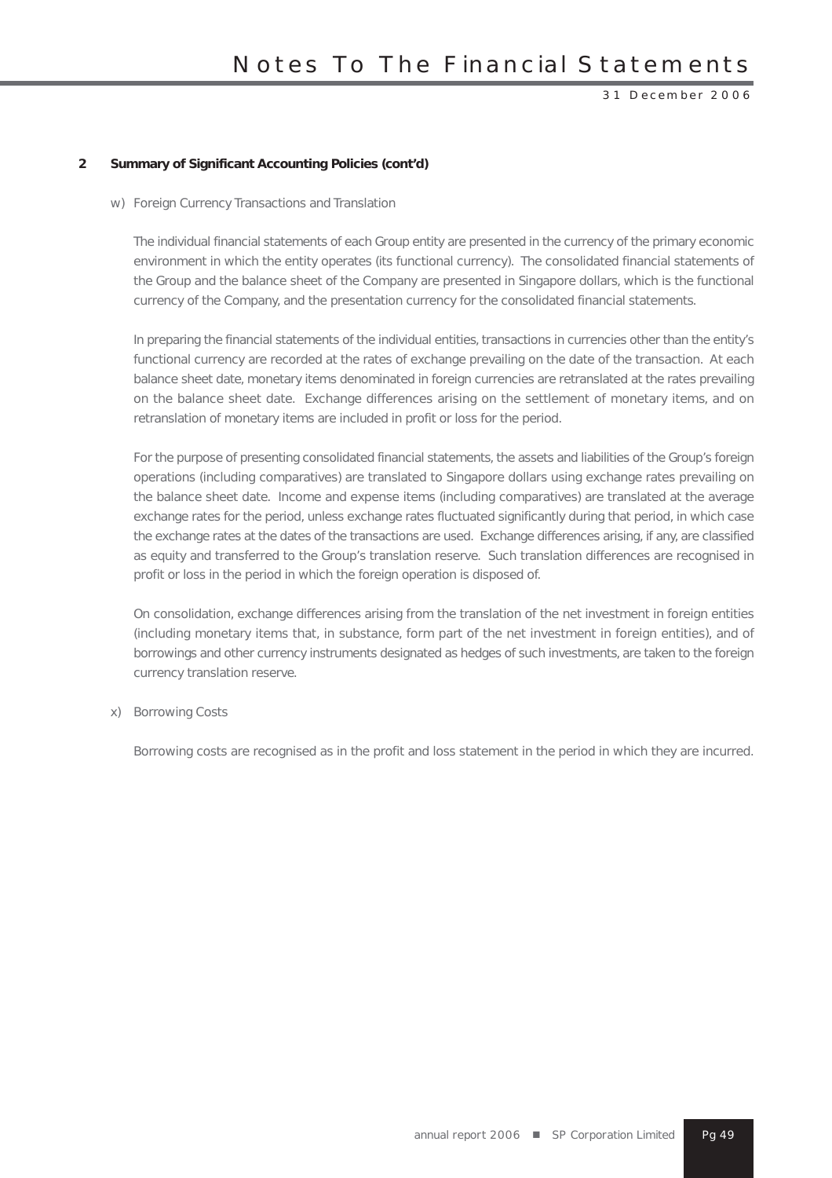## 2 Summary of Significant Accounting Policies (cont'd)

### w) Foreign Currency Transactions and Translation

The individual financial statements of each Group entity are presented in the currency of the primary economic environment in which the entity operates (its functional currency). The consolidated financial statements of the Group and the balance sheet of the Company are presented in Singapore dollars, which is the functional currency of the Company, and the presentation currency for the consolidated financial statements.

In preparing the financial statements of the individual entities, transactions in currencies other than the entity's functional currency are recorded at the rates of exchange prevailing on the date of the transaction. At each balance sheet date, monetary items denominated in foreign currencies are retranslated at the rates prevailing on the balance sheet date. Exchange differences arising on the settlement of monetary items, and on retranslation of monetary items are included in profit or loss for the period.

For the purpose of presenting consolidated financial statements, the assets and liabilities of the Group's foreign operations (including comparatives) are translated to Singapore dollars using exchange rates prevailing on the balance sheet date. Income and expense items (including comparatives) are translated at the average exchange rates for the period, unless exchange rates fluctuated significantly during that period, in which case the exchange rates at the dates of the transactions are used. Exchange differences arising, if any, are classified as equity and transferred to the Group's translation reserve. Such translation differences are recognised in profit or loss in the period in which the foreign operation is disposed of.

On consolidation, exchange differences arising from the translation of the net investment in foreign entities (including monetary items that, in substance, form part of the net investment in foreign entities), and of borrowings and other currency instruments designated as hedges of such investments, are taken to the foreign currency translation reserve.

### x) Borrowing Costs

Borrowing costs are recognised as in the profit and loss statement in the period in which they are incurred.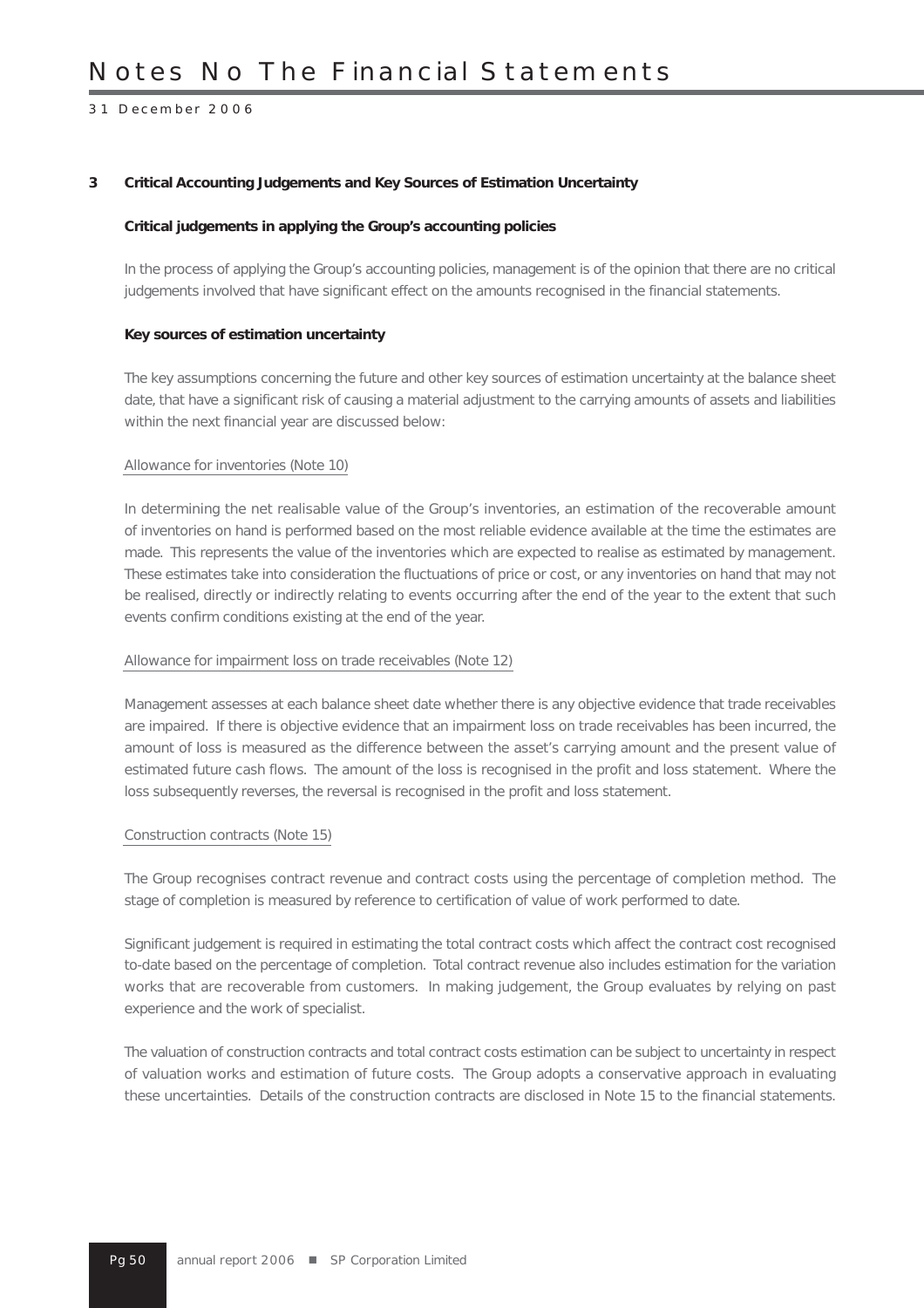### 3 Critical Accounting Judgements and Key Sources of Estimation Uncertainty

**Critical judgements in applying the Group's accounting policies**

In the process of applying the Group's accounting policies, management is of the opinion that there are no critical judgements involved that have significant effect on the amounts recognised in the financial statements.

**Key sources of estimation uncertainty**

The key assumptions concerning the future and other key sources of estimation uncertainty at the balance sheet date, that have a significant risk of causing a material adjustment to the carrying amounts of assets and liabilities within the next financial year are discussed below:

Allowance for inventories (Note 10)

In determining the net realisable value of the Group's inventories, an estimation of the recoverable amount of inventories on hand is performed based on the most reliable evidence available at the time the estimates are made. This represents the value of the inventories which are expected to realise as estimated by management. These estimates take into consideration the fluctuations of price or cost, or any inventories on hand that may not be realised, directly or indirectly relating to events occurring after the end of the year to the extent that such events confirm conditions existing at the end of the year.

Allowance for impairment loss on trade receivables (Note 12)

Management assesses at each balance sheet date whether there is any objective evidence that trade receivables are impaired. If there is objective evidence that an impairment loss on trade receivables has been incurred, the amount of loss is measured as the difference between the asset's carrying amount and the present value of estimated future cash flows. The amount of the loss is recognised in the profit and loss statement. Where the loss subsequently reverses, the reversal is recognised in the profit and loss statement.

Construction contracts (Note 15)

The Group recognises contract revenue and contract costs using the percentage of completion method. The stage of completion is measured by reference to certification of value of work performed to date.

Significant judgement is required in estimating the total contract costs which affect the contract cost recognised to-date based on the percentage of completion. Total contract revenue also includes estimation for the variation works that are recoverable from customers. In making judgement, the Group evaluates by relying on past experience and the work of specialist.

The valuation of construction contracts and total contract costs estimation can be subject to uncertainty in respect of valuation works and estimation of future costs. The Group adopts a conservative approach in evaluating these uncertainties. Details of the construction contracts are disclosed in Note 15 to the financial statements.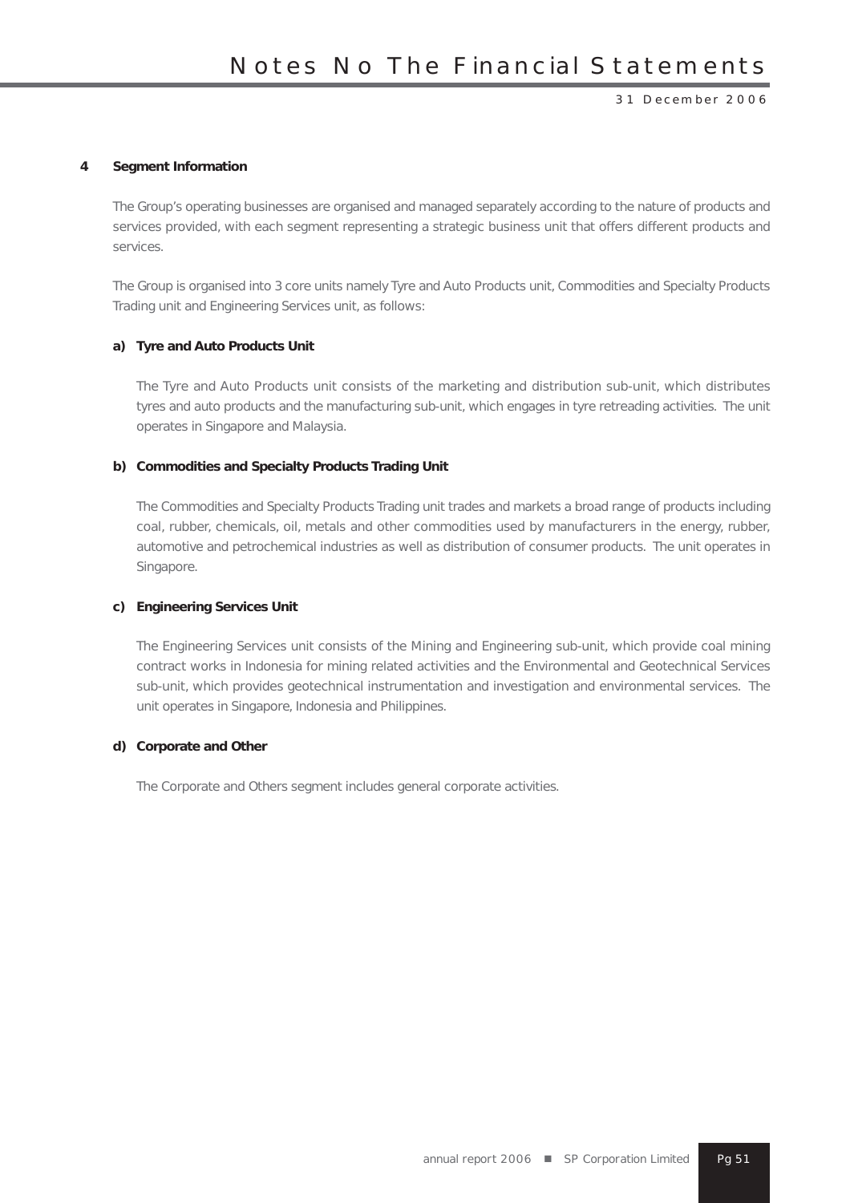## 4 Segment Information

The Group's operating businesses are organised and managed separately according to the nature of products and services provided, with each segment representing a strategic business unit that offers different products and services.

The Group is organised into 3 core units namely Tyre and Auto Products unit, Commodities and Specialty Products Trading unit and Engineering Services unit, as follows:

### a) Tyre and Auto Products Unit

The Tyre and Auto Products unit consists of the marketing and distribution sub-unit, which distributes tyres and auto products and the manufacturing sub-unit, which engages in tyre retreading activities. The unit operates in Singapore and Malaysia.

### b) Commodities and Specialty Products Trading Unit

The Commodities and Specialty Products Trading unit trades and markets a broad range of products including coal, rubber, chemicals, oil, metals and other commodities used by manufacturers in the energy, rubber, automotive and petrochemical industries as well as distribution of consumer products. The unit operates in Singapore.

### c) Engineering Services Unit

The Engineering Services unit consists of the Mining and Engineering sub-unit, which provide coal mining contract works in Indonesia for mining related activities and the Environmental and Geotechnical Services sub-unit, which provides geotechnical instrumentation and investigation and environmental services. The unit operates in Singapore, Indonesia and Philippines.

### d) Corporate and Other

The Corporate and Others segment includes general corporate activities.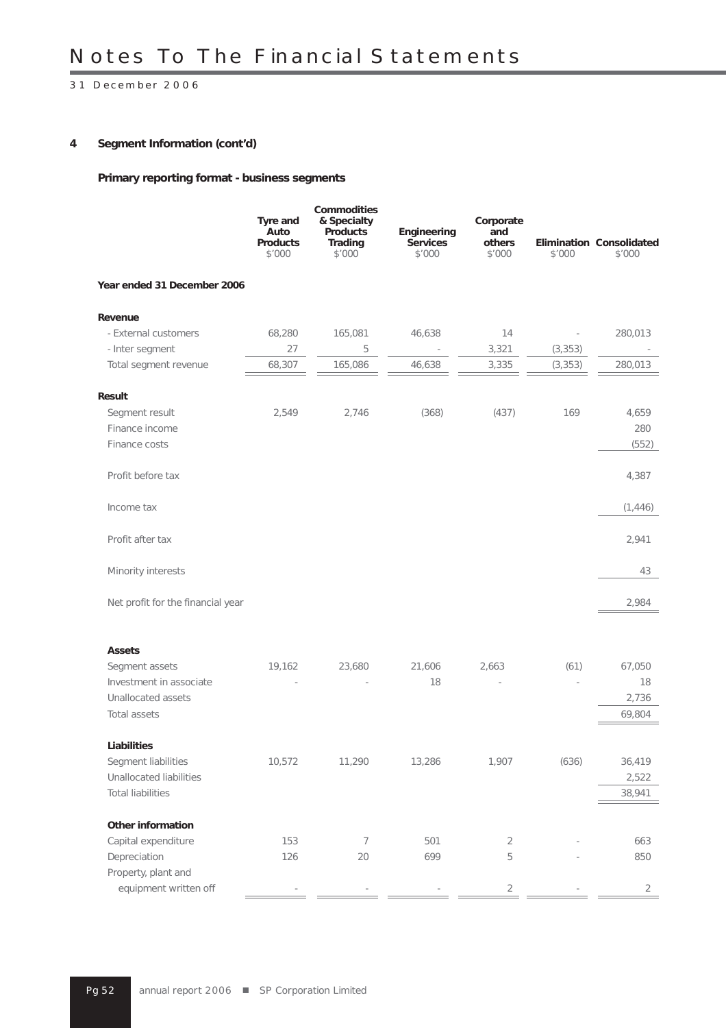# Notes To The Financial Statements

31 December 2006

## 4 Segment Information (cont'd)

### Primary reporting format - business segments

| | Tyre and Auto Products $'000 | Commodities & Specialty Products Trading $'000 | Engineering Services $'000 | Corporate and others $'000 | Elimination $'000 | Consolidated $'000 |
|---|---|---|---|---|---|---|
| **Year ended 31 December 2006** | | | | | | |
| **Revenue** | | | | | | |
| - External customers | 68,280 | 165,081 | 46,638 | 14 | - | 280,013 |
| - Inter segment | 27 | 5 | - | 3,321 | (3,353) | - |
| Total segment revenue | 68,307 | 165,086 | 46,638 | 3,335 | (3,353) | 280,013 |
| **Result** | | | | | | |
| Segment result | 2,549 | 2,746 | (368) | (437) | 169 | 4,659 |
| Finance income | | | | | | 280 |
| Finance costs | | | | | | (552) |
| Profit before tax | | | | | | 4,387 |
| Income tax | | | | | | (1,446) |
| Profit after tax | | | | | | 2,941 |
| Minority interests | | | | | | 43 |
| Net profit for the financial year | | | | | | 2,984 |
| **Assets** | | | | | | |
| Segment assets | 19,162 | 23,680 | 21,606 | 2,663 | (61) | 67,050 |
| Investment in associate | - | - | 18 | - | - | 18 |
| Unallocated assets | | | | | | 2,736 |
| Total assets | | | | | | 69,804 |
| **Liabilities** | | | | | | |
| Segment liabilities | 10,572 | 11,290 | 13,286 | 1,907 | (636) | 36,419 |
| Unallocated liabilities | | | | | | 2,522 |
| Total liabilities | | | | | | 38,941 |
| **Other information** | | | | | | |
| Capital expenditure | 153 | 7 | 501 | 2 | - | 663 |
| Depreciation | 126 | 20 | 699 | 5 | - | 850 |
| Property, plant and equipment written off | - | - | - | 2 | - | 2 |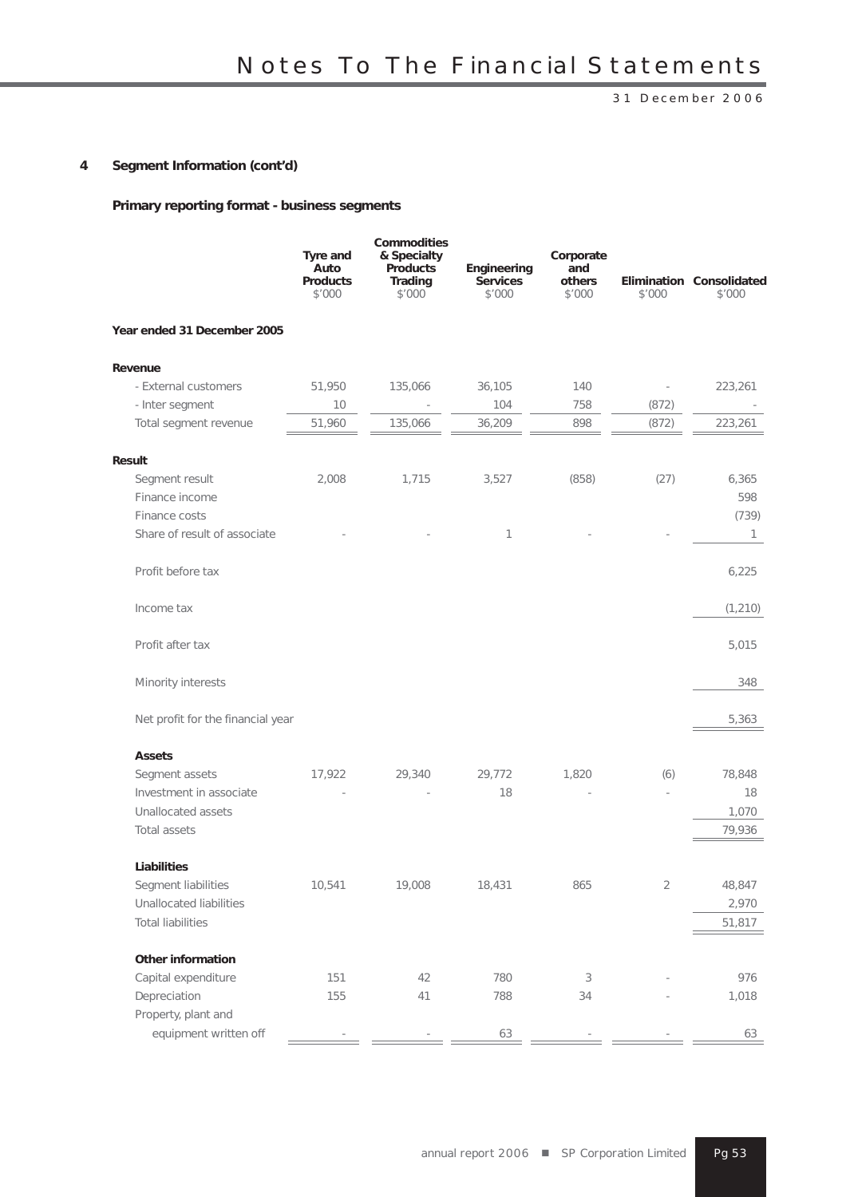## 4 Segment Information (cont'd)

### Primary reporting format - business segments

| | Tyre and Auto Products $'000 | Commodities & Specialty Products Trading $'000 | Engineering Services $'000 | Corporate and others $'000 | Elimination $'000 | Consolidated $'000 |
|---|---|---|---|---|---|---|
| **Year ended 31 December 2005** | | | | | | |
| **Revenue** | | | | | | |
| - External customers | 51,950 | 135,066 | 36,105 | 140 | - | 223,261 |
| - Inter segment | 10 | - | 104 | 758 | (872) | - |
| Total segment revenue | 51,960 | 135,066 | 36,209 | 898 | (872) | 223,261 |
| **Result** | | | | | | |
| Segment result | 2,008 | 1,715 | 3,527 | (858) | (27) | 6,365 |
| Finance income | | | | | | 598 |
| Finance costs | | | | | | (739) |
| Share of result of associate | - | - | 1 | - | - | 1 |
| Profit before tax | | | | | | 6,225 |
| Income tax | | | | | | (1,210) |
| Profit after tax | | | | | | 5,015 |
| Minority interests | | | | | | 348 |
| Net profit for the financial year | | | | | | 5,363 |
| **Assets** | | | | | | |
| Segment assets | 17,922 | 29,340 | 29,772 | 1,820 | (6) | 78,848 |
| Investment in associate | - | - | 18 | - | - | 18 |
| Unallocated assets | | | | | | 1,070 |
| Total assets | | | | | | 79,936 |
| **Liabilities** | | | | | | |
| Segment liabilities | 10,541 | 19,008 | 18,431 | 865 | 2 | 48,847 |
| Unallocated liabilities | | | | | | 2,970 |
| Total liabilities | | | | | | 51,817 |
| **Other information** | | | | | | |
| Capital expenditure | 151 | 42 | 780 | 3 | - | 976 |
| Depreciation | 155 | 41 | 788 | 34 | - | 1,018 |
| Property, plant and equipment written off | - | - | 63 | - | - | 63 |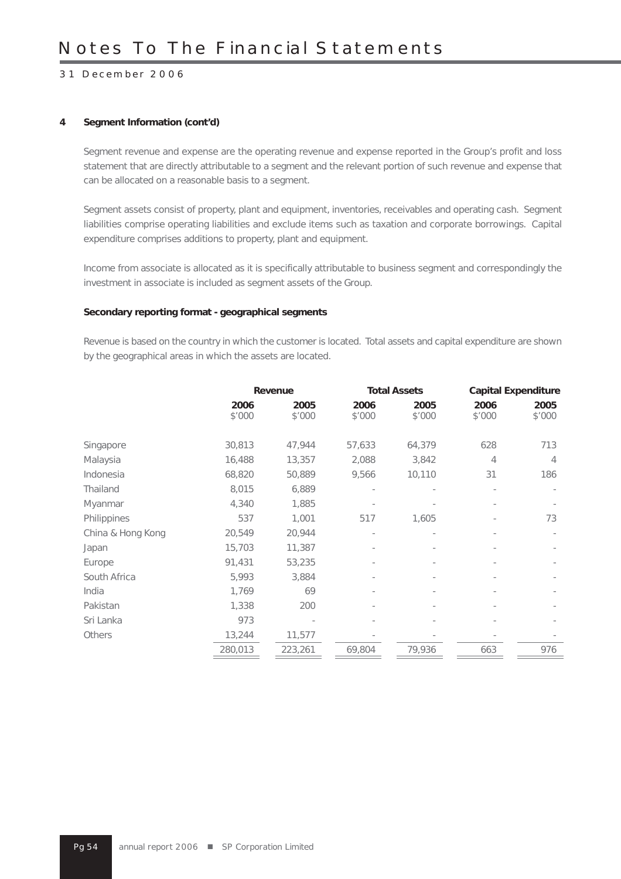# Notes To The Financial Statements

31 December 2006

**4 Segment Information (cont'd)**

Segment revenue and expense are the operating revenue and expense reported in the Group's profit and loss statement that are directly attributable to a segment and the relevant portion of such revenue and expense that can be allocated on a reasonable basis to a segment.

Segment assets consist of property, plant and equipment, inventories, receivables and operating cash. Segment liabilities comprise operating liabilities and exclude items such as taxation and corporate borrowings. Capital expenditure comprises additions to property, plant and equipment.

Income from associate is allocated as it is specifically attributable to business segment and correspondingly the investment in associate is included as segment assets of the Group.

**Secondary reporting format - geographical segments**

Revenue is based on the country in which the customer is located. Total assets and capital expenditure are shown by the geographical areas in which the assets are located.

| | Revenue | | Total Assets | | Capital Expenditure | |
|---|---|---|---|---|---|---|
| | 2006 $'000 | 2005 $'000 | 2006 $'000 | 2005 $'000 | 2006 $'000 | 2005 $'000 |
| Singapore | 30,813 | 47,944 | 57,633 | 64,379 | 628 | 713 |
| Malaysia | 16,488 | 13,357 | 2,088 | 3,842 | 4 | 4 |
| Indonesia | 68,820 | 50,889 | 9,566 | 10,110 | 31 | 186 |
| Thailand | 8,015 | 6,889 | - | - | - | - |
| Myanmar | 4,340 | 1,885 | - | - | - | - |
| Philippines | 537 | 1,001 | 517 | 1,605 | - | 73 |
| China & Hong Kong | 20,549 | 20,944 | - | - | - | - |
| Japan | 15,703 | 11,387 | - | - | - | - |
| Europe | 91,431 | 53,235 | - | - | - | - |
| South Africa | 5,993 | 3,884 | - | - | - | - |
| India | 1,769 | 69 | - | - | - | - |
| Pakistan | 1,338 | 200 | - | - | - | - |
| Sri Lanka | 973 | - | - | - | - | - |
| Others | 13,244 | 11,577 | - | - | - | - |
| | 280,013 | 223,261 | 69,804 | 79,936 | 663 | 976 |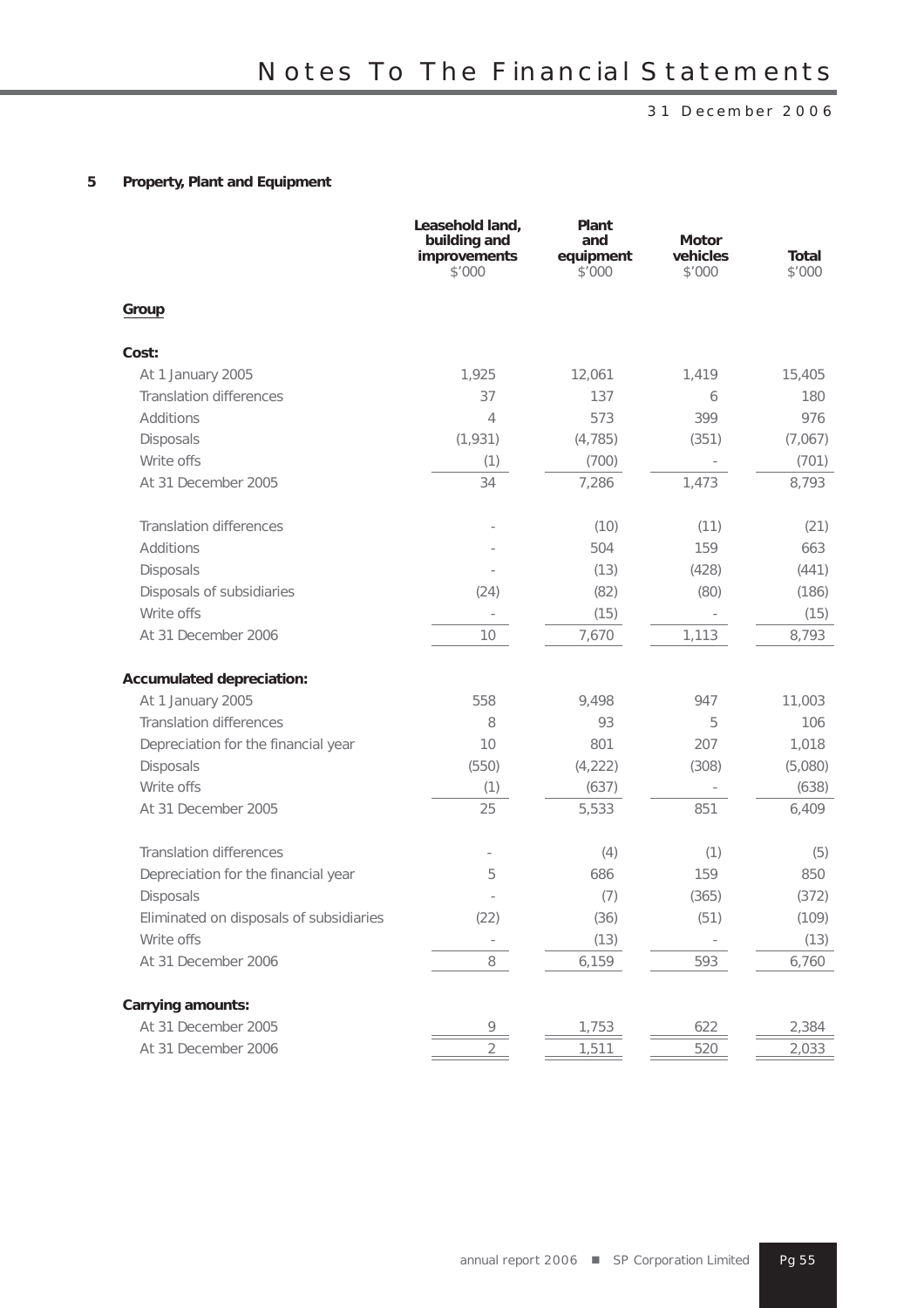## 5 Property, Plant and Equipment

| | Leasehold land, building and improvements $'000 | Plant and equipment $'000 | Motor vehicles $'000 | Total $'000 |
|---|---|---|---|---|
| **Group** | | | | |
| **Cost:** | | | | |
| At 1 January 2005 | 1,925 | 12,061 | 1,419 | 15,405 |
| Translation differences | 37 | 137 | 6 | 180 |
| Additions | 4 | 573 | 399 | 976 |
| Disposals | (1,931) | (4,785) | (351) | (7,067) |
| Write offs | (1) | (700) | - | (701) |
| At 31 December 2005 | 34 | 7,286 | 1,473 | 8,793 |
| Translation differences | - | (10) | (11) | (21) |
| Additions | - | 504 | 159 | 663 |
| Disposals | - | (13) | (428) | (441) |
| Disposals of subsidiaries | (24) | (82) | (80) | (186) |
| Write offs | - | (15) | - | (15) |
| At 31 December 2006 | 10 | 7,670 | 1,113 | 8,793 |
| **Accumulated depreciation:** | | | | |
| At 1 January 2005 | 558 | 9,498 | 947 | 11,003 |
| Translation differences | 8 | 93 | 5 | 106 |
| Depreciation for the financial year | 10 | 801 | 207 | 1,018 |
| Disposals | (550) | (4,222) | (308) | (5,080) |
| Write offs | (1) | (637) | - | (638) |
| At 31 December 2005 | 25 | 5,533 | 851 | 6,409 |
| Translation differences | - | (4) | (1) | (5) |
| Depreciation for the financial year | 5 | 686 | 159 | 850 |
| Disposals | - | (7) | (365) | (372) |
| Eliminated on disposals of subsidiaries | (22) | (36) | (51) | (109) |
| Write offs | - | (13) | - | (13) |
| At 31 December 2006 | 8 | 6,159 | 593 | 6,760 |
| **Carrying amounts:** | | | | |
| At 31 December 2005 | 9 | 1,753 | 622 | 2,384 |
| At 31 December 2006 | 2 | 1,511 | 520 | 2,033 |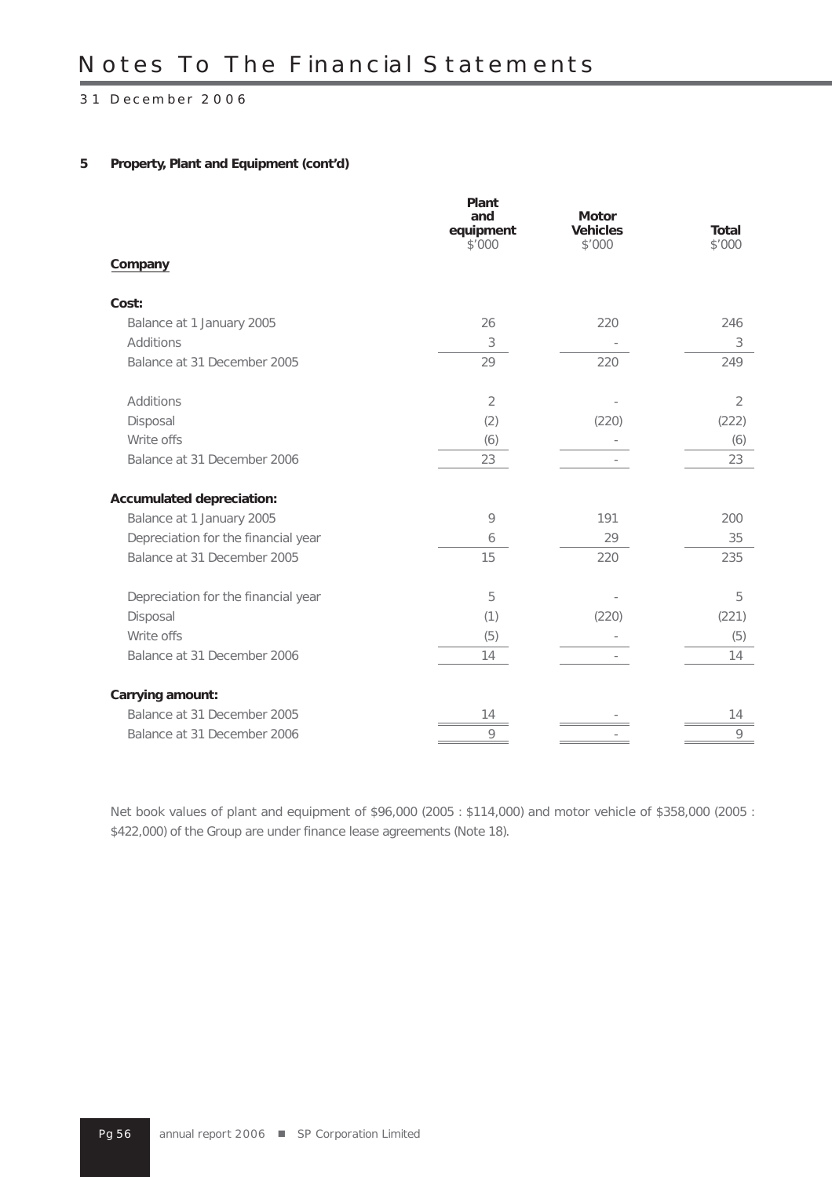## 5 Property, Plant and Equipment (cont'd)

| Company | Plant and equipment $'000 | Motor Vehicles $'000 | Total $'000 |
|---|---|---|---|
| **Cost:** | | | |
| Balance at 1 January 2005 | 26 | 220 | 246 |
| Additions | 3 | - | 3 |
| Balance at 31 December 2005 | 29 | 220 | 249 |
| | | | |
| Additions | 2 | - | 2 |
| Disposal | (2) | (220) | (222) |
| Write offs | (6) | - | (6) |
| Balance at 31 December 2006 | 23 | - | 23 |
| **Accumulated depreciation:** | | | |
| Balance at 1 January 2005 | 9 | 191 | 200 |
| Depreciation for the financial year | 6 | 29 | 35 |
| Balance at 31 December 2005 | 15 | 220 | 235 |
| | | | |
| Depreciation for the financial year | 5 | - | 5 |
| Disposal | (1) | (220) | (221) |
| Write offs | (5) | - | (5) |
| Balance at 31 December 2006 | 14 | - | 14 |
| **Carrying amount:** | | | |
| Balance at 31 December 2005 | 14 | - | 14 |
| Balance at 31 December 2006 | 9 | - | 9 |

Net book values of plant and equipment of $96,000 (2005 : $114,000) and motor vehicle of $358,000 (2005 : $422,000) of the Group are under finance lease agreements (Note 18).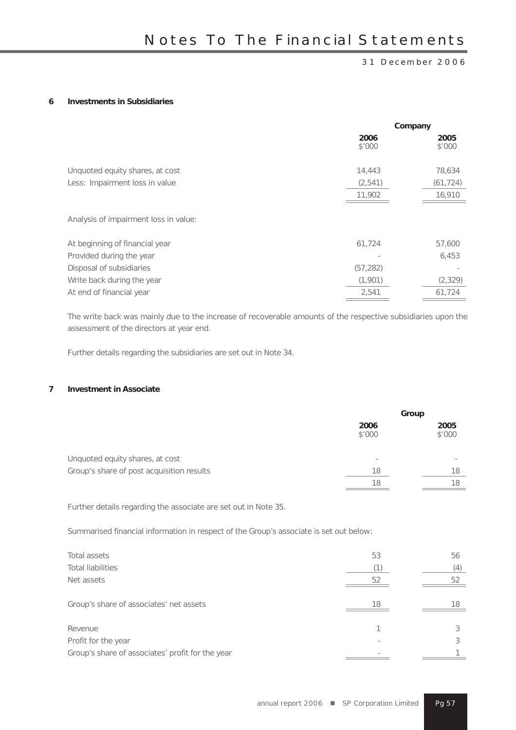## 6 Investments in Subsidiaries

| | Company | |
|---|---|---|
| | 2006<br>$'000 | 2005<br>$'000 |
| Unquoted equity shares, at cost | 14,443 | 78,634 |
| Less: Impairment loss in value | (2,541) | (61,724) |
| | 11,902 | 16,910 |
| Analysis of impairment loss in value: | | |
| At beginning of financial year | 61,724 | 57,600 |
| Provided during the year | - | 6,453 |
| Disposal of subsidiaries | (57,282) | - |
| Write back during the year | (1,901) | (2,329) |
| At end of financial year | 2,541 | 61,724 |

The write back was mainly due to the increase of recoverable amounts of the respective subsidiaries upon the assessment of the directors at year end.

Further details regarding the subsidiaries are set out in Note 34.

## 7 Investment in Associate

| | Group | |
|---|---|---|
| | 2006<br>$'000 | 2005<br>$'000 |
| Unquoted equity shares, at cost | - | - |
| Group's share of post acquisition results | 18 | 18 |
| | 18 | 18 |

Further details regarding the associate are set out in Note 35.

Summarised financial information in respect of the Group's associate is set out below:

| | 2006<br>$'000 | 2005<br>$'000 |
|---|---|---|
| Total assets | 53 | 56 |
| Total liabilities | (1) | (4) |
| Net assets | 52 | 52 |
| Group's share of associates' net assets | 18 | 18 |
| Revenue | 1 | 3 |
| Profit for the year | - | 3 |
| Group's share of associates' profit for the year | - | 1 |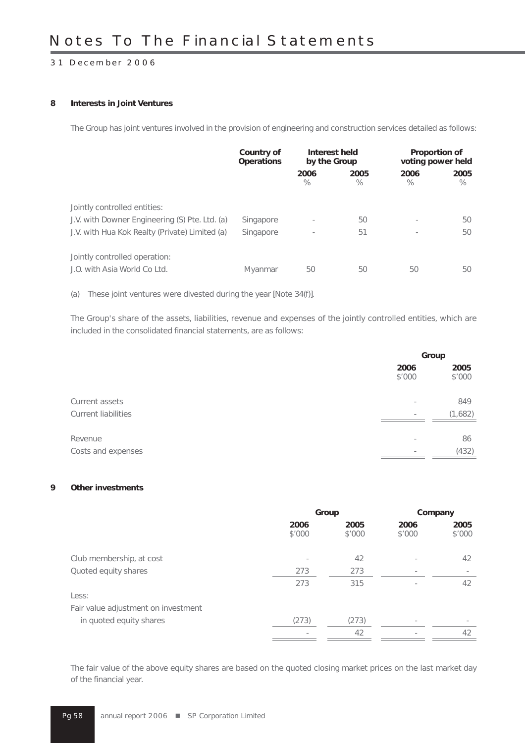# Notes To The Financial Statements

31 December 2006

### 8 Interests in Joint Ventures

The Group has joint ventures involved in the provision of engineering and construction services detailed as follows:

| | Country of Operations | Interest held by the Group | | Proportion of voting power held | |
|---|---|---|---|---|---|
| | | 2006 % | 2005 % | 2006 % | 2005 % |
| Jointly controlled entities: | | | | | |
| J.V. with Downer Engineering (S) Pte. Ltd. (a) | Singapore | - | 50 | - | 50 |
| J.V. with Hua Kok Realty (Private) Limited (a) | Singapore | - | 51 | - | 50 |
| Jointly controlled operation: | | | | | |
| J.O. with Asia World Co Ltd. | Myanmar | 50 | 50 | 50 | 50 |

(a) These joint ventures were divested during the year [Note 34(f)].

The Group's share of the assets, liabilities, revenue and expenses of the jointly controlled entities, which are included in the consolidated financial statements, are as follows:

| | Group | |
|---|---|---|
| | 2006 $'000 | 2005 $'000 |
| Current assets | - | 849 |
| Current liabilities | - | (1,682) |
| Revenue | - | 86 |
| Costs and expenses | - | (432) |

### 9 Other investments

| | Group | | Company | |
|---|---|---|---|---|
| | 2006 $'000 | 2005 $'000 | 2006 $'000 | 2005 $'000 |
| Club membership, at cost | - | 42 | - | 42 |
| Quoted equity shares | 273 | 273 | - | - |
| | 273 | 315 | - | 42 |
| Less: | | | | |
| Fair value adjustment on investment in quoted equity shares | (273) | (273) | - | - |
| | - | 42 | - | 42 |

The fair value of the above equity shares are based on the quoted closing market prices on the last market day of the financial year.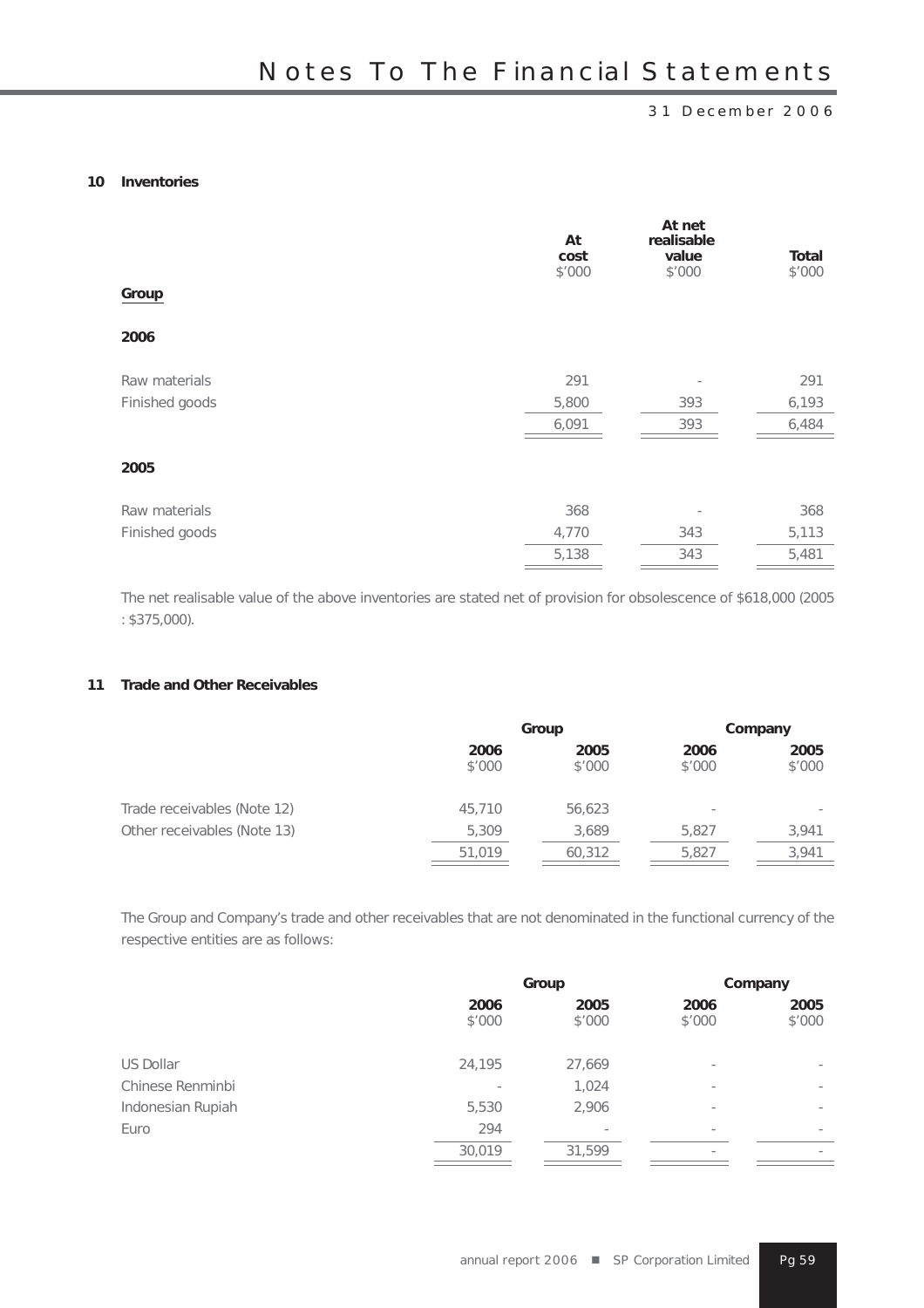## 10 Inventories

| | At cost $'000 | At net realisable value $'000 | Total $'000 |
|---|---|---|---|
| **Group** | | | |
| **2006** | | | |
| Raw materials | 291 | - | 291 |
| Finished goods | 5,800 | 393 | 6,193 |
| | 6,091 | 393 | 6,484 |
| **2005** | | | |
| Raw materials | 368 | - | 368 |
| Finished goods | 4,770 | 343 | 5,113 |
| | 5,138 | 343 | 5,481 |

The net realisable value of the above inventories are stated net of provision for obsolescence of $618,000 (2005 : $375,000).

## 11 Trade and Other Receivables

| | Group | | Company | |
|---|---|---|---|---|
| | 2006 $'000 | 2005 $'000 | 2006 $'000 | 2005 $'000 |
| Trade receivables (Note 12) | 45,710 | 56,623 | - | - |
| Other receivables (Note 13) | 5,309 | 3,689 | 5,827 | 3,941 |
| | 51,019 | 60,312 | 5,827 | 3,941 |

The Group and Company's trade and other receivables that are not denominated in the functional currency of the respective entities are as follows:

| | Group | | Company | |
|---|---|---|---|---|
| | 2006 $'000 | 2005 $'000 | 2006 $'000 | 2005 $'000 |
| US Dollar | 24,195 | 27,669 | - | - |
| Chinese Renminbi | - | 1,024 | - | - |
| Indonesian Rupiah | 5,530 | 2,906 | - | - |
| Euro | 294 | - | - | - |
| | 30,019 | 31,599 | - | - |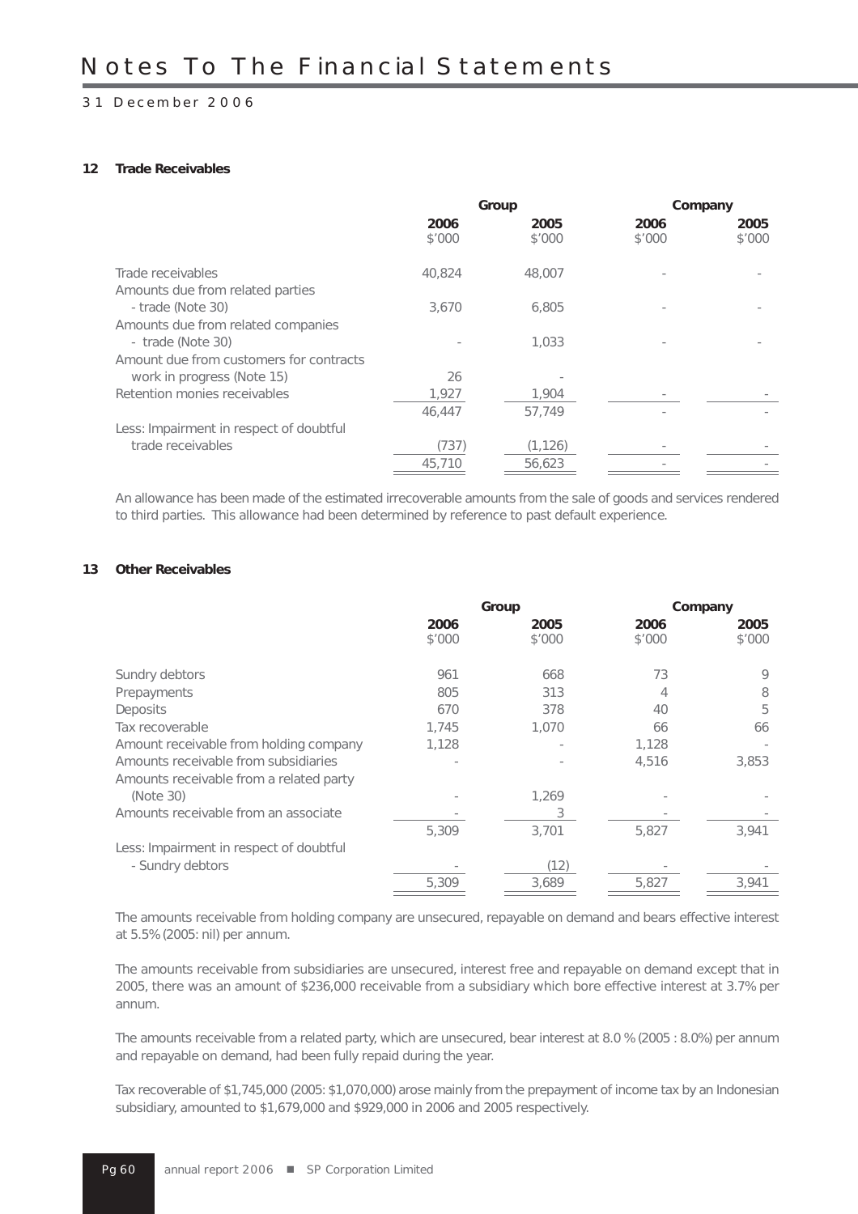### 12 Trade Receivables

| | Group | | Company | |
|---|---|---|---|---|
| | **2006** | **2005** | **2006** | **2005** |
| | $'000 | $'000 | $'000 | $'000 |
| Trade receivables | 40,824 | 48,007 | - | - |
| Amounts due from related parties - trade (Note 30) | 3,670 | 6,805 | - | - |
| Amounts due from related companies - trade (Note 30) | - | 1,033 | - | - |
| Amount due from customers for contracts work in progress (Note 15) | 26 | - | | |
| Retention monies receivables | 1,927 | 1,904 | - | - |
| | 46,447 | 57,749 | - | - |
| Less: Impairment in respect of doubtful trade receivables | (737) | (1,126) | - | - |
| | 45,710 | 56,623 | - | - |

An allowance has been made of the estimated irrecoverable amounts from the sale of goods and services rendered to third parties. This allowance had been determined by reference to past default experience.

### 13 Other Receivables

| | Group | | Company | |
|---|---|---|---|---|
| | **2006** | **2005** | **2006** | **2005** |
| | $'000 | $'000 | $'000 | $'000 |
| Sundry debtors | 961 | 668 | 73 | 9 |
| Prepayments | 805 | 313 | 4 | 8 |
| Deposits | 670 | 378 | 40 | 5 |
| Tax recoverable | 1,745 | 1,070 | 66 | 66 |
| Amount receivable from holding company | 1,128 | - | 1,128 | - |
| Amounts receivable from subsidiaries | - | - | 4,516 | 3,853 |
| Amounts receivable from a related party (Note 30) | - | 1,269 | - | - |
| Amounts receivable from an associate | - | 3 | - | - |
| | 5,309 | 3,701 | 5,827 | 3,941 |
| Less: Impairment in respect of doubtful - Sundry debtors | - | (12) | - | - |
| | 5,309 | 3,689 | 5,827 | 3,941 |

The amounts receivable from holding company are unsecured, repayable on demand and bears effective interest at 5.5% (2005: nil) per annum.

The amounts receivable from subsidiaries are unsecured, interest free and repayable on demand except that in 2005, there was an amount of $236,000 receivable from a subsidiary which bore effective interest at 3.7% per annum.

The amounts receivable from a related party, which are unsecured, bear interest at 8.0 % (2005 : 8.0%) per annum and repayable on demand, had been fully repaid during the year.

Tax recoverable of $1,745,000 (2005: $1,070,000) arose mainly from the prepayment of income tax by an Indonesian subsidiary, amounted to $1,679,000 and $929,000 in 2006 and 2005 respectively.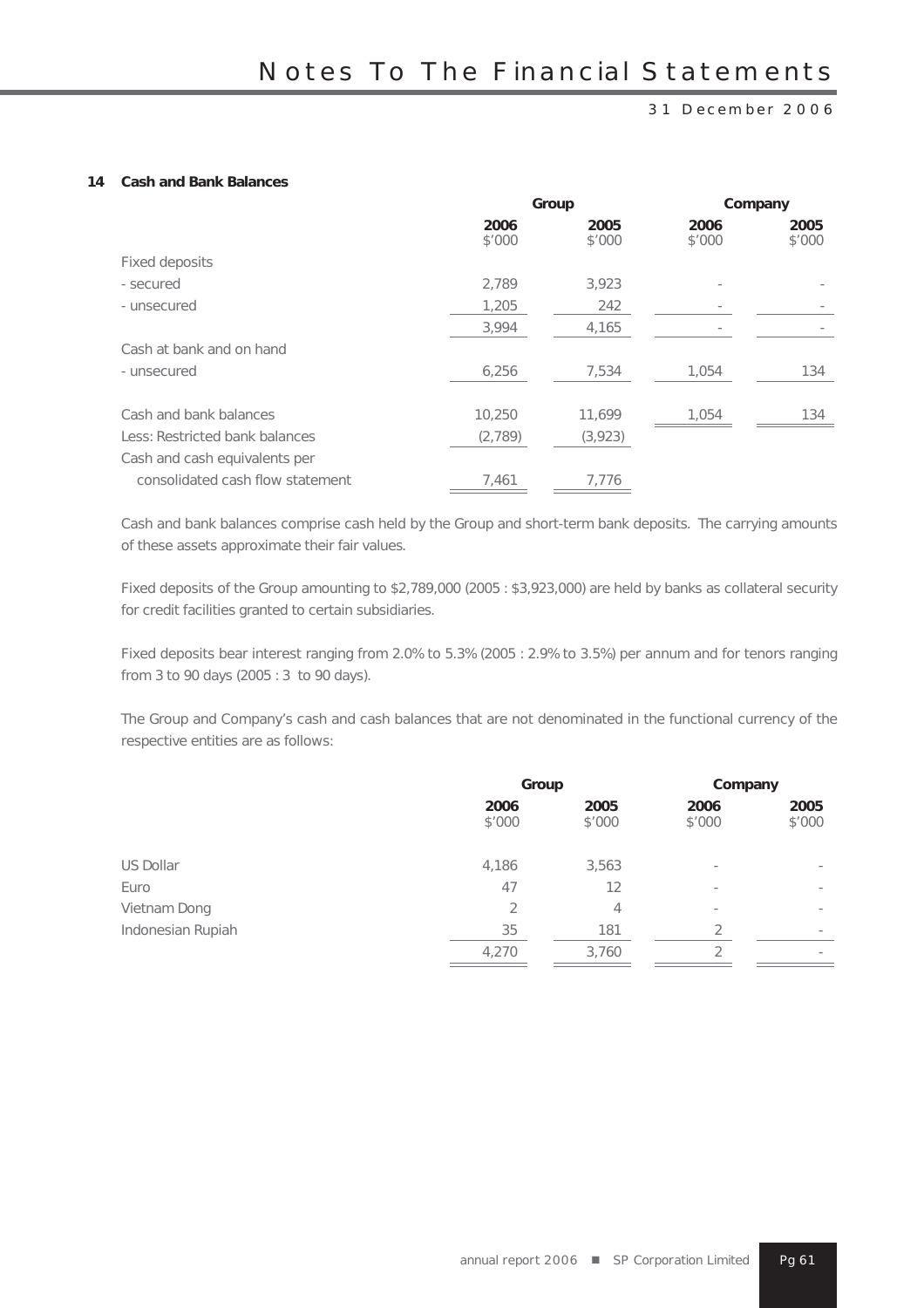### 14 Cash and Bank Balances

| | Group | | Company | |
|---|---|---|---|---|
| | 2006 $'000 | 2005 $'000 | 2006 $'000 | 2005 $'000 |
| Fixed deposits | | | | |
| - secured | 2,789 | 3,923 | - | - |
| - unsecured | 1,205 | 242 | - | - |
| | 3,994 | 4,165 | - | - |
| Cash at bank and on hand | | | | |
| - unsecured | 6,256 | 7,534 | 1,054 | 134 |
| Cash and bank balances | 10,250 | 11,699 | 1,054 | 134 |
| Less: Restricted bank balances | (2,789) | (3,923) | | |
| Cash and cash equivalents per consolidated cash flow statement | 7,461 | 7,776 | | |

Cash and bank balances comprise cash held by the Group and short-term bank deposits. The carrying amounts of these assets approximate their fair values.

Fixed deposits of the Group amounting to $2,789,000 (2005 : $3,923,000) are held by banks as collateral security for credit facilities granted to certain subsidiaries.

Fixed deposits bear interest ranging from 2.0% to 5.3% (2005 : 2.9% to 3.5%) per annum and for tenors ranging from 3 to 90 days (2005 : 3 to 90 days).

The Group and Company's cash and cash balances that are not denominated in the functional currency of the respective entities are as follows:

| | Group | | Company | |
|---|---|---|---|---|
| | 2006 $'000 | 2005 $'000 | 2006 $'000 | 2005 $'000 |
| US Dollar | 4,186 | 3,563 | - | - |
| Euro | 47 | 12 | - | - |
| Vietnam Dong | 2 | 4 | - | - |
| Indonesian Rupiah | 35 | 181 | 2 | - |
| | 4,270 | 3,760 | 2 | - |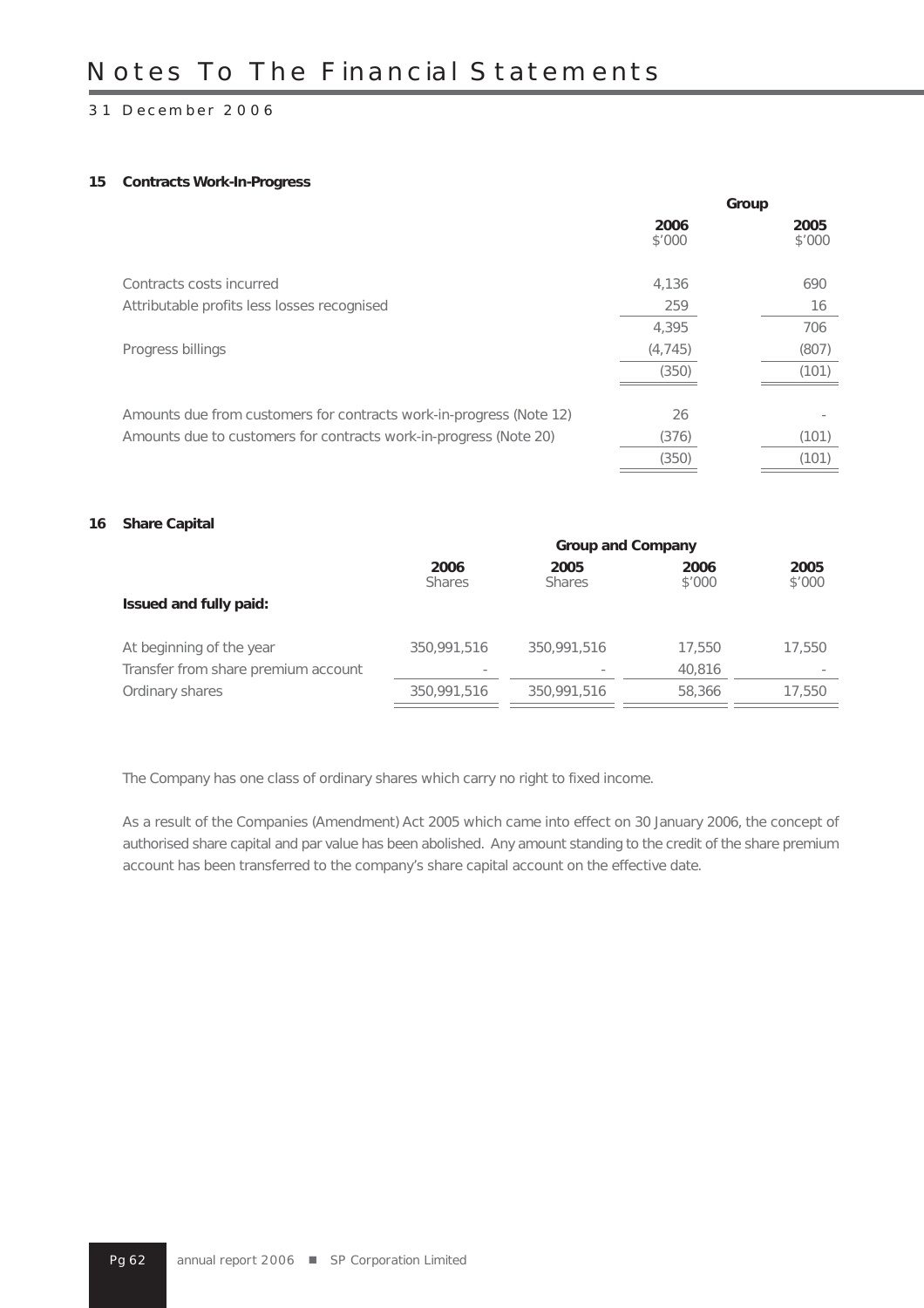# Notes To The Financial Statements

31 December 2006

### 15 Contracts Work-In-Progress

| | Group | |
|---|---|---|
| | **2006** $'000 | **2005** $'000 |
| Contracts costs incurred | 4,136 | 690 |
| Attributable profits less losses recognised | 259 | 16 |
| | 4,395 | 706 |
| Progress billings | (4,745) | (807) |
| | (350) | (101) |
| Amounts due from customers for contracts work-in-progress (Note 12) | 26 | - |
| Amounts due to customers for contracts work-in-progress (Note 20) | (376) | (101) |
| | (350) | (101) |

### 16 Share Capital

| | Group and Company | | | |
|---|---|---|---|---|
| | **2006** Shares | **2005** Shares | **2006** $'000 | **2005** $'000 |
| **Issued and fully paid:** | | | | |
| At beginning of the year | 350,991,516 | 350,991,516 | 17,550 | 17,550 |
| Transfer from share premium account | - | - | 40,816 | - |
| Ordinary shares | 350,991,516 | 350,991,516 | 58,366 | 17,550 |

The Company has one class of ordinary shares which carry no right to fixed income.

As a result of the Companies (Amendment) Act 2005 which came into effect on 30 January 2006, the concept of authorised share capital and par value has been abolished. Any amount standing to the credit of the share premium account has been transferred to the company's share capital account on the effective date.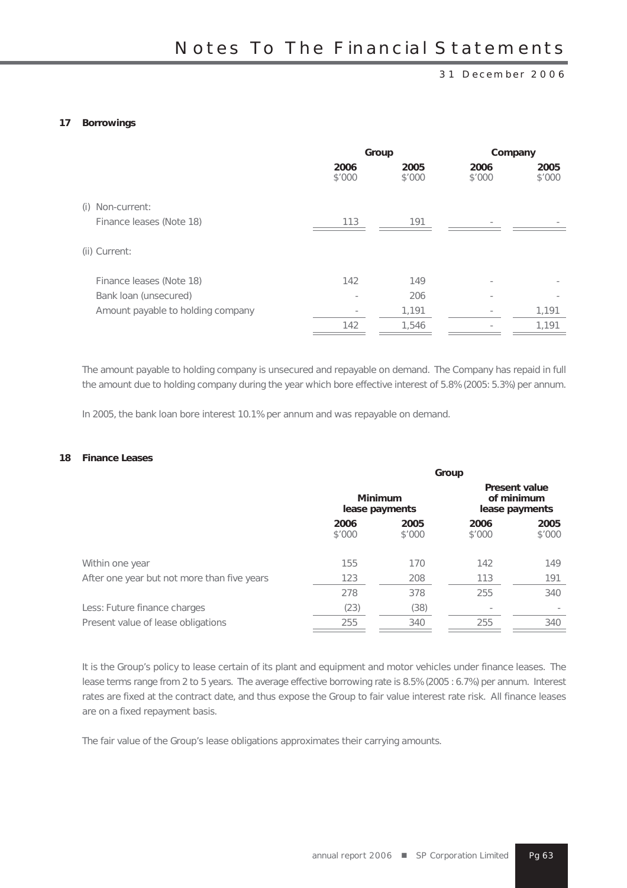## 17 Borrowings

| | Group | | Company | |
|---|---|---|---|---|
| | 2006 $'000 | 2005 $'000 | 2006 $'000 | 2005 $'000 |
| (i) Non-current: | | | | |
| Finance leases (Note 18) | 113 | 191 | - | - |
| (ii) Current: | | | | |
| Finance leases (Note 18) | 142 | 149 | - | - |
| Bank loan (unsecured) | - | 206 | - | - |
| Amount payable to holding company | - | 1,191 | - | 1,191 |
| | 142 | 1,546 | - | 1,191 |

The amount payable to holding company is unsecured and repayable on demand. The Company has repaid in full the amount due to holding company during the year which bore effective interest of 5.8% (2005: 5.3%) per annum.

In 2005, the bank loan bore interest 10.1% per annum and was repayable on demand.

## 18 Finance Leases

| | Group | | | |
|---|---|---|---|---|
| | Minimum lease payments | | Present value of minimum lease payments | |
| | 2006 $'000 | 2005 $'000 | 2006 $'000 | 2005 $'000 |
| Within one year | 155 | 170 | 142 | 149 |
| After one year but not more than five years | 123 | 208 | 113 | 191 |
| | 278 | 378 | 255 | 340 |
| Less: Future finance charges | (23) | (38) | - | - |
| Present value of lease obligations | 255 | 340 | 255 | 340 |

It is the Group's policy to lease certain of its plant and equipment and motor vehicles under finance leases. The lease terms range from 2 to 5 years. The average effective borrowing rate is 8.5% (2005 : 6.7%) per annum. Interest rates are fixed at the contract date, and thus expose the Group to fair value interest rate risk. All finance leases are on a fixed repayment basis.

The fair value of the Group's lease obligations approximates their carrying amounts.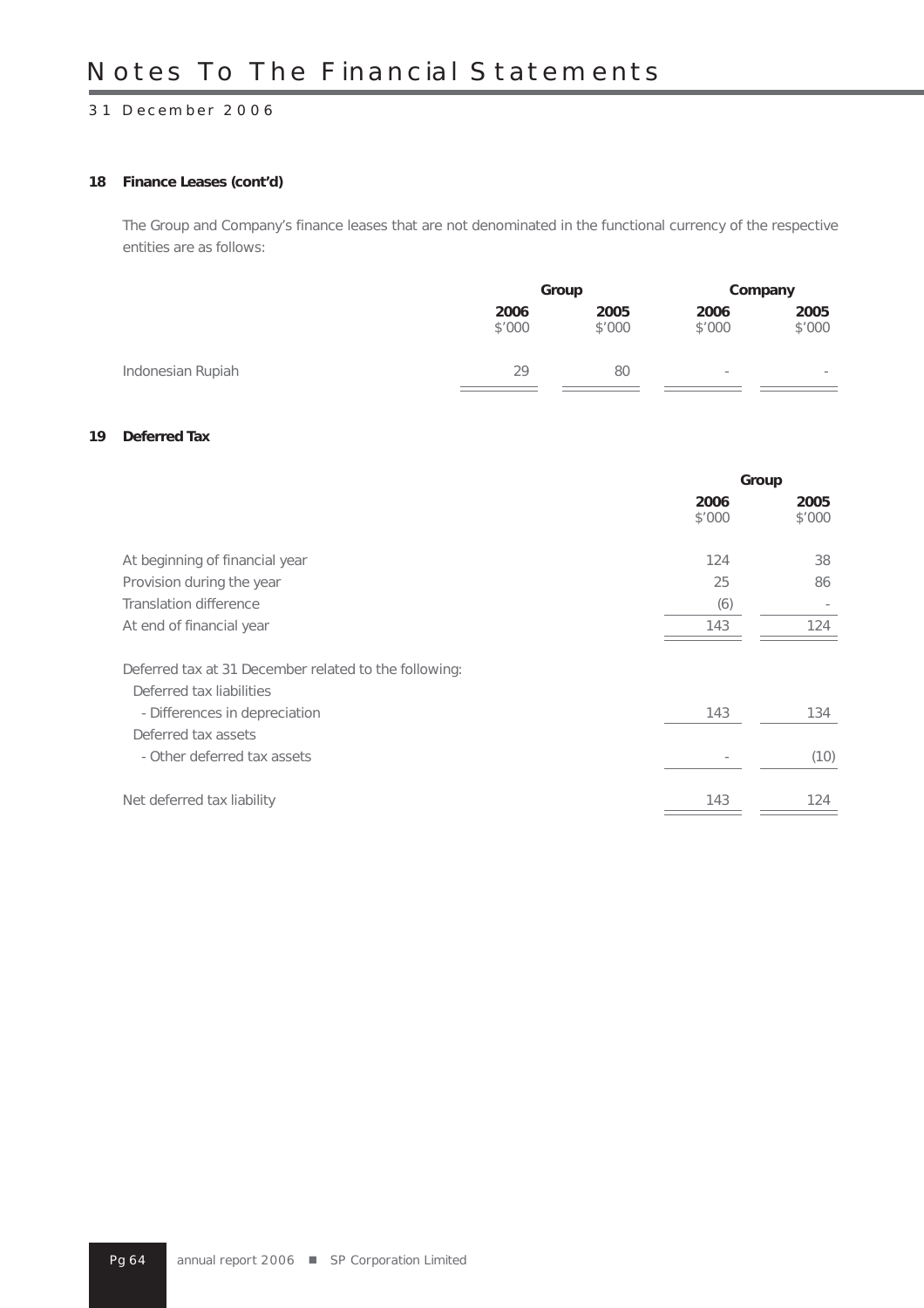## 18 Finance Leases (cont'd)

The Group and Company's finance leases that are not denominated in the functional currency of the respective entities are as follows:

| | Group | | Company | |
|---|---|---|---|---|
| | **2006** | **2005** | **2006** | **2005** |
| | $'000 | $'000 | $'000 | $'000 |
| Indonesian Rupiah | 29 | 80 | - | - |

## 19 Deferred Tax

| | Group | |
|---|---|---|
| | **2006** | **2005** |
| | $'000 | $'000 |
| At beginning of financial year | 124 | 38 |
| Provision during the year | 25 | 86 |
| Translation difference | (6) | - |
| At end of financial year | 143 | 124 |
| Deferred tax at 31 December related to the following: | | |
| Deferred tax liabilities | | |
| - Differences in depreciation | 143 | 134 |
| Deferred tax assets | | |
| - Other deferred tax assets | - | (10) |
| Net deferred tax liability | 143 | 124 |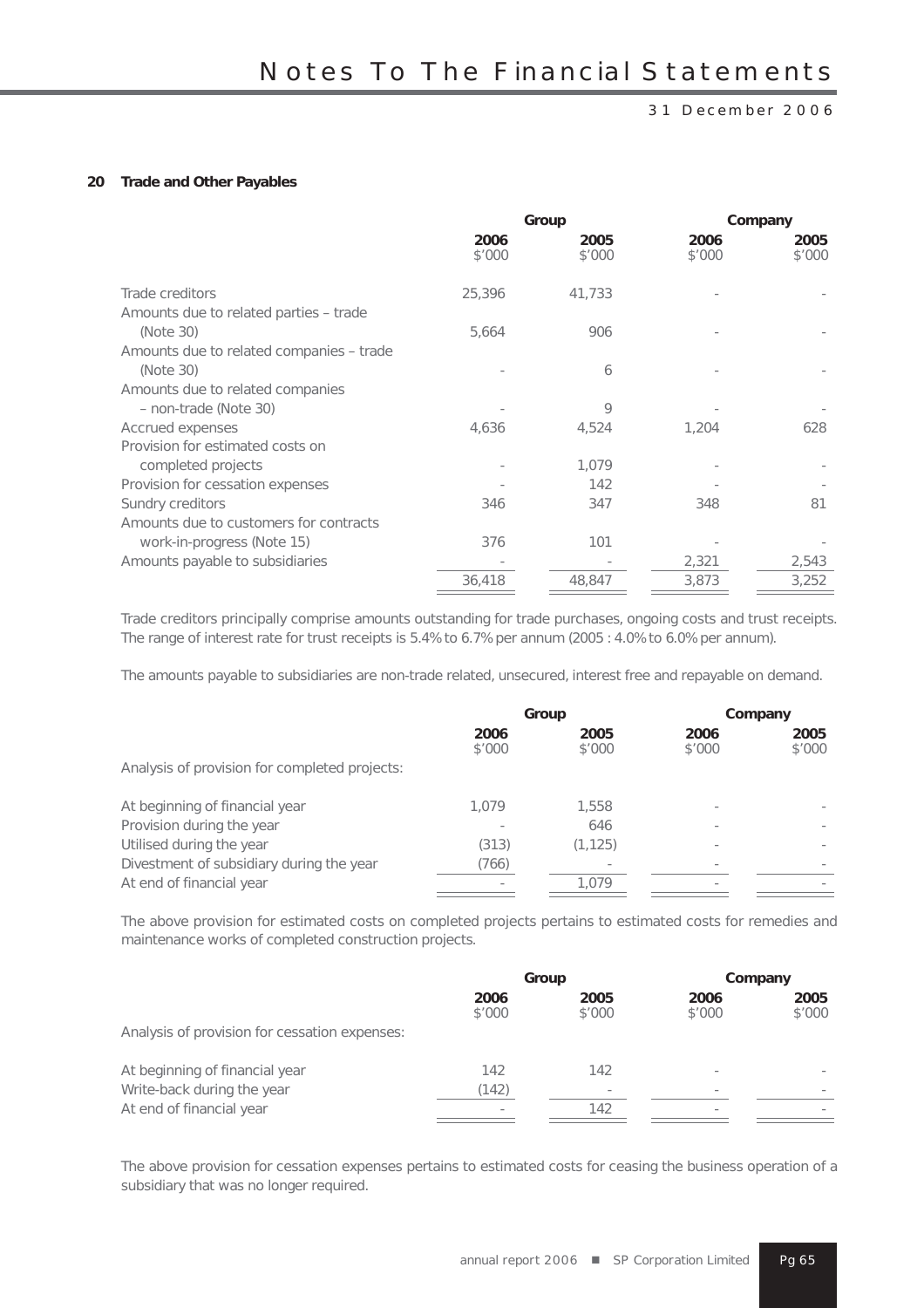## 20 Trade and Other Payables

| | Group | | Company | |
|---|---|---|---|---|
| | 2006<br>$'000 | 2005<br>$'000 | 2006<br>$'000 | 2005<br>$'000 |
| Trade creditors | 25,396 | 41,733 | - | - |
| Amounts due to related parties – trade (Note 30) | 5,664 | 906 | - | - |
| Amounts due to related companies – trade (Note 30) | - | 6 | - | - |
| Amounts due to related companies – non-trade (Note 30) | - | 9 | - | - |
| Accrued expenses | 4,636 | 4,524 | 1,204 | 628 |
| Provision for estimated costs on completed projects | - | 1,079 | - | - |
| Provision for cessation expenses | - | 142 | - | - |
| Sundry creditors | 346 | 347 | 348 | 81 |
| Amounts due to customers for contracts work-in-progress (Note 15) | 376 | 101 | - | - |
| Amounts payable to subsidiaries | - | - | 2,321 | 2,543 |
| | 36,418 | 48,847 | 3,873 | 3,252 |

Trade creditors principally comprise amounts outstanding for trade purchases, ongoing costs and trust receipts. The range of interest rate for trust receipts is 5.4% to 6.7% per annum (2005 : 4.0% to 6.0% per annum).

The amounts payable to subsidiaries are non-trade related, unsecured, interest free and repayable on demand.

| | Group | | Company | |
|---|---|---|---|---|
| | 2006<br>$'000 | 2005<br>$'000 | 2006<br>$'000 | 2005<br>$'000 |
| Analysis of provision for completed projects: | | | | |
| At beginning of financial year | 1,079 | 1,558 | - | - |
| Provision during the year | - | 646 | - | - |
| Utilised during the year | (313) | (1,125) | - | - |
| Divestment of subsidiary during the year | (766) | - | - | - |
| At end of financial year | - | 1,079 | - | - |

The above provision for estimated costs on completed projects pertains to estimated costs for remedies and maintenance works of completed construction projects.

| | Group | | Company | |
|---|---|---|---|---|
| | 2006<br>$'000 | 2005<br>$'000 | 2006<br>$'000 | 2005<br>$'000 |
| Analysis of provision for cessation expenses: | | | | |
| At beginning of financial year | 142 | 142 | - | - |
| Write-back during the year | (142) | - | - | - |
| At end of financial year | - | 142 | - | - |

The above provision for cessation expenses pertains to estimated costs for ceasing the business operation of a subsidiary that was no longer required.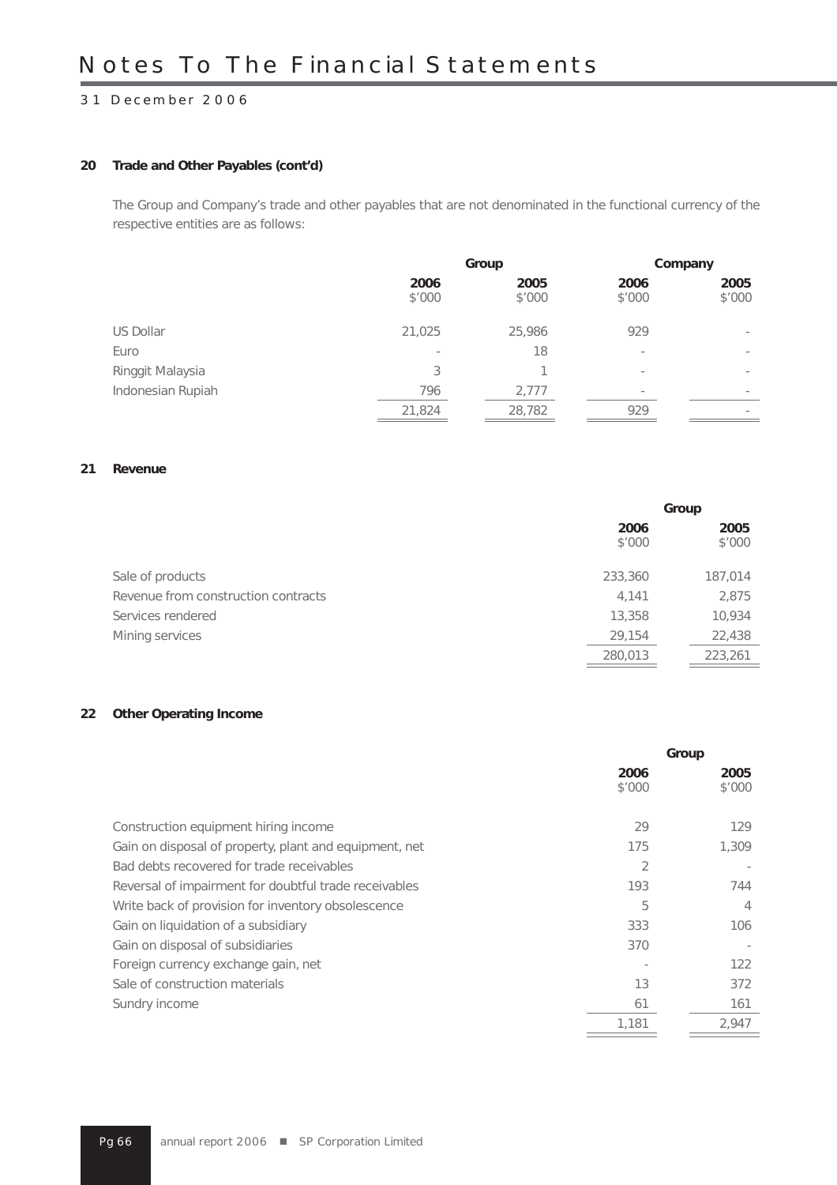## 20 Trade and Other Payables (cont'd)

The Group and Company's trade and other payables that are not denominated in the functional currency of the respective entities are as follows:

| | Group | | Company | |
|---|---|---|---|---|
| | 2006<br>$'000 | 2005<br>$'000 | 2006<br>$'000 | 2005<br>$'000 |
| US Dollar | 21,025 | 25,986 | 929 | - |
| Euro | - | 18 | - | - |
| Ringgit Malaysia | 3 | 1 | - | - |
| Indonesian Rupiah | 796 | 2,777 | - | - |
| | 21,824 | 28,782 | 929 | - |

## 21 Revenue

| | Group | |
|---|---|---|
| | 2006<br>$'000 | 2005<br>$'000 |
| Sale of products | 233,360 | 187,014 |
| Revenue from construction contracts | 4,141 | 2,875 |
| Services rendered | 13,358 | 10,934 |
| Mining services | 29,154 | 22,438 |
| | 280,013 | 223,261 |

## 22 Other Operating Income

| | Group | |
|---|---|---|
| | 2006<br>$'000 | 2005<br>$'000 |
| Construction equipment hiring income | 29 | 129 |
| Gain on disposal of property, plant and equipment, net | 175 | 1,309 |
| Bad debts recovered for trade receivables | 2 | - |
| Reversal of impairment for doubtful trade receivables | 193 | 744 |
| Write back of provision for inventory obsolescence | 5 | 4 |
| Gain on liquidation of a subsidiary | 333 | 106 |
| Gain on disposal of subsidiaries | 370 | - |
| Foreign currency exchange gain, net | - | 122 |
| Sale of construction materials | 13 | 372 |
| Sundry income | 61 | 161 |
| | 1,181 | 2,947 |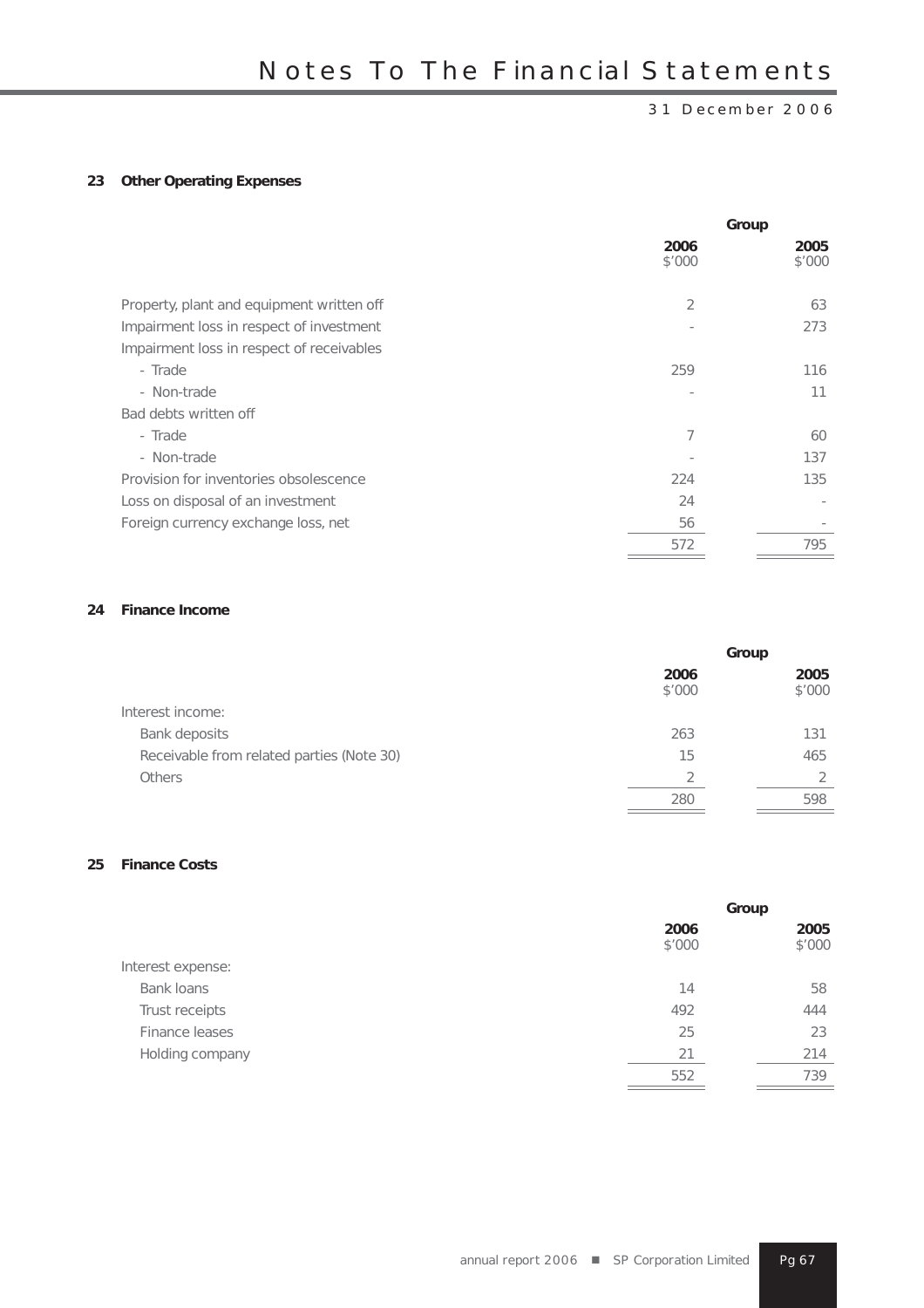## 23 Other Operating Expenses

| | Group | |
|---|---|---|
| | **2006** $'000 | **2005** $'000 |
| Property, plant and equipment written off | 2 | 63 |
| Impairment loss in respect of investment | - | 273 |
| Impairment loss in respect of receivables | | |
| - Trade | 259 | 116 |
| - Non-trade | - | 11 |
| Bad debts written off | | |
| - Trade | 7 | 60 |
| - Non-trade | - | 137 |
| Provision for inventories obsolescence | 224 | 135 |
| Loss on disposal of an investment | 24 | - |
| Foreign currency exchange loss, net | 56 | - |
| | 572 | 795 |

## 24 Finance Income

| | Group | |
|---|---|---|
| | **2006** $'000 | **2005** $'000 |
| Interest income: | | |
| Bank deposits | 263 | 131 |
| Receivable from related parties (Note 30) | 15 | 465 |
| Others | 2 | 2 |
| | 280 | 598 |

## 25 Finance Costs

| | Group | |
|---|---|---|
| | **2006** $'000 | **2005** $'000 |
| Interest expense: | | |
| Bank loans | 14 | 58 |
| Trust receipts | 492 | 444 |
| Finance leases | 25 | 23 |
| Holding company | 21 | 214 |
| | 552 | 739 |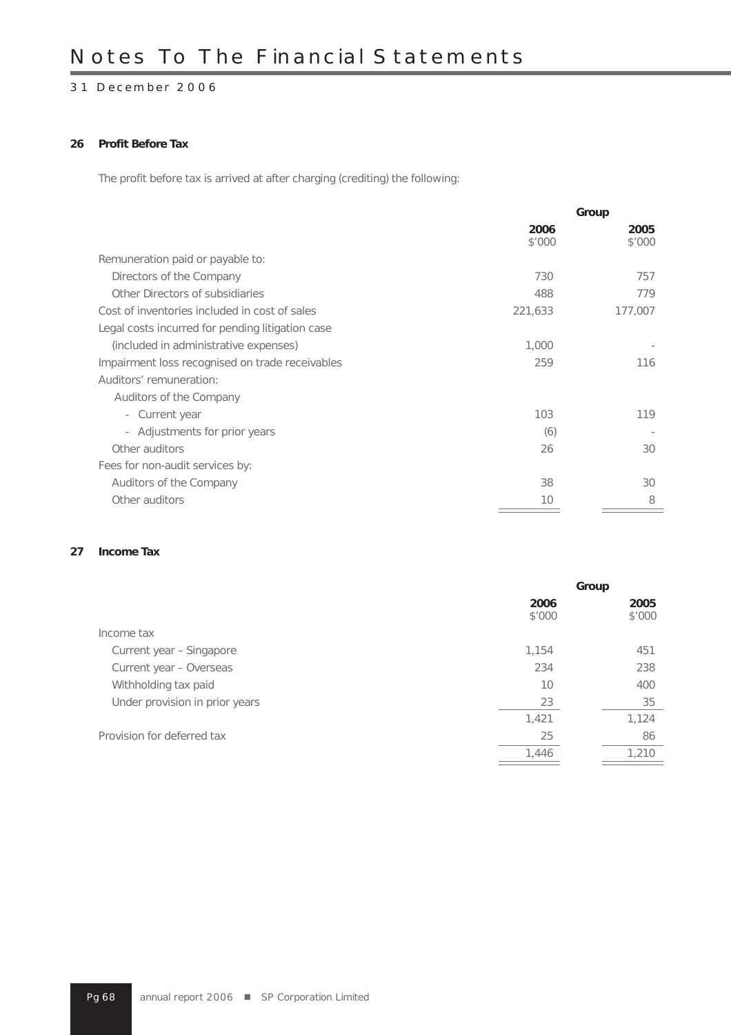## 26 Profit Before Tax

The profit before tax is arrived at after charging (crediting) the following:

| | Group | |
|---|---|---|
| | **2006** $'000 | **2005** $'000 |
| Remuneration paid or payable to: | | |
| Directors of the Company | 730 | 757 |
| Other Directors of subsidiaries | 488 | 779 |
| Cost of inventories included in cost of sales | 221,633 | 177,007 |
| Legal costs incurred for pending litigation case (included in administrative expenses) | 1,000 | - |
| Impairment loss recognised on trade receivables | 259 | 116 |
| Auditors' remuneration: | | |
| Auditors of the Company | | |
| - Current year | 103 | 119 |
| - Adjustments for prior years | (6) | - |
| Other auditors | 26 | 30 |
| Fees for non-audit services by: | | |
| Auditors of the Company | 38 | 30 |
| Other auditors | 10 | 8 |

## 27 Income Tax

| | Group | |
|---|---|---|
| | **2006** $'000 | **2005** $'000 |
| Income tax | | |
| Current year – Singapore | 1,154 | 451 |
| Current year – Overseas | 234 | 238 |
| Withholding tax paid | 10 | 400 |
| Under provision in prior years | 23 | 35 |
| | 1,421 | 1,124 |
| Provision for deferred tax | 25 | 86 |
| | 1,446 | 1,210 |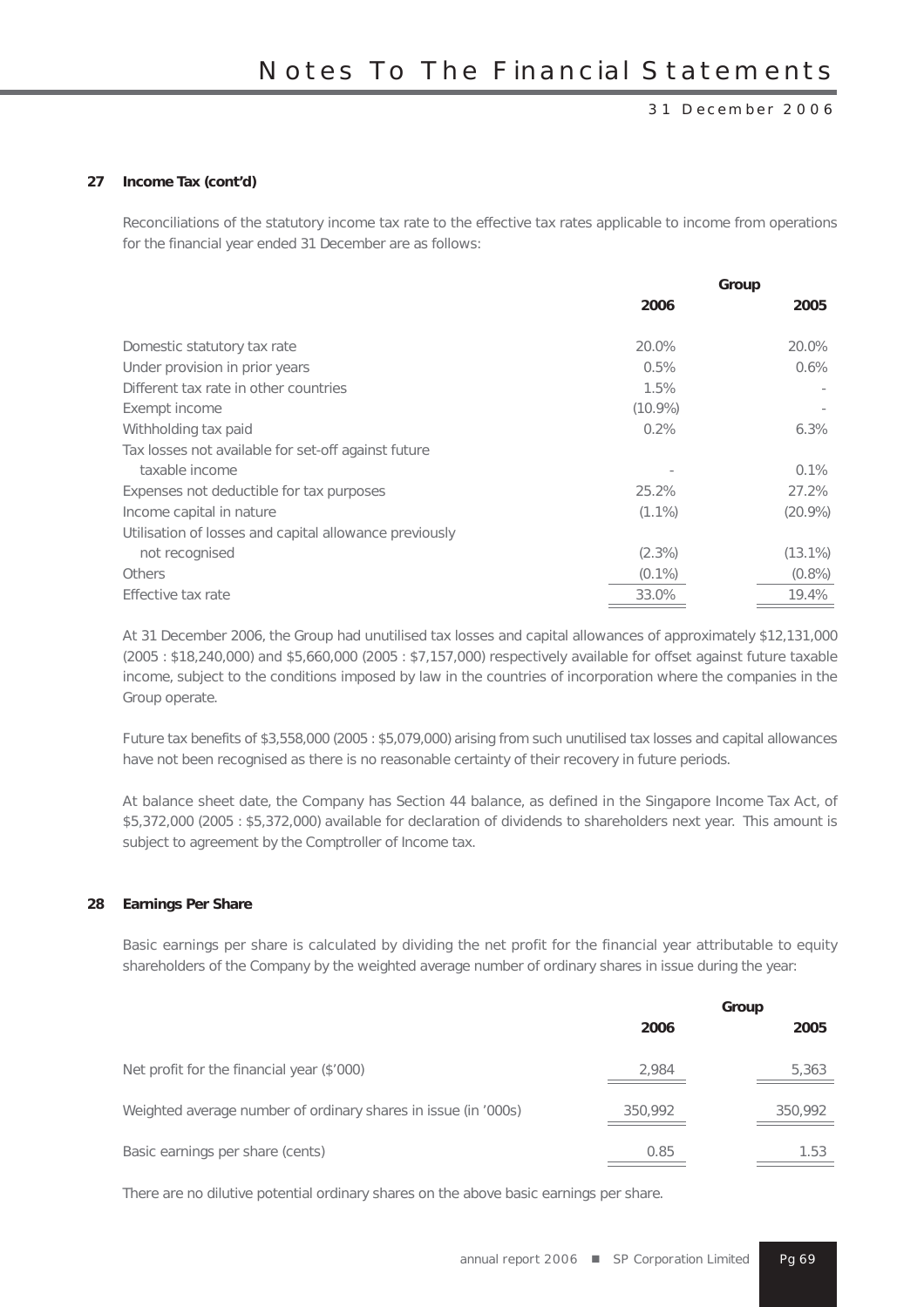## 27 Income Tax (cont'd)

Reconciliations of the statutory income tax rate to the effective tax rates applicable to income from operations for the financial year ended 31 December are as follows:

| | Group | |
|---|---|---|
| | **2006** | **2005** |
| Domestic statutory tax rate | 20.0% | 20.0% |
| Under provision in prior years | 0.5% | 0.6% |
| Different tax rate in other countries | 1.5% | - |
| Exempt income | (10.9%) | - |
| Withholding tax paid | 0.2% | 6.3% |
| Tax losses not available for set-off against future taxable income | - | 0.1% |
| Expenses not deductible for tax purposes | 25.2% | 27.2% |
| Income capital in nature | (1.1%) | (20.9%) |
| Utilisation of losses and capital allowance previously not recognised | (2.3%) | (13.1%) |
| Others | (0.1%) | (0.8%) |
| Effective tax rate | 33.0% | 19.4% |

At 31 December 2006, the Group had unutilised tax losses and capital allowances of approximately $12,131,000 (2005 : $18,240,000) and $5,660,000 (2005 : $7,157,000) respectively available for offset against future taxable income, subject to the conditions imposed by law in the countries of incorporation where the companies in the Group operate.

Future tax benefits of $3,558,000 (2005 : $5,079,000) arising from such unutilised tax losses and capital allowances have not been recognised as there is no reasonable certainty of their recovery in future periods.

At balance sheet date, the Company has Section 44 balance, as defined in the Singapore Income Tax Act, of $5,372,000 (2005 : $5,372,000) available for declaration of dividends to shareholders next year. This amount is subject to agreement by the Comptroller of Income tax.

## 28 Earnings Per Share

Basic earnings per share is calculated by dividing the net profit for the financial year attributable to equity shareholders of the Company by the weighted average number of ordinary shares in issue during the year:

| | Group | |
|---|---|---|
| | **2006** | **2005** |
| Net profit for the financial year ($'000) | 2,984 | 5,363 |
| Weighted average number of ordinary shares in issue (in '000s) | 350,992 | 350,992 |
| Basic earnings per share (cents) | 0.85 | 1.53 |

There are no dilutive potential ordinary shares on the above basic earnings per share.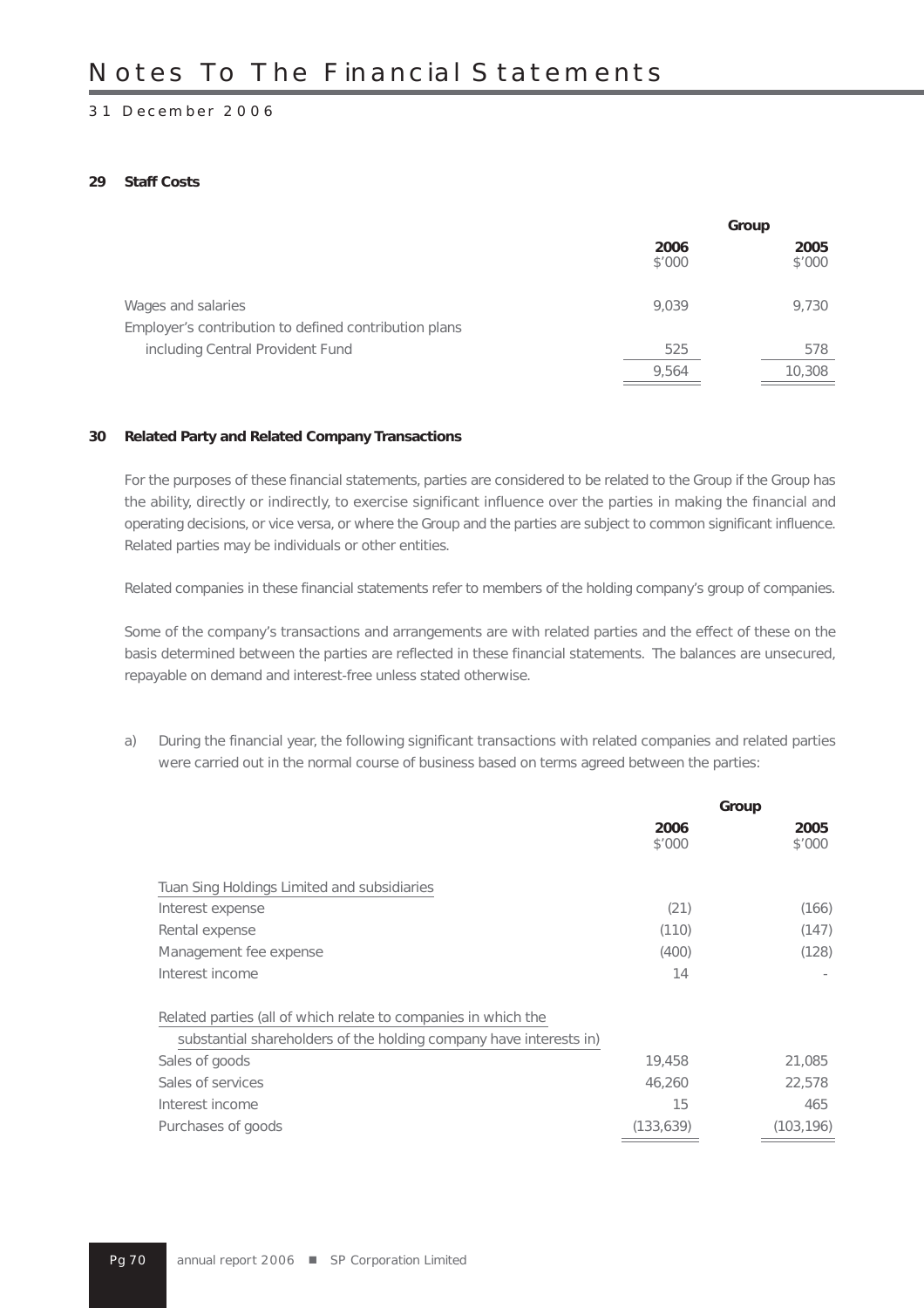# Notes To The Financial Statements

31 December 2006

### 29 Staff Costs

| | Group | |
|---|---|---|
| | **2006**<br>$'000 | **2005**<br>$'000 |
| Wages and salaries | 9,039 | 9,730 |
| Employer's contribution to defined contribution plans including Central Provident Fund | 525 | 578 |
| | 9,564 | 10,308 |

### 30 Related Party and Related Company Transactions

For the purposes of these financial statements, parties are considered to be related to the Group if the Group has the ability, directly or indirectly, to exercise significant influence over the parties in making the financial and operating decisions, or vice versa, or where the Group and the parties are subject to common significant influence. Related parties may be individuals or other entities.

Related companies in these financial statements refer to members of the holding company's group of companies.

Some of the company's transactions and arrangements are with related parties and the effect of these on the basis determined between the parties are reflected in these financial statements. The balances are unsecured, repayable on demand and interest-free unless stated otherwise.

a) During the financial year, the following significant transactions with related companies and related parties were carried out in the normal course of business based on terms agreed between the parties:

| | Group | |
|---|---|---|
| | **2006**<br>$'000 | **2005**<br>$'000 |
| Tuan Sing Holdings Limited and subsidiaries | | |
| Interest expense | (21) | (166) |
| Rental expense | (110) | (147) |
| Management fee expense | (400) | (128) |
| Interest income | 14 | - |
| Related parties (all of which relate to companies in which the substantial shareholders of the holding company have interests in) | | |
| Sales of goods | 19,458 | 21,085 |
| Sales of services | 46,260 | 22,578 |
| Interest income | 15 | 465 |
| Purchases of goods | (133,639) | (103,196) |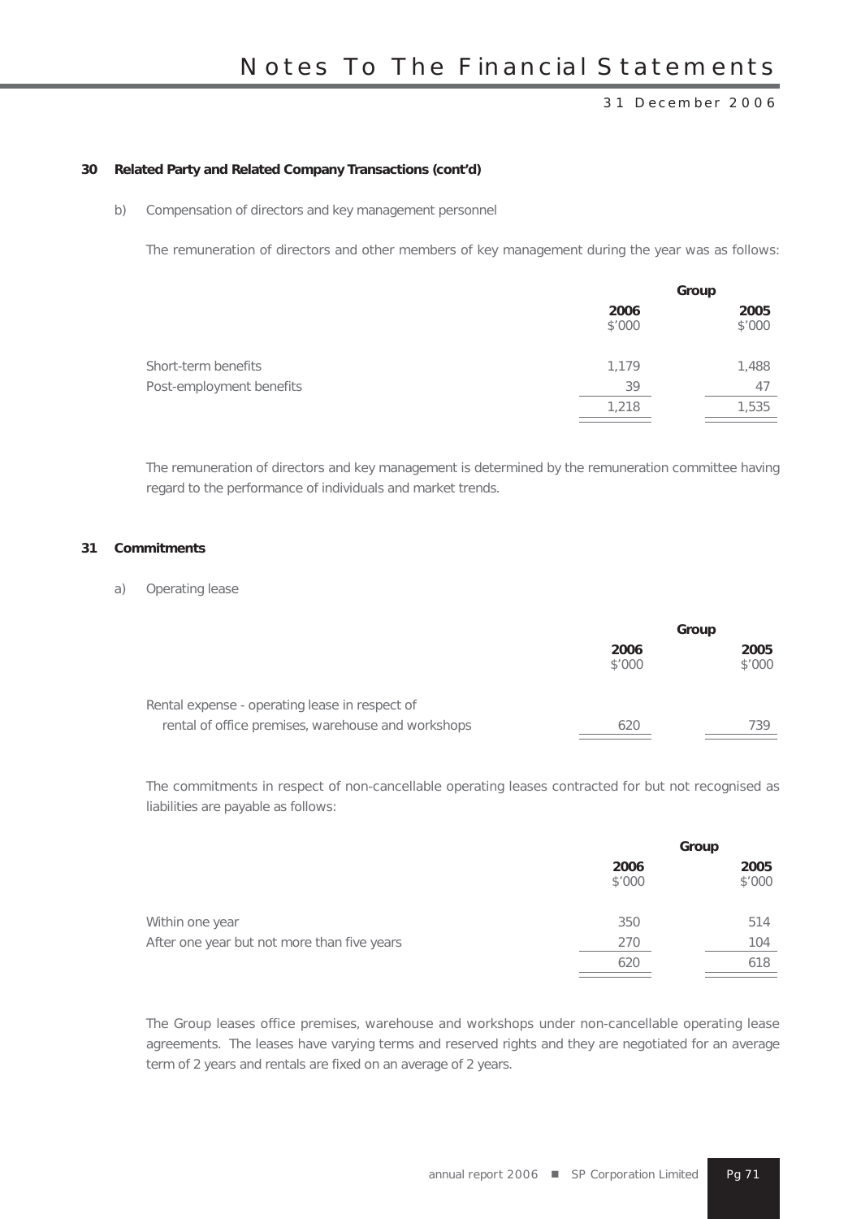## 30 Related Party and Related Company Transactions (cont'd)

b) Compensation of directors and key management personnel

The remuneration of directors and other members of key management during the year was as follows:

| | Group | |
|---|---|---|
| | **2006** $'000 | **2005** $'000 |
| Short-term benefits | 1,179 | 1,488 |
| Post-employment benefits | 39 | 47 |
| | 1,218 | 1,535 |

The remuneration of directors and key management is determined by the remuneration committee having regard to the performance of individuals and market trends.

## 31 Commitments

a) Operating lease

| | Group | |
|---|---|---|
| | **2006** $'000 | **2005** $'000 |
| Rental expense - operating lease in respect of rental of office premises, warehouse and workshops | 620 | 739 |

The commitments in respect of non-cancellable operating leases contracted for but not recognised as liabilities are payable as follows:

| | Group | |
|---|---|---|
| | **2006** $'000 | **2005** $'000 |
| Within one year | 350 | 514 |
| After one year but not more than five years | 270 | 104 |
| | 620 | 618 |

The Group leases office premises, warehouse and workshops under non-cancellable operating lease agreements. The leases have varying terms and reserved rights and they are negotiated for an average term of 2 years and rentals are fixed on an average of 2 years.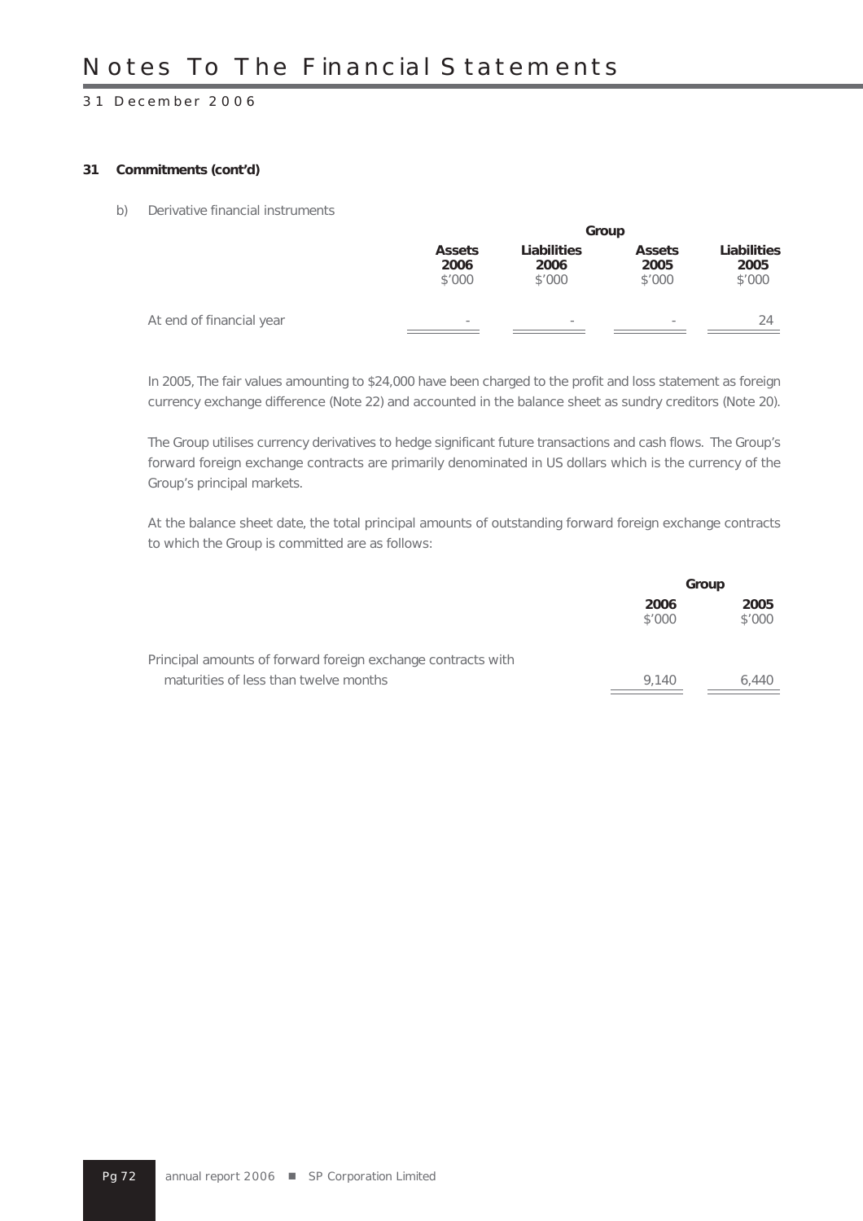### 31 Commitments (cont'd)

b) Derivative financial instruments

| | Group | | | |
|---|---|---|---|---|
| | **Assets 2006** $'000 | **Liabilities 2006** $'000 | **Assets 2005** $'000 | **Liabilities 2005** $'000 |
| At end of financial year | - | - | - | 24 |

In 2005, The fair values amounting to $24,000 have been charged to the profit and loss statement as foreign currency exchange difference (Note 22) and accounted in the balance sheet as sundry creditors (Note 20).

The Group utilises currency derivatives to hedge significant future transactions and cash flows. The Group's forward foreign exchange contracts are primarily denominated in US dollars which is the currency of the Group's principal markets.

At the balance sheet date, the total principal amounts of outstanding forward foreign exchange contracts to which the Group is committed are as follows:

| | Group | |
|---|---|---|
| | **2006** $'000 | **2005** $'000 |
| Principal amounts of forward foreign exchange contracts with maturities of less than twelve months | 9,140 | 6,440 |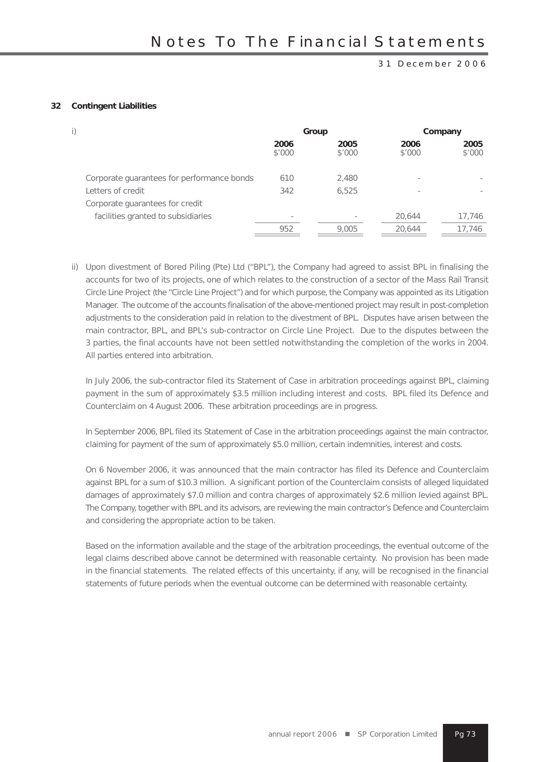## 32 Contingent Liabilities

i)

| | Group | | Company | |
|---|---|---|---|---|
| | 2006 | 2005 | 2006 | 2005 |
| | $'000 | $'000 | $'000 | $'000 |
| Corporate guarantees for performance bonds | 610 | 2,480 | - | - |
| Letters of credit | 342 | 6,525 | - | - |
| Corporate guarantees for credit facilities granted to subsidiaries | - | - | 20,644 | 17,746 |
| | 952 | 9,005 | 20,644 | 17,746 |

ii) Upon divestment of Bored Piling (Pte) Ltd ("BPL"), the Company had agreed to assist BPL in finalising the accounts for two of its projects, one of which relates to the construction of a sector of the Mass Rail Transit Circle Line Project (the "Circle Line Project") and for which purpose, the Company was appointed as its Litigation Manager. The outcome of the accounts finalisation of the above-mentioned project may result in post-completion adjustments to the consideration paid in relation to the divestment of BPL. Disputes have arisen between the main contractor, BPL, and BPL's sub-contractor on Circle Line Project. Due to the disputes between the 3 parties, the final accounts have not been settled notwithstanding the completion of the works in 2004. All parties entered into arbitration.

In July 2006, the sub-contractor filed its Statement of Case in arbitration proceedings against BPL, claiming payment in the sum of approximately $3.5 million including interest and costs. BPL filed its Defence and Counterclaim on 4 August 2006. These arbitration proceedings are in progress.

In September 2006, BPL filed its Statement of Case in the arbitration proceedings against the main contractor, claiming for payment of the sum of approximately $5.0 million, certain indemnities, interest and costs.

On 6 November 2006, it was announced that the main contractor has filed its Defence and Counterclaim against BPL for a sum of $10.3 million. A significant portion of the Counterclaim consists of alleged liquidated damages of approximately $7.0 million and contra charges of approximately $2.6 million levied against BPL. The Company, together with BPL and its advisors, are reviewing the main contractor's Defence and Counterclaim and considering the appropriate action to be taken.

Based on the information available and the stage of the arbitration proceedings, the eventual outcome of the legal claims described above cannot be determined with reasonable certainty. No provision has been made in the financial statements. The related effects of this uncertainty, if any, will be recognised in the financial statements of future periods when the eventual outcome can be determined with reasonable certainty.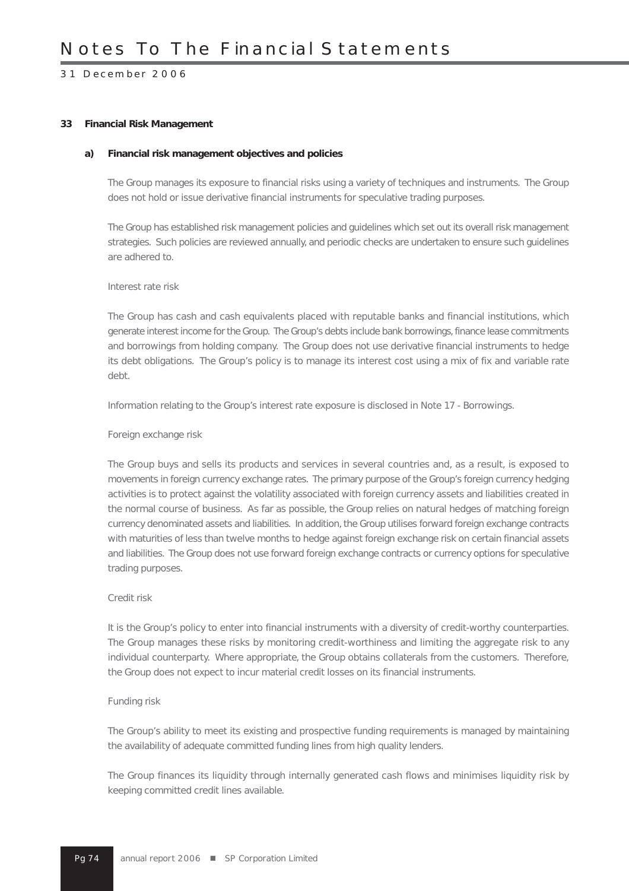## 33 Financial Risk Management

### a) Financial risk management objectives and policies

The Group manages its exposure to financial risks using a variety of techniques and instruments. The Group does not hold or issue derivative financial instruments for speculative trading purposes.

The Group has established risk management policies and guidelines which set out its overall risk management strategies. Such policies are reviewed annually, and periodic checks are undertaken to ensure such guidelines are adhered to.

Interest rate risk

The Group has cash and cash equivalents placed with reputable banks and financial institutions, which generate interest income for the Group. The Group's debts include bank borrowings, finance lease commitments and borrowings from holding company. The Group does not use derivative financial instruments to hedge its debt obligations. The Group's policy is to manage its interest cost using a mix of fix and variable rate debt.

Information relating to the Group's interest rate exposure is disclosed in Note 17 - Borrowings.

Foreign exchange risk

The Group buys and sells its products and services in several countries and, as a result, is exposed to movements in foreign currency exchange rates. The primary purpose of the Group's foreign currency hedging activities is to protect against the volatility associated with foreign currency assets and liabilities created in the normal course of business. As far as possible, the Group relies on natural hedges of matching foreign currency denominated assets and liabilities. In addition, the Group utilises forward foreign exchange contracts with maturities of less than twelve months to hedge against foreign exchange risk on certain financial assets and liabilities. The Group does not use forward foreign exchange contracts or currency options for speculative trading purposes.

Credit risk

It is the Group's policy to enter into financial instruments with a diversity of credit-worthy counterparties. The Group manages these risks by monitoring credit-worthiness and limiting the aggregate risk to any individual counterparty. Where appropriate, the Group obtains collaterals from the customers. Therefore, the Group does not expect to incur material credit losses on its financial instruments.

Funding risk

The Group's ability to meet its existing and prospective funding requirements is managed by maintaining the availability of adequate committed funding lines from high quality lenders.

The Group finances its liquidity through internally generated cash flows and minimises liquidity risk by keeping committed credit lines available.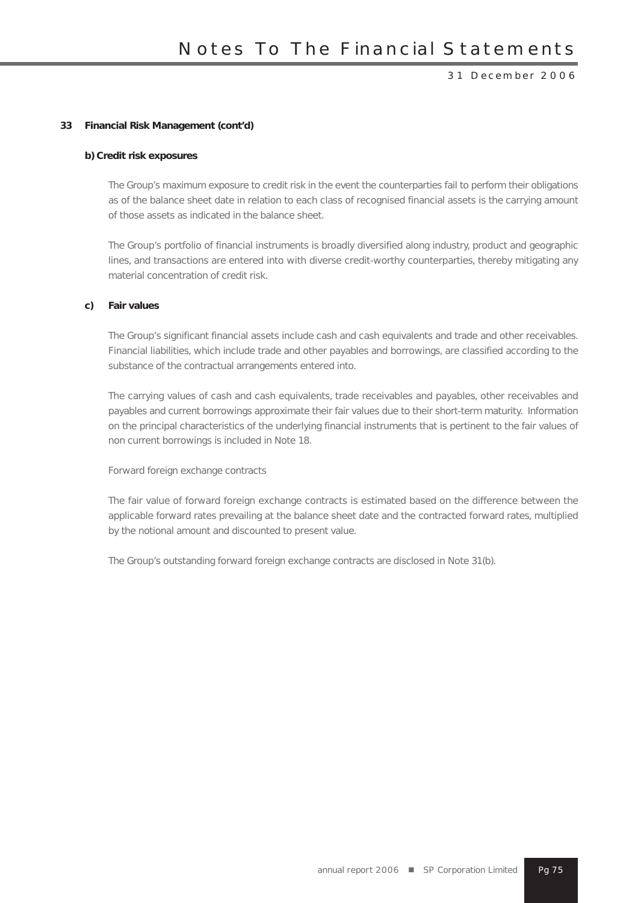### 33 Financial Risk Management (cont'd)

#### b) Credit risk exposures

The Group's maximum exposure to credit risk in the event the counterparties fail to perform their obligations as of the balance sheet date in relation to each class of recognised financial assets is the carrying amount of those assets as indicated in the balance sheet.

The Group's portfolio of financial instruments is broadly diversified along industry, product and geographic lines, and transactions are entered into with diverse credit-worthy counterparties, thereby mitigating any material concentration of credit risk.

#### c) Fair values

The Group's significant financial assets include cash and cash equivalents and trade and other receivables. Financial liabilities, which include trade and other payables and borrowings, are classified according to the substance of the contractual arrangements entered into.

The carrying values of cash and cash equivalents, trade receivables and payables, other receivables and payables and current borrowings approximate their fair values due to their short-term maturity. Information on the principal characteristics of the underlying financial instruments that is pertinent to the fair values of non current borrowings is included in Note 18.

Forward foreign exchange contracts

The fair value of forward foreign exchange contracts is estimated based on the difference between the applicable forward rates prevailing at the balance sheet date and the contracted forward rates, multiplied by the notional amount and discounted to present value.

The Group's outstanding forward foreign exchange contracts are disclosed in Note 31(b).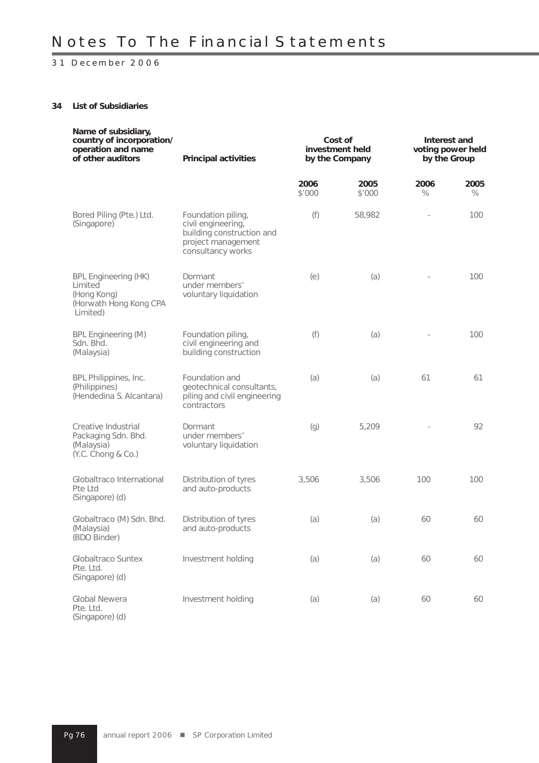# Notes To The Financial Statements

31 December 2006

**34 List of Subsidiaries**

| Name of subsidiary, country of incorporation/ operation and name of other auditors | Principal activities | Cost of investment held by the Company | | Interest and voting power held by the Group | |
|---|---|---|---|---|---|
| | | 2006 $'000 | 2005 $'000 | 2006 % | 2005 % |
| Bored Piling (Pte.) Ltd. (Singapore) | Foundation piling, civil engineering, building construction and project management consultancy works | (f) | 58,982 | - | 100 |
| BPL Engineering (HK) Limited (Hong Kong) (Horwath Hong Kong CPA Limited) | Dormant under members' voluntary liquidation | (e) | (a) | - | 100 |
| BPL Engineering (M) Sdn. Bhd. (Malaysia) | Foundation piling, civil engineering and building construction | (f) | (a) | - | 100 |
| BPL Philippines, Inc. (Philippines) (Hendedina S. Alcantara) | Foundation and geotechnical consultants, piling and civil engineering contractors | (a) | (a) | 61 | 61 |
| Creative Industrial Packaging Sdn. Bhd. (Malaysia) (Y.C. Chong & Co.) | Dormant under members' voluntary liquidation | (g) | 5,209 | - | 92 |
| Globaltraco International Pte Ltd (Singapore) (d) | Distribution of tyres and auto-products | 3,506 | 3,506 | 100 | 100 |
| Globaltraco (M) Sdn. Bhd. (Malaysia) (BDO Binder) | Distribution of tyres and auto-products | (a) | (a) | 60 | 60 |
| Globaltraco Suntex Pte. Ltd. (Singapore) (d) | Investment holding | (a) | (a) | 60 | 60 |
| Global Newera Pte. Ltd. (Singapore) (d) | Investment holding | (a) | (a) | 60 | 60 |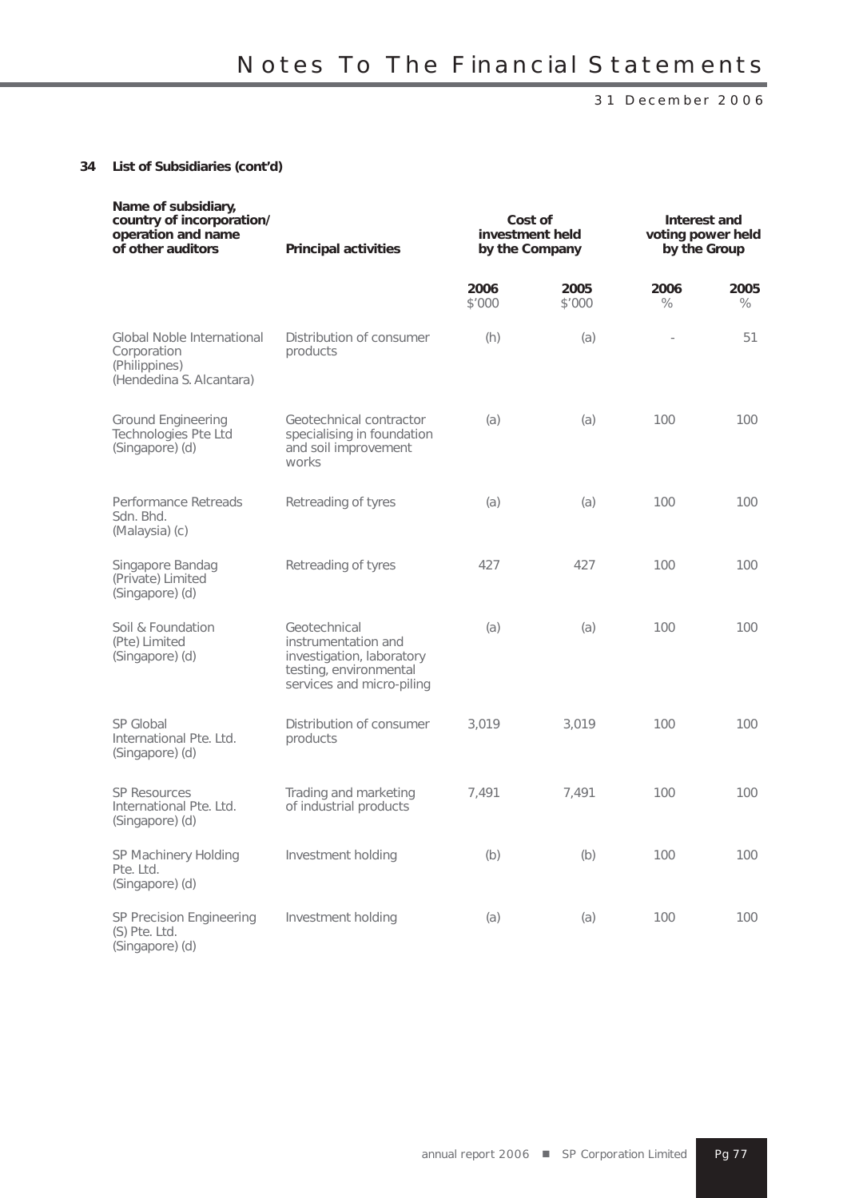**34 List of Subsidiaries (cont'd)**

| Name of subsidiary, country of incorporation/ operation and name of other auditors | Principal activities | Cost of investment held by the Company | | Interest and voting power held by the Group | |
|---|---|---|---|---|---|
| | | 2006 $'000 | 2005 $'000 | 2006 % | 2005 % |
| Global Noble International Corporation (Philippines) (Hendedina S. Alcantara) | Distribution of consumer products | (h) | (a) | - | 51 |
| Ground Engineering Technologies Pte Ltd (Singapore) (d) | Geotechnical contractor specialising in foundation and soil improvement works | (a) | (a) | 100 | 100 |
| Performance Retreads Sdn. Bhd. (Malaysia) (c) | Retreading of tyres | (a) | (a) | 100 | 100 |
| Singapore Bandag (Private) Limited (Singapore) (d) | Retreading of tyres | 427 | 427 | 100 | 100 |
| Soil & Foundation (Pte) Limited (Singapore) (d) | Geotechnical instrumentation and investigation, laboratory testing, environmental services and micro-piling | (a) | (a) | 100 | 100 |
| SP Global International Pte. Ltd. (Singapore) (d) | Distribution of consumer products | 3,019 | 3,019 | 100 | 100 |
| SP Resources International Pte. Ltd. (Singapore) (d) | Trading and marketing of industrial products | 7,491 | 7,491 | 100 | 100 |
| SP Machinery Holding Pte. Ltd. (Singapore) (d) | Investment holding | (b) | (b) | 100 | 100 |
| SP Precision Engineering (S) Pte. Ltd. (Singapore) (d) | Investment holding | (a) | (a) | 100 | 100 |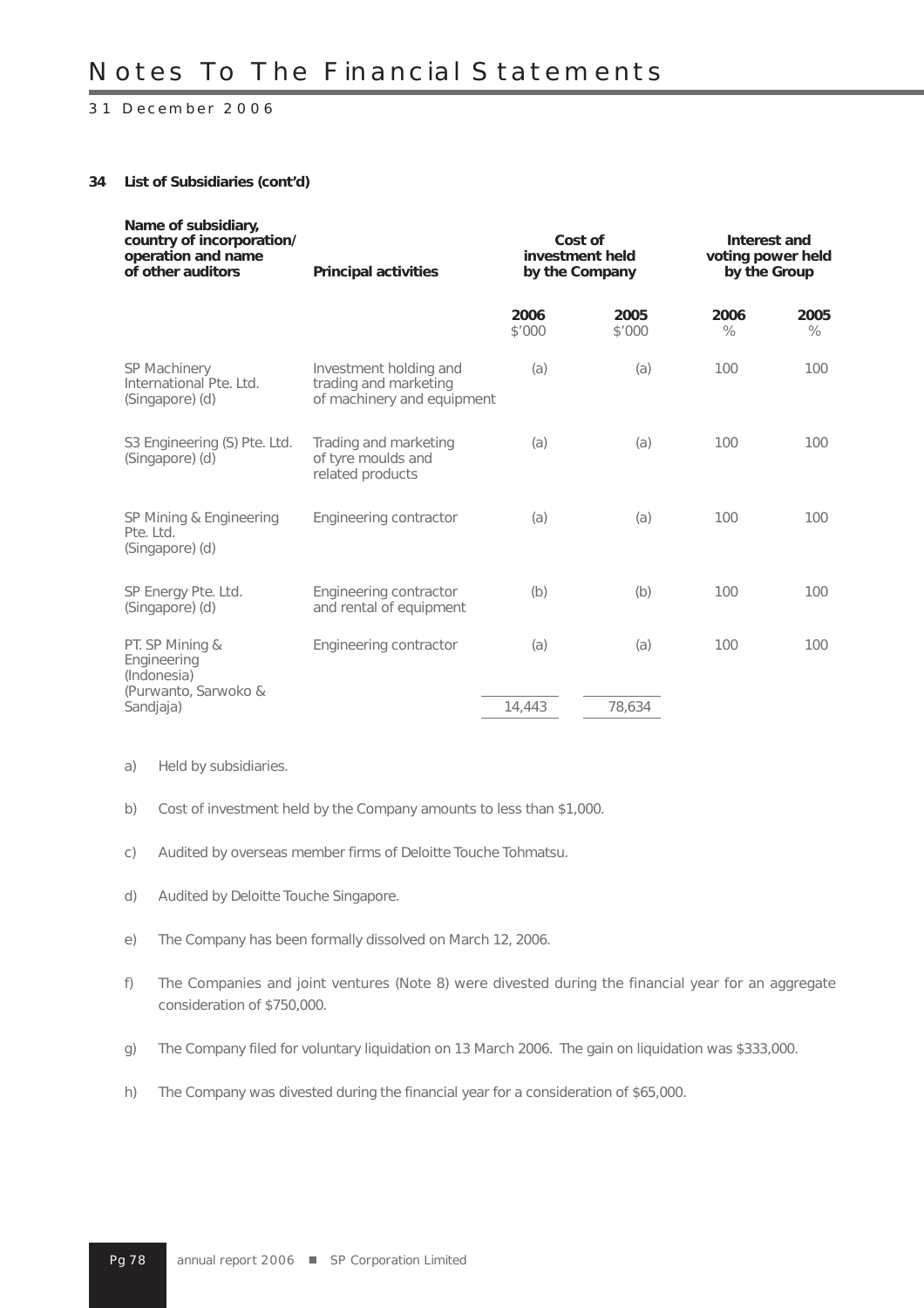# Notes To The Financial Statements

31 December 2006

**34 List of Subsidiaries (cont'd)**

| Name of subsidiary, country of incorporation/ operation and name of other auditors | Principal activities | Cost of investment held by the Company | | Interest and voting power held by the Group | |
|---|---|---|---|---|---|
| | | 2006 $'000 | 2005 $'000 | 2006 % | 2005 % |
| SP Machinery International Pte. Ltd. (Singapore) (d) | Investment holding and trading and marketing of machinery and equipment | (a) | (a) | 100 | 100 |
| S3 Engineering (S) Pte. Ltd. (Singapore) (d) | Trading and marketing of tyre moulds and related products | (a) | (a) | 100 | 100 |
| SP Mining & Engineering Pte. Ltd. (Singapore) (d) | Engineering contractor | (a) | (a) | 100 | 100 |
| SP Energy Pte. Ltd. (Singapore) (d) | Engineering contractor and rental of equipment | (b) | (b) | 100 | 100 |
| PT. SP Mining & Engineering (Indonesia) (Purwanto, Sarwoko & Sandjaja) | Engineering contractor | (a) | (a) | 100 | 100 |
| | | 14,443 | 78,634 | | |

a) Held by subsidiaries.

b) Cost of investment held by the Company amounts to less than $1,000.

c) Audited by overseas member firms of Deloitte Touche Tohmatsu.

d) Audited by Deloitte Touche Singapore.

e) The Company has been formally dissolved on March 12, 2006.

f) The Companies and joint ventures (Note 8) were divested during the financial year for an aggregate consideration of $750,000.

g) The Company filed for voluntary liquidation on 13 March 2006. The gain on liquidation was $333,000.

h) The Company was divested during the financial year for a consideration of $65,000.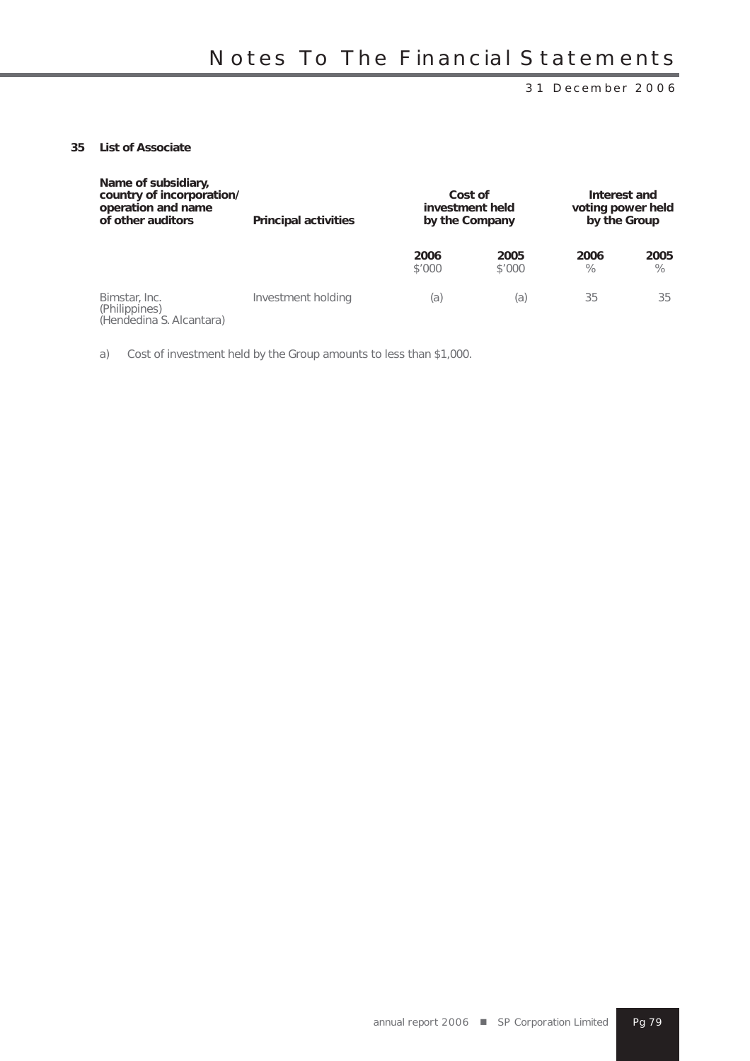## 35 List of Associate

| Name of subsidiary, country of incorporation/ operation and name of other auditors | Principal activities | Cost of investment held by the Company | | Interest and voting power held by the Group | |
|---|---|---|---|---|---|
| | | 2006 | 2005 | 2006 | 2005 |
| | | $'000 | $'000 | % | % |
| Bimstar, Inc. (Philippines) (Hendedina S. Alcantara) | Investment holding | (a) | (a) | 35 | 35 |

a) Cost of investment held by the Group amounts to less than $1,000.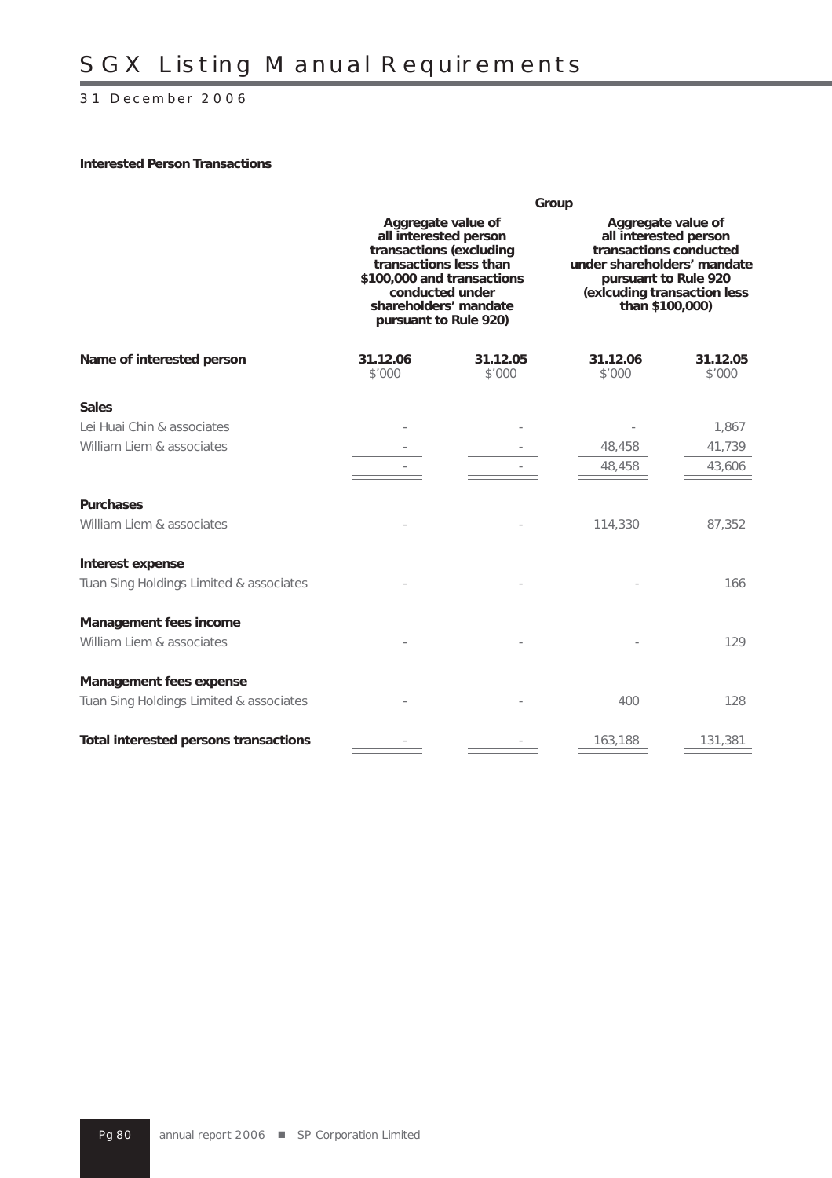# SGX Listing Manual Requirements

31 December 2006

**Interested Person Transactions**

| | Group | | | |
|---|---|---|---|---|
| | **Aggregate value of all interested person transactions (excluding transactions less than $100,000 and transactions conducted under shareholders' mandate pursuant to Rule 920)** | | **Aggregate value of all interested person transactions conducted under shareholders' mandate pursuant to Rule 920 (exlcuding transaction less than $100,000)** | |
| **Name of interested person** | **31.12.06** $'000 | **31.12.05** $'000 | **31.12.06** $'000 | **31.12.05** $'000 |
| **Sales** | | | | |
| Lei Huai Chin & associates | - | - | - | 1,867 |
| William Liem & associates | - | - | 48,458 | 41,739 |
| | - | - | 48,458 | 43,606 |
| **Purchases** | | | | |
| William Liem & associates | - | - | 114,330 | 87,352 |
| **Interest expense** | | | | |
| Tuan Sing Holdings Limited & associates | - | - | - | 166 |
| **Management fees income** | | | | |
| William Liem & associates | - | - | - | 129 |
| **Management fees expense** | | | | |
| Tuan Sing Holdings Limited & associates | - | - | 400 | 128 |
| **Total interested persons transactions** | - | - | 163,188 | 131,381 |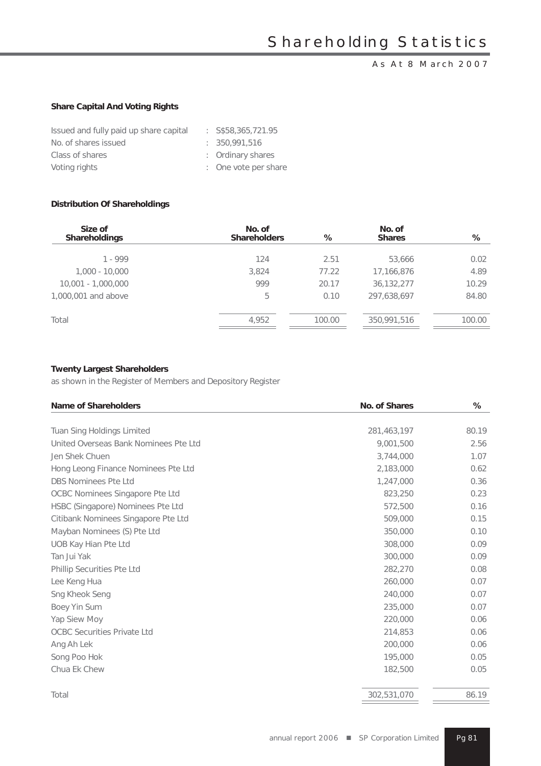# Shareholding Statistics

As At 8 March 2007

### Share Capital And Voting Rights

| | | |
|---|---|---|
| Issued and fully paid up share capital | : | S$58,365,721.95 |
| No. of shares issued | : | 350,991,516 |
| Class of shares | : | Ordinary shares |
| Voting rights | : | One vote per share |

### Distribution Of Shareholdings

| Size of Shareholdings | No. of Shareholders | % | No. of Shares | % |
|---|---|---|---|---|
| 1 - 999 | 124 | 2.51 | 53,666 | 0.02 |
| 1,000 - 10,000 | 3,824 | 77.22 | 17,166,876 | 4.89 |
| 10,001 - 1,000,000 | 999 | 20.17 | 36,132,277 | 10.29 |
| 1,000,001 and above | 5 | 0.10 | 297,638,697 | 84.80 |
| Total | 4,952 | 100.00 | 350,991,516 | 100.00 |

### Twenty Largest Shareholders

as shown in the Register of Members and Depository Register

| Name of Shareholders | No. of Shares | % |
|---|---|---|
| Tuan Sing Holdings Limited | 281,463,197 | 80.19 |
| United Overseas Bank Nominees Pte Ltd | 9,001,500 | 2.56 |
| Jen Shek Chuen | 3,744,000 | 1.07 |
| Hong Leong Finance Nominees Pte Ltd | 2,183,000 | 0.62 |
| DBS Nominees Pte Ltd | 1,247,000 | 0.36 |
| OCBC Nominees Singapore Pte Ltd | 823,250 | 0.23 |
| HSBC (Singapore) Nominees Pte Ltd | 572,500 | 0.16 |
| Citibank Nominees Singapore Pte Ltd | 509,000 | 0.15 |
| Mayban Nominees (S) Pte Ltd | 350,000 | 0.10 |
| UOB Kay Hian Pte Ltd | 308,000 | 0.09 |
| Tan Jui Yak | 300,000 | 0.09 |
| Phillip Securities Pte Ltd | 282,270 | 0.08 |
| Lee Keng Hua | 260,000 | 0.07 |
| Sng Kheok Seng | 240,000 | 0.07 |
| Boey Yin Sum | 235,000 | 0.07 |
| Yap Siew Moy | 220,000 | 0.06 |
| OCBC Securities Private Ltd | 214,853 | 0.06 |
| Ang Ah Lek | 200,000 | 0.06 |
| Song Poo Hok | 195,000 | 0.05 |
| Chua Ek Chew | 182,500 | 0.05 |
| Total | 302,531,070 | 86.19 |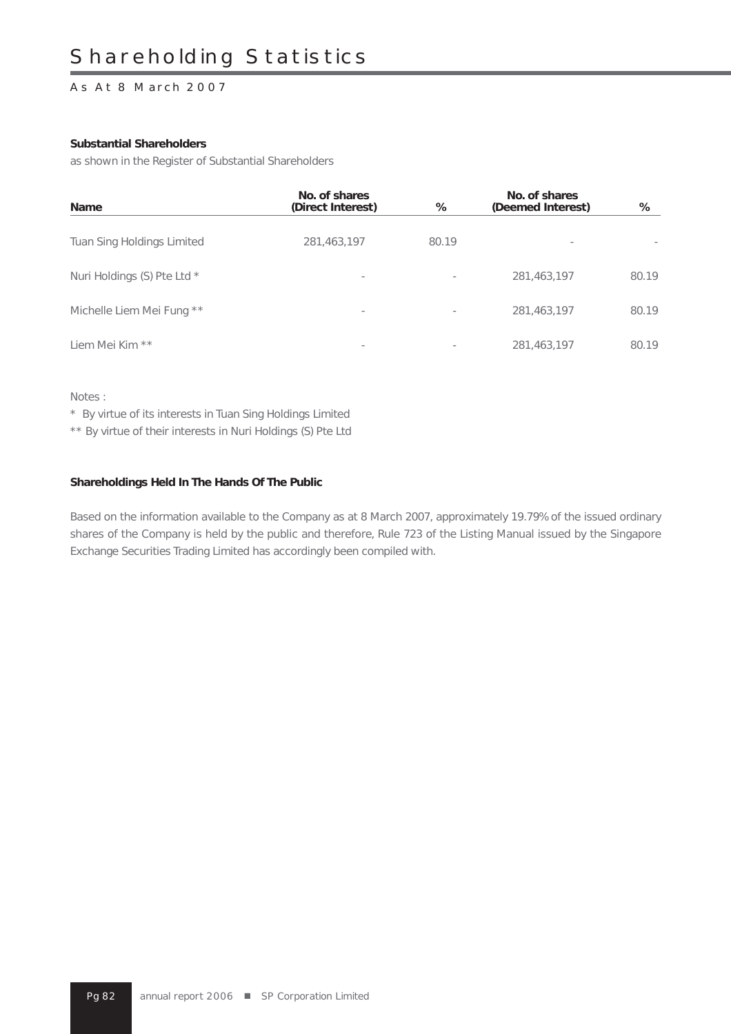# Shareholding Statistics

As At 8 March 2007

**Substantial Shareholders**

as shown in the Register of Substantial Shareholders

| Name | No. of shares (Direct Interest) | % | No. of shares (Deemed Interest) | % |
|---|---|---|---|---|
| Tuan Sing Holdings Limited | 281,463,197 | 80.19 | - | - |
| Nuri Holdings (S) Pte Ltd * | - | - | 281,463,197 | 80.19 |
| Michelle Liem Mei Fung ** | - | - | 281,463,197 | 80.19 |
| Liem Mei Kim ** | - | - | 281,463,197 | 80.19 |

Notes :

* By virtue of its interests in Tuan Sing Holdings Limited

** By virtue of their interests in Nuri Holdings (S) Pte Ltd

**Shareholdings Held In The Hands Of The Public**

Based on the information available to the Company as at 8 March 2007, approximately 19.79% of the issued ordinary shares of the Company is held by the public and therefore, Rule 723 of the Listing Manual issued by the Singapore Exchange Securities Trading Limited has accordingly been compiled with.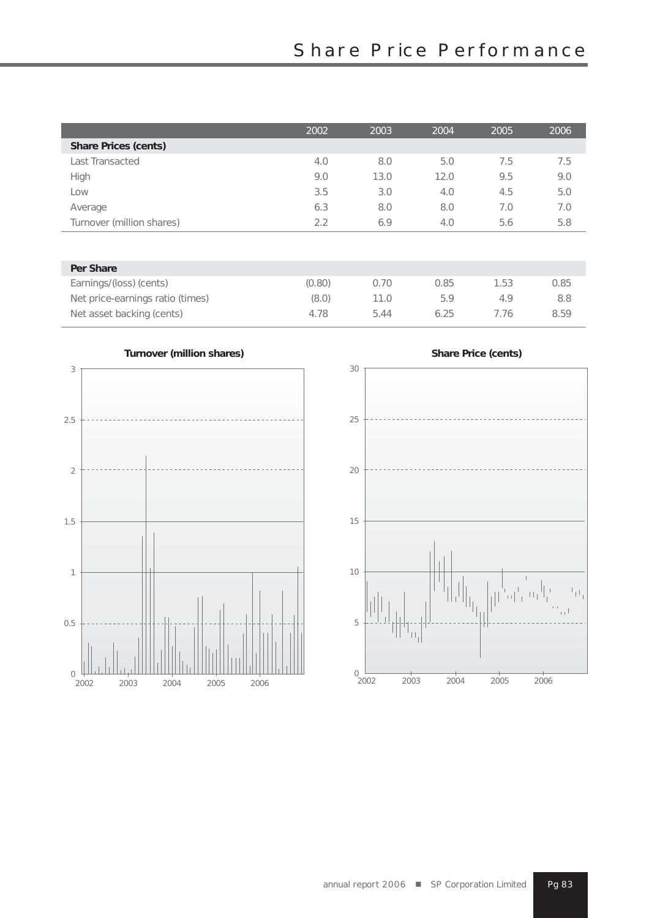# Share Price Performance

| | 2002 | 2003 | 2004 | 2005 | 2006 |
|---|---|---|---|---|---|
| **Share Prices (cents)** | | | | | |
| Last Transacted | 4.0 | 8.0 | 5.0 | 7.5 | 7.5 |
| High | 9.0 | 13.0 | 12.0 | 9.5 | 9.0 |
| Low | 3.5 | 3.0 | 4.0 | 4.5 | 5.0 |
| Average | 6.3 | 8.0 | 8.0 | 7.0 | 7.0 |
| Turnover (million shares) | 2.2 | 6.9 | 4.0 | 5.6 | 5.8 |

| | | | | | |
|---|---|---|---|---|---|
| **Per Share** | | | | | |
| Earnings/(loss) (cents) | (0.80) | 0.70 | 0.85 | 1.53 | 0.85 |
| Net price-earnings ratio (times) | (8.0) | 11.0 | 5.9 | 4.9 | 8.8 |
| Net asset backing (cents) | 4.78 | 5.44 | 6.25 | 7.76 | 8.59 |

**Turnover (million shares)**

**Share Price (cents)**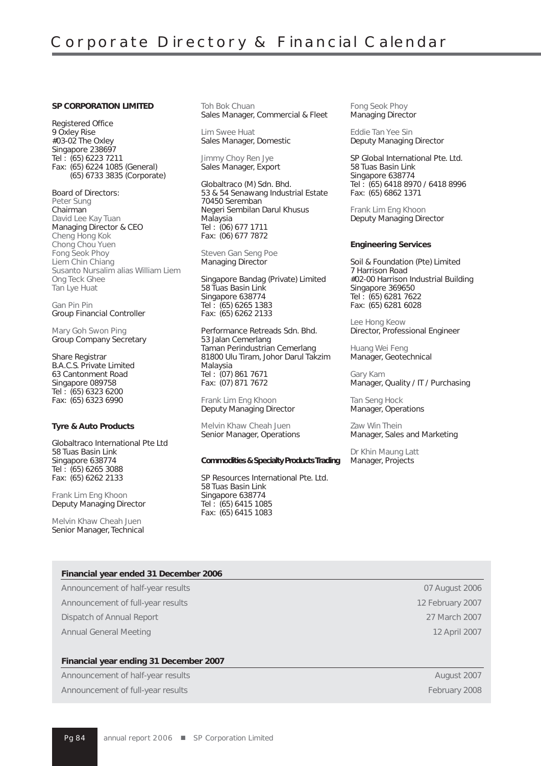# Corporate Directory & Financial Calendar

**SP CORPORATION LIMITED**

Registered Office
9 Oxley Rise
#03-02 The Oxley
Singapore 238697
Tel : (65) 6223 7211
Fax: (65) 6224 1085 (General)
(65) 6733 3835 (Corporate)

Board of Directors:
Peter Sung
Chairman
David Lee Kay Tuan
Managing Director & CEO
Cheng Hong Kok
Chong Chou Yuen
Fong Seok Phoy
Liem Chin Chiang
Susanto Nursalim alias William Liem
Ong Teck Ghee
Tan Lye Huat

Gan Pin Pin
Group Financial Controller

Mary Goh Swon Ping
Group Company Secretary

Share Registrar
B.A.C.S. Private Limited
63 Cantonment Road
Singapore 089758
Tel : (65) 6323 6200
Fax: (65) 6323 6990

**Tyre & Auto Products**

Globaltraco International Pte Ltd
58 Tuas Basin Link
Singapore 638774
Tel : (65) 6265 3088
Fax: (65) 6262 2133

Frank Lim Eng Khoon
Deputy Managing Director

Melvin Khaw Cheah Juen
Senior Manager, Technical

Toh Bok Chuan
Sales Manager, Commercial & Fleet

Lim Swee Huat
Sales Manager, Domestic

Jimmy Choy Ren Jye
Sales Manager, Export

Globaltraco (M) Sdn. Bhd.
53 & 54 Senawang Industrial Estate
70450 Seremban
Negeri Sembilan Darul Khusus
Malaysia
Tel : (06) 677 1711
Fax: (06) 677 7872

Steven Gan Seng Poe
Managing Director

Singapore Bandag (Private) Limited
58 Tuas Basin Link
Singapore 638774
Tel : (65) 6265 1383
Fax: (65) 6262 2133

Performance Retreads Sdn. Bhd.
53 Jalan Cemerlang
Taman Perindustrian Cemerlang
81800 Ulu Tiram, Johor Darul Takzim
Malaysia
Tel : (07) 861 7671
Fax: (07) 871 7672

Frank Lim Eng Khoon
Deputy Managing Director

Melvin Khaw Cheah Juen
Senior Manager, Operations

**Commodities & Specialty Products Trading**

SP Resources International Pte. Ltd.
58 Tuas Basin Link
Singapore 638774
Tel : (65) 6415 1085
Fax: (65) 6415 1083

Fong Seok Phoy
Managing Director

Eddie Tan Yee Sin
Deputy Managing Director

SP Global International Pte. Ltd.
58 Tuas Basin Link
Singapore 638774
Tel : (65) 6418 8970 / 6418 8996
Fax: (65) 6862 1371

Frank Lim Eng Khoon
Deputy Managing Director

**Engineering Services**

Soil & Foundation (Pte) Limited
7 Harrison Road
#02-00 Harrison Industrial Building
Singapore 369650
Tel : (65) 6281 7622
Fax: (65) 6281 6028

Lee Hong Keow
Director, Professional Engineer

Huang Wei Feng
Manager, Geotechnical

Gary Kam
Manager, Quality / IT / Purchasing

Tan Seng Hock
Manager, Operations

Zaw Win Thein
Manager, Sales and Marketing

Dr Khin Maung Latt
Manager, Projects

| **Financial year ended 31 December 2006** | |
|---|---|
| Announcement of half-year results | 07 August 2006 |
| Announcement of full-year results | 12 February 2007 |
| Dispatch of Annual Report | 27 March 2007 |
| Annual General Meeting | 12 April 2007 |

| **Financial year ending 31 December 2007** | |
|---|---|
| Announcement of half-year results | August 2007 |
| Announcement of full-year results | February 2008 |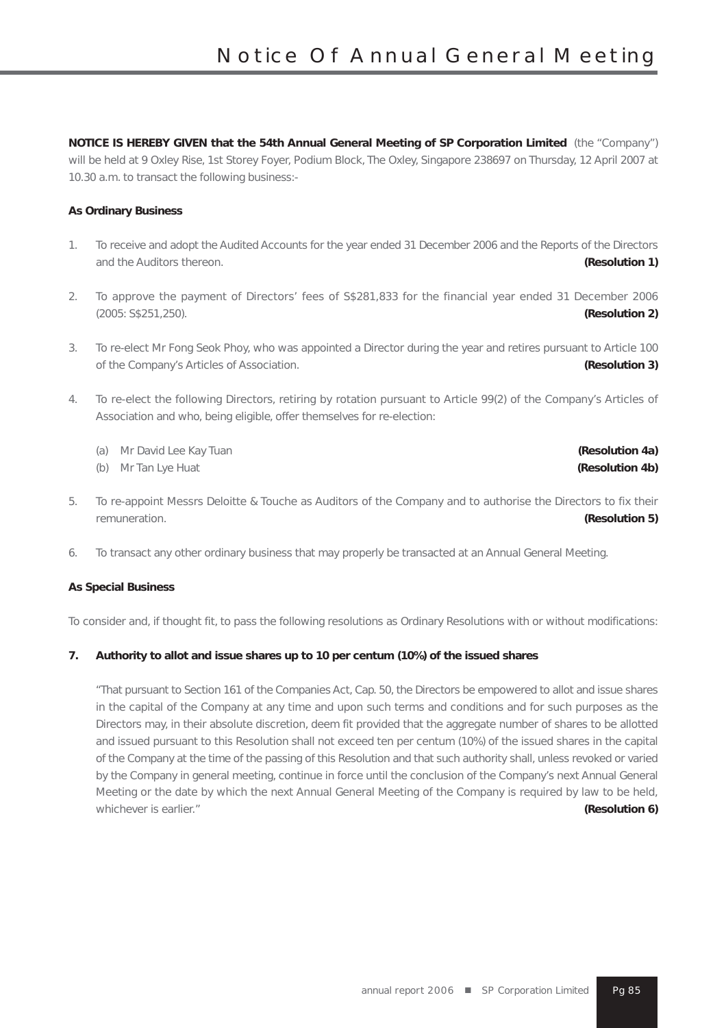# Notice Of Annual General Meeting

**NOTICE IS HEREBY GIVEN that the 54th Annual General Meeting of SP Corporation Limited** (the "Company") will be held at 9 Oxley Rise, 1st Storey Foyer, Podium Block, The Oxley, Singapore 238697 on Thursday, 12 April 2007 at 10.30 a.m. to transact the following business:-

**As Ordinary Business**

1. To receive and adopt the Audited Accounts for the year ended 31 December 2006 and the Reports of the Directors and the Auditors thereon. **(Resolution 1)**

2. To approve the payment of Directors' fees of S$281,833 for the financial year ended 31 December 2006 (2005: S$251,250). **(Resolution 2)**

3. To re-elect Mr Fong Seok Phoy, who was appointed a Director during the year and retires pursuant to Article 100 of the Company's Articles of Association. **(Resolution 3)**

4. To re-elect the following Directors, retiring by rotation pursuant to Article 99(2) of the Company's Articles of Association and who, being eligible, offer themselves for re-election:

   (a) Mr David Lee Kay Tuan **(Resolution 4a)**
   
   (b) Mr Tan Lye Huat **(Resolution 4b)**

5. To re-appoint Messrs Deloitte & Touche as Auditors of the Company and to authorise the Directors to fix their remuneration. **(Resolution 5)**

6. To transact any other ordinary business that may properly be transacted at an Annual General Meeting.

**As Special Business**

To consider and, if thought fit, to pass the following resolutions as Ordinary Resolutions with or without modifications:

**7. Authority to allot and issue shares up to 10 per centum (10%) of the issued shares**

"That pursuant to Section 161 of the Companies Act, Cap. 50, the Directors be empowered to allot and issue shares in the capital of the Company at any time and upon such terms and conditions and for such purposes as the Directors may, in their absolute discretion, deem fit provided that the aggregate number of shares to be allotted and issued pursuant to this Resolution shall not exceed ten per centum (10%) of the issued shares in the capital of the Company at the time of the passing of this Resolution and that such authority shall, unless revoked or varied by the Company in general meeting, continue in force until the conclusion of the Company's next Annual General Meeting or the date by which the next Annual General Meeting of the Company is required by law to be held, whichever is earlier." **(Resolution 6)**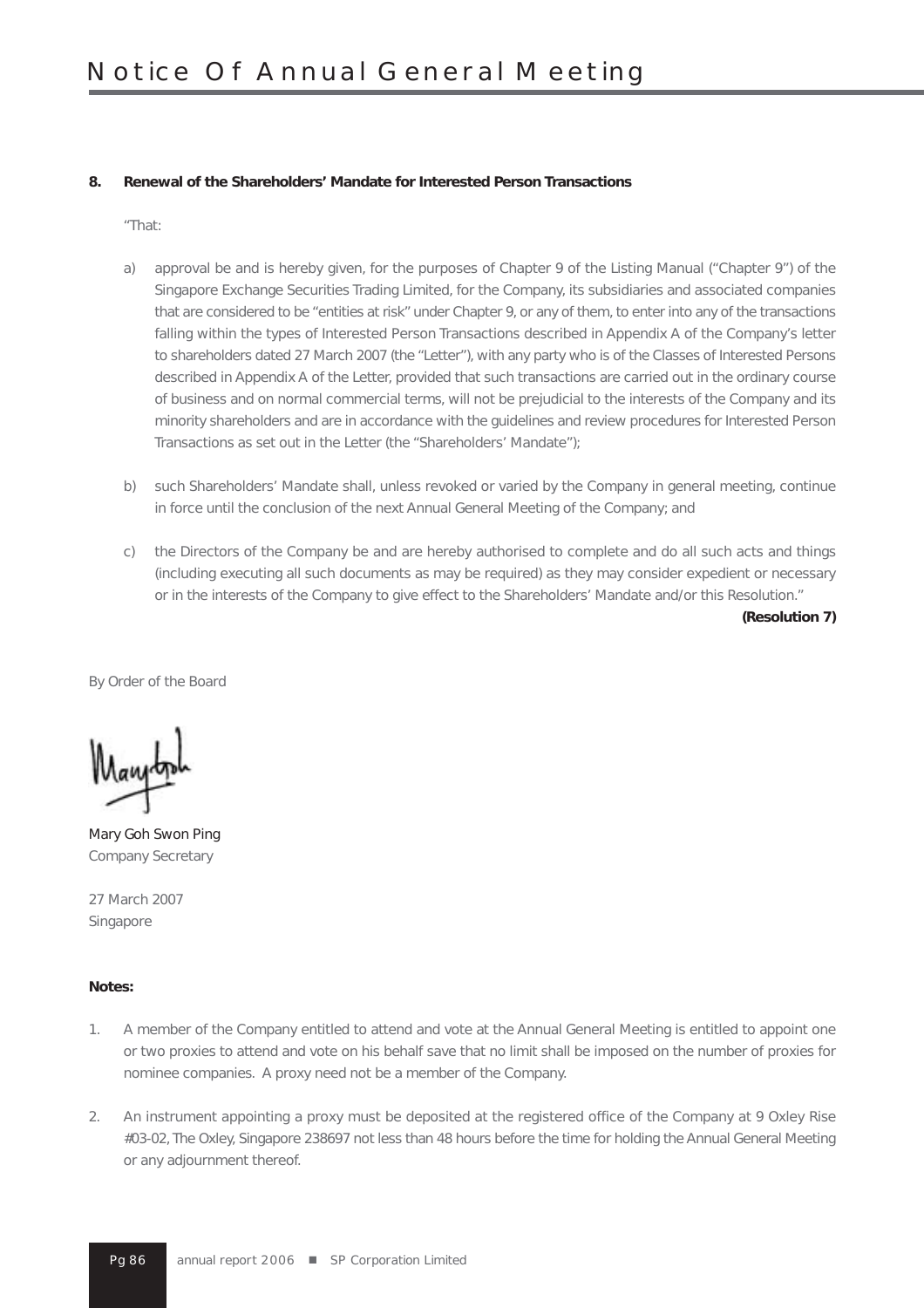# Notice Of Annual General Meeting

**8. Renewal of the Shareholders' Mandate for Interested Person Transactions**

"That:

a) approval be and is hereby given, for the purposes of Chapter 9 of the Listing Manual ("Chapter 9") of the Singapore Exchange Securities Trading Limited, for the Company, its subsidiaries and associated companies that are considered to be "entities at risk" under Chapter 9, or any of them, to enter into any of the transactions falling within the types of Interested Person Transactions described in Appendix A of the Company's letter to shareholders dated 27 March 2007 (the "Letter"), with any party who is of the Classes of Interested Persons described in Appendix A of the Letter, provided that such transactions are carried out in the ordinary course of business and on normal commercial terms, will not be prejudicial to the interests of the Company and its minority shareholders and are in accordance with the guidelines and review procedures for Interested Person Transactions as set out in the Letter (the "Shareholders' Mandate");

b) such Shareholders' Mandate shall, unless revoked or varied by the Company in general meeting, continue in force until the conclusion of the next Annual General Meeting of the Company; and

c) the Directors of the Company be and are hereby authorised to complete and do all such acts and things (including executing all such documents as may be required) as they may consider expedient or necessary or in the interests of the Company to give effect to the Shareholders' Mandate and/or this Resolution."

**(Resolution 7)**

By Order of the Board

Mary Goh Swon Ping
Company Secretary

27 March 2007
Singapore

**Notes:**

1. A member of the Company entitled to attend and vote at the Annual General Meeting is entitled to appoint one or two proxies to attend and vote on his behalf save that no limit shall be imposed on the number of proxies for nominee companies. A proxy need not be a member of the Company.

2. An instrument appointing a proxy must be deposited at the registered office of the Company at 9 Oxley Rise #03-02, The Oxley, Singapore 238697 not less than 48 hours before the time for holding the Annual General Meeting or any adjournment thereof.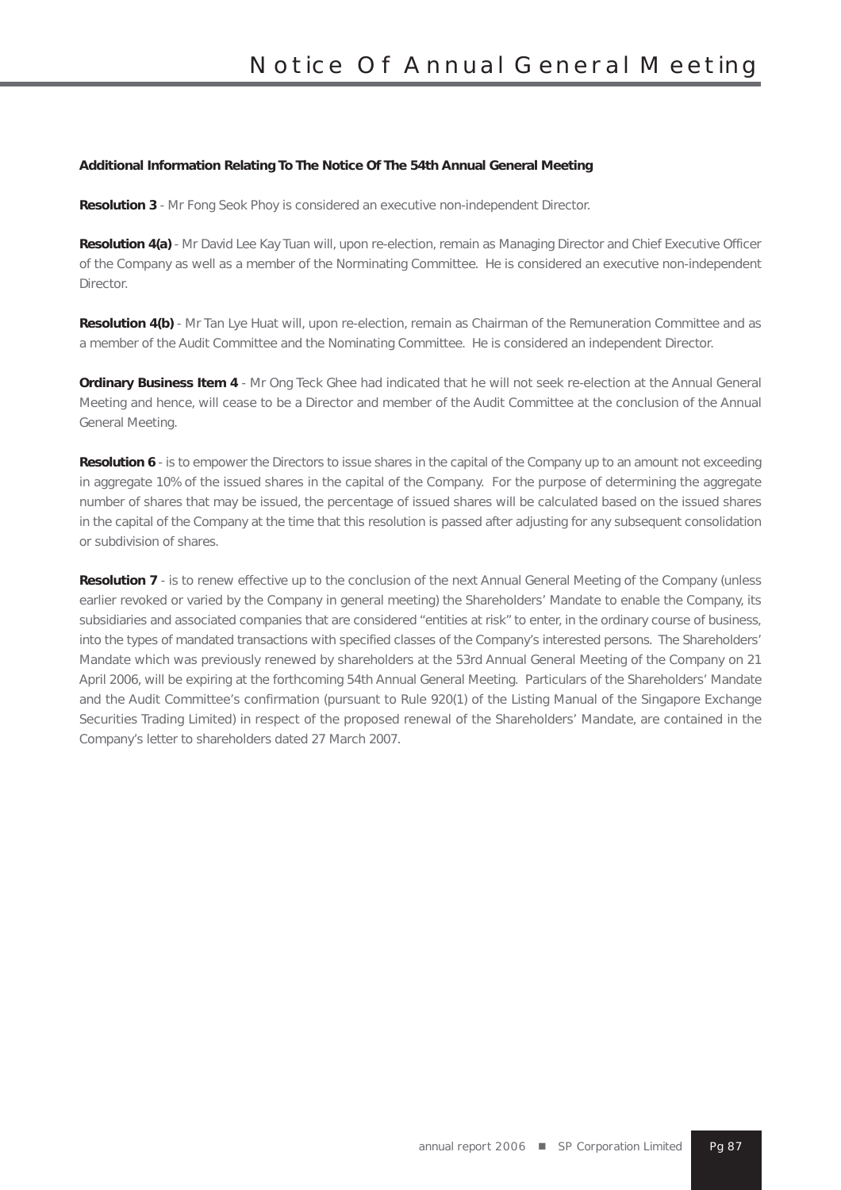# Notice Of Annual General Meeting

**Additional Information Relating To The Notice Of The 54th Annual General Meeting**

**Resolution 3** - Mr Fong Seok Phoy is considered an executive non-independent Director.

**Resolution 4(a)** - Mr David Lee Kay Tuan will, upon re-election, remain as Managing Director and Chief Executive Officer of the Company as well as a member of the Norminating Committee. He is considered an executive non-independent Director.

**Resolution 4(b)** - Mr Tan Lye Huat will, upon re-election, remain as Chairman of the Remuneration Committee and as a member of the Audit Committee and the Nominating Committee. He is considered an independent Director.

**Ordinary Business Item 4** - Mr Ong Teck Ghee had indicated that he will not seek re-election at the Annual General Meeting and hence, will cease to be a Director and member of the Audit Committee at the conclusion of the Annual General Meeting.

**Resolution 6** - is to empower the Directors to issue shares in the capital of the Company up to an amount not exceeding in aggregate 10% of the issued shares in the capital of the Company. For the purpose of determining the aggregate number of shares that may be issued, the percentage of issued shares will be calculated based on the issued shares in the capital of the Company at the time that this resolution is passed after adjusting for any subsequent consolidation or subdivision of shares.

**Resolution 7** - is to renew effective up to the conclusion of the next Annual General Meeting of the Company (unless earlier revoked or varied by the Company in general meeting) the Shareholders' Mandate to enable the Company, its subsidiaries and associated companies that are considered "entities at risk" to enter, in the ordinary course of business, into the types of mandated transactions with specified classes of the Company's interested persons. The Shareholders' Mandate which was previously renewed by shareholders at the 53rd Annual General Meeting of the Company on 21 April 2006, will be expiring at the forthcoming 54th Annual General Meeting. Particulars of the Shareholders' Mandate and the Audit Committee's confirmation (pursuant to Rule 920(1) of the Listing Manual of the Singapore Exchange Securities Trading Limited) in respect of the proposed renewal of the Shareholders' Mandate, are contained in the Company's letter to shareholders dated 27 March 2007.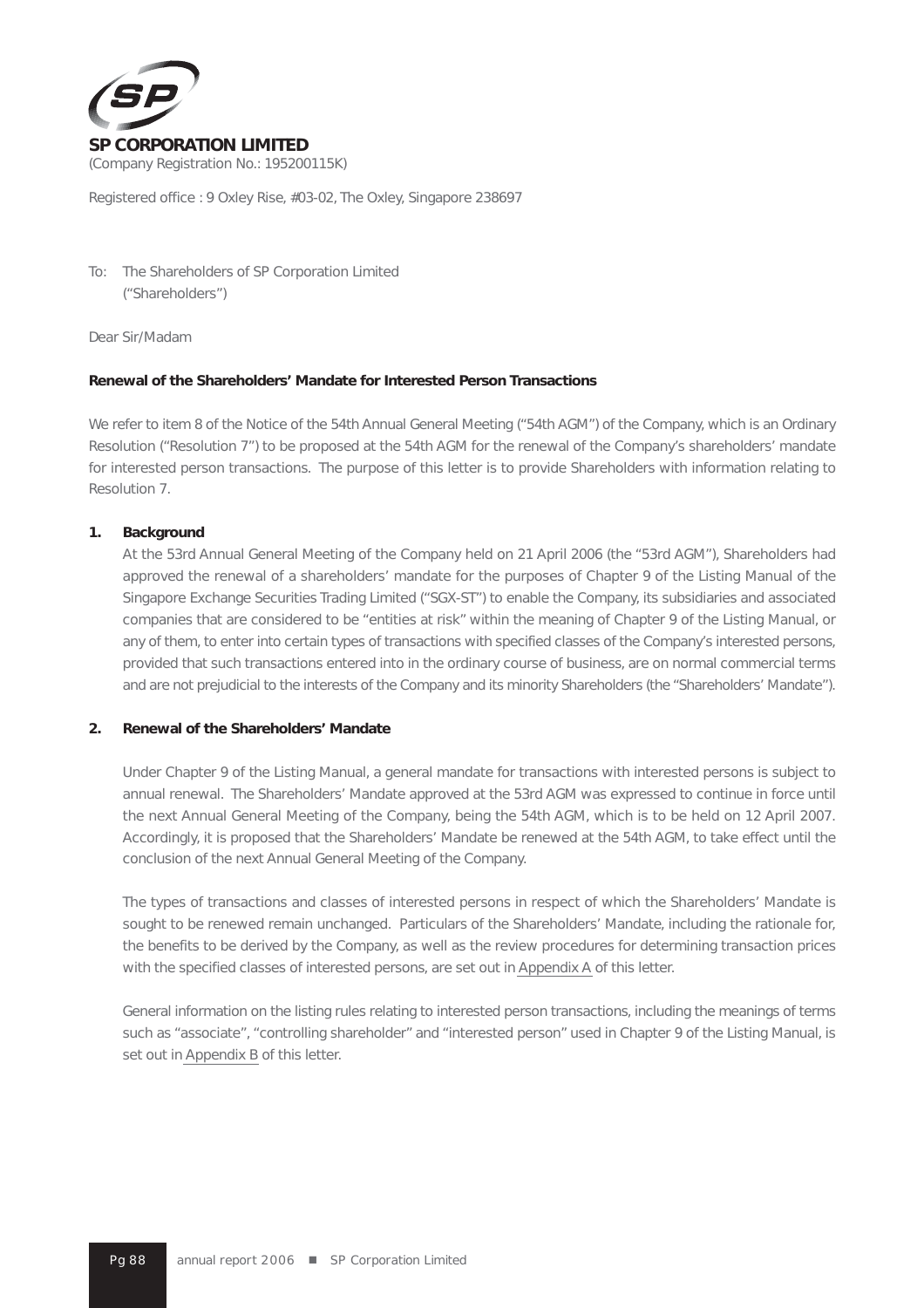**SP CORPORATION LIMITED**
(Company Registration No.: 195200115K)

Registered office : 9 Oxley Rise, #03-02, The Oxley, Singapore 238697

To: The Shareholders of SP Corporation Limited
("Shareholders")

Dear Sir/Madam

**Renewal of the Shareholders' Mandate for Interested Person Transactions**

We refer to item 8 of the Notice of the 54th Annual General Meeting ("54th AGM") of the Company, which is an Ordinary Resolution ("Resolution 7") to be proposed at the 54th AGM for the renewal of the Company's shareholders' mandate for interested person transactions. The purpose of this letter is to provide Shareholders with information relating to Resolution 7.

**1. Background**

At the 53rd Annual General Meeting of the Company held on 21 April 2006 (the "53rd AGM"), Shareholders had approved the renewal of a shareholders' mandate for the purposes of Chapter 9 of the Listing Manual of the Singapore Exchange Securities Trading Limited ("SGX-ST") to enable the Company, its subsidiaries and associated companies that are considered to be "entities at risk" within the meaning of Chapter 9 of the Listing Manual, or any of them, to enter into certain types of transactions with specified classes of the Company's interested persons, provided that such transactions entered into in the ordinary course of business, are on normal commercial terms and are not prejudicial to the interests of the Company and its minority Shareholders (the "Shareholders' Mandate").

**2. Renewal of the Shareholders' Mandate**

Under Chapter 9 of the Listing Manual, a general mandate for transactions with interested persons is subject to annual renewal. The Shareholders' Mandate approved at the 53rd AGM was expressed to continue in force until the next Annual General Meeting of the Company, being the 54th AGM, which is to be held on 12 April 2007. Accordingly, it is proposed that the Shareholders' Mandate be renewed at the 54th AGM, to take effect until the conclusion of the next Annual General Meeting of the Company.

The types of transactions and classes of interested persons in respect of which the Shareholders' Mandate is sought to be renewed remain unchanged. Particulars of the Shareholders' Mandate, including the rationale for, the benefits to be derived by the Company, as well as the review procedures for determining transaction prices with the specified classes of interested persons, are set out in Appendix A of this letter.

General information on the listing rules relating to interested person transactions, including the meanings of terms such as "associate", "controlling shareholder" and "interested person" used in Chapter 9 of the Listing Manual, is set out in Appendix B of this letter.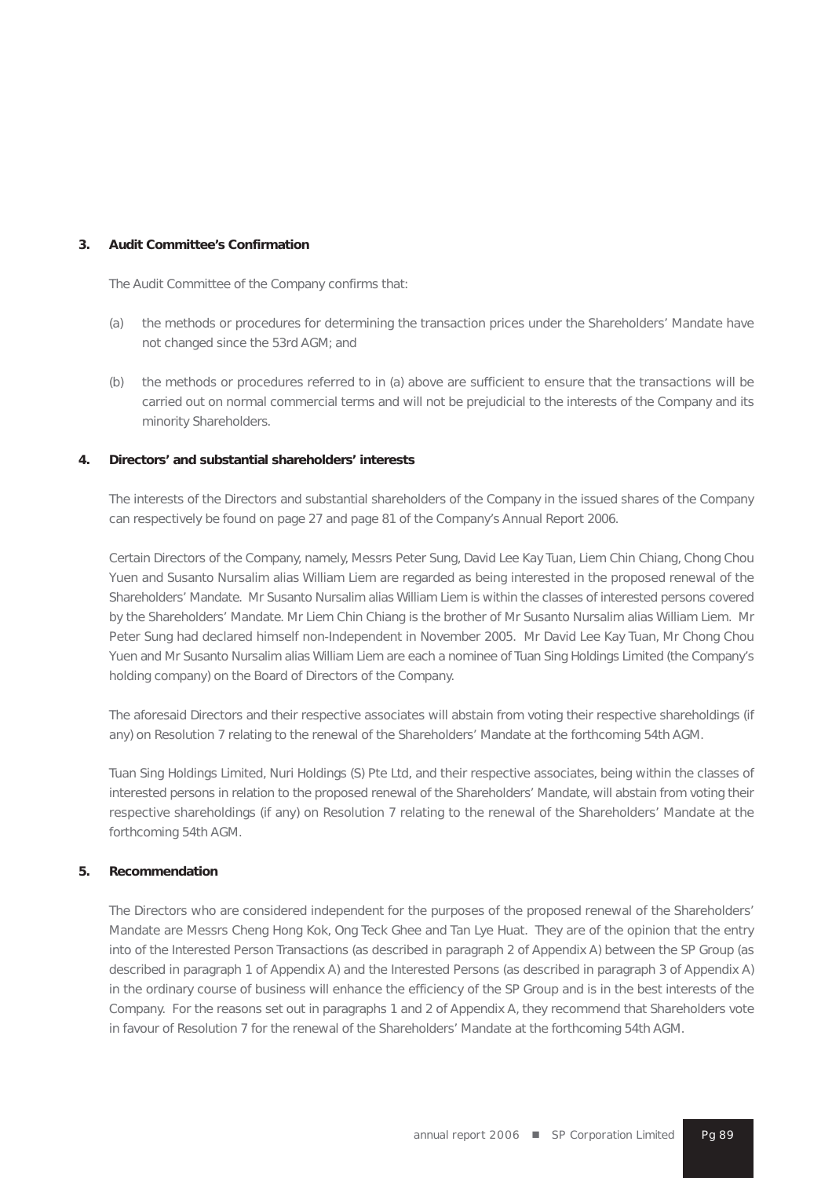### 3. Audit Committee's Confirmation

The Audit Committee of the Company confirms that:

(a) the methods or procedures for determining the transaction prices under the Shareholders' Mandate have not changed since the 53rd AGM; and

(b) the methods or procedures referred to in (a) above are sufficient to ensure that the transactions will be carried out on normal commercial terms and will not be prejudicial to the interests of the Company and its minority Shareholders.

### 4. Directors' and substantial shareholders' interests

The interests of the Directors and substantial shareholders of the Company in the issued shares of the Company can respectively be found on page 27 and page 81 of the Company's Annual Report 2006.

Certain Directors of the Company, namely, Messrs Peter Sung, David Lee Kay Tuan, Liem Chin Chiang, Chong Chou Yuen and Susanto Nursalim alias William Liem are regarded as being interested in the proposed renewal of the Shareholders' Mandate. Mr Susanto Nursalim alias William Liem is within the classes of interested persons covered by the Shareholders' Mandate. Mr Liem Chin Chiang is the brother of Mr Susanto Nursalim alias William Liem. Mr Peter Sung had declared himself non-Independent in November 2005. Mr David Lee Kay Tuan, Mr Chong Chou Yuen and Mr Susanto Nursalim alias William Liem are each a nominee of Tuan Sing Holdings Limited (the Company's holding company) on the Board of Directors of the Company.

The aforesaid Directors and their respective associates will abstain from voting their respective shareholdings (if any) on Resolution 7 relating to the renewal of the Shareholders' Mandate at the forthcoming 54th AGM.

Tuan Sing Holdings Limited, Nuri Holdings (S) Pte Ltd, and their respective associates, being within the classes of interested persons in relation to the proposed renewal of the Shareholders' Mandate, will abstain from voting their respective shareholdings (if any) on Resolution 7 relating to the renewal of the Shareholders' Mandate at the forthcoming 54th AGM.

### 5. Recommendation

The Directors who are considered independent for the purposes of the proposed renewal of the Shareholders' Mandate are Messrs Cheng Hong Kok, Ong Teck Ghee and Tan Lye Huat. They are of the opinion that the entry into of the Interested Person Transactions (as described in paragraph 2 of Appendix A) between the SP Group (as described in paragraph 1 of Appendix A) and the Interested Persons (as described in paragraph 3 of Appendix A) in the ordinary course of business will enhance the efficiency of the SP Group and is in the best interests of the Company. For the reasons set out in paragraphs 1 and 2 of Appendix A, they recommend that Shareholders vote in favour of Resolution 7 for the renewal of the Shareholders' Mandate at the forthcoming 54th AGM.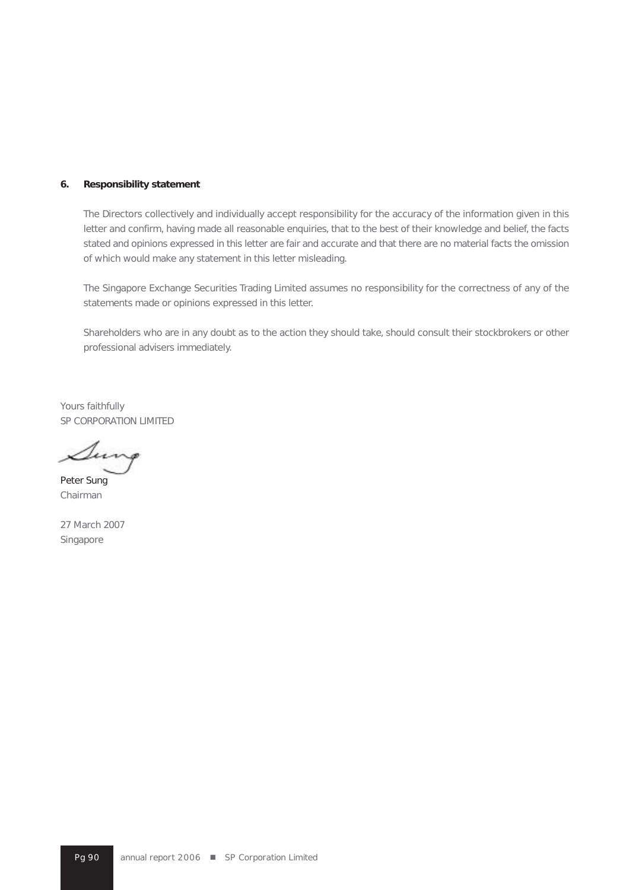### 6. Responsibility statement

The Directors collectively and individually accept responsibility for the accuracy of the information given in this letter and confirm, having made all reasonable enquiries, that to the best of their knowledge and belief, the facts stated and opinions expressed in this letter are fair and accurate and that there are no material facts the omission of which would make any statement in this letter misleading.

The Singapore Exchange Securities Trading Limited assumes no responsibility for the correctness of any of the statements made or opinions expressed in this letter.

Shareholders who are in any doubt as to the action they should take, should consult their stockbrokers or other professional advisers immediately.

Yours faithfully
SP CORPORATION LIMITED

Peter Sung
Chairman

27 March 2007
Singapore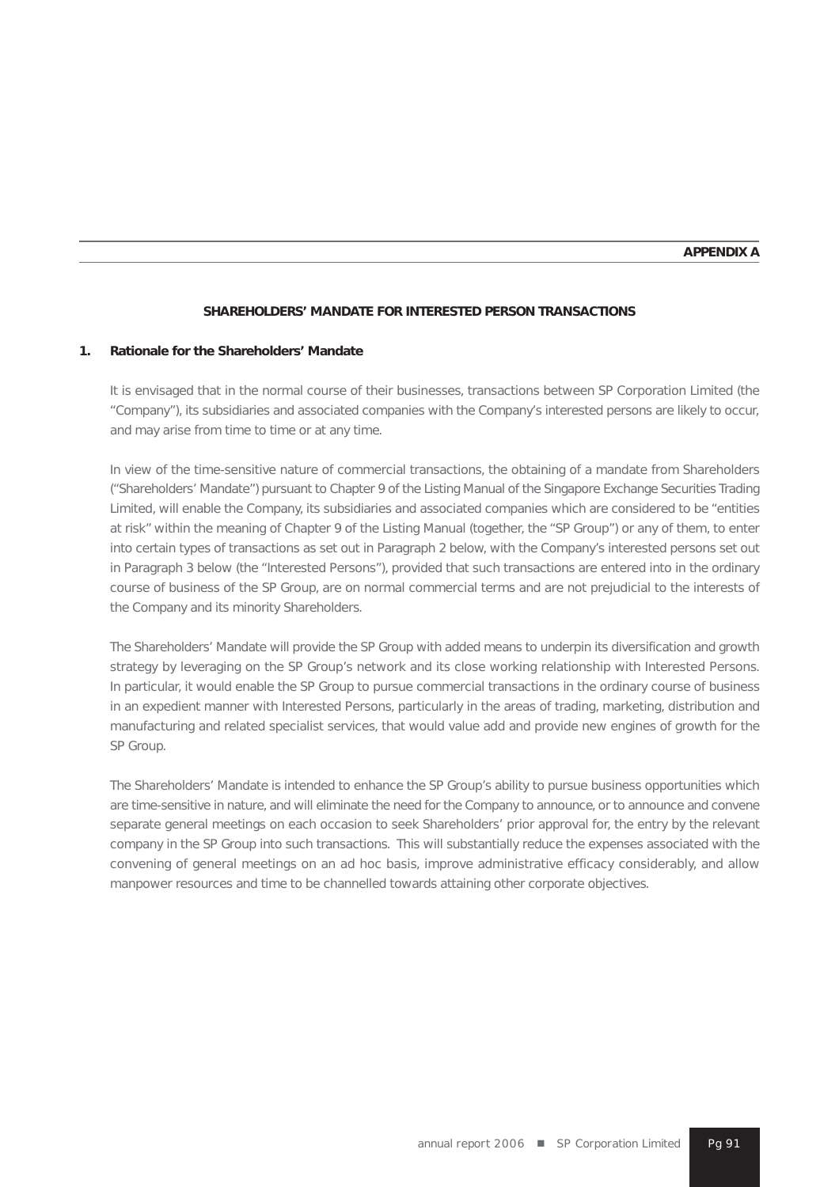**APPENDIX A**

## SHAREHOLDERS' MANDATE FOR INTERESTED PERSON TRANSACTIONS

### 1. Rationale for the Shareholders' Mandate

It is envisaged that in the normal course of their businesses, transactions between SP Corporation Limited (the "Company"), its subsidiaries and associated companies with the Company's interested persons are likely to occur, and may arise from time to time or at any time.

In view of the time-sensitive nature of commercial transactions, the obtaining of a mandate from Shareholders ("Shareholders' Mandate") pursuant to Chapter 9 of the Listing Manual of the Singapore Exchange Securities Trading Limited, will enable the Company, its subsidiaries and associated companies which are considered to be "entities at risk" within the meaning of Chapter 9 of the Listing Manual (together, the "SP Group") or any of them, to enter into certain types of transactions as set out in Paragraph 2 below, with the Company's interested persons set out in Paragraph 3 below (the "Interested Persons"), provided that such transactions are entered into in the ordinary course of business of the SP Group, are on normal commercial terms and are not prejudicial to the interests of the Company and its minority Shareholders.

The Shareholders' Mandate will provide the SP Group with added means to underpin its diversification and growth strategy by leveraging on the SP Group's network and its close working relationship with Interested Persons. In particular, it would enable the SP Group to pursue commercial transactions in the ordinary course of business in an expedient manner with Interested Persons, particularly in the areas of trading, marketing, distribution and manufacturing and related specialist services, that would value add and provide new engines of growth for the SP Group.

The Shareholders' Mandate is intended to enhance the SP Group's ability to pursue business opportunities which are time-sensitive in nature, and will eliminate the need for the Company to announce, or to announce and convene separate general meetings on each occasion to seek Shareholders' prior approval for, the entry by the relevant company in the SP Group into such transactions. This will substantially reduce the expenses associated with the convening of general meetings on an ad hoc basis, improve administrative efficacy considerably, and allow manpower resources and time to be channelled towards attaining other corporate objectives.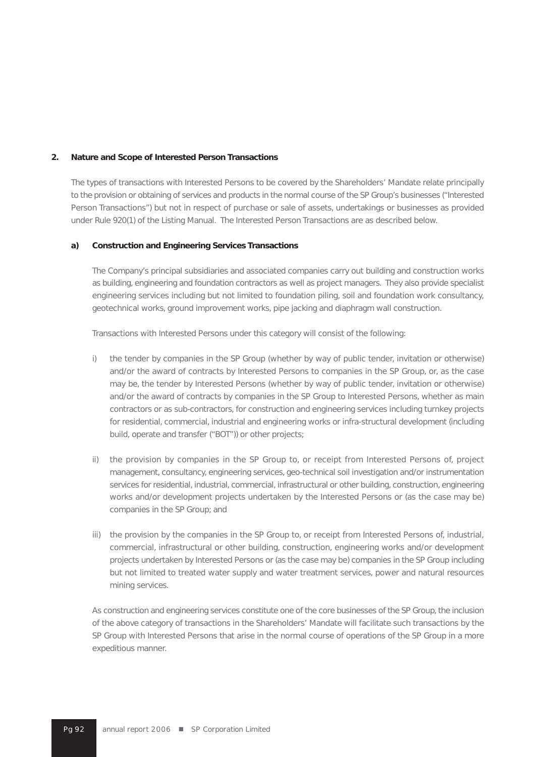**2. Nature and Scope of Interested Person Transactions**

The types of transactions with Interested Persons to be covered by the Shareholders' Mandate relate principally to the provision or obtaining of services and products in the normal course of the SP Group's businesses ("Interested Person Transactions") but not in respect of purchase or sale of assets, undertakings or businesses as provided under Rule 920(1) of the Listing Manual. The Interested Person Transactions are as described below.

**a) Construction and Engineering Services Transactions**

The Company's principal subsidiaries and associated companies carry out building and construction works as building, engineering and foundation contractors as well as project managers. They also provide specialist engineering services including but not limited to foundation piling, soil and foundation work consultancy, geotechnical works, ground improvement works, pipe jacking and diaphragm wall construction.

Transactions with Interested Persons under this category will consist of the following:

i) the tender by companies in the SP Group (whether by way of public tender, invitation or otherwise) and/or the award of contracts by Interested Persons to companies in the SP Group, or, as the case may be, the tender by Interested Persons (whether by way of public tender, invitation or otherwise) and/or the award of contracts by companies in the SP Group to Interested Persons, whether as main contractors or as sub-contractors, for construction and engineering services including turnkey projects for residential, commercial, industrial and engineering works or infra-structural development (including build, operate and transfer ("BOT")) or other projects;

ii) the provision by companies in the SP Group to, or receipt from Interested Persons of, project management, consultancy, engineering services, geo-technical soil investigation and/or instrumentation services for residential, industrial, commercial, infrastructural or other building, construction, engineering works and/or development projects undertaken by the Interested Persons or (as the case may be) companies in the SP Group; and

iii) the provision by the companies in the SP Group to, or receipt from Interested Persons of, industrial, commercial, infrastructural or other building, construction, engineering works and/or development projects undertaken by Interested Persons or (as the case may be) companies in the SP Group including but not limited to treated water supply and water treatment services, power and natural resources mining services.

As construction and engineering services constitute one of the core businesses of the SP Group, the inclusion of the above category of transactions in the Shareholders' Mandate will facilitate such transactions by the SP Group with Interested Persons that arise in the normal course of operations of the SP Group in a more expeditious manner.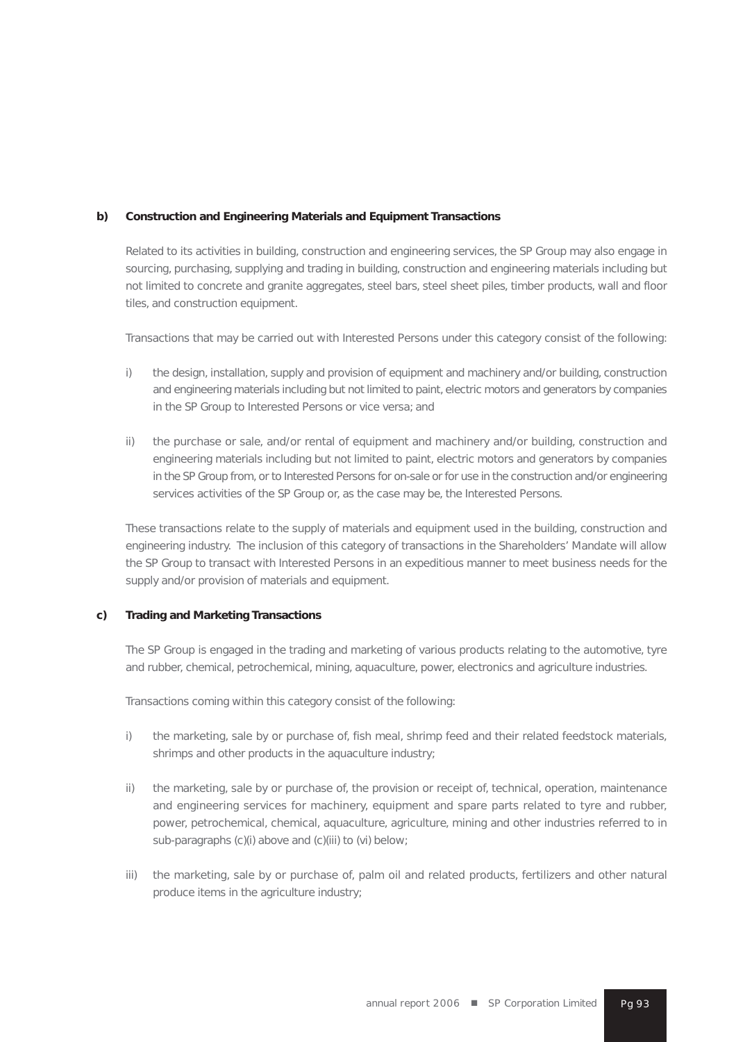**b) Construction and Engineering Materials and Equipment Transactions**

Related to its activities in building, construction and engineering services, the SP Group may also engage in sourcing, purchasing, supplying and trading in building, construction and engineering materials including but not limited to concrete and granite aggregates, steel bars, steel sheet piles, timber products, wall and floor tiles, and construction equipment.

Transactions that may be carried out with Interested Persons under this category consist of the following:

i) the design, installation, supply and provision of equipment and machinery and/or building, construction and engineering materials including but not limited to paint, electric motors and generators by companies in the SP Group to Interested Persons or vice versa; and

ii) the purchase or sale, and/or rental of equipment and machinery and/or building, construction and engineering materials including but not limited to paint, electric motors and generators by companies in the SP Group from, or to Interested Persons for on-sale or for use in the construction and/or engineering services activities of the SP Group or, as the case may be, the Interested Persons.

These transactions relate to the supply of materials and equipment used in the building, construction and engineering industry. The inclusion of this category of transactions in the Shareholders' Mandate will allow the SP Group to transact with Interested Persons in an expeditious manner to meet business needs for the supply and/or provision of materials and equipment.

**c) Trading and Marketing Transactions**

The SP Group is engaged in the trading and marketing of various products relating to the automotive, tyre and rubber, chemical, petrochemical, mining, aquaculture, power, electronics and agriculture industries.

Transactions coming within this category consist of the following:

i) the marketing, sale by or purchase of, fish meal, shrimp feed and their related feedstock materials, shrimps and other products in the aquaculture industry;

ii) the marketing, sale by or purchase of, the provision or receipt of, technical, operation, maintenance and engineering services for machinery, equipment and spare parts related to tyre and rubber, power, petrochemical, chemical, aquaculture, agriculture, mining and other industries referred to in sub-paragraphs (c)(i) above and (c)(iii) to (vi) below;

iii) the marketing, sale by or purchase of, palm oil and related products, fertilizers and other natural produce items in the agriculture industry;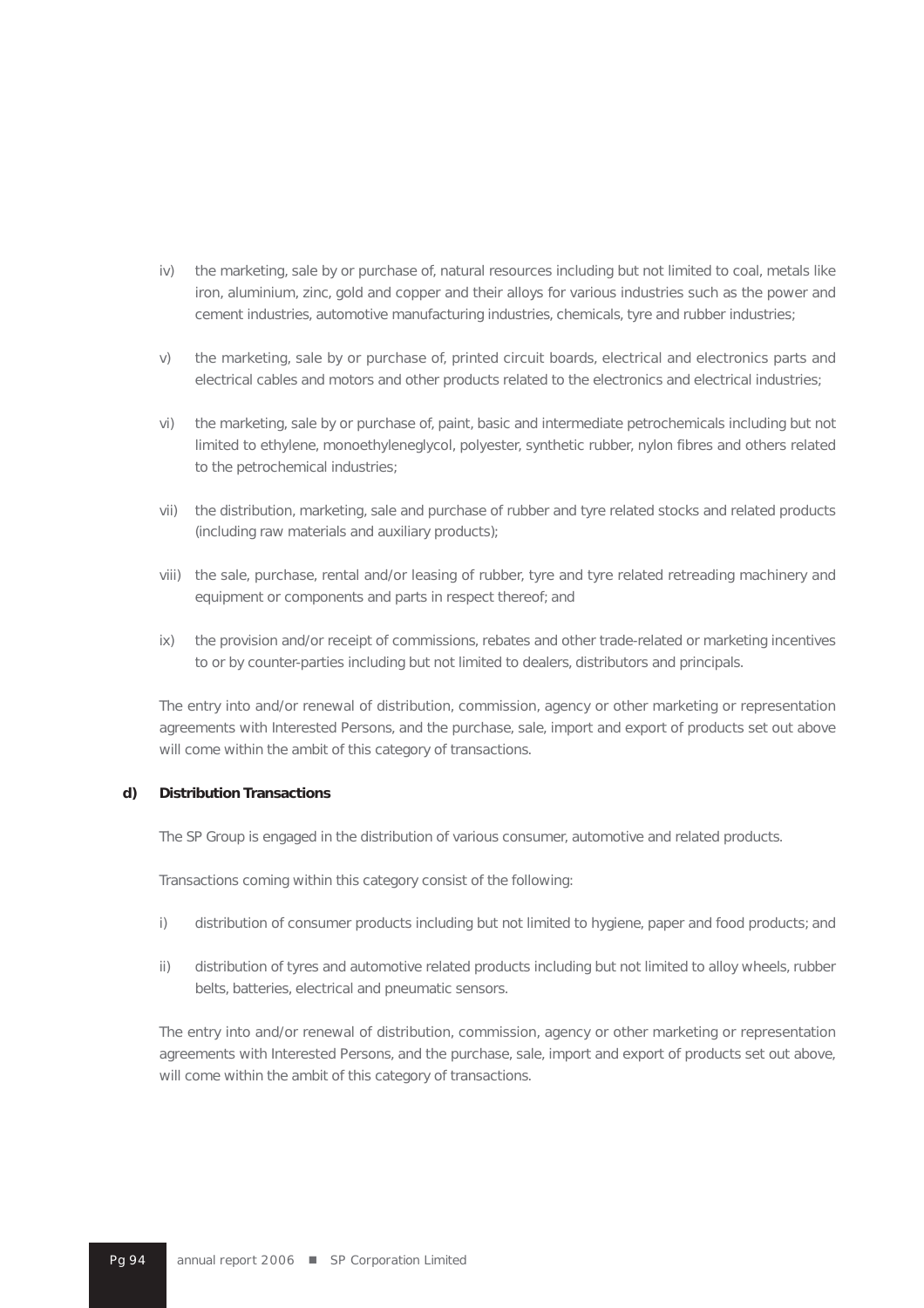iv) the marketing, sale by or purchase of, natural resources including but not limited to coal, metals like iron, aluminium, zinc, gold and copper and their alloys for various industries such as the power and cement industries, automotive manufacturing industries, chemicals, tyre and rubber industries;

v) the marketing, sale by or purchase of, printed circuit boards, electrical and electronics parts and electrical cables and motors and other products related to the electronics and electrical industries;

vi) the marketing, sale by or purchase of, paint, basic and intermediate petrochemicals including but not limited to ethylene, monoethyleneglycol, polyester, synthetic rubber, nylon fibres and others related to the petrochemical industries;

vii) the distribution, marketing, sale and purchase of rubber and tyre related stocks and related products (including raw materials and auxiliary products);

viii) the sale, purchase, rental and/or leasing of rubber, tyre and tyre related retreading machinery and equipment or components and parts in respect thereof; and

ix) the provision and/or receipt of commissions, rebates and other trade-related or marketing incentives to or by counter-parties including but not limited to dealers, distributors and principals.

The entry into and/or renewal of distribution, commission, agency or other marketing or representation agreements with Interested Persons, and the purchase, sale, import and export of products set out above will come within the ambit of this category of transactions.

**d) Distribution Transactions**

The SP Group is engaged in the distribution of various consumer, automotive and related products.

Transactions coming within this category consist of the following:

i) distribution of consumer products including but not limited to hygiene, paper and food products; and

ii) distribution of tyres and automotive related products including but not limited to alloy wheels, rubber belts, batteries, electrical and pneumatic sensors.

The entry into and/or renewal of distribution, commission, agency or other marketing or representation agreements with Interested Persons, and the purchase, sale, import and export of products set out above, will come within the ambit of this category of transactions.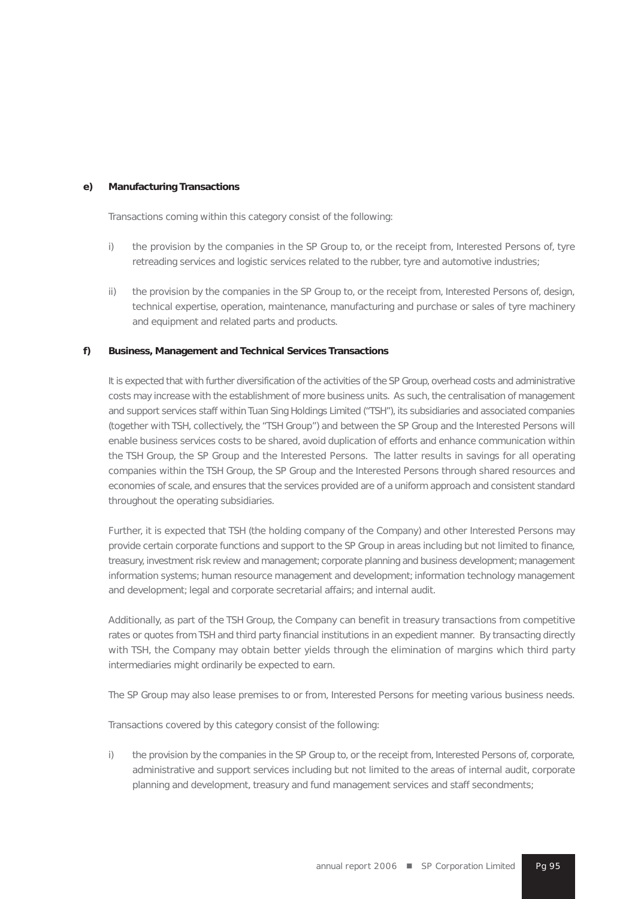**e) Manufacturing Transactions**

Transactions coming within this category consist of the following:

i) the provision by the companies in the SP Group to, or the receipt from, Interested Persons of, tyre retreading services and logistic services related to the rubber, tyre and automotive industries;

ii) the provision by the companies in the SP Group to, or the receipt from, Interested Persons of, design, technical expertise, operation, maintenance, manufacturing and purchase or sales of tyre machinery and equipment and related parts and products.

**f) Business, Management and Technical Services Transactions**

It is expected that with further diversification of the activities of the SP Group, overhead costs and administrative costs may increase with the establishment of more business units. As such, the centralisation of management and support services staff within Tuan Sing Holdings Limited ("TSH"), its subsidiaries and associated companies (together with TSH, collectively, the "TSH Group") and between the SP Group and the Interested Persons will enable business services costs to be shared, avoid duplication of efforts and enhance communication within the TSH Group, the SP Group and the Interested Persons. The latter results in savings for all operating companies within the TSH Group, the SP Group and the Interested Persons through shared resources and economies of scale, and ensures that the services provided are of a uniform approach and consistent standard throughout the operating subsidiaries.

Further, it is expected that TSH (the holding company of the Company) and other Interested Persons may provide certain corporate functions and support to the SP Group in areas including but not limited to finance, treasury, investment risk review and management; corporate planning and business development; management information systems; human resource management and development; information technology management and development; legal and corporate secretarial affairs; and internal audit.

Additionally, as part of the TSH Group, the Company can benefit in treasury transactions from competitive rates or quotes from TSH and third party financial institutions in an expedient manner. By transacting directly with TSH, the Company may obtain better yields through the elimination of margins which third party intermediaries might ordinarily be expected to earn.

The SP Group may also lease premises to or from, Interested Persons for meeting various business needs.

Transactions covered by this category consist of the following:

i) the provision by the companies in the SP Group to, or the receipt from, Interested Persons of, corporate, administrative and support services including but not limited to the areas of internal audit, corporate planning and development, treasury and fund management services and staff secondments;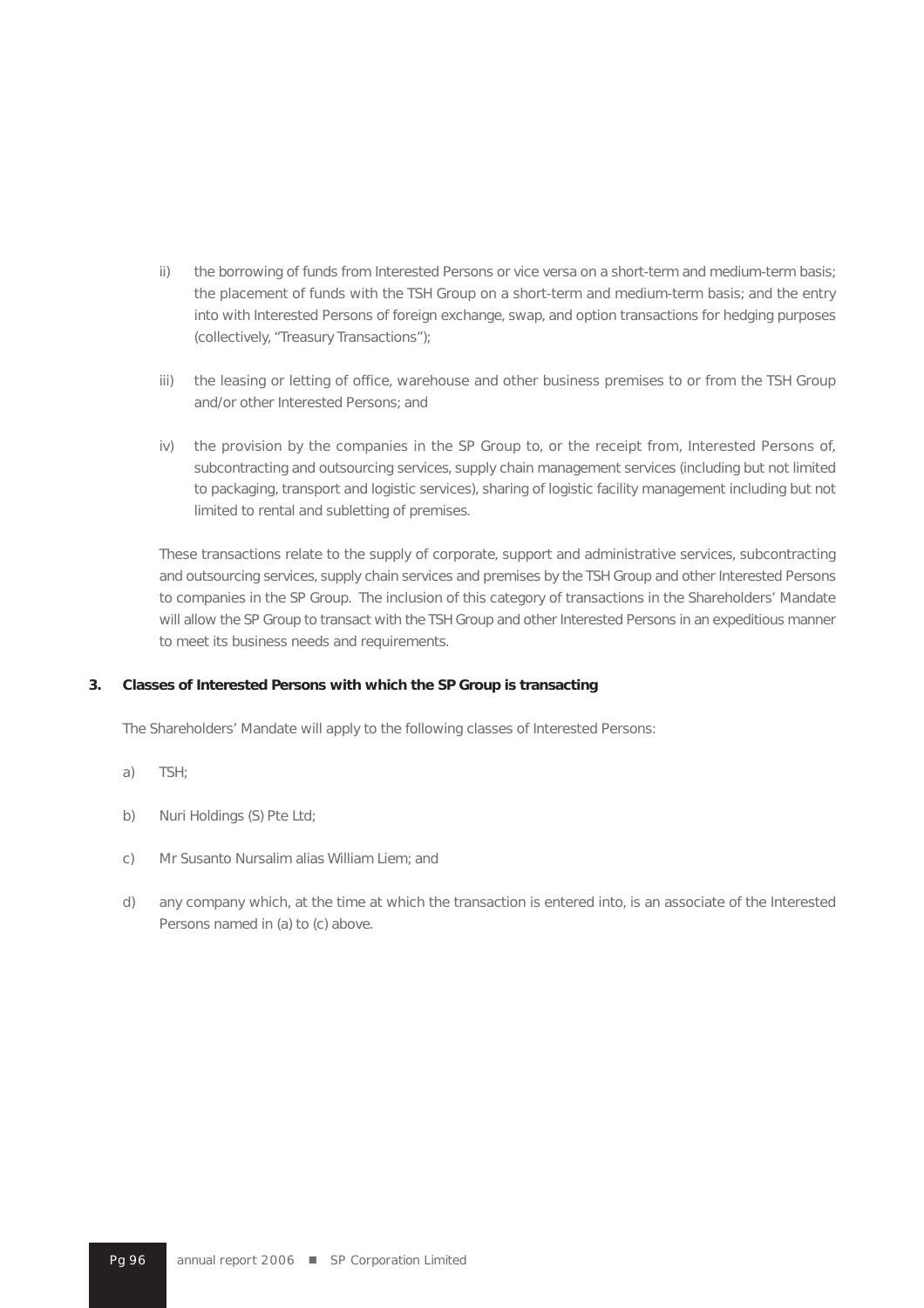ii) the borrowing of funds from Interested Persons or vice versa on a short-term and medium-term basis; the placement of funds with the TSH Group on a short-term and medium-term basis; and the entry into with Interested Persons of foreign exchange, swap, and option transactions for hedging purposes (collectively, "Treasury Transactions");

iii) the leasing or letting of office, warehouse and other business premises to or from the TSH Group and/or other Interested Persons; and

iv) the provision by the companies in the SP Group to, or the receipt from, Interested Persons of, subcontracting and outsourcing services, supply chain management services (including but not limited to packaging, transport and logistic services), sharing of logistic facility management including but not limited to rental and subletting of premises.

These transactions relate to the supply of corporate, support and administrative services, subcontracting and outsourcing services, supply chain services and premises by the TSH Group and other Interested Persons to companies in the SP Group. The inclusion of this category of transactions in the Shareholders' Mandate will allow the SP Group to transact with the TSH Group and other Interested Persons in an expeditious manner to meet its business needs and requirements.

**3. Classes of Interested Persons with which the SP Group is transacting**

The Shareholders' Mandate will apply to the following classes of Interested Persons:

a) TSH;

b) Nuri Holdings (S) Pte Ltd;

c) Mr Susanto Nursalim alias William Liem; and

d) any company which, at the time at which the transaction is entered into, is an associate of the Interested Persons named in (a) to (c) above.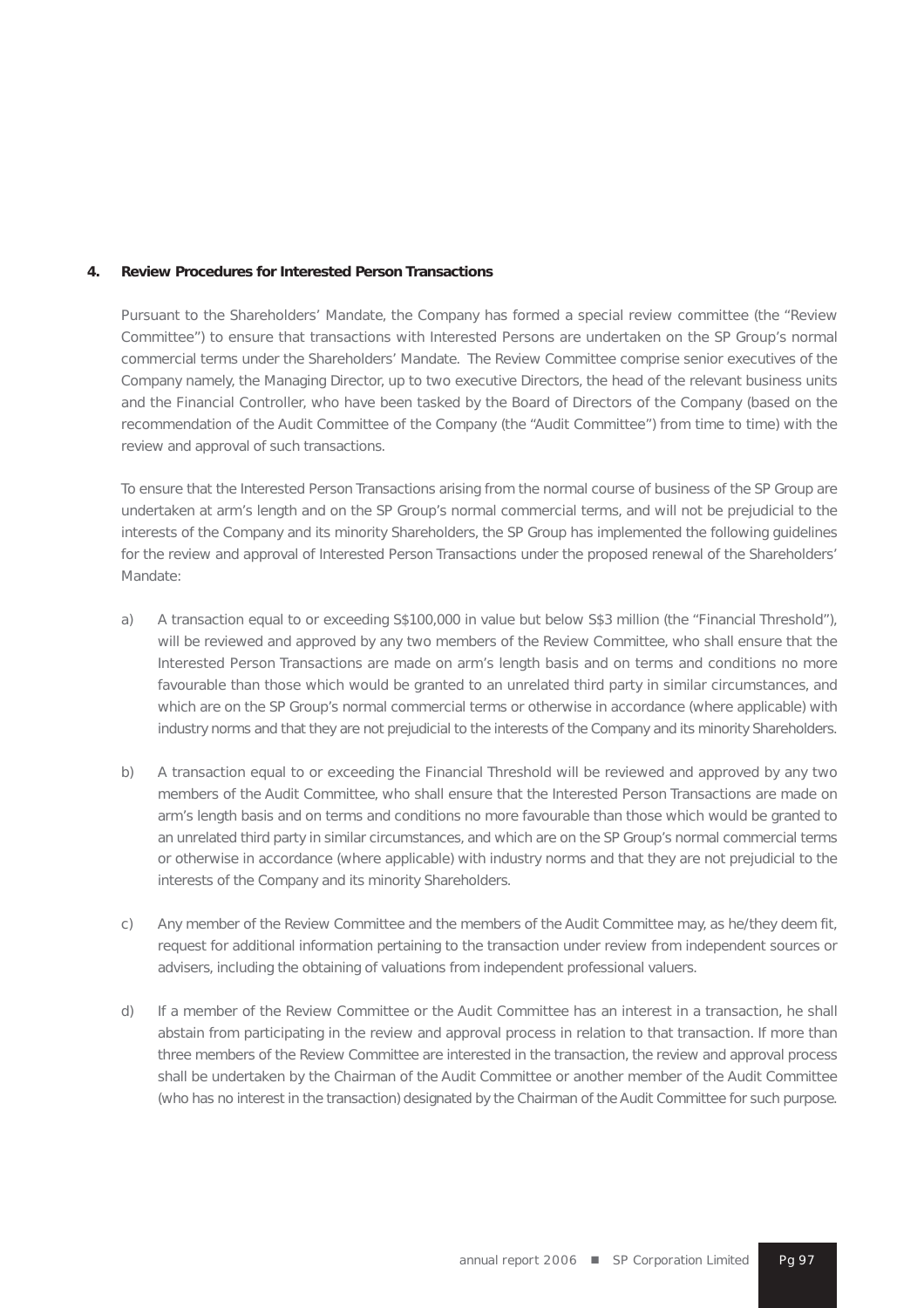**4. Review Procedures for Interested Person Transactions**

Pursuant to the Shareholders' Mandate, the Company has formed a special review committee (the "Review Committee") to ensure that transactions with Interested Persons are undertaken on the SP Group's normal commercial terms under the Shareholders' Mandate. The Review Committee comprise senior executives of the Company namely, the Managing Director, up to two executive Directors, the head of the relevant business units and the Financial Controller, who have been tasked by the Board of Directors of the Company (based on the recommendation of the Audit Committee of the Company (the "Audit Committee") from time to time) with the review and approval of such transactions.

To ensure that the Interested Person Transactions arising from the normal course of business of the SP Group are undertaken at arm's length and on the SP Group's normal commercial terms, and will not be prejudicial to the interests of the Company and its minority Shareholders, the SP Group has implemented the following guidelines for the review and approval of Interested Person Transactions under the proposed renewal of the Shareholders' Mandate:

a) A transaction equal to or exceeding S$100,000 in value but below S$3 million (the "Financial Threshold"), will be reviewed and approved by any two members of the Review Committee, who shall ensure that the Interested Person Transactions are made on arm's length basis and on terms and conditions no more favourable than those which would be granted to an unrelated third party in similar circumstances, and which are on the SP Group's normal commercial terms or otherwise in accordance (where applicable) with industry norms and that they are not prejudicial to the interests of the Company and its minority Shareholders.

b) A transaction equal to or exceeding the Financial Threshold will be reviewed and approved by any two members of the Audit Committee, who shall ensure that the Interested Person Transactions are made on arm's length basis and on terms and conditions no more favourable than those which would be granted to an unrelated third party in similar circumstances, and which are on the SP Group's normal commercial terms or otherwise in accordance (where applicable) with industry norms and that they are not prejudicial to the interests of the Company and its minority Shareholders.

c) Any member of the Review Committee and the members of the Audit Committee may, as he/they deem fit, request for additional information pertaining to the transaction under review from independent sources or advisers, including the obtaining of valuations from independent professional valuers.

d) If a member of the Review Committee or the Audit Committee has an interest in a transaction, he shall abstain from participating in the review and approval process in relation to that transaction. If more than three members of the Review Committee are interested in the transaction, the review and approval process shall be undertaken by the Chairman of the Audit Committee or another member of the Audit Committee (who has no interest in the transaction) designated by the Chairman of the Audit Committee for such purpose.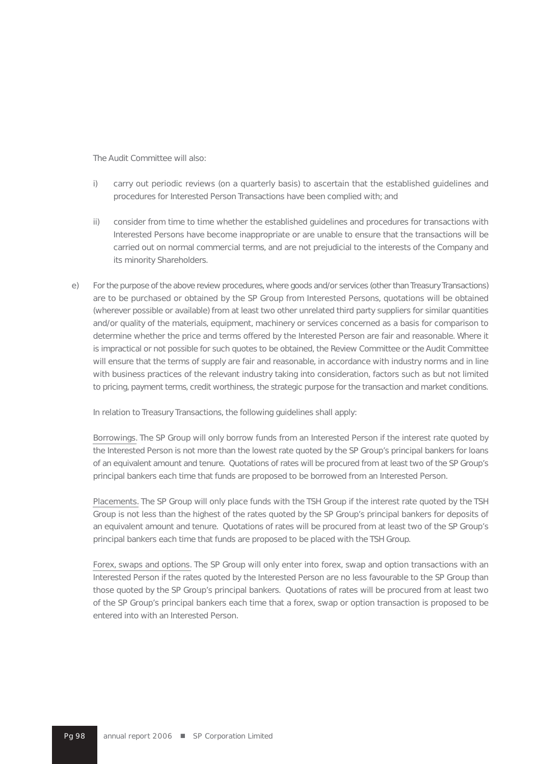The Audit Committee will also:

i) carry out periodic reviews (on a quarterly basis) to ascertain that the established guidelines and procedures for Interested Person Transactions have been complied with; and

ii) consider from time to time whether the established guidelines and procedures for transactions with Interested Persons have become inappropriate or are unable to ensure that the transactions will be carried out on normal commercial terms, and are not prejudicial to the interests of the Company and its minority Shareholders.

e) For the purpose of the above review procedures, where goods and/or services (other than Treasury Transactions) are to be purchased or obtained by the SP Group from Interested Persons, quotations will be obtained (wherever possible or available) from at least two other unrelated third party suppliers for similar quantities and/or quality of the materials, equipment, machinery or services concerned as a basis for comparison to determine whether the price and terms offered by the Interested Person are fair and reasonable. Where it is impractical or not possible for such quotes to be obtained, the Review Committee or the Audit Committee will ensure that the terms of supply are fair and reasonable, in accordance with industry norms and in line with business practices of the relevant industry taking into consideration, factors such as but not limited to pricing, payment terms, credit worthiness, the strategic purpose for the transaction and market conditions.

In relation to Treasury Transactions, the following guidelines shall apply:

Borrowings. The SP Group will only borrow funds from an Interested Person if the interest rate quoted by the Interested Person is not more than the lowest rate quoted by the SP Group's principal bankers for loans of an equivalent amount and tenure. Quotations of rates will be procured from at least two of the SP Group's principal bankers each time that funds are proposed to be borrowed from an Interested Person.

Placements. The SP Group will only place funds with the TSH Group if the interest rate quoted by the TSH Group is not less than the highest of the rates quoted by the SP Group's principal bankers for deposits of an equivalent amount and tenure. Quotations of rates will be procured from at least two of the SP Group's principal bankers each time that funds are proposed to be placed with the TSH Group.

Forex, swaps and options. The SP Group will only enter into forex, swap and option transactions with an Interested Person if the rates quoted by the Interested Person are no less favourable to the SP Group than those quoted by the SP Group's principal bankers. Quotations of rates will be procured from at least two of the SP Group's principal bankers each time that a forex, swap or option transaction is proposed to be entered into with an Interested Person.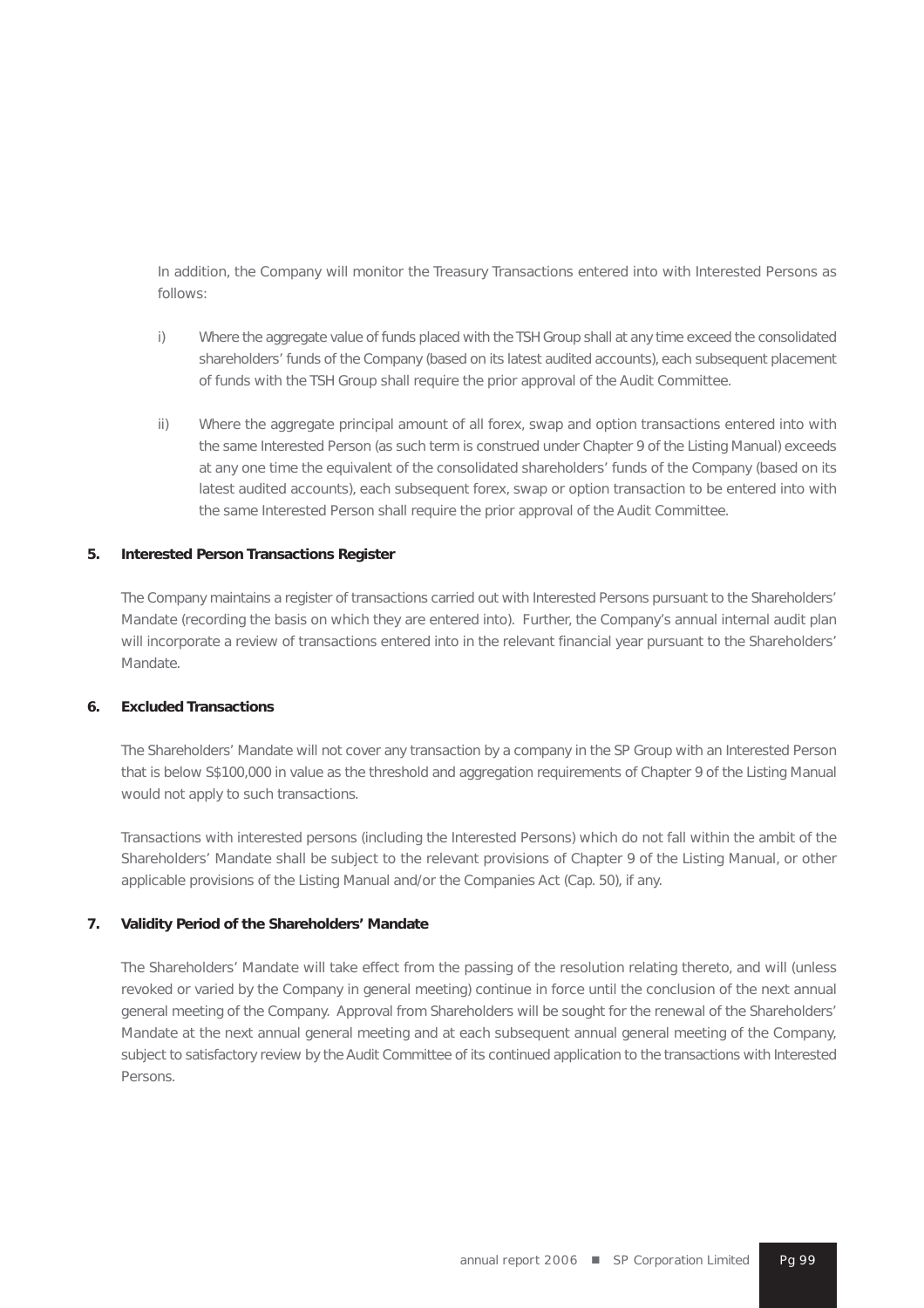In addition, the Company will monitor the Treasury Transactions entered into with Interested Persons as follows:

i) Where the aggregate value of funds placed with the TSH Group shall at any time exceed the consolidated shareholders' funds of the Company (based on its latest audited accounts), each subsequent placement of funds with the TSH Group shall require the prior approval of the Audit Committee.

ii) Where the aggregate principal amount of all forex, swap and option transactions entered into with the same Interested Person (as such term is construed under Chapter 9 of the Listing Manual) exceeds at any one time the equivalent of the consolidated shareholders' funds of the Company (based on its latest audited accounts), each subsequent forex, swap or option transaction to be entered into with the same Interested Person shall require the prior approval of the Audit Committee.

**5. Interested Person Transactions Register**

The Company maintains a register of transactions carried out with Interested Persons pursuant to the Shareholders' Mandate (recording the basis on which they are entered into). Further, the Company's annual internal audit plan will incorporate a review of transactions entered into in the relevant financial year pursuant to the Shareholders' Mandate.

**6. Excluded Transactions**

The Shareholders' Mandate will not cover any transaction by a company in the SP Group with an Interested Person that is below S$100,000 in value as the threshold and aggregation requirements of Chapter 9 of the Listing Manual would not apply to such transactions.

Transactions with interested persons (including the Interested Persons) which do not fall within the ambit of the Shareholders' Mandate shall be subject to the relevant provisions of Chapter 9 of the Listing Manual, or other applicable provisions of the Listing Manual and/or the Companies Act (Cap. 50), if any.

**7. Validity Period of the Shareholders' Mandate**

The Shareholders' Mandate will take effect from the passing of the resolution relating thereto, and will (unless revoked or varied by the Company in general meeting) continue in force until the conclusion of the next annual general meeting of the Company. Approval from Shareholders will be sought for the renewal of the Shareholders' Mandate at the next annual general meeting and at each subsequent annual general meeting of the Company, subject to satisfactory review by the Audit Committee of its continued application to the transactions with Interested Persons.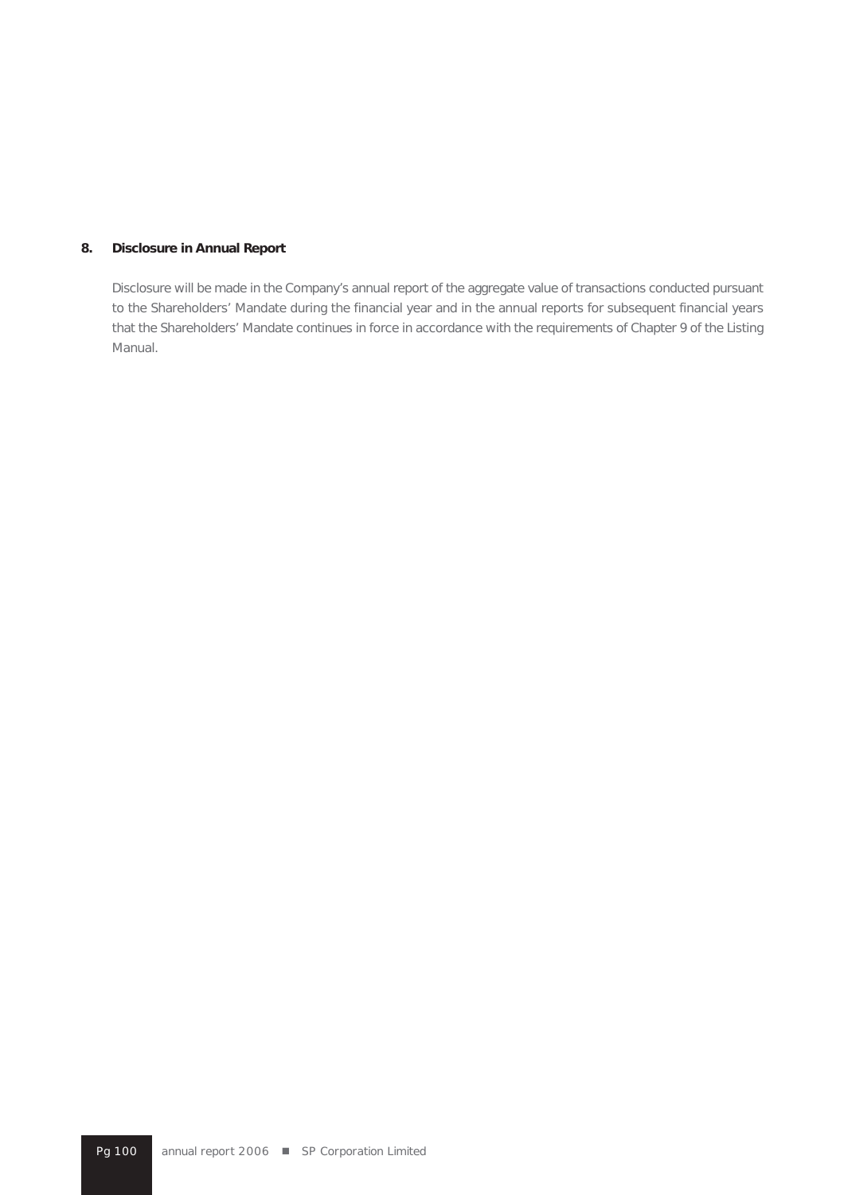**8. Disclosure in Annual Report**

Disclosure will be made in the Company's annual report of the aggregate value of transactions conducted pursuant to the Shareholders' Mandate during the financial year and in the annual reports for subsequent financial years that the Shareholders' Mandate continues in force in accordance with the requirements of Chapter 9 of the Listing Manual.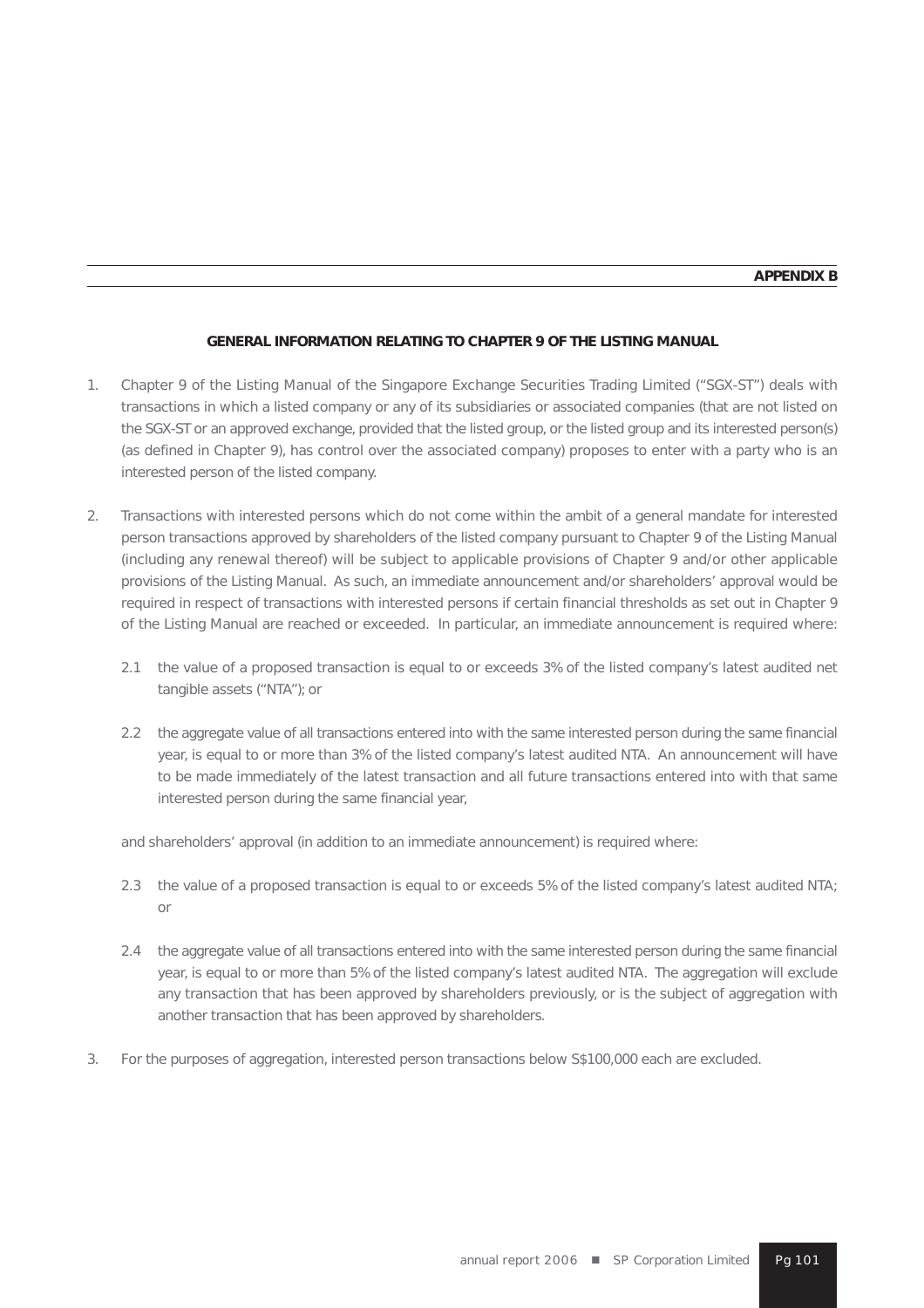**APPENDIX B**

## GENERAL INFORMATION RELATING TO CHAPTER 9 OF THE LISTING MANUAL

1. Chapter 9 of the Listing Manual of the Singapore Exchange Securities Trading Limited ("SGX-ST") deals with transactions in which a listed company or any of its subsidiaries or associated companies (that are not listed on the SGX-ST or an approved exchange, provided that the listed group, or the listed group and its interested person(s) (as defined in Chapter 9), has control over the associated company) proposes to enter with a party who is an interested person of the listed company.

2. Transactions with interested persons which do not come within the ambit of a general mandate for interested person transactions approved by shareholders of the listed company pursuant to Chapter 9 of the Listing Manual (including any renewal thereof) will be subject to applicable provisions of Chapter 9 and/or other applicable provisions of the Listing Manual. As such, an immediate announcement and/or shareholders' approval would be required in respect of transactions with interested persons if certain financial thresholds as set out in Chapter 9 of the Listing Manual are reached or exceeded. In particular, an immediate announcement is required where:

   2.1 the value of a proposed transaction is equal to or exceeds 3% of the listed company's latest audited net tangible assets ("NTA"); or

   2.2 the aggregate value of all transactions entered into with the same interested person during the same financial year, is equal to or more than 3% of the listed company's latest audited NTA. An announcement will have to be made immediately of the latest transaction and all future transactions entered into with that same interested person during the same financial year,

   and shareholders' approval (in addition to an immediate announcement) is required where:

   2.3 the value of a proposed transaction is equal to or exceeds 5% of the listed company's latest audited NTA; or

   2.4 the aggregate value of all transactions entered into with the same interested person during the same financial year, is equal to or more than 5% of the listed company's latest audited NTA. The aggregation will exclude any transaction that has been approved by shareholders previously, or is the subject of aggregation with another transaction that has been approved by shareholders.

3. For the purposes of aggregation, interested person transactions below S$100,000 each are excluded.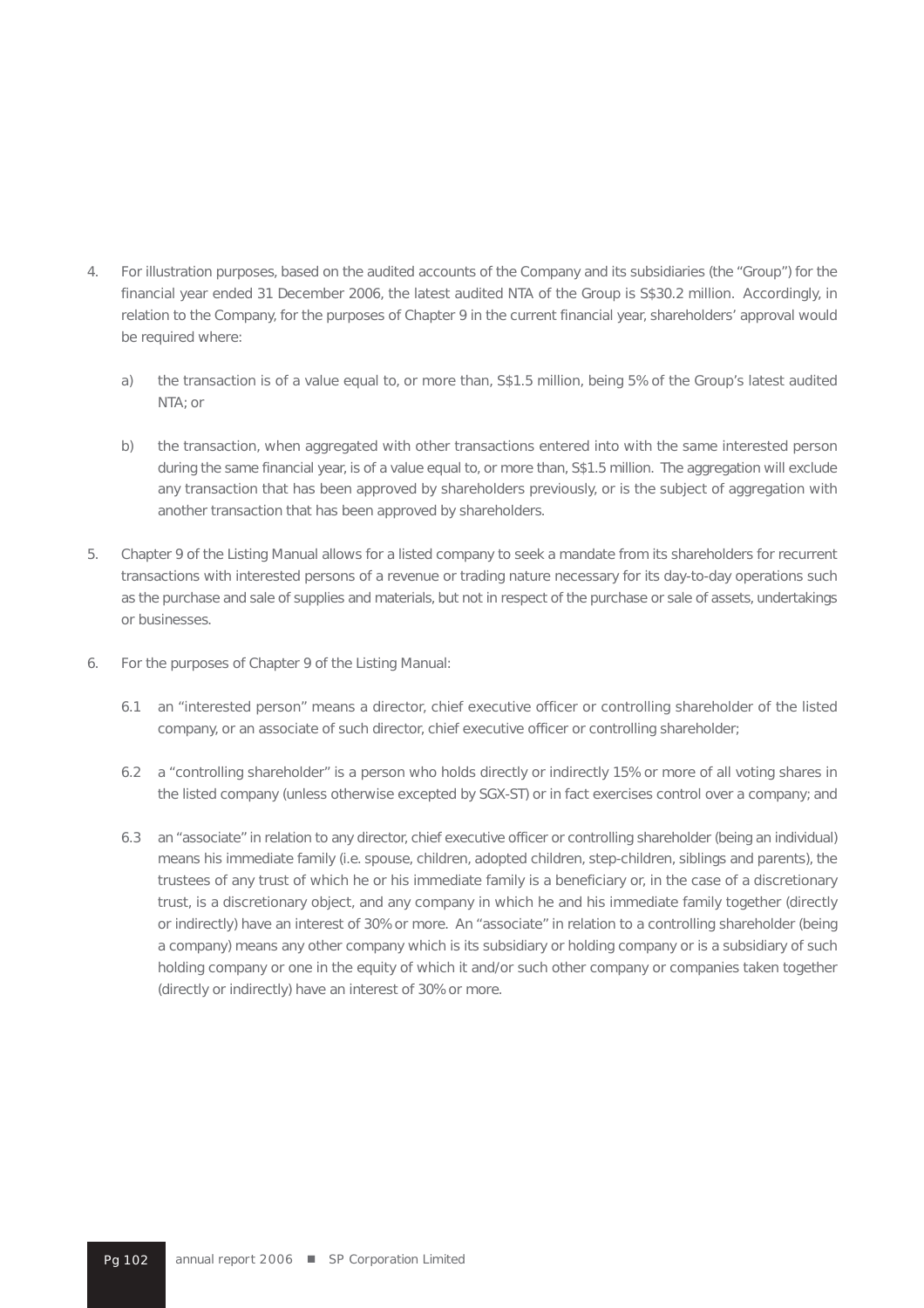4. For illustration purposes, based on the audited accounts of the Company and its subsidiaries (the "Group") for the financial year ended 31 December 2006, the latest audited NTA of the Group is S$30.2 million. Accordingly, in relation to the Company, for the purposes of Chapter 9 in the current financial year, shareholders' approval would be required where:

   a) the transaction is of a value equal to, or more than, S$1.5 million, being 5% of the Group's latest audited NTA; or

   b) the transaction, when aggregated with other transactions entered into with the same interested person during the same financial year, is of a value equal to, or more than, S$1.5 million. The aggregation will exclude any transaction that has been approved by shareholders previously, or is the subject of aggregation with another transaction that has been approved by shareholders.

5. Chapter 9 of the Listing Manual allows for a listed company to seek a mandate from its shareholders for recurrent transactions with interested persons of a revenue or trading nature necessary for its day-to-day operations such as the purchase and sale of supplies and materials, but not in respect of the purchase or sale of assets, undertakings or businesses.

6. For the purposes of Chapter 9 of the Listing Manual:

   6.1 an "interested person" means a director, chief executive officer or controlling shareholder of the listed company, or an associate of such director, chief executive officer or controlling shareholder;

   6.2 a "controlling shareholder" is a person who holds directly or indirectly 15% or more of all voting shares in the listed company (unless otherwise excepted by SGX-ST) or in fact exercises control over a company; and

   6.3 an "associate" in relation to any director, chief executive officer or controlling shareholder (being an individual) means his immediate family (i.e. spouse, children, adopted children, step-children, siblings and parents), the trustees of any trust of which he or his immediate family is a beneficiary or, in the case of a discretionary trust, is a discretionary object, and any company in which he and his immediate family together (directly or indirectly) have an interest of 30% or more. An "associate" in relation to a controlling shareholder (being a company) means any other company which is its subsidiary or holding company or is a subsidiary of such holding company or one in the equity of which it and/or such other company or companies taken together (directly or indirectly) have an interest of 30% or more.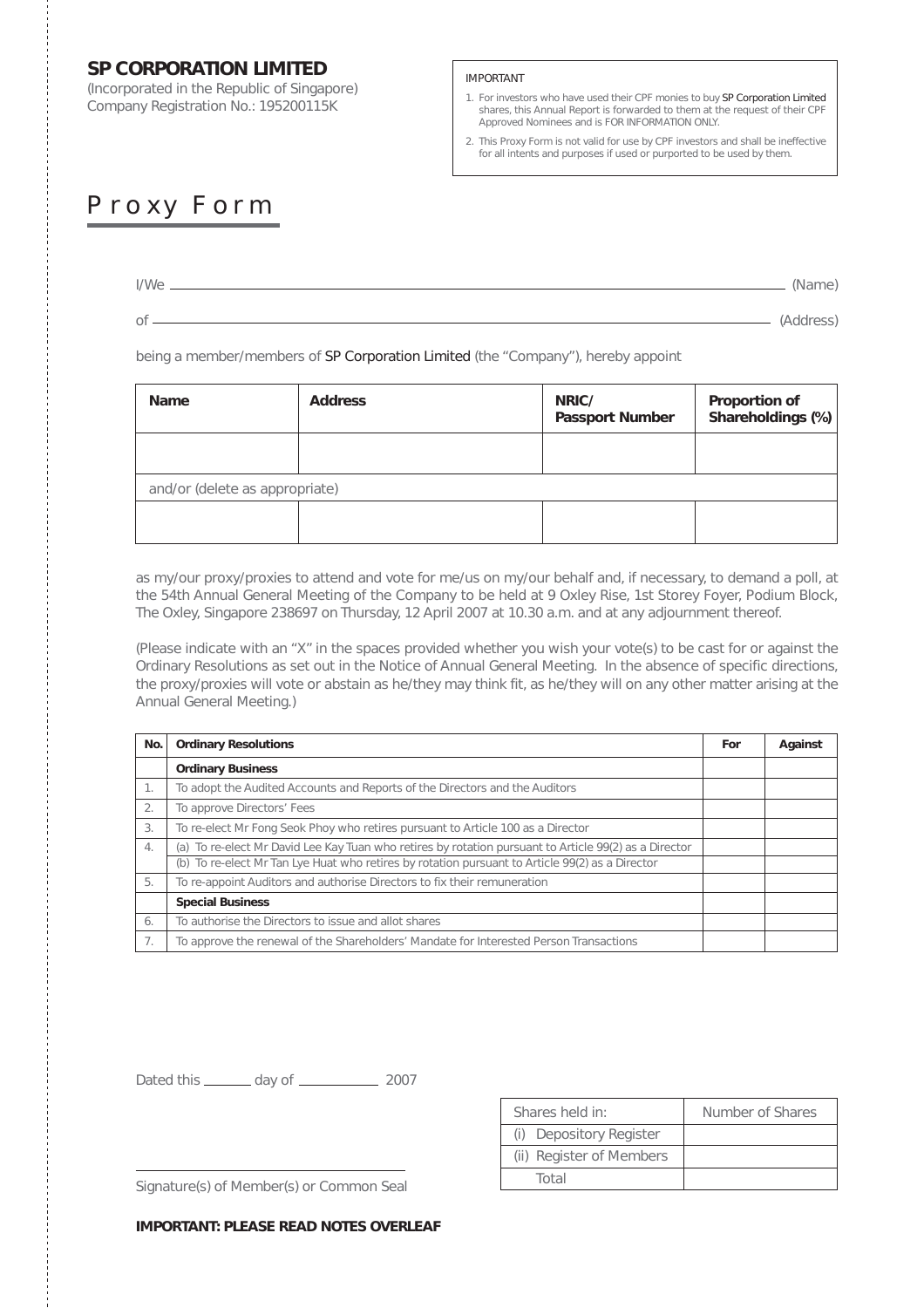**SP CORPORATION LIMITED**
(Incorporated in the Republic of Singapore)
Company Registration No.: 195200115K

IMPORTANT

1. For investors who have used their CPF monies to buy SP Corporation Limited shares, this Annual Report is forwarded to them at the request of their CPF Approved Nominees and is FOR INFORMATION ONLY.
2. This Proxy Form is not valid for use by CPF investors and shall be ineffective for all intents and purposes if used or purported to be used by them.

# Proxy Form

I/We ______________________________________________ (Name)

of ______________________________________________ (Address)

being a member/members of SP Corporation Limited (the "Company"), hereby appoint

| Name | Address | NRIC/ Passport Number | Proportion of Shareholdings (%) |
|---|---|---|---|
| | | | |
| and/or (delete as appropriate) | | | |
| | | | |

as my/our proxy/proxies to attend and vote for me/us on my/our behalf and, if necessary, to demand a poll, at the 54th Annual General Meeting of the Company to be held at 9 Oxley Rise, 1st Storey Foyer, Podium Block, The Oxley, Singapore 238697 on Thursday, 12 April 2007 at 10.30 a.m. and at any adjournment thereof.

(Please indicate with an "X" in the spaces provided whether you wish your vote(s) to be cast for or against the Ordinary Resolutions as set out in the Notice of Annual General Meeting. In the absence of specific directions, the proxy/proxies will vote or abstain as he/they may think fit, as he/they will on any other matter arising at the Annual General Meeting.)

| No. | Ordinary Resolutions | For | Against |
|---|---|---|---|
| | **Ordinary Business** | | |
| 1. | To adopt the Audited Accounts and Reports of the Directors and the Auditors | | |
| 2. | To approve Directors' Fees | | |
| 3. | To re-elect Mr Fong Seok Phoy who retires pursuant to Article 100 as a Director | | |
| 4. | (a) To re-elect Mr David Lee Kay Tuan who retires by rotation pursuant to Article 99(2) as a Director | | |
| | (b) To re-elect Mr Tan Lye Huat who retires by rotation pursuant to Article 99(2) as a Director | | |
| 5. | To re-appoint Auditors and authorise Directors to fix their remuneration | | |
| | **Special Business** | | |
| 6. | To authorise the Directors to issue and allot shares | | |
| 7. | To approve the renewal of the Shareholders' Mandate for Interested Person Transactions | | |

Dated this ______ day of __________ 2007

| Shares held in: | Number of Shares |
|---|---|
| (i) Depository Register | |
| (ii) Register of Members | |
| Total | |

______________________________
Signature(s) of Member(s) or Common Seal

**IMPORTANT: PLEASE READ NOTES OVERLEAF**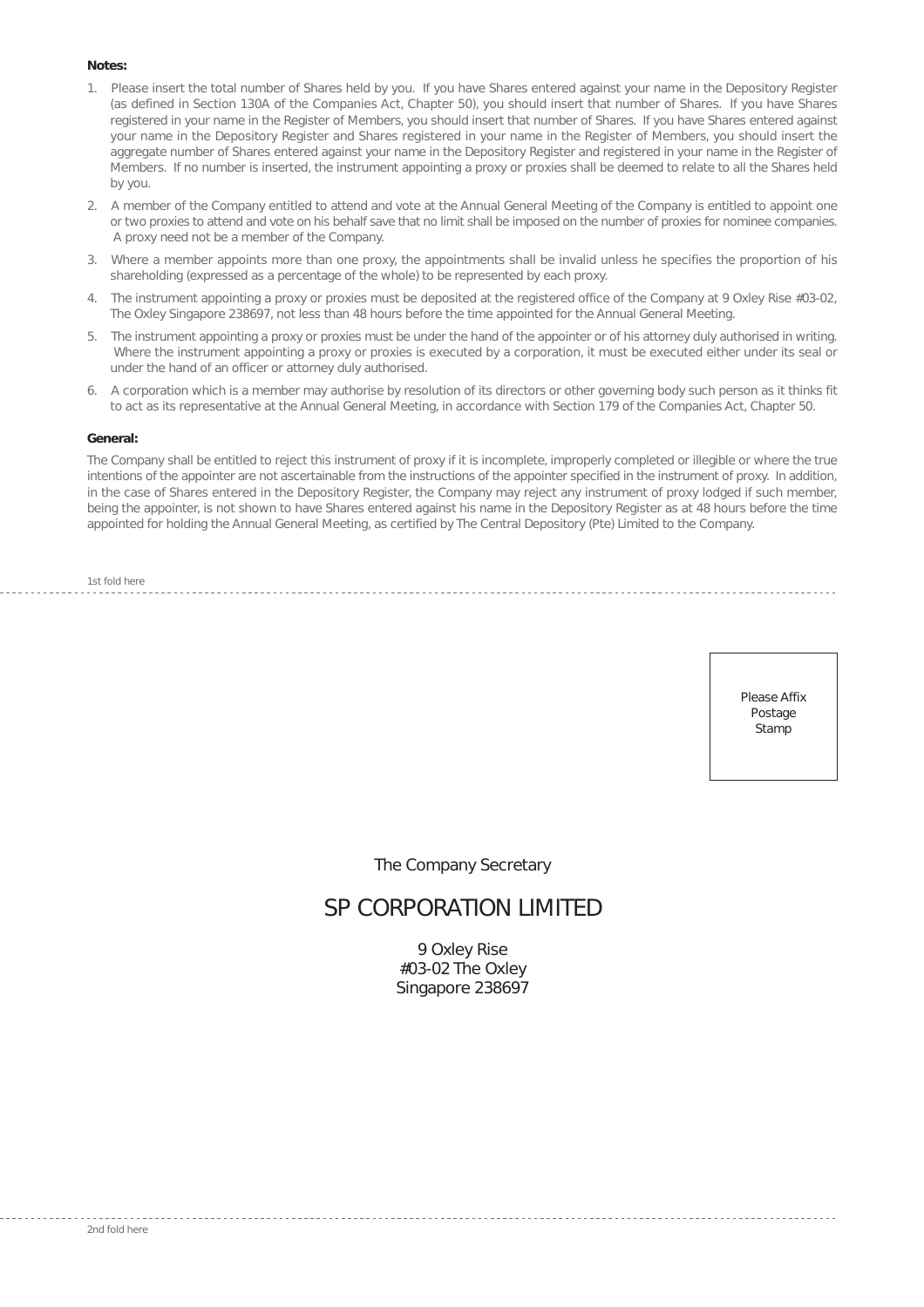**Notes:**

1. Please insert the total number of Shares held by you. If you have Shares entered against your name in the Depository Register (as defined in Section 130A of the Companies Act, Chapter 50), you should insert that number of Shares. If you have Shares registered in your name in the Register of Members, you should insert that number of Shares. If you have Shares entered against your name in the Depository Register and Shares registered in your name in the Register of Members, you should insert the aggregate number of Shares entered against your name in the Depository Register and registered in your name in the Register of Members. If no number is inserted, the instrument appointing a proxy or proxies shall be deemed to relate to all the Shares held by you.
2. A member of the Company entitled to attend and vote at the Annual General Meeting of the Company is entitled to appoint one or two proxies to attend and vote on his behalf save that no limit shall be imposed on the number of proxies for nominee companies. A proxy need not be a member of the Company.
3. Where a member appoints more than one proxy, the appointments shall be invalid unless he specifies the proportion of his shareholding (expressed as a percentage of the whole) to be represented by each proxy.
4. The instrument appointing a proxy or proxies must be deposited at the registered office of the Company at 9 Oxley Rise #03-02, The Oxley Singapore 238697, not less than 48 hours before the time appointed for the Annual General Meeting.
5. The instrument appointing a proxy or proxies must be under the hand of the appointer or of his attorney duly authorised in writing. Where the instrument appointing a proxy or proxies is executed by a corporation, it must be executed either under its seal or under the hand of an officer or attorney duly authorised.
6. A corporation which is a member may authorise by resolution of its directors or other governing body such person as it thinks fit to act as its representative at the Annual General Meeting, in accordance with Section 179 of the Companies Act, Chapter 50.

**General:**

The Company shall be entitled to reject this instrument of proxy if it is incomplete, improperly completed or illegible or where the true intentions of the appointer are not ascertainable from the instructions of the appointer specified in the instrument of proxy. In addition, in the case of Shares entered in the Depository Register, the Company may reject any instrument of proxy lodged if such member, being the appointer, is not shown to have Shares entered against his name in the Depository Register as at 48 hours before the time appointed for holding the Annual General Meeting, as certified by The Central Depository (Pte) Limited to the Company.

1st fold here

Please Affix Postage Stamp

The Company Secretary

SP CORPORATION LIMITED

9 Oxley Rise
#03-02 The Oxley
Singapore 238697

2nd fold here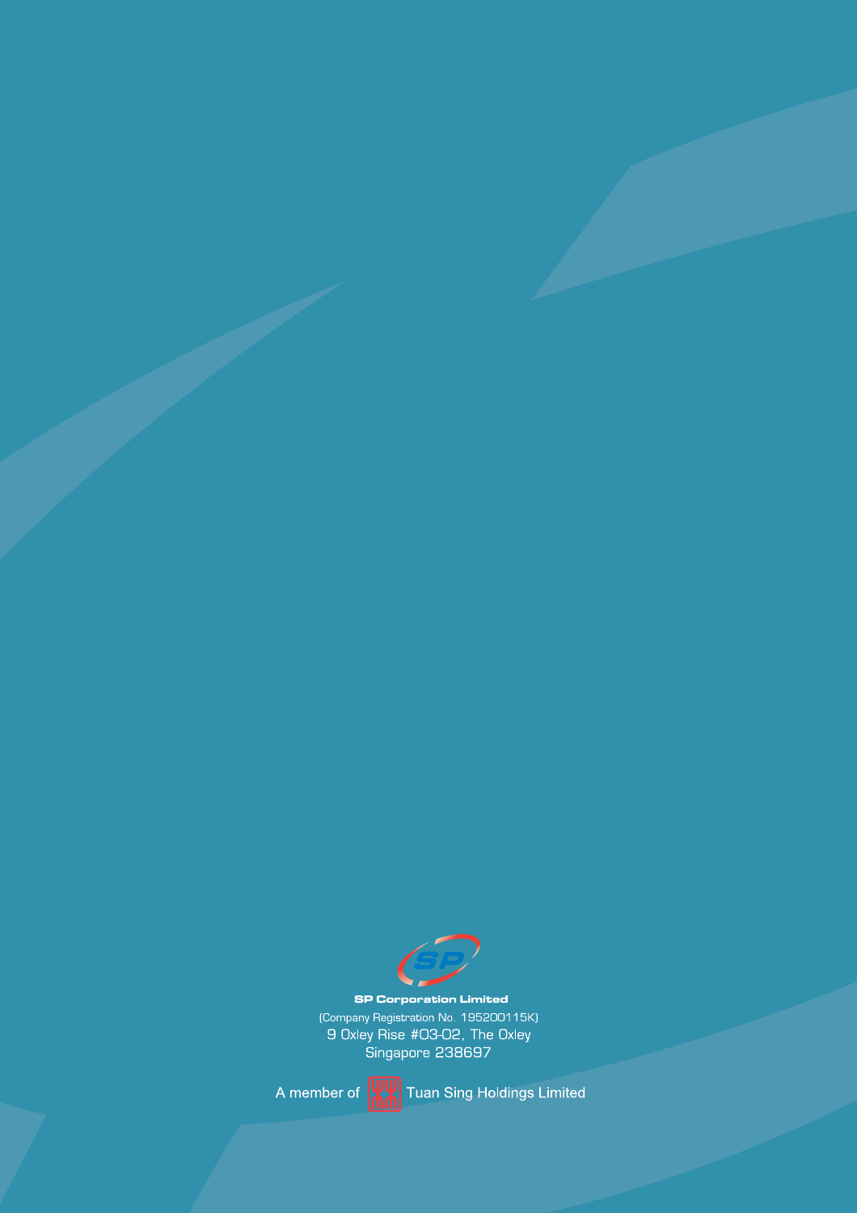**SP Corporation Limited**

(Company Registration No. 195200115K)

9 Oxley Rise #03-02, The Oxley

Singapore 238697

A member of Tuan Sing Holdings Limited